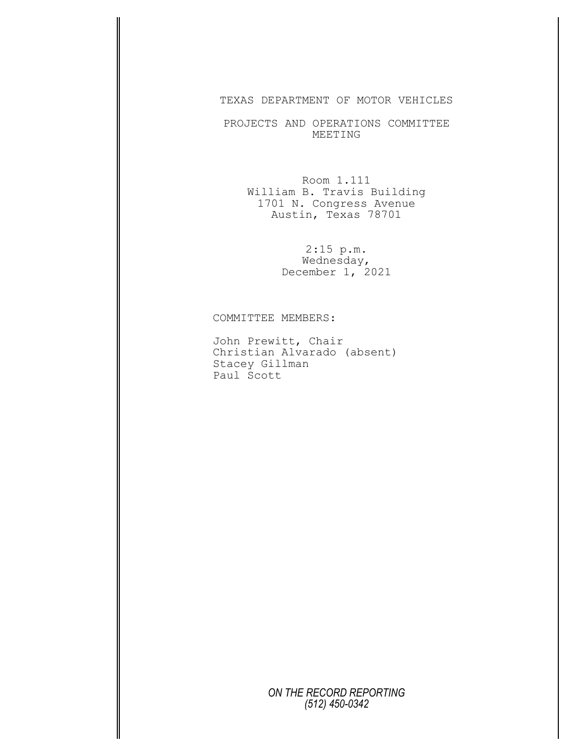# TEXAS DEPARTMENT OF MOTOR VEHICLES

## PROJECTS AND OPERATIONS COMMITTEE MEETING

Room 1.111
William B. Travis Building
1701 N. Congress Avenue
Austin, Texas 78701

2:15 p.m.
Wednesday,
December 1, 2021

COMMITTEE MEMBERS:

John Prewitt, Chair
Christian Alvarado (absent)
Stacey Gillman
Paul Scott

*ON THE RECORD REPORTING*
*(512) 450-0342*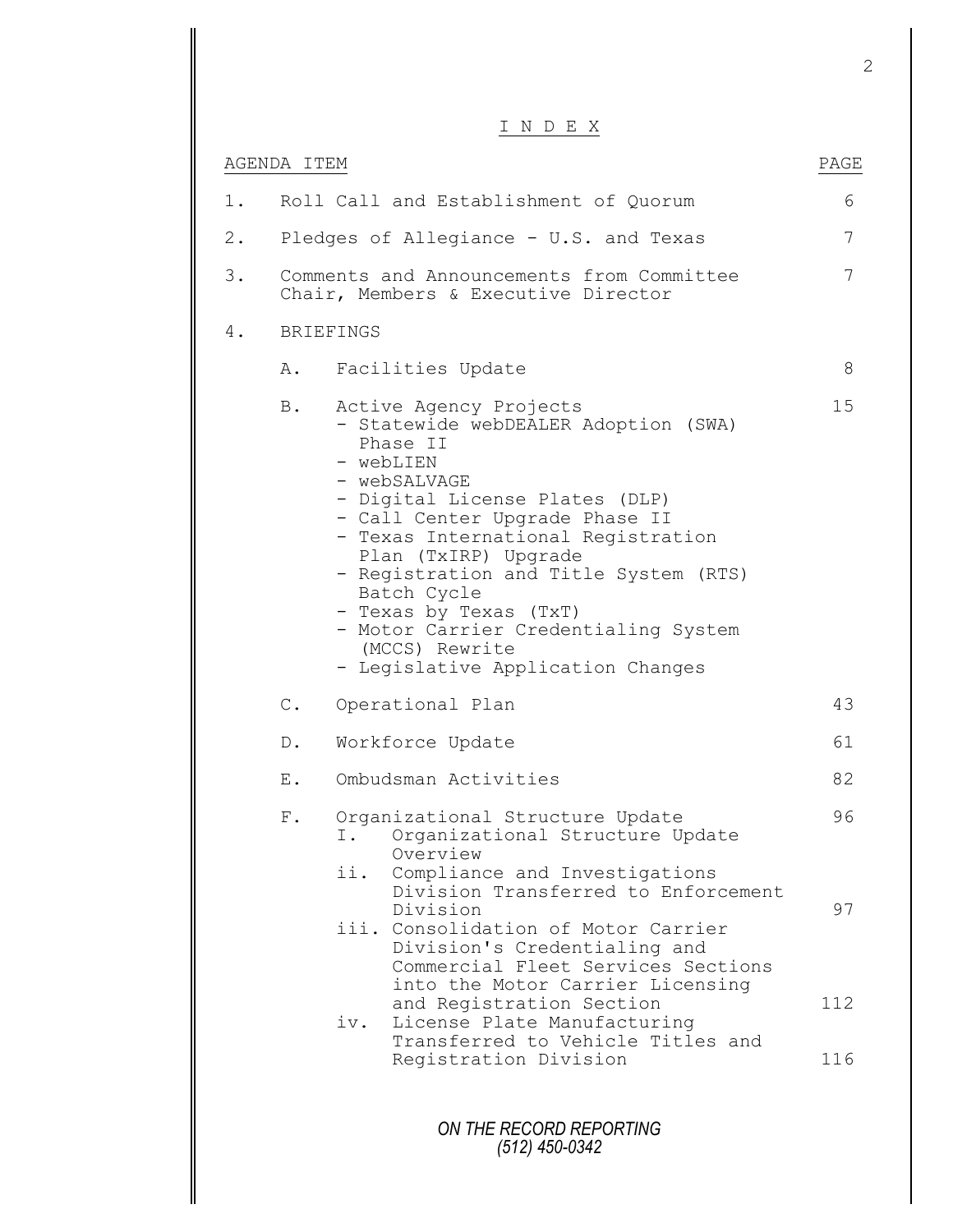# I N D E X

| AGENDA ITEM | PAGE |
|---|---|
| 1. Roll Call and Establishment of Quorum | 6 |
| 2. Pledges of Allegiance - U.S. and Texas | 7 |
| 3. Comments and Announcements from Committee Chair, Members & Executive Director | 7 |
| 4. BRIEFINGS | |
| A. Facilities Update | 8 |
| B. Active Agency Projects<br>- Statewide webDEALER Adoption (SWA) Phase II<br>- webLIEN<br>- webSALVAGE<br>- Digital License Plates (DLP)<br>- Call Center Upgrade Phase II<br>- Texas International Registration Plan (TxIRP) Upgrade<br>- Registration and Title System (RTS) Batch Cycle<br>- Texas by Texas (TxT)<br>- Motor Carrier Credentialing System (MCCS) Rewrite<br>- Legislative Application Changes | 15 |
| C. Operational Plan | 43 |
| D. Workforce Update | 61 |
| E. Ombudsman Activities | 82 |
| F. Organizational Structure Update | 96 |
| I. Organizational Structure Update Overview | |
| ii. Compliance and Investigations Division Transferred to Enforcement Division | 97 |
| iii. Consolidation of Motor Carrier Division's Credentialing and Commercial Fleet Services Sections into the Motor Carrier Licensing and Registration Section | 112 |
| iv. License Plate Manufacturing Transferred to Vehicle Titles and Registration Division | 116 |

*ON THE RECORD REPORTING*
*(512) 450-0342*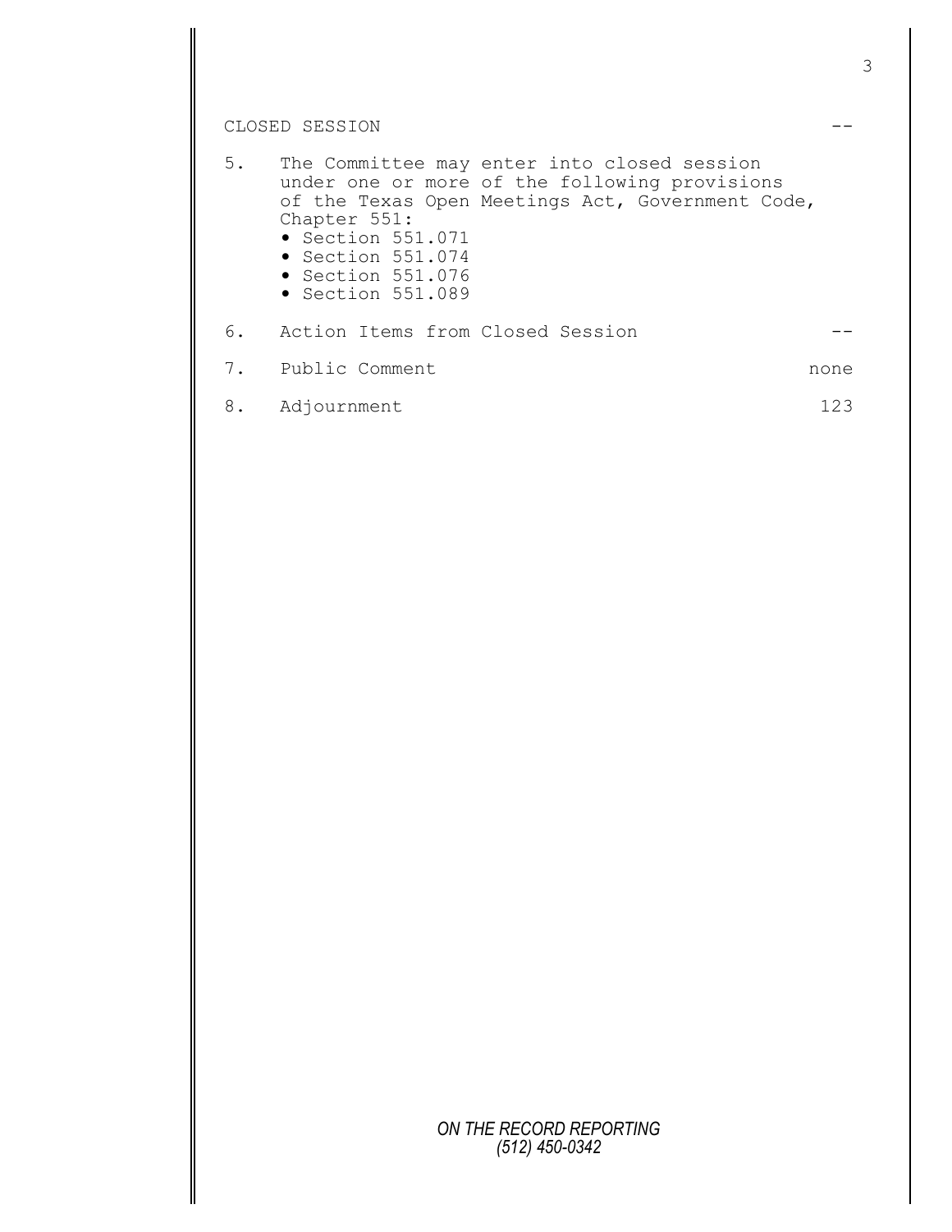CLOSED SESSION --

5. The Committee may enter into closed session under one or more of the following provisions of the Texas Open Meetings Act, Government Code, Chapter 551:
   - Section 551.071
   - Section 551.074
   - Section 551.076
   - Section 551.089

6. Action Items from Closed Session --

7. Public Comment none

8. Adjournment 123

*ON THE RECORD REPORTING*
*(512) 450-0342*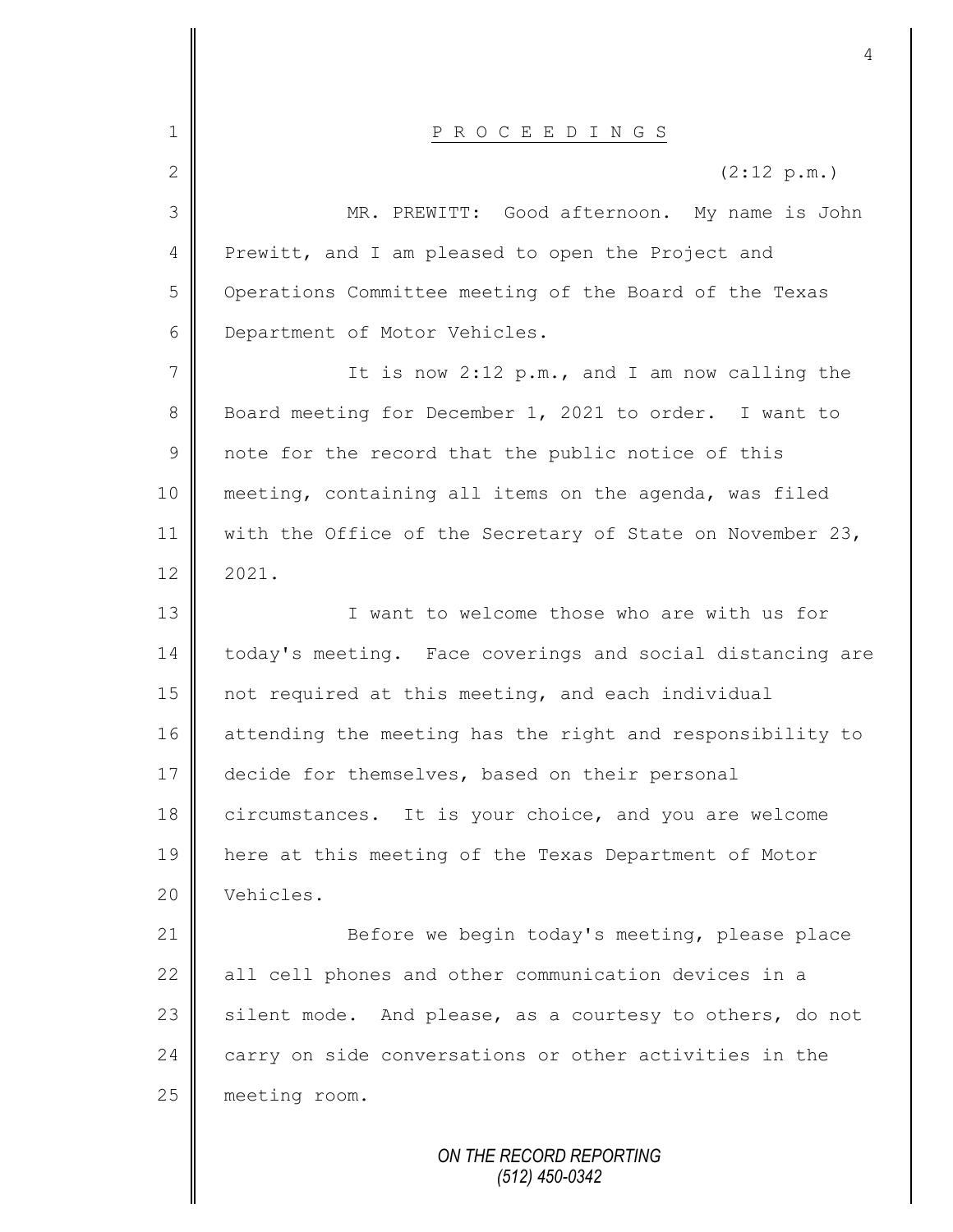# P R O C E E D I N G S

(2:12 p.m.)

MR. PREWITT: Good afternoon. My name is John Prewitt, and I am pleased to open the Project and Operations Committee meeting of the Board of the Texas Department of Motor Vehicles.

It is now 2:12 p.m., and I am now calling the Board meeting for December 1, 2021 to order. I want to note for the record that the public notice of this meeting, containing all items on the agenda, was filed with the Office of the Secretary of State on November 23, 2021.

I want to welcome those who are with us for today's meeting. Face coverings and social distancing are not required at this meeting, and each individual attending the meeting has the right and responsibility to decide for themselves, based on their personal circumstances. It is your choice, and you are welcome here at this meeting of the Texas Department of Motor Vehicles.

Before we begin today's meeting, please place all cell phones and other communication devices in a silent mode. And please, as a courtesy to others, do not carry on side conversations or other activities in the meeting room.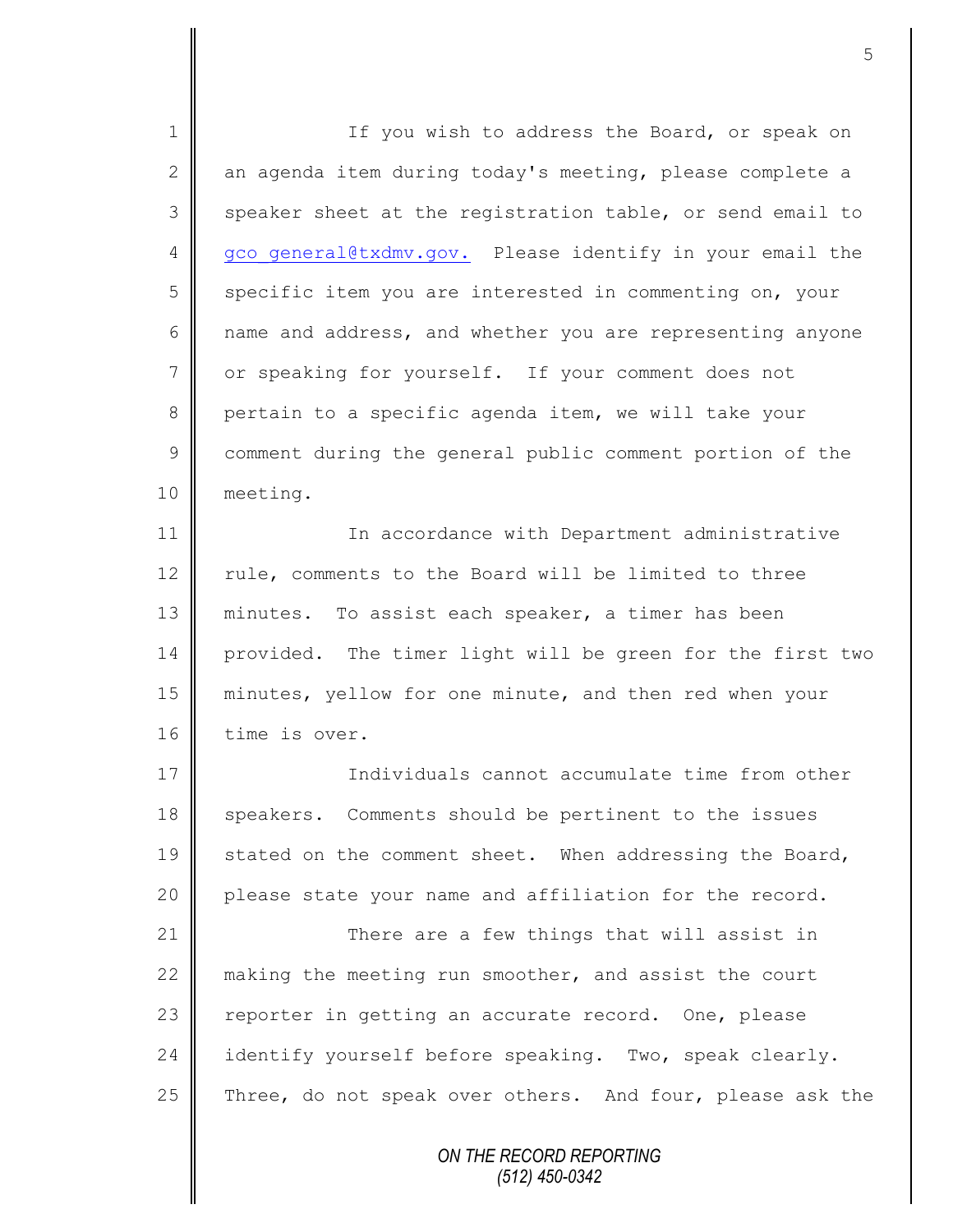If you wish to address the Board, or speak on an agenda item during today's meeting, please complete a speaker sheet at the registration table, or send email to gco_general@txdmv.gov. Please identify in your email the specific item you are interested in commenting on, your name and address, and whether you are representing anyone or speaking for yourself. If your comment does not pertain to a specific agenda item, we will take your comment during the general public comment portion of the meeting.

In accordance with Department administrative rule, comments to the Board will be limited to three minutes. To assist each speaker, a timer has been provided. The timer light will be green for the first two minutes, yellow for one minute, and then red when your time is over.

Individuals cannot accumulate time from other speakers. Comments should be pertinent to the issues stated on the comment sheet. When addressing the Board, please state your name and affiliation for the record.

There are a few things that will assist in making the meeting run smoother, and assist the court reporter in getting an accurate record. One, please identify yourself before speaking. Two, speak clearly. Three, do not speak over others. And four, please ask the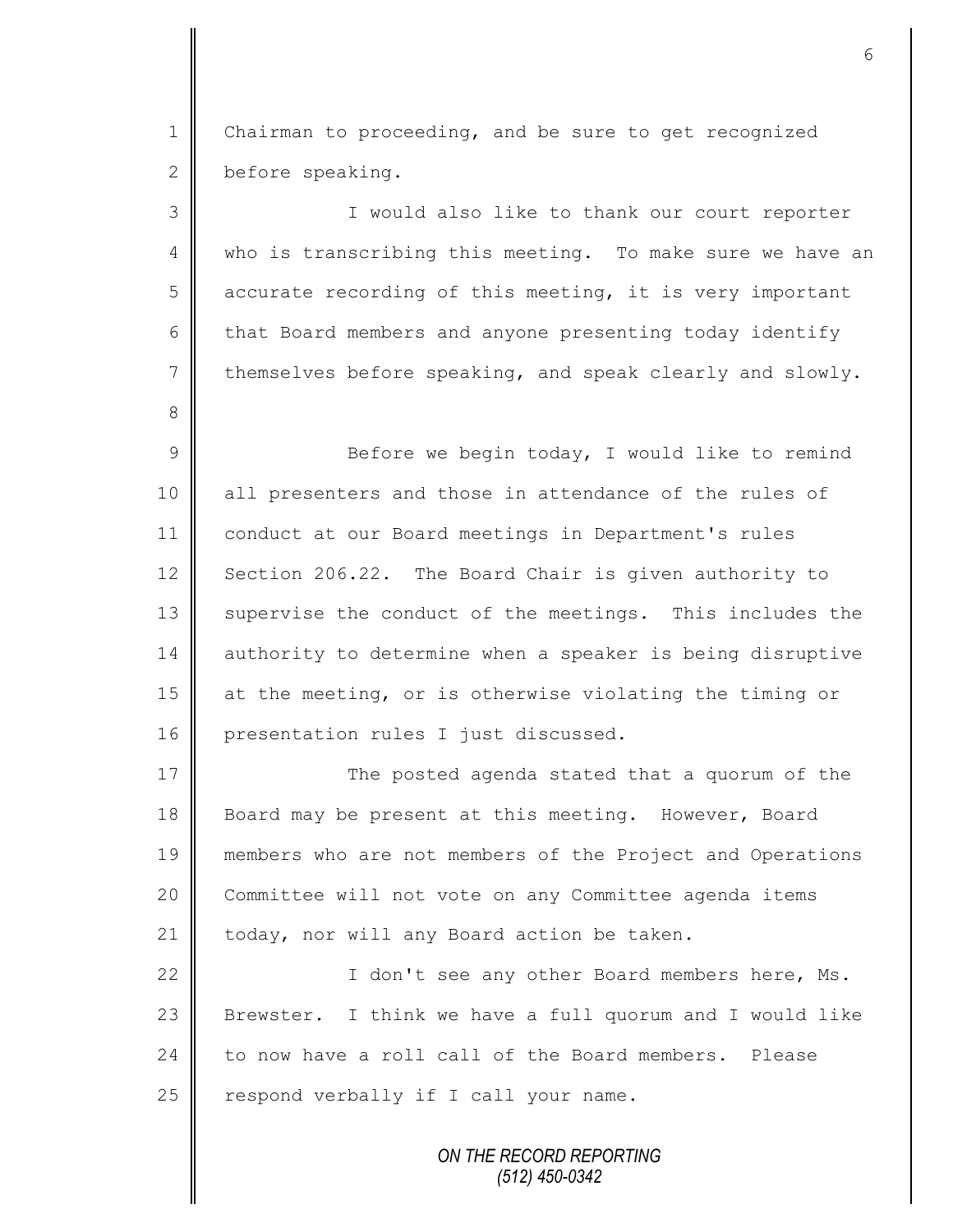Chairman to proceeding, and be sure to get recognized before speaking.

I would also like to thank our court reporter who is transcribing this meeting. To make sure we have an accurate recording of this meeting, it is very important that Board members and anyone presenting today identify themselves before speaking, and speak clearly and slowly.

Before we begin today, I would like to remind all presenters and those in attendance of the rules of conduct at our Board meetings in Department's rules Section 206.22. The Board Chair is given authority to supervise the conduct of the meetings. This includes the authority to determine when a speaker is being disruptive at the meeting, or is otherwise violating the timing or presentation rules I just discussed.

The posted agenda stated that a quorum of the Board may be present at this meeting. However, Board members who are not members of the Project and Operations Committee will not vote on any Committee agenda items today, nor will any Board action be taken.

I don't see any other Board members here, Ms. Brewster. I think we have a full quorum and I would like to now have a roll call of the Board members. Please respond verbally if I call your name.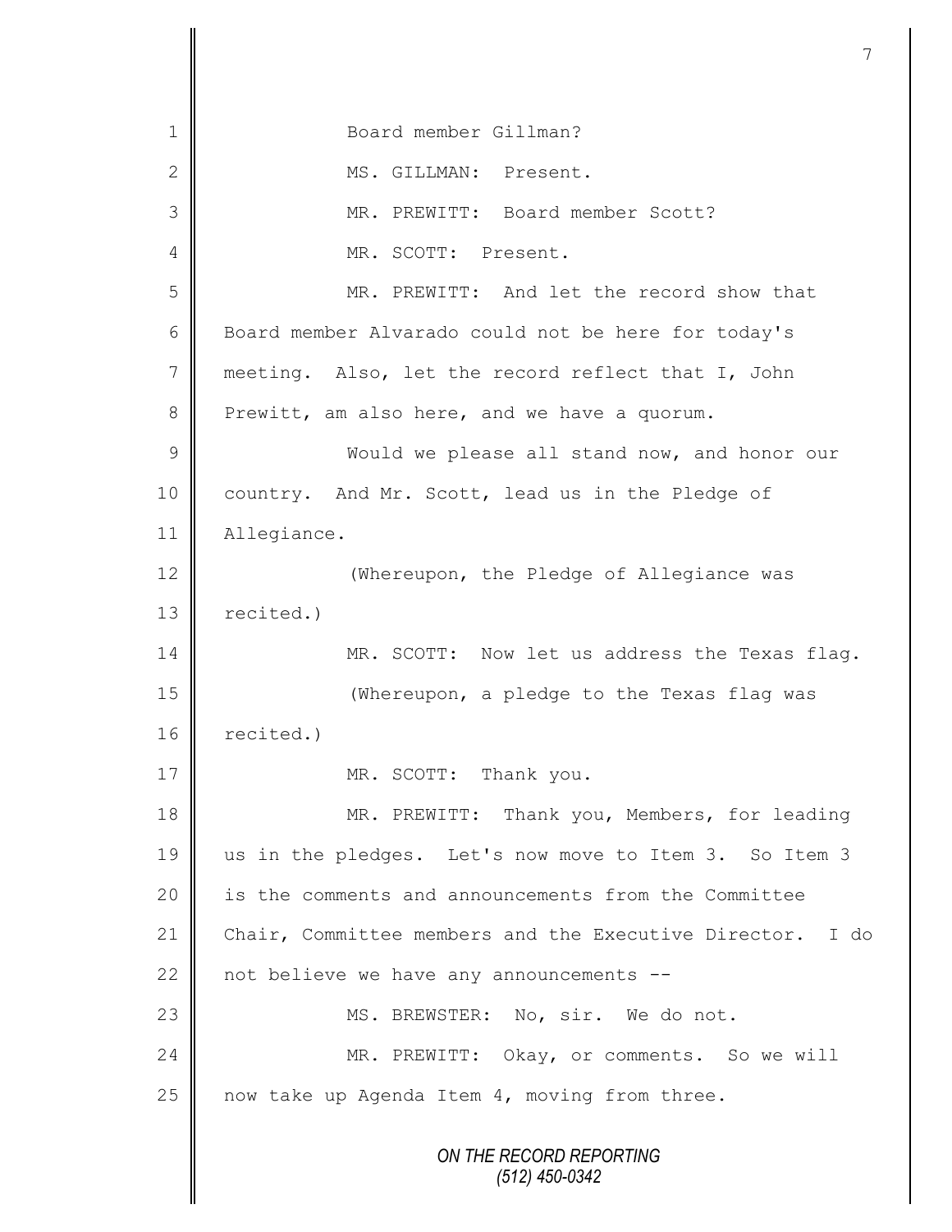Board member Gillman?

MS. GILLMAN: Present.

MR. PREWITT: Board member Scott?

MR. SCOTT: Present.

MR. PREWITT: And let the record show that Board member Alvarado could not be here for today's meeting. Also, let the record reflect that I, John Prewitt, am also here, and we have a quorum.

Would we please all stand now, and honor our country. And Mr. Scott, lead us in the Pledge of Allegiance.

(Whereupon, the Pledge of Allegiance was recited.)

MR. SCOTT: Now let us address the Texas flag.

(Whereupon, a pledge to the Texas flag was recited.)

MR. SCOTT: Thank you.

MR. PREWITT: Thank you, Members, for leading us in the pledges. Let's now move to Item 3. So Item 3 is the comments and announcements from the Committee Chair, Committee members and the Executive Director. I do not believe we have any announcements --

MS. BREWSTER: No, sir. We do not.

MR. PREWITT: Okay, or comments. So we will now take up Agenda Item 4, moving from three.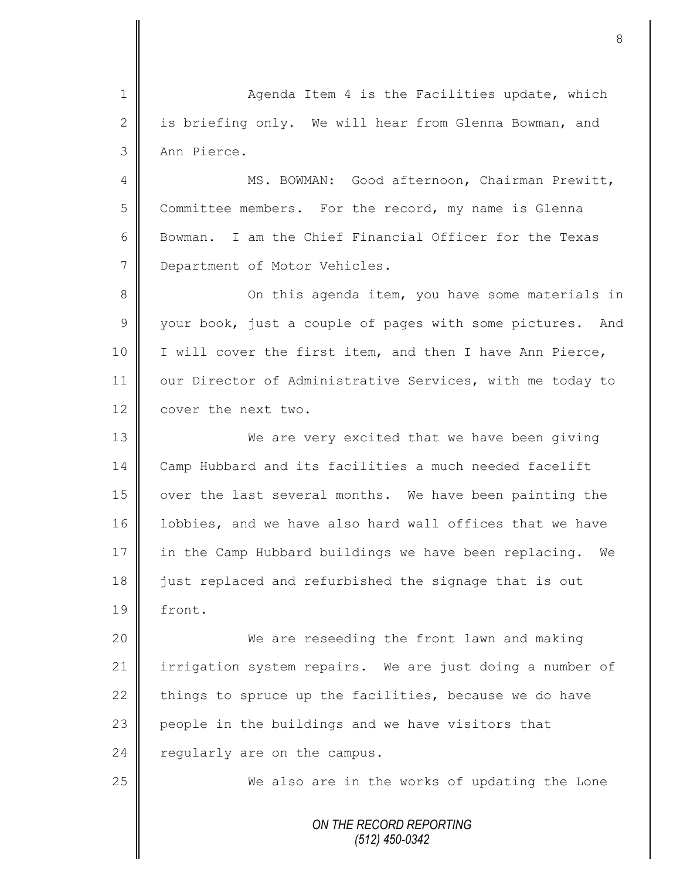Agenda Item 4 is the Facilities update, which is briefing only. We will hear from Glenna Bowman, and Ann Pierce.

MS. BOWMAN: Good afternoon, Chairman Prewitt, Committee members. For the record, my name is Glenna Bowman. I am the Chief Financial Officer for the Texas Department of Motor Vehicles.

On this agenda item, you have some materials in your book, just a couple of pages with some pictures. And I will cover the first item, and then I have Ann Pierce, our Director of Administrative Services, with me today to cover the next two.

We are very excited that we have been giving Camp Hubbard and its facilities a much needed facelift over the last several months. We have been painting the lobbies, and we have also hard wall offices that we have in the Camp Hubbard buildings we have been replacing. We just replaced and refurbished the signage that is out front.

We are reseeding the front lawn and making irrigation system repairs. We are just doing a number of things to spruce up the facilities, because we do have people in the buildings and we have visitors that regularly are on the campus.

We also are in the works of updating the Lone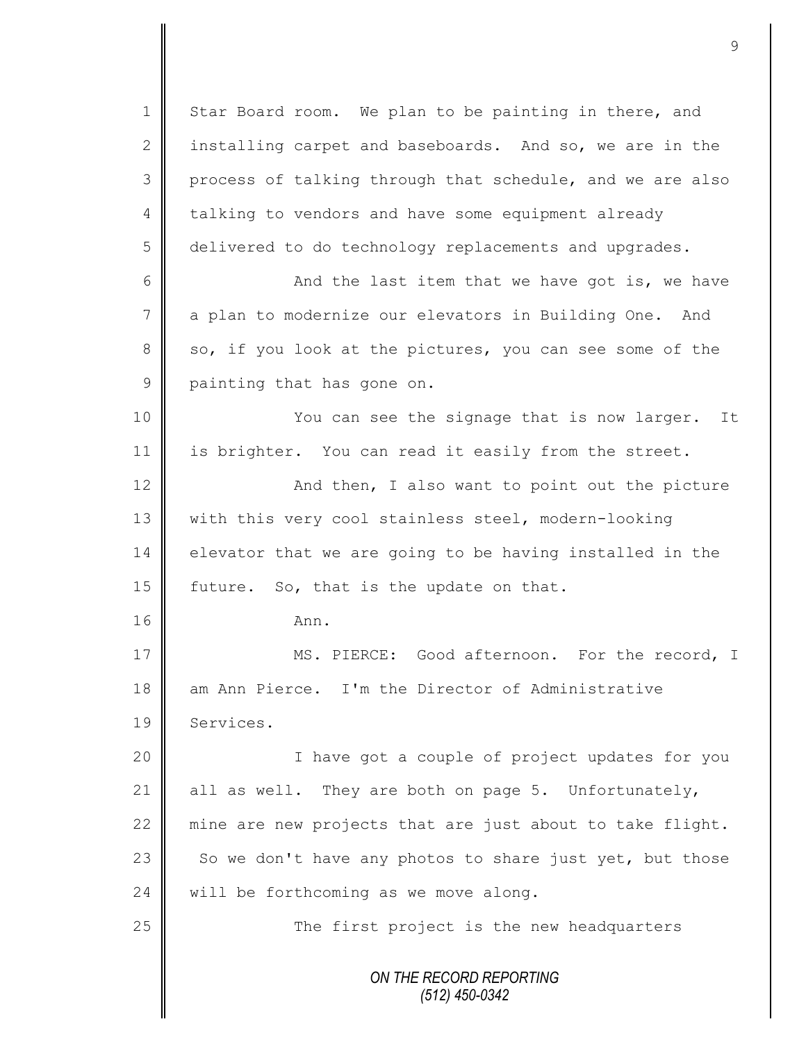Star Board room. We plan to be painting in there, and installing carpet and baseboards. And so, we are in the process of talking through that schedule, and we are also talking to vendors and have some equipment already delivered to do technology replacements and upgrades.

And the last item that we have got is, we have a plan to modernize our elevators in Building One. And so, if you look at the pictures, you can see some of the painting that has gone on.

You can see the signage that is now larger. It is brighter. You can read it easily from the street.

And then, I also want to point out the picture with this very cool stainless steel, modern-looking elevator that we are going to be having installed in the future. So, that is the update on that.

Ann.

MS. PIERCE: Good afternoon. For the record, I am Ann Pierce. I'm the Director of Administrative Services.

I have got a couple of project updates for you all as well. They are both on page 5. Unfortunately, mine are new projects that are just about to take flight. So we don't have any photos to share just yet, but those will be forthcoming as we move along.

The first project is the new headquarters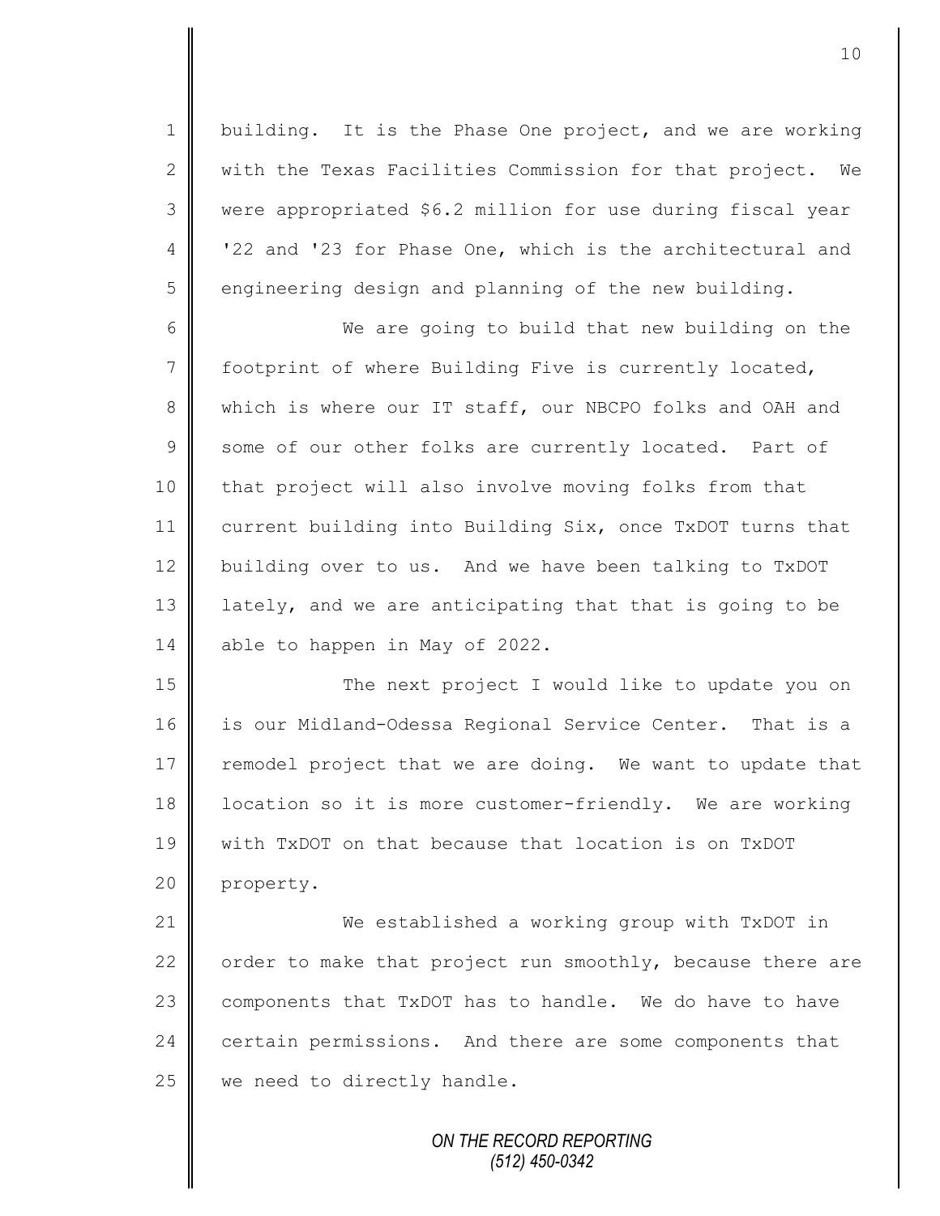building. It is the Phase One project, and we are working with the Texas Facilities Commission for that project. We were appropriated $6.2 million for use during fiscal year '22 and '23 for Phase One, which is the architectural and engineering design and planning of the new building.

We are going to build that new building on the footprint of where Building Five is currently located, which is where our IT staff, our NBCPO folks and OAH and some of our other folks are currently located. Part of that project will also involve moving folks from that current building into Building Six, once TxDOT turns that building over to us. And we have been talking to TxDOT lately, and we are anticipating that that is going to be able to happen in May of 2022.

The next project I would like to update you on is our Midland-Odessa Regional Service Center. That is a remodel project that we are doing. We want to update that location so it is more customer-friendly. We are working with TxDOT on that because that location is on TxDOT property.

We established a working group with TxDOT in order to make that project run smoothly, because there are components that TxDOT has to handle. We do have to have certain permissions. And there are some components that we need to directly handle.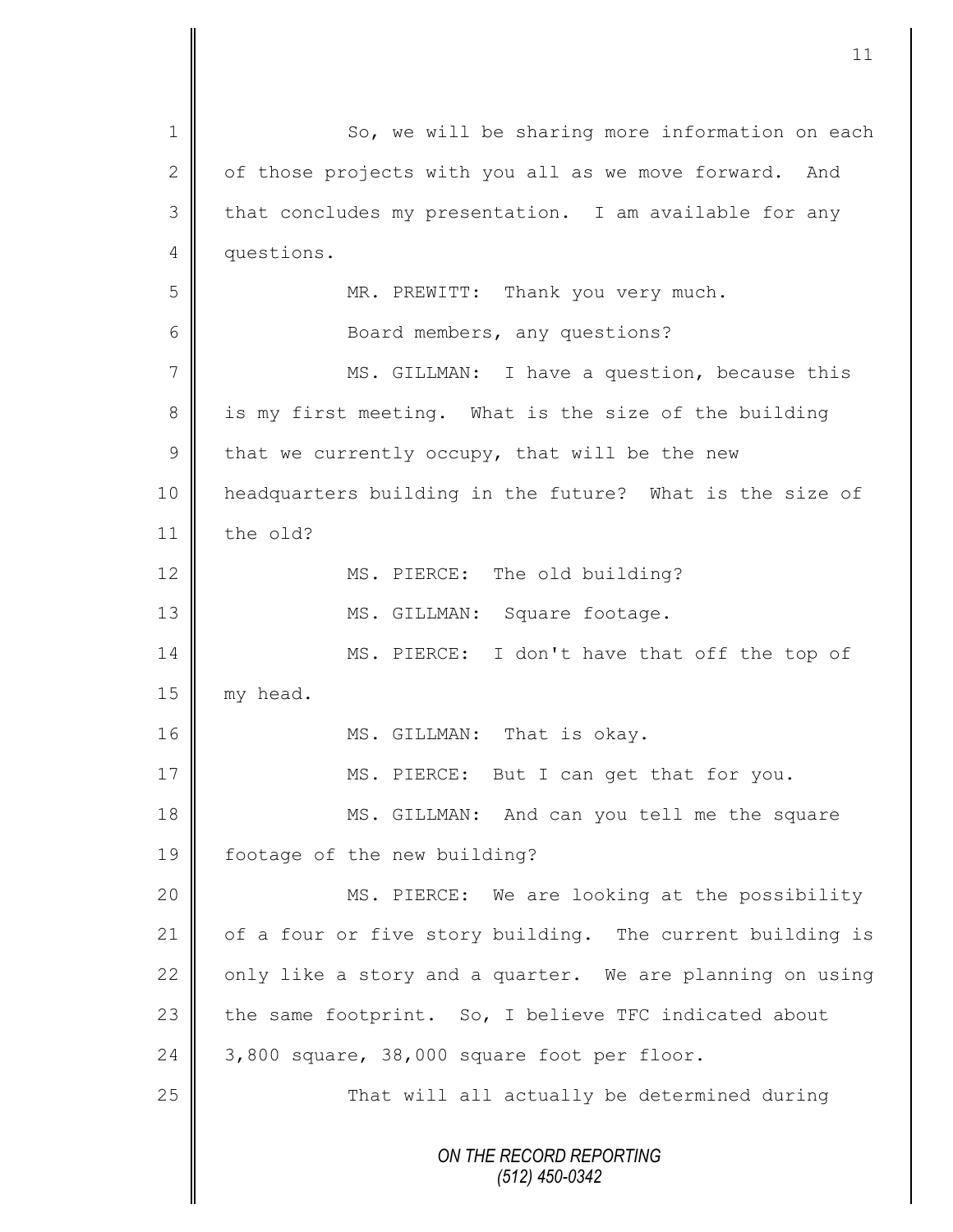So, we will be sharing more information on each of those projects with you all as we move forward. And that concludes my presentation. I am available for any questions.

MR. PREWITT: Thank you very much.

Board members, any questions?

MS. GILLMAN: I have a question, because this is my first meeting. What is the size of the building that we currently occupy, that will be the new headquarters building in the future? What is the size of the old?

MS. PIERCE: The old building?

MS. GILLMAN: Square footage.

MS. PIERCE: I don't have that off the top of my head.

MS. GILLMAN: That is okay.

MS. PIERCE: But I can get that for you.

MS. GILLMAN: And can you tell me the square footage of the new building?

MS. PIERCE: We are looking at the possibility of a four or five story building. The current building is only like a story and a quarter. We are planning on using the same footprint. So, I believe TFC indicated about 3,800 square, 38,000 square foot per floor.

That will all actually be determined during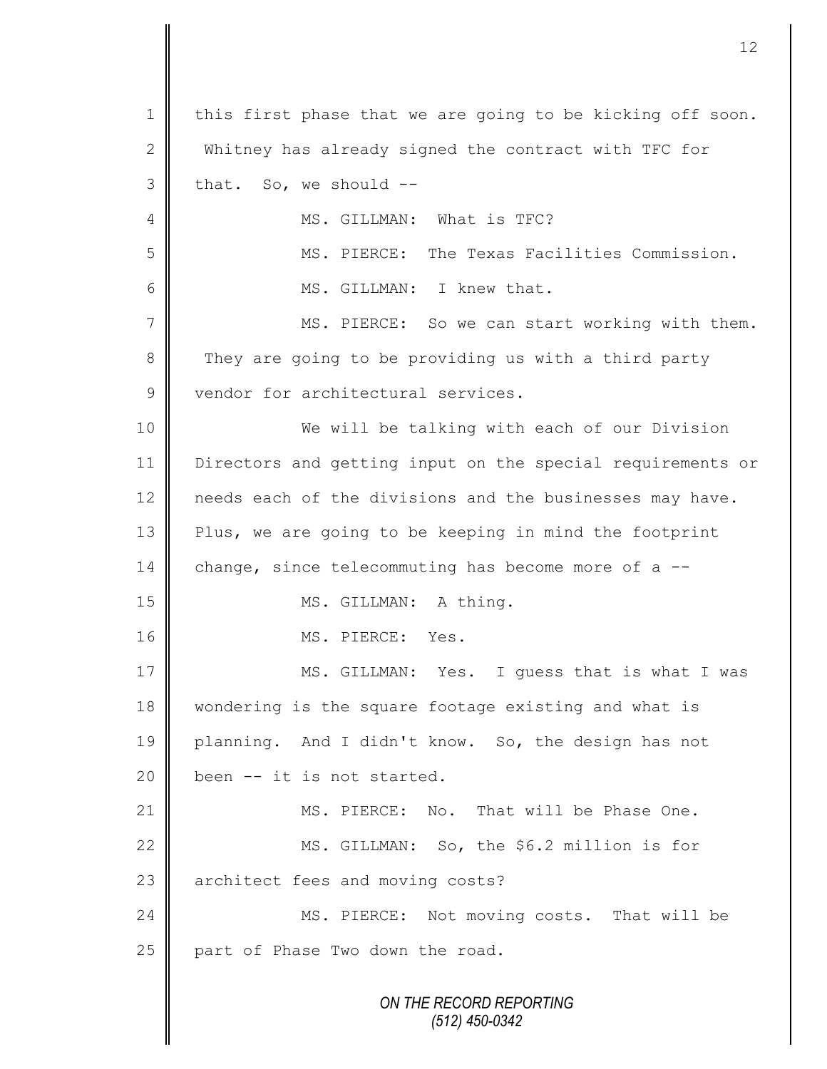1 this first phase that we are going to be kicking off soon.
2 Whitney has already signed the contract with TFC for
3 that. So, we should --
4 MS. GILLMAN: What is TFC?
5 MS. PIERCE: The Texas Facilities Commission.
6 MS. GILLMAN: I knew that.
7 MS. PIERCE: So we can start working with them.
8 They are going to be providing us with a third party
9 vendor for architectural services.
10 We will be talking with each of our Division
11 Directors and getting input on the special requirements or
12 needs each of the divisions and the businesses may have.
13 Plus, we are going to be keeping in mind the footprint
14 change, since telecommuting has become more of a --
15 MS. GILLMAN: A thing.
16 MS. PIERCE: Yes.
17 MS. GILLMAN: Yes. I guess that is what I was
18 wondering is the square footage existing and what is
19 planning. And I didn't know. So, the design has not
20 been -- it is not started.
21 MS. PIERCE: No. That will be Phase One.
22 MS. GILLMAN: So, the $6.2 million is for
23 architect fees and moving costs?
24 MS. PIERCE: Not moving costs. That will be
25 part of Phase Two down the road.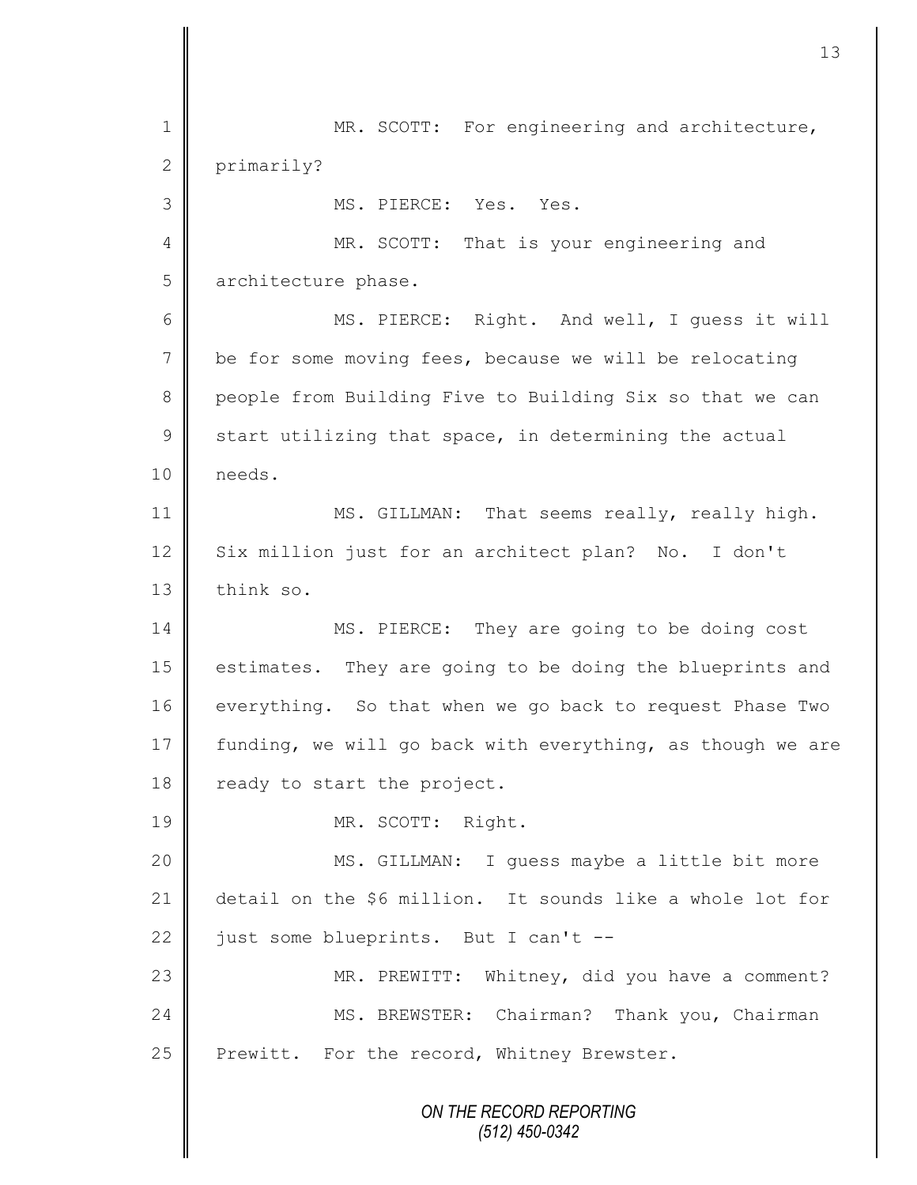MR. SCOTT: For engineering and architecture, primarily?

MS. PIERCE: Yes. Yes.

MR. SCOTT: That is your engineering and architecture phase.

MS. PIERCE: Right. And well, I guess it will be for some moving fees, because we will be relocating people from Building Five to Building Six so that we can start utilizing that space, in determining the actual needs.

MS. GILLMAN: That seems really, really high. Six million just for an architect plan? No. I don't think so.

MS. PIERCE: They are going to be doing cost estimates. They are going to be doing the blueprints and everything. So that when we go back to request Phase Two funding, we will go back with everything, as though we are ready to start the project.

MR. SCOTT: Right.

MS. GILLMAN: I guess maybe a little bit more detail on the $6 million. It sounds like a whole lot for just some blueprints. But I can't --

MR. PREWITT: Whitney, did you have a comment?

MS. BREWSTER: Chairman? Thank you, Chairman Prewitt. For the record, Whitney Brewster.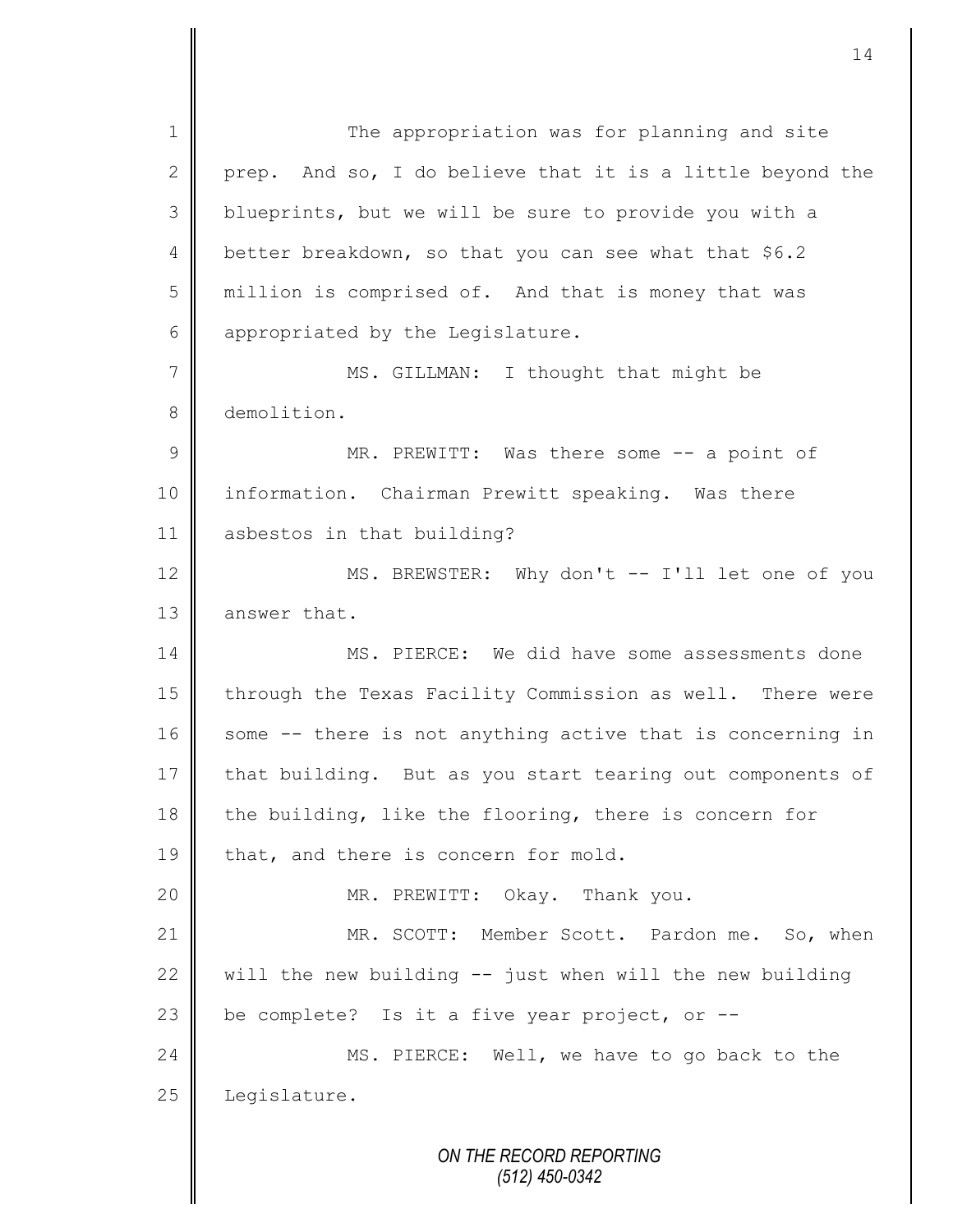The appropriation was for planning and site prep. And so, I do believe that it is a little beyond the blueprints, but we will be sure to provide you with a better breakdown, so that you can see what that $6.2 million is comprised of. And that is money that was appropriated by the Legislature.

MS. GILLMAN: I thought that might be demolition.

MR. PREWITT: Was there some -- a point of information. Chairman Prewitt speaking. Was there asbestos in that building?

MS. BREWSTER: Why don't -- I'll let one of you answer that.

MS. PIERCE: We did have some assessments done through the Texas Facility Commission as well. There were some -- there is not anything active that is concerning in that building. But as you start tearing out components of the building, like the flooring, there is concern for that, and there is concern for mold.

MR. PREWITT: Okay. Thank you.

MR. SCOTT: Member Scott. Pardon me. So, when will the new building -- just when will the new building be complete? Is it a five year project, or --

MS. PIERCE: Well, we have to go back to the Legislature.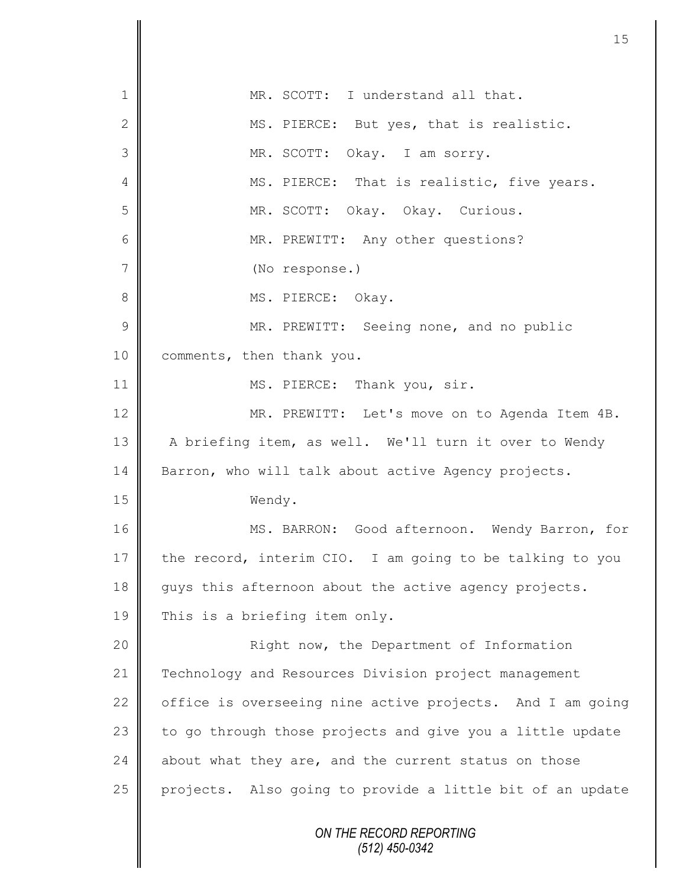MR. SCOTT: I understand all that.

MS. PIERCE: But yes, that is realistic.

MR. SCOTT: Okay. I am sorry.

MS. PIERCE: That is realistic, five years.

MR. SCOTT: Okay. Okay. Curious.

MR. PREWITT: Any other questions?

(No response.)

MS. PIERCE: Okay.

MR. PREWITT: Seeing none, and no public comments, then thank you.

MS. PIERCE: Thank you, sir.

MR. PREWITT: Let's move on to Agenda Item 4B. A briefing item, as well. We'll turn it over to Wendy Barron, who will talk about active Agency projects.

Wendy.

MS. BARRON: Good afternoon. Wendy Barron, for the record, interim CIO. I am going to be talking to you guys this afternoon about the active agency projects. This is a briefing item only.

Right now, the Department of Information Technology and Resources Division project management office is overseeing nine active projects. And I am going to go through those projects and give you a little update about what they are, and the current status on those projects. Also going to provide a little bit of an update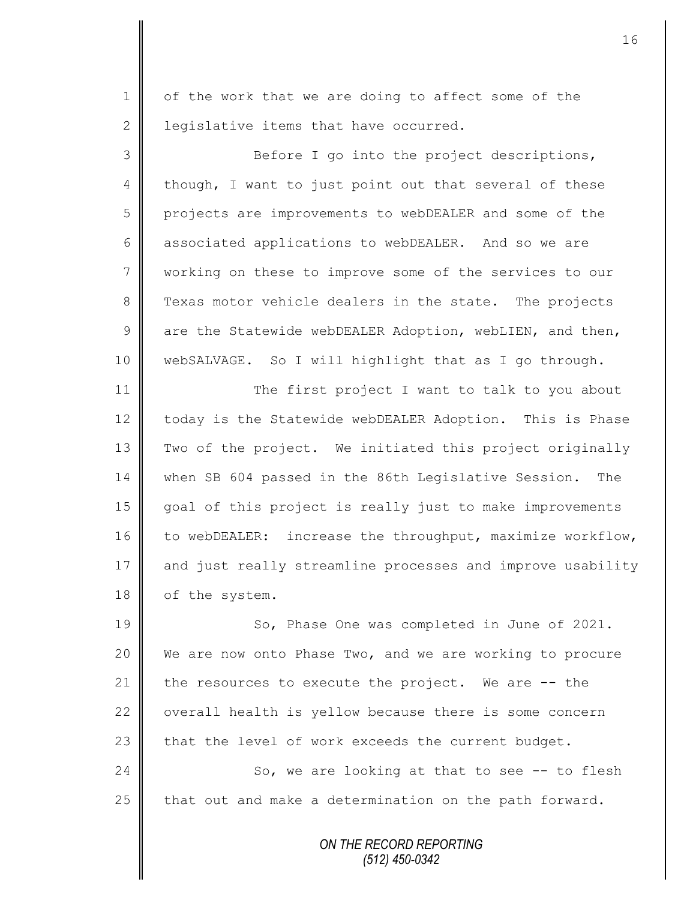of the work that we are doing to affect some of the legislative items that have occurred.

Before I go into the project descriptions, though, I want to just point out that several of these projects are improvements to webDEALER and some of the associated applications to webDEALER. And so we are working on these to improve some of the services to our Texas motor vehicle dealers in the state. The projects are the Statewide webDEALER Adoption, webLIEN, and then, webSALVAGE. So I will highlight that as I go through.

The first project I want to talk to you about today is the Statewide webDEALER Adoption. This is Phase Two of the project. We initiated this project originally when SB 604 passed in the 86th Legislative Session. The goal of this project is really just to make improvements to webDEALER: increase the throughput, maximize workflow, and just really streamline processes and improve usability of the system.

So, Phase One was completed in June of 2021. We are now onto Phase Two, and we are working to procure the resources to execute the project. We are -- the overall health is yellow because there is some concern that the level of work exceeds the current budget.

So, we are looking at that to see -- to flesh that out and make a determination on the path forward.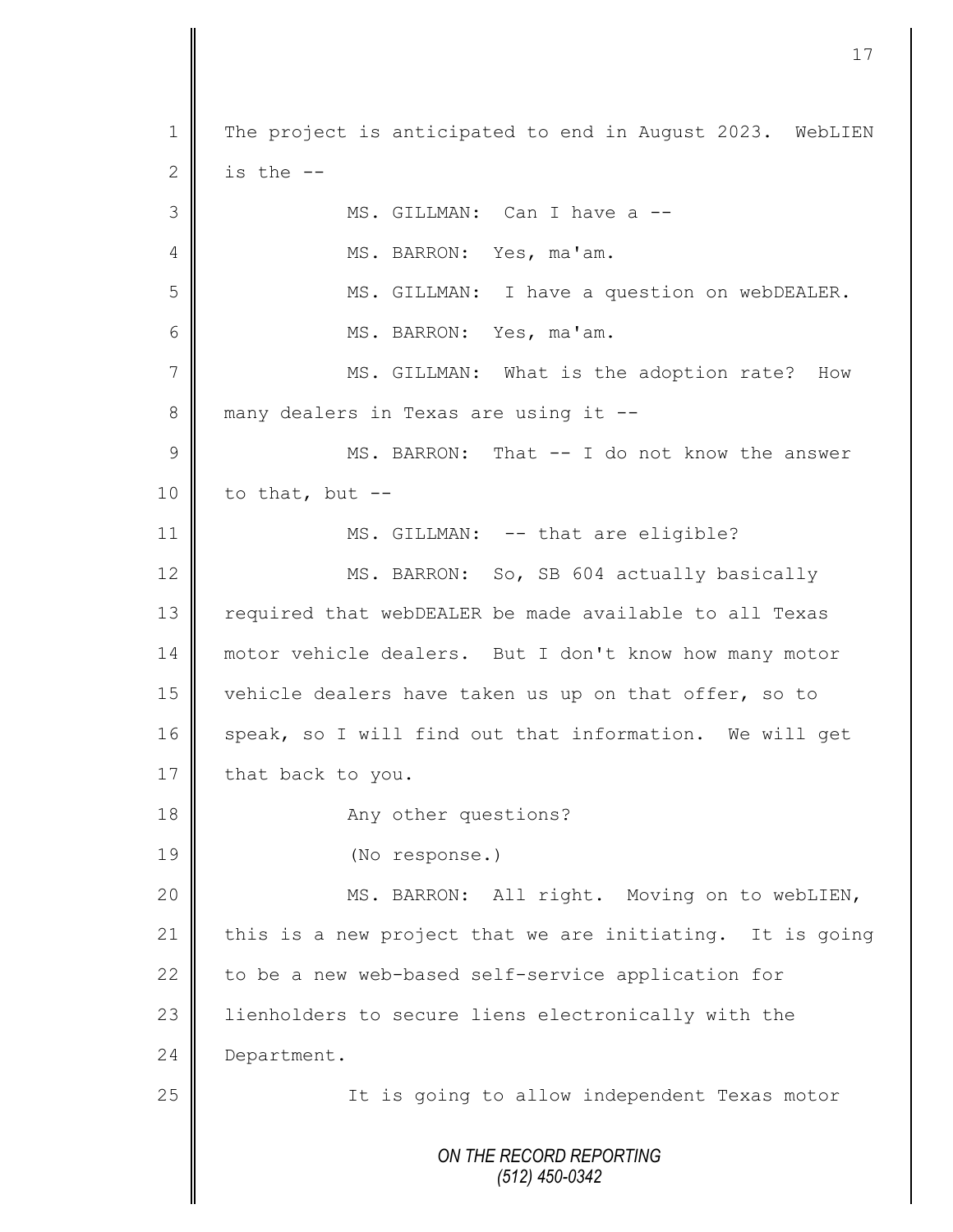The project is anticipated to end in August 2023. WebLIEN is the --

MS. GILLMAN: Can I have a --

MS. BARRON: Yes, ma'am.

MS. GILLMAN: I have a question on webDEALER.

MS. BARRON: Yes, ma'am.

MS. GILLMAN: What is the adoption rate? How many dealers in Texas are using it --

MS. BARRON: That -- I do not know the answer to that, but --

MS. GILLMAN: -- that are eligible?

MS. BARRON: So, SB 604 actually basically required that webDEALER be made available to all Texas motor vehicle dealers. But I don't know how many motor vehicle dealers have taken us up on that offer, so to speak, so I will find out that information. We will get that back to you.

Any other questions?

(No response.)

MS. BARRON: All right. Moving on to webLIEN, this is a new project that we are initiating. It is going to be a new web-based self-service application for lienholders to secure liens electronically with the Department.

It is going to allow independent Texas motor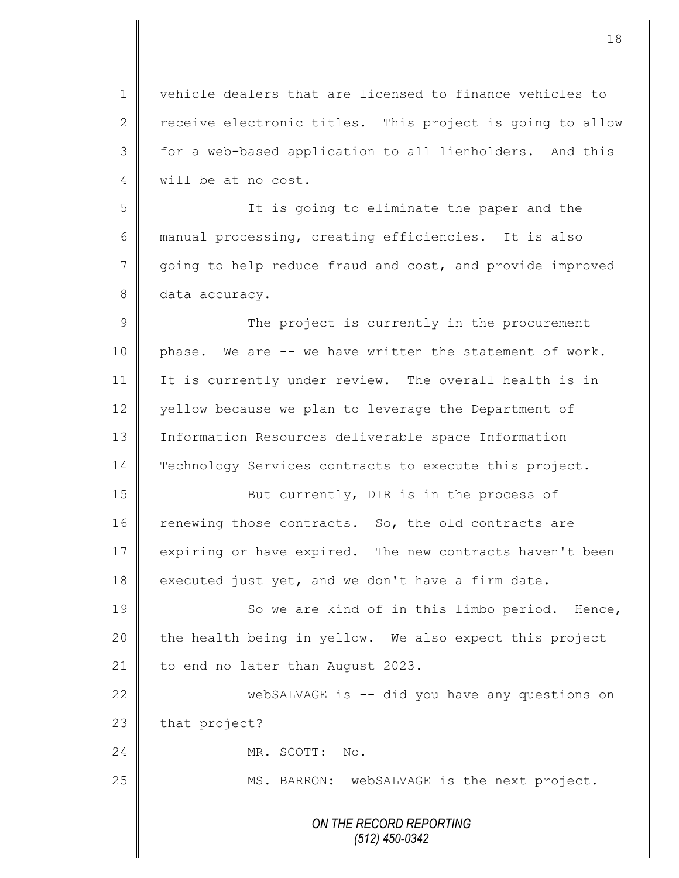vehicle dealers that are licensed to finance vehicles to receive electronic titles. This project is going to allow for a web-based application to all lienholders. And this will be at no cost.

It is going to eliminate the paper and the manual processing, creating efficiencies. It is also going to help reduce fraud and cost, and provide improved data accuracy.

The project is currently in the procurement phase. We are -- we have written the statement of work. It is currently under review. The overall health is in yellow because we plan to leverage the Department of Information Resources deliverable space Information Technology Services contracts to execute this project.

But currently, DIR is in the process of renewing those contracts. So, the old contracts are expiring or have expired. The new contracts haven't been executed just yet, and we don't have a firm date.

So we are kind of in this limbo period. Hence, the health being in yellow. We also expect this project to end no later than August 2023.

webSALVAGE is -- did you have any questions on that project?

MR. SCOTT: No.

MS. BARRON: webSALVAGE is the next project.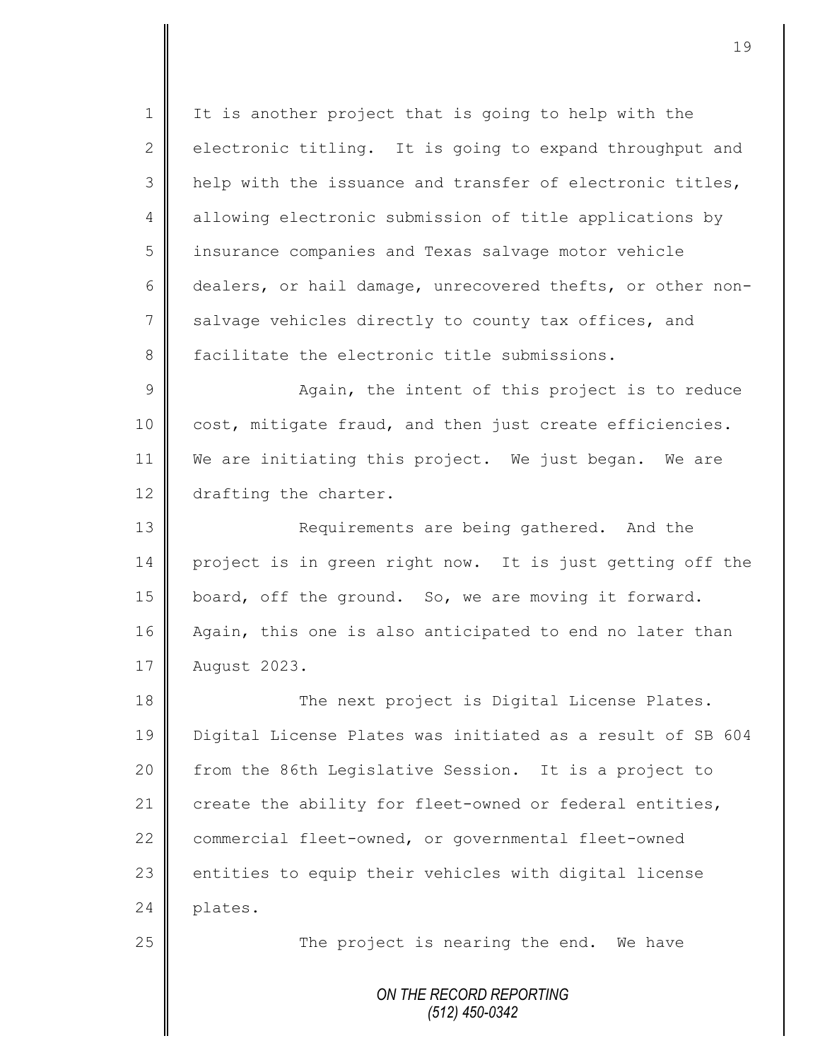It is another project that is going to help with the electronic titling. It is going to expand throughput and help with the issuance and transfer of electronic titles, allowing electronic submission of title applications by insurance companies and Texas salvage motor vehicle dealers, or hail damage, unrecovered thefts, or other non-salvage vehicles directly to county tax offices, and facilitate the electronic title submissions.

Again, the intent of this project is to reduce cost, mitigate fraud, and then just create efficiencies. We are initiating this project. We just began. We are drafting the charter.

Requirements are being gathered. And the project is in green right now. It is just getting off the board, off the ground. So, we are moving it forward. Again, this one is also anticipated to end no later than August 2023.

The next project is Digital License Plates. Digital License Plates was initiated as a result of SB 604 from the 86th Legislative Session. It is a project to create the ability for fleet-owned or federal entities, commercial fleet-owned, or governmental fleet-owned entities to equip their vehicles with digital license plates.

The project is nearing the end. We have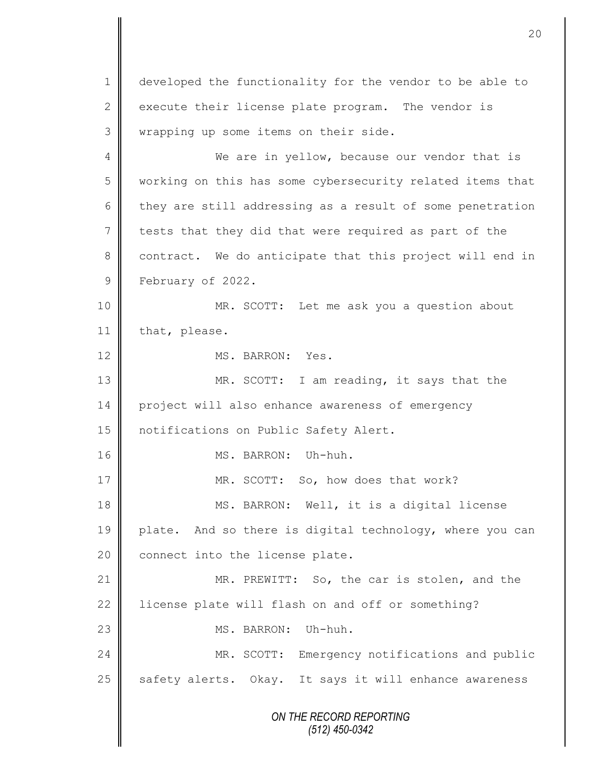developed the functionality for the vendor to be able to execute their license plate program. The vendor is wrapping up some items on their side.

We are in yellow, because our vendor that is working on this has some cybersecurity related items that they are still addressing as a result of some penetration tests that they did that were required as part of the contract. We do anticipate that this project will end in February of 2022.

MR. SCOTT: Let me ask you a question about that, please.

MS. BARRON: Yes.

MR. SCOTT: I am reading, it says that the project will also enhance awareness of emergency notifications on Public Safety Alert.

MS. BARRON: Uh-huh.

MR. SCOTT: So, how does that work?

MS. BARRON: Well, it is a digital license plate. And so there is digital technology, where you can connect into the license plate.

MR. PREWITT: So, the car is stolen, and the license plate will flash on and off or something?

MS. BARRON: Uh-huh.

MR. SCOTT: Emergency notifications and public safety alerts. Okay. It says it will enhance awareness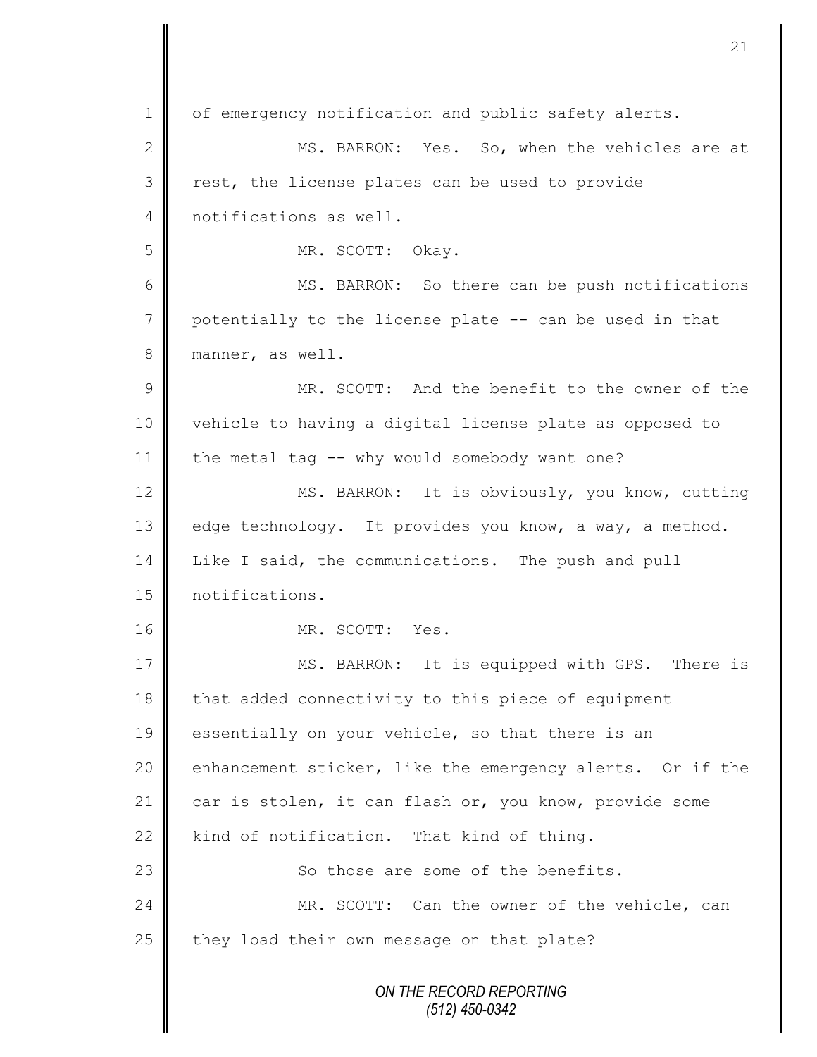of emergency notification and public safety alerts.

MS. BARRON: Yes. So, when the vehicles are at rest, the license plates can be used to provide notifications as well.

MR. SCOTT: Okay.

MS. BARRON: So there can be push notifications potentially to the license plate -- can be used in that manner, as well.

MR. SCOTT: And the benefit to the owner of the vehicle to having a digital license plate as opposed to the metal tag -- why would somebody want one?

MS. BARRON: It is obviously, you know, cutting edge technology. It provides you know, a way, a method. Like I said, the communications. The push and pull notifications.

MR. SCOTT: Yes.

MS. BARRON: It is equipped with GPS. There is that added connectivity to this piece of equipment essentially on your vehicle, so that there is an enhancement sticker, like the emergency alerts. Or if the car is stolen, it can flash or, you know, provide some kind of notification. That kind of thing.

So those are some of the benefits.

MR. SCOTT: Can the owner of the vehicle, can they load their own message on that plate?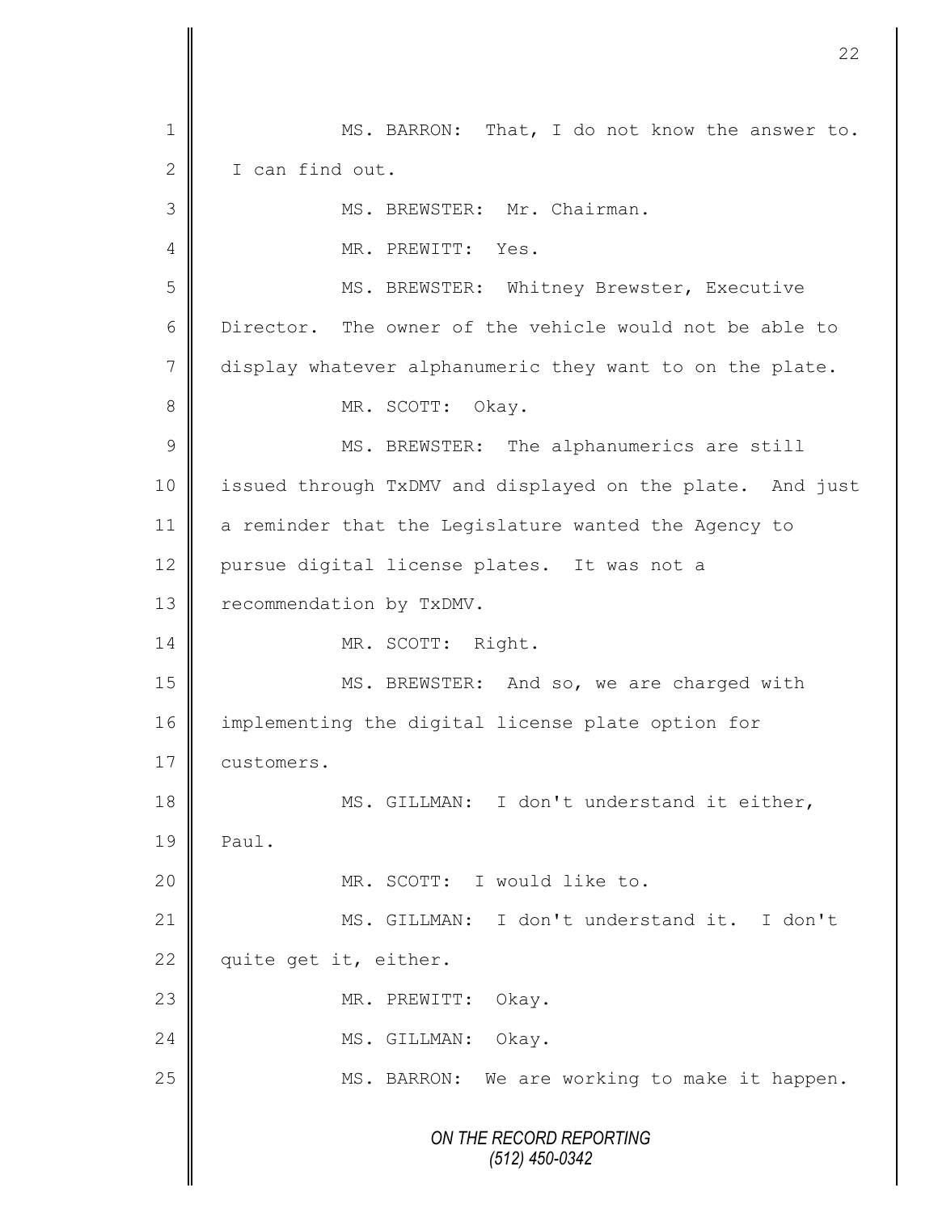MS. BARRON: That, I do not know the answer to. I can find out.

MS. BREWSTER: Mr. Chairman.

MR. PREWITT: Yes.

MS. BREWSTER: Whitney Brewster, Executive Director. The owner of the vehicle would not be able to display whatever alphanumeric they want to on the plate.

MR. SCOTT: Okay.

MS. BREWSTER: The alphanumerics are still issued through TxDMV and displayed on the plate. And just a reminder that the Legislature wanted the Agency to pursue digital license plates. It was not a recommendation by TxDMV.

MR. SCOTT: Right.

MS. BREWSTER: And so, we are charged with implementing the digital license plate option for customers.

MS. GILLMAN: I don't understand it either, Paul.

MR. SCOTT: I would like to.

MS. GILLMAN: I don't understand it. I don't quite get it, either.

MR. PREWITT: Okay.

MS. GILLMAN: Okay.

MS. BARRON: We are working to make it happen.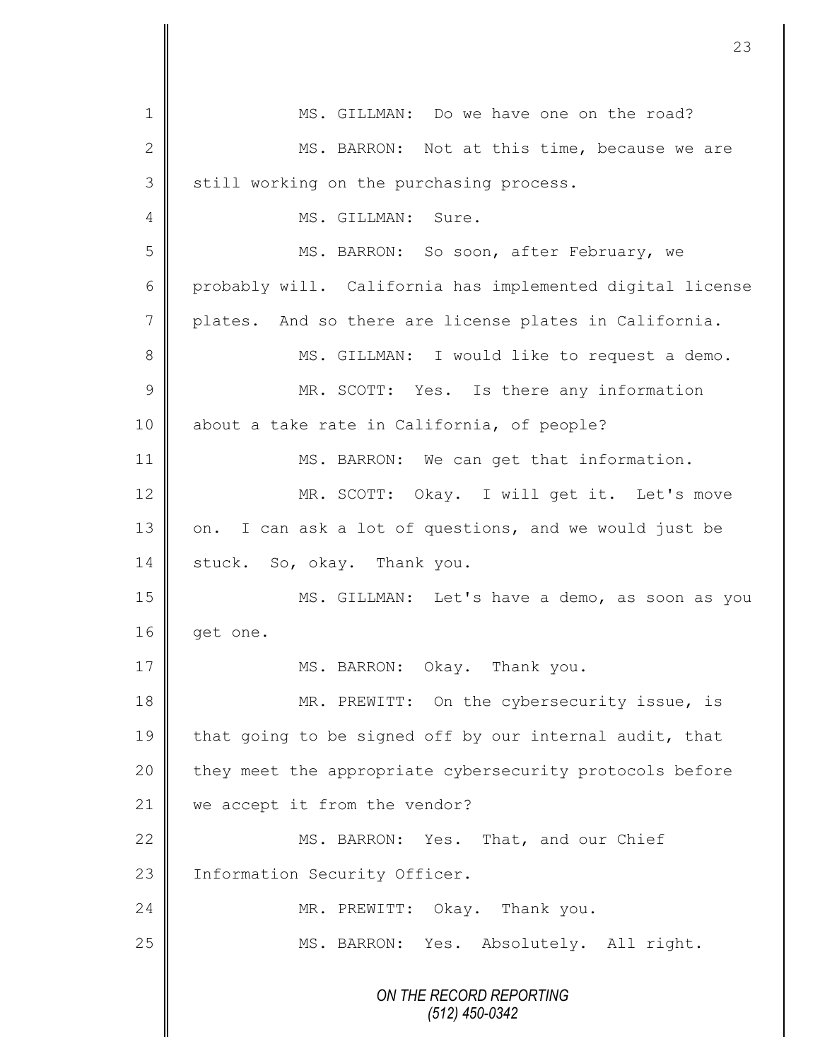MS. GILLMAN: Do we have one on the road?

MS. BARRON: Not at this time, because we are still working on the purchasing process.

MS. GILLMAN: Sure.

MS. BARRON: So soon, after February, we probably will. California has implemented digital license plates. And so there are license plates in California.

MS. GILLMAN: I would like to request a demo.

MR. SCOTT: Yes. Is there any information about a take rate in California, of people?

MS. BARRON: We can get that information.

MR. SCOTT: Okay. I will get it. Let's move on. I can ask a lot of questions, and we would just be stuck. So, okay. Thank you.

MS. GILLMAN: Let's have a demo, as soon as you get one.

MS. BARRON: Okay. Thank you.

MR. PREWITT: On the cybersecurity issue, is that going to be signed off by our internal audit, that they meet the appropriate cybersecurity protocols before we accept it from the vendor?

MS. BARRON: Yes. That, and our Chief Information Security Officer.

MR. PREWITT: Okay. Thank you.

MS. BARRON: Yes. Absolutely. All right.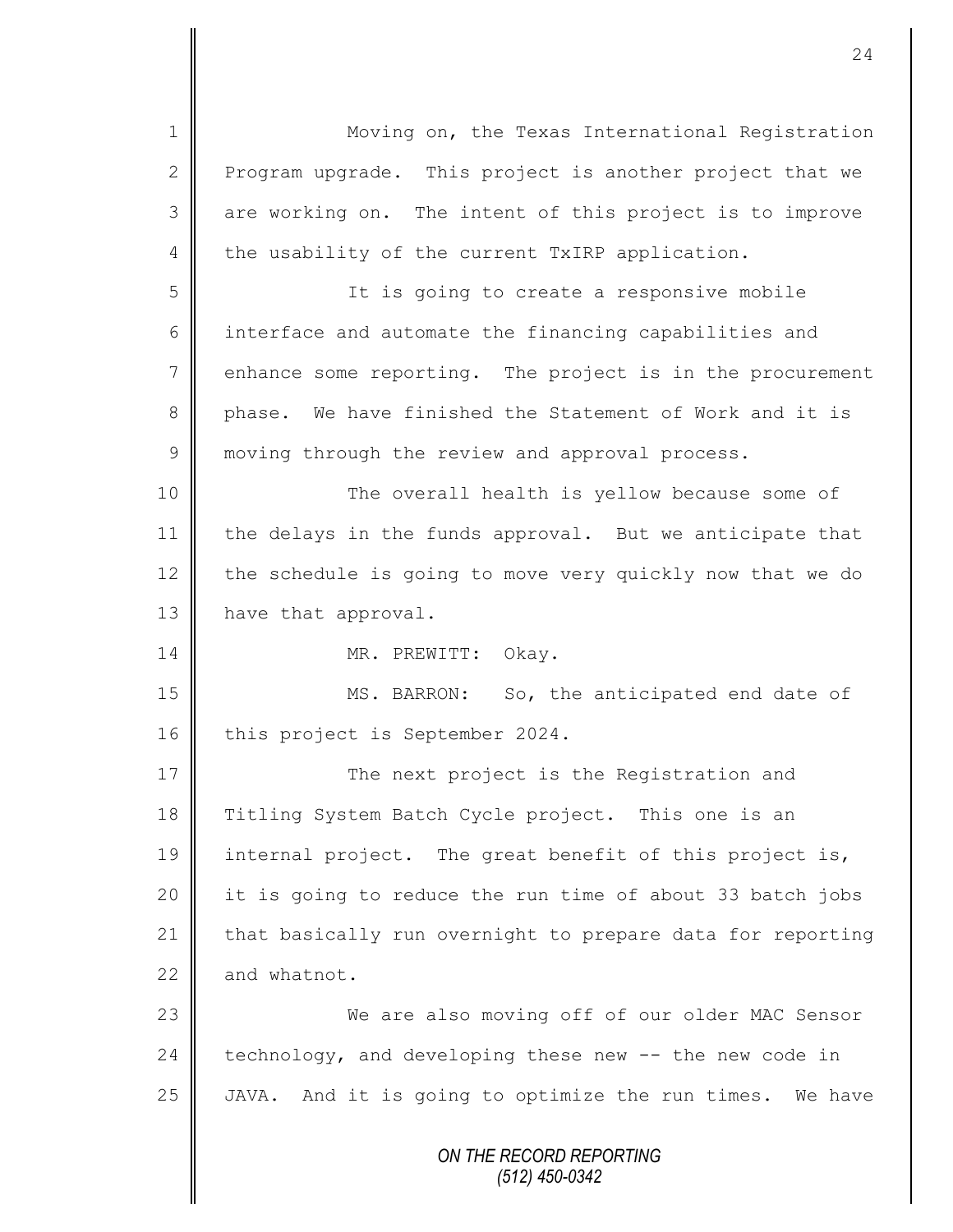Moving on, the Texas International Registration Program upgrade. This project is another project that we are working on. The intent of this project is to improve the usability of the current TxIRP application.

It is going to create a responsive mobile interface and automate the financing capabilities and enhance some reporting. The project is in the procurement phase. We have finished the Statement of Work and it is moving through the review and approval process.

The overall health is yellow because some of the delays in the funds approval. But we anticipate that the schedule is going to move very quickly now that we do have that approval.

MR. PREWITT: Okay.

MS. BARRON: So, the anticipated end date of this project is September 2024.

The next project is the Registration and Titling System Batch Cycle project. This one is an internal project. The great benefit of this project is, it is going to reduce the run time of about 33 batch jobs that basically run overnight to prepare data for reporting and whatnot.

We are also moving off of our older MAC Sensor technology, and developing these new -- the new code in JAVA. And it is going to optimize the run times. We have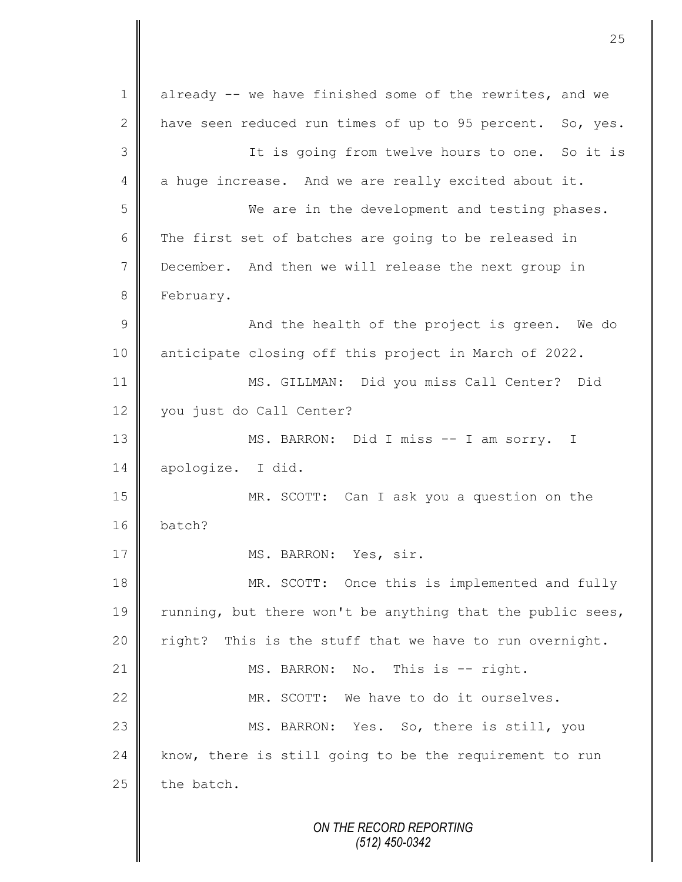already -- we have finished some of the rewrites, and we have seen reduced run times of up to 95 percent. So, yes.

It is going from twelve hours to one. So it is a huge increase. And we are really excited about it.

We are in the development and testing phases. The first set of batches are going to be released in December. And then we will release the next group in February.

And the health of the project is green. We do anticipate closing off this project in March of 2022.

MS. GILLMAN: Did you miss Call Center? Did you just do Call Center?

MS. BARRON: Did I miss -- I am sorry. I apologize. I did.

MR. SCOTT: Can I ask you a question on the batch?

MS. BARRON: Yes, sir.

MR. SCOTT: Once this is implemented and fully running, but there won't be anything that the public sees, right? This is the stuff that we have to run overnight.

MS. BARRON: No. This is -- right.

MR. SCOTT: We have to do it ourselves.

MS. BARRON: Yes. So, there is still, you know, there is still going to be the requirement to run the batch.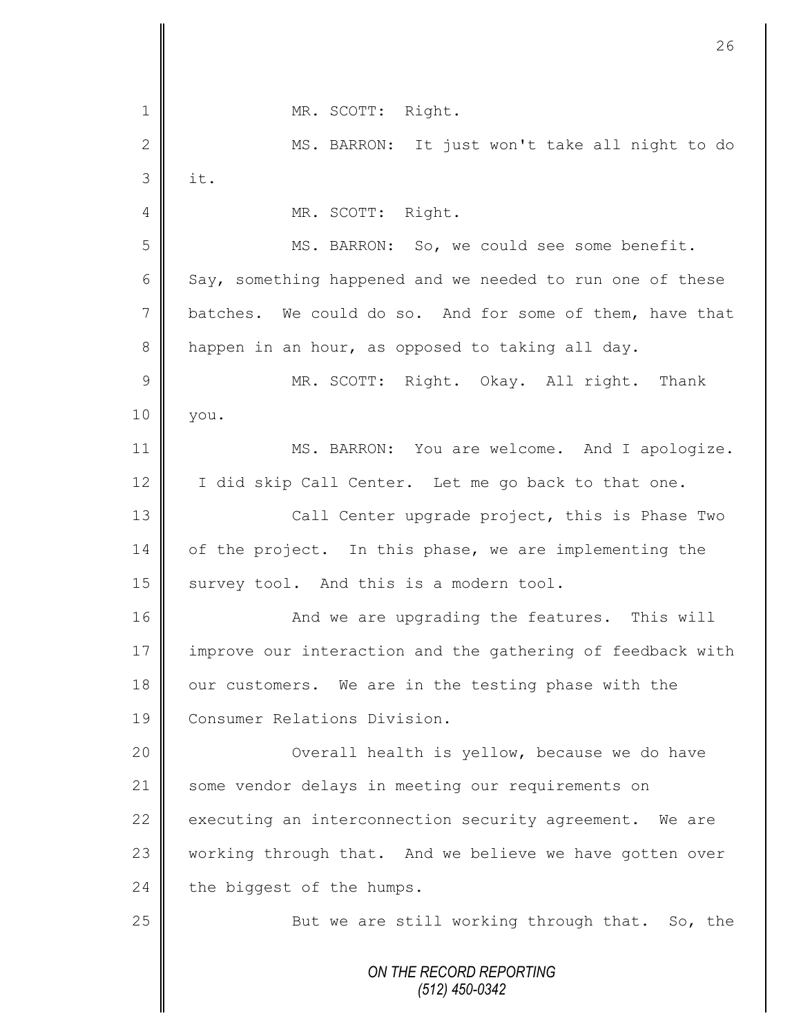MR. SCOTT: Right.

MS. BARRON: It just won't take all night to do it.

MR. SCOTT: Right.

MS. BARRON: So, we could see some benefit. Say, something happened and we needed to run one of these batches. We could do so. And for some of them, have that happen in an hour, as opposed to taking all day.

MR. SCOTT: Right. Okay. All right. Thank you.

MS. BARRON: You are welcome. And I apologize. I did skip Call Center. Let me go back to that one.

Call Center upgrade project, this is Phase Two of the project. In this phase, we are implementing the survey tool. And this is a modern tool.

And we are upgrading the features. This will improve our interaction and the gathering of feedback with our customers. We are in the testing phase with the Consumer Relations Division.

Overall health is yellow, because we do have some vendor delays in meeting our requirements on executing an interconnection security agreement. We are working through that. And we believe we have gotten over the biggest of the humps.

But we are still working through that. So, the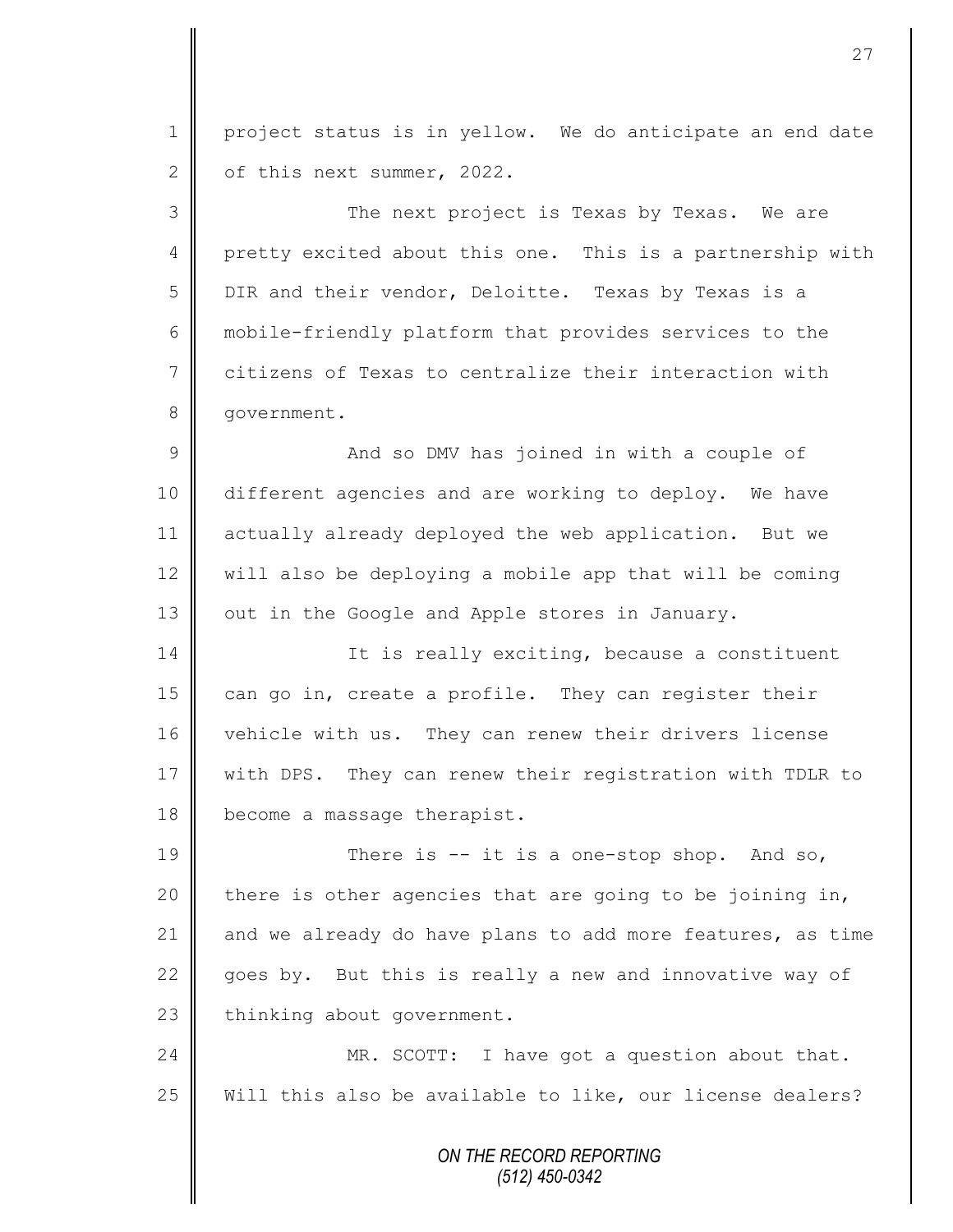project status is in yellow. We do anticipate an end date of this next summer, 2022.

The next project is Texas by Texas. We are pretty excited about this one. This is a partnership with DIR and their vendor, Deloitte. Texas by Texas is a mobile-friendly platform that provides services to the citizens of Texas to centralize their interaction with government.

And so DMV has joined in with a couple of different agencies and are working to deploy. We have actually already deployed the web application. But we will also be deploying a mobile app that will be coming out in the Google and Apple stores in January.

It is really exciting, because a constituent can go in, create a profile. They can register their vehicle with us. They can renew their drivers license with DPS. They can renew their registration with TDLR to become a massage therapist.

There is -- it is a one-stop shop. And so, there is other agencies that are going to be joining in, and we already do have plans to add more features, as time goes by. But this is really a new and innovative way of thinking about government.

MR. SCOTT: I have got a question about that. Will this also be available to like, our license dealers?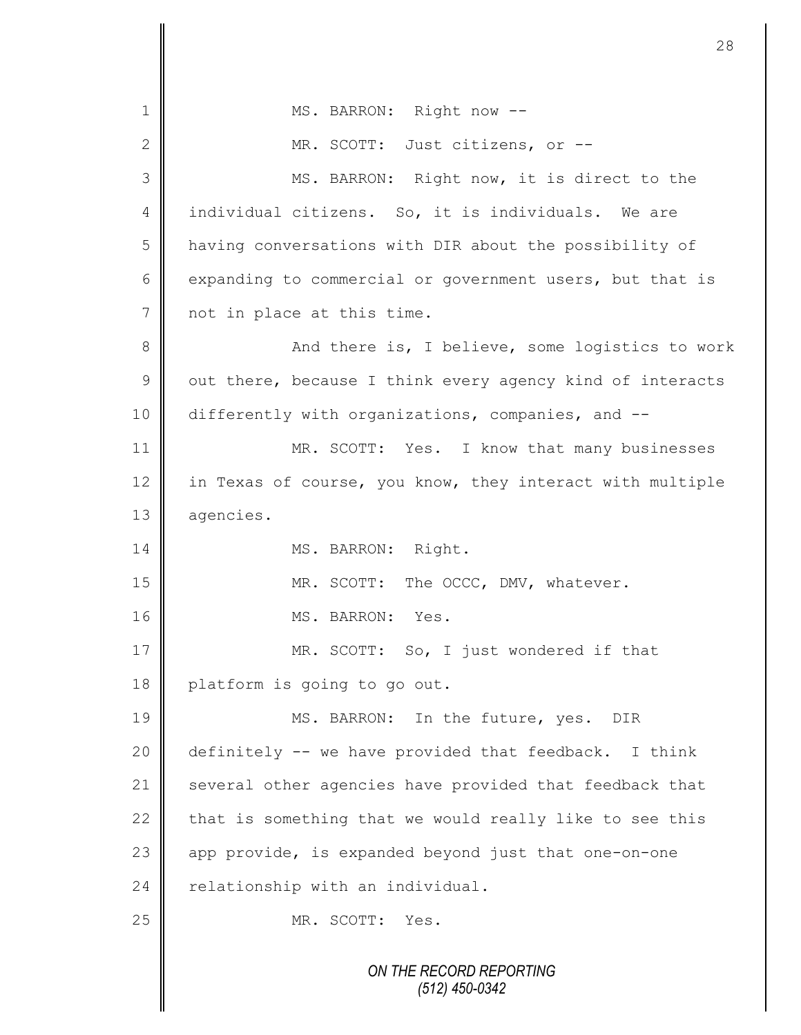MS. BARRON: Right now --

MR. SCOTT: Just citizens, or --

MS. BARRON: Right now, it is direct to the individual citizens. So, it is individuals. We are having conversations with DIR about the possibility of expanding to commercial or government users, but that is not in place at this time.

And there is, I believe, some logistics to work out there, because I think every agency kind of interacts differently with organizations, companies, and --

MR. SCOTT: Yes. I know that many businesses in Texas of course, you know, they interact with multiple agencies.

MS. BARRON: Right.

MR. SCOTT: The OCCC, DMV, whatever.

MS. BARRON: Yes.

MR. SCOTT: So, I just wondered if that platform is going to go out.

MS. BARRON: In the future, yes. DIR definitely -- we have provided that feedback. I think several other agencies have provided that feedback that that is something that we would really like to see this app provide, is expanded beyond just that one-on-one relationship with an individual.

MR. SCOTT: Yes.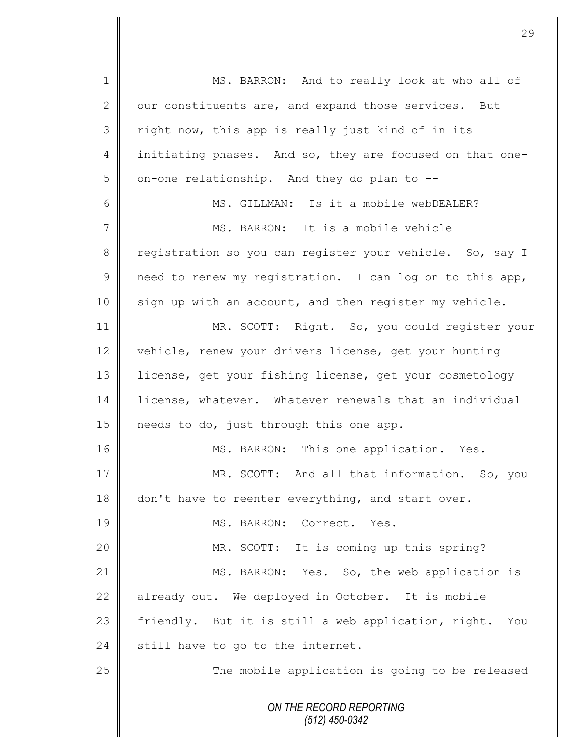MS. BARRON: And to really look at who all of our constituents are, and expand those services. But right now, this app is really just kind of in its initiating phases. And so, they are focused on that one-on-one relationship. And they do plan to --

MS. GILLMAN: Is it a mobile webDEALER?

MS. BARRON: It is a mobile vehicle registration so you can register your vehicle. So, say I need to renew my registration. I can log on to this app, sign up with an account, and then register my vehicle.

MR. SCOTT: Right. So, you could register your vehicle, renew your drivers license, get your hunting license, get your fishing license, get your cosmetology license, whatever. Whatever renewals that an individual needs to do, just through this one app.

MS. BARRON: This one application. Yes.

MR. SCOTT: And all that information. So, you don't have to reenter everything, and start over.

MS. BARRON: Correct. Yes.

MR. SCOTT: It is coming up this spring?

MS. BARRON: Yes. So, the web application is already out. We deployed in October. It is mobile friendly. But it is still a web application, right. You still have to go to the internet.

The mobile application is going to be released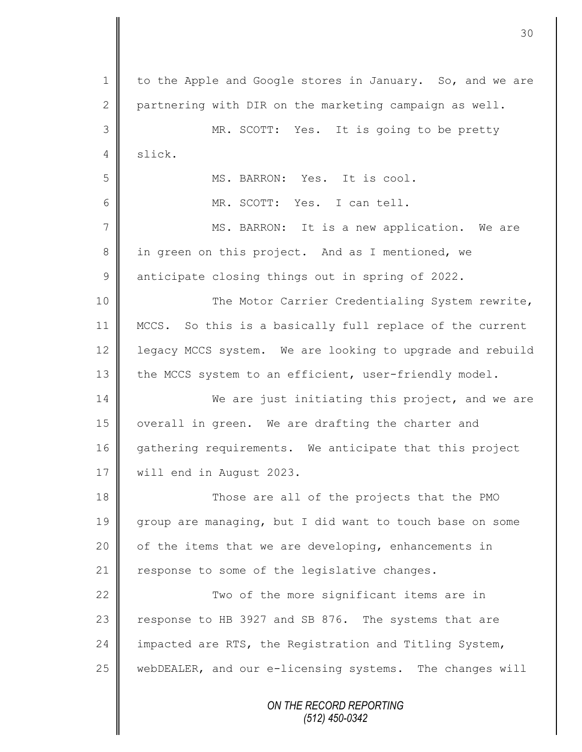to the Apple and Google stores in January. So, and we are partnering with DIR on the marketing campaign as well.

MR. SCOTT: Yes. It is going to be pretty slick.

MS. BARRON: Yes. It is cool.

MR. SCOTT: Yes. I can tell.

MS. BARRON: It is a new application. We are in green on this project. And as I mentioned, we anticipate closing things out in spring of 2022.

The Motor Carrier Credentialing System rewrite, MCCS. So this is a basically full replace of the current legacy MCCS system. We are looking to upgrade and rebuild the MCCS system to an efficient, user-friendly model.

We are just initiating this project, and we are overall in green. We are drafting the charter and gathering requirements. We anticipate that this project will end in August 2023.

Those are all of the projects that the PMO group are managing, but I did want to touch base on some of the items that we are developing, enhancements in response to some of the legislative changes.

Two of the more significant items are in response to HB 3927 and SB 876. The systems that are impacted are RTS, the Registration and Titling System, webDEALER, and our e-licensing systems. The changes will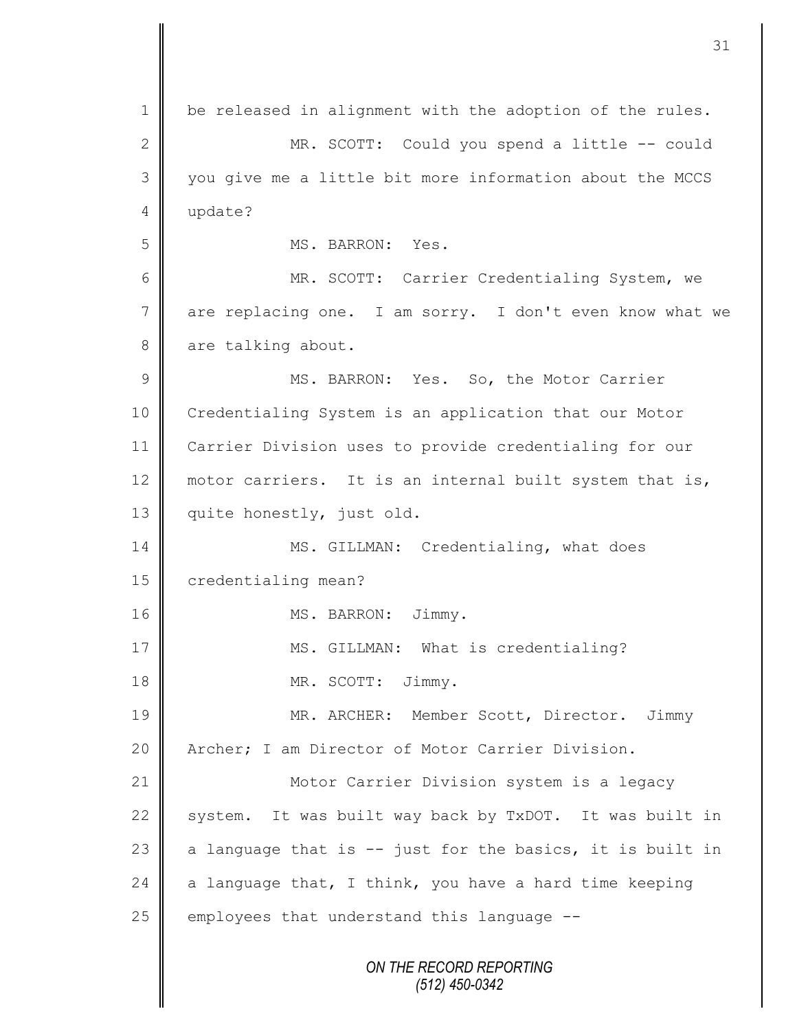be released in alignment with the adoption of the rules.

MR. SCOTT: Could you spend a little -- could you give me a little bit more information about the MCCS update?

MS. BARRON: Yes.

MR. SCOTT: Carrier Credentialing System, we are replacing one. I am sorry. I don't even know what we are talking about.

MS. BARRON: Yes. So, the Motor Carrier Credentialing System is an application that our Motor Carrier Division uses to provide credentialing for our motor carriers. It is an internal built system that is, quite honestly, just old.

MS. GILLMAN: Credentialing, what does credentialing mean?

MS. BARRON: Jimmy.

MS. GILLMAN: What is credentialing?

MR. SCOTT: Jimmy.

MR. ARCHER: Member Scott, Director. Jimmy Archer; I am Director of Motor Carrier Division.

Motor Carrier Division system is a legacy system. It was built way back by TxDOT. It was built in a language that is -- just for the basics, it is built in a language that, I think, you have a hard time keeping employees that understand this language --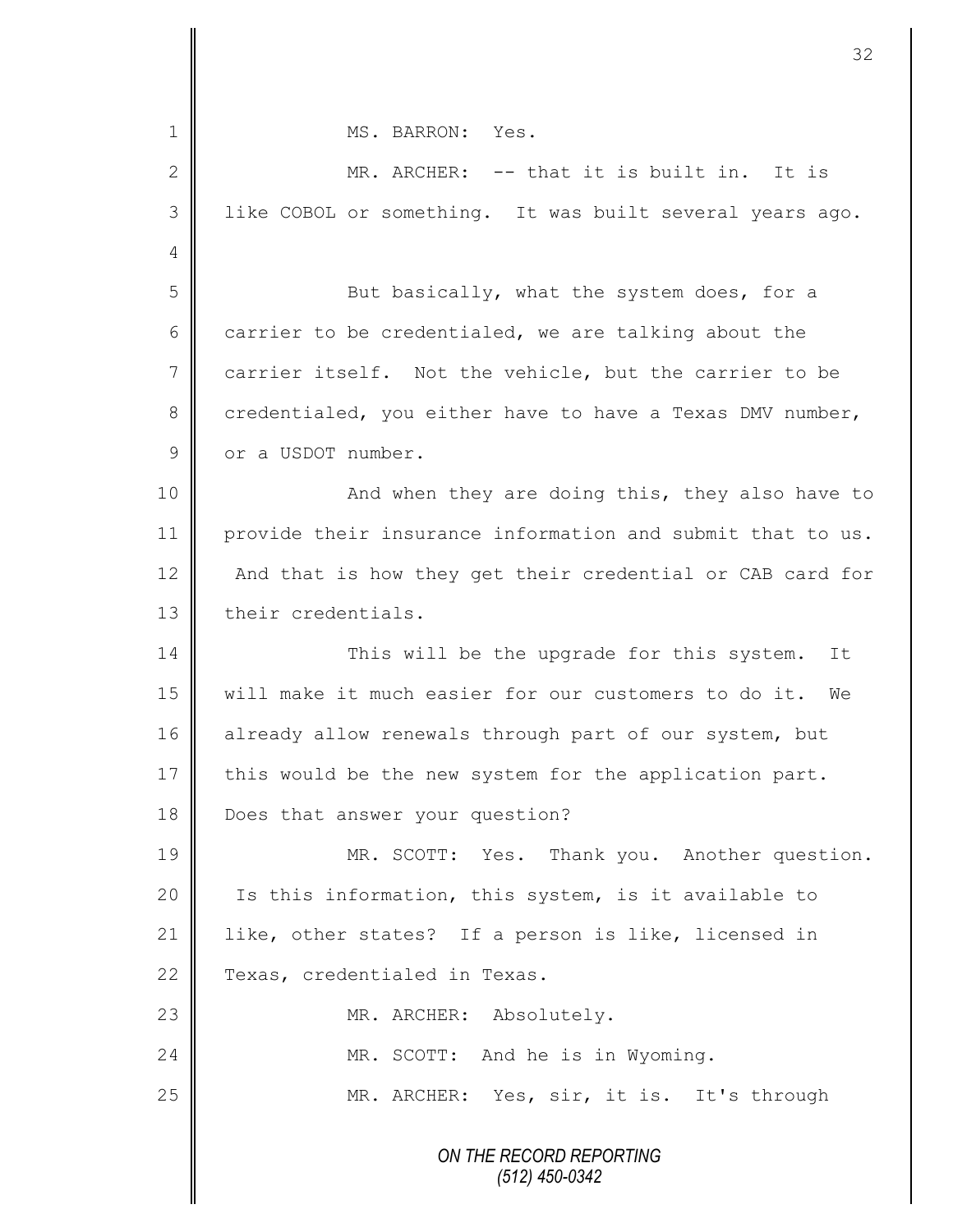MS. BARRON: Yes.

MR. ARCHER: -- that it is built in. It is like COBOL or something. It was built several years ago.

But basically, what the system does, for a carrier to be credentialed, we are talking about the carrier itself. Not the vehicle, but the carrier to be credentialed, you either have to have a Texas DMV number, or a USDOT number.

And when they are doing this, they also have to provide their insurance information and submit that to us. And that is how they get their credential or CAB card for their credentials.

This will be the upgrade for this system. It will make it much easier for our customers to do it. We already allow renewals through part of our system, but this would be the new system for the application part. Does that answer your question?

MR. SCOTT: Yes. Thank you. Another question. Is this information, this system, is it available to like, other states? If a person is like, licensed in Texas, credentialed in Texas.

MR. ARCHER: Absolutely.

MR. SCOTT: And he is in Wyoming.

MR. ARCHER: Yes, sir, it is. It's through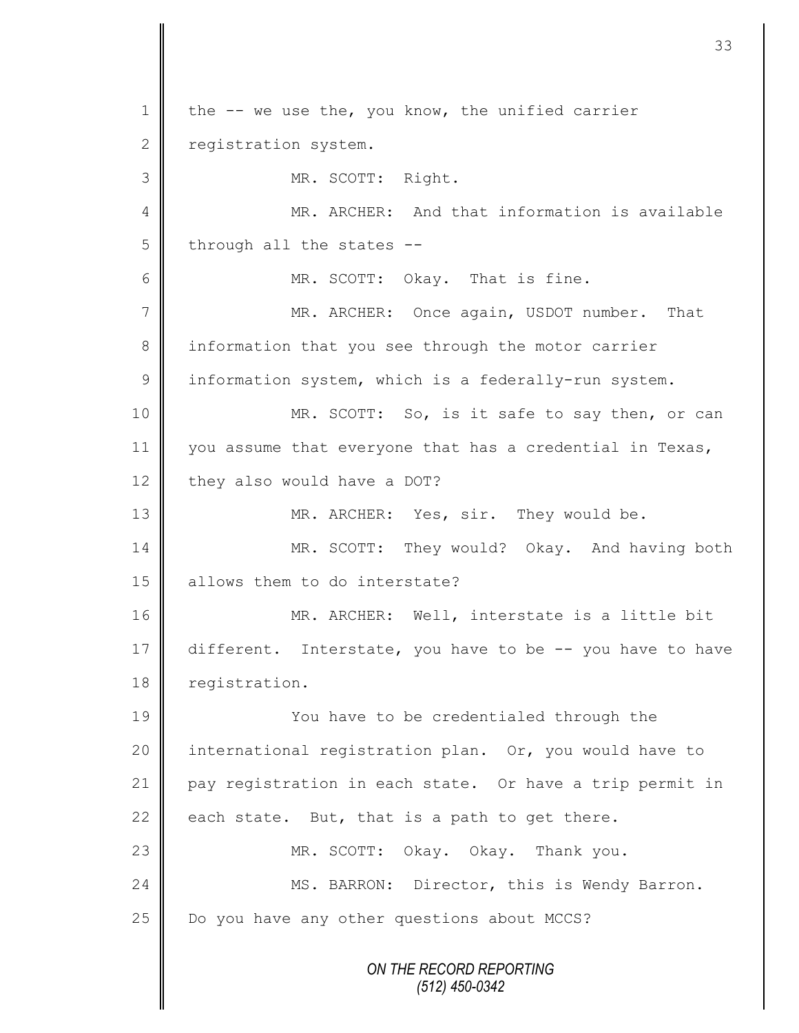the -- we use the, you know, the unified carrier registration system.

MR. SCOTT: Right.

MR. ARCHER: And that information is available through all the states --

MR. SCOTT: Okay. That is fine.

MR. ARCHER: Once again, USDOT number. That information that you see through the motor carrier information system, which is a federally-run system.

MR. SCOTT: So, is it safe to say then, or can you assume that everyone that has a credential in Texas, they also would have a DOT?

MR. ARCHER: Yes, sir. They would be.

MR. SCOTT: They would? Okay. And having both allows them to do interstate?

MR. ARCHER: Well, interstate is a little bit different. Interstate, you have to be -- you have to have registration.

You have to be credentialed through the international registration plan. Or, you would have to pay registration in each state. Or have a trip permit in each state. But, that is a path to get there.

MR. SCOTT: Okay. Okay. Thank you.

MS. BARRON: Director, this is Wendy Barron. Do you have any other questions about MCCS?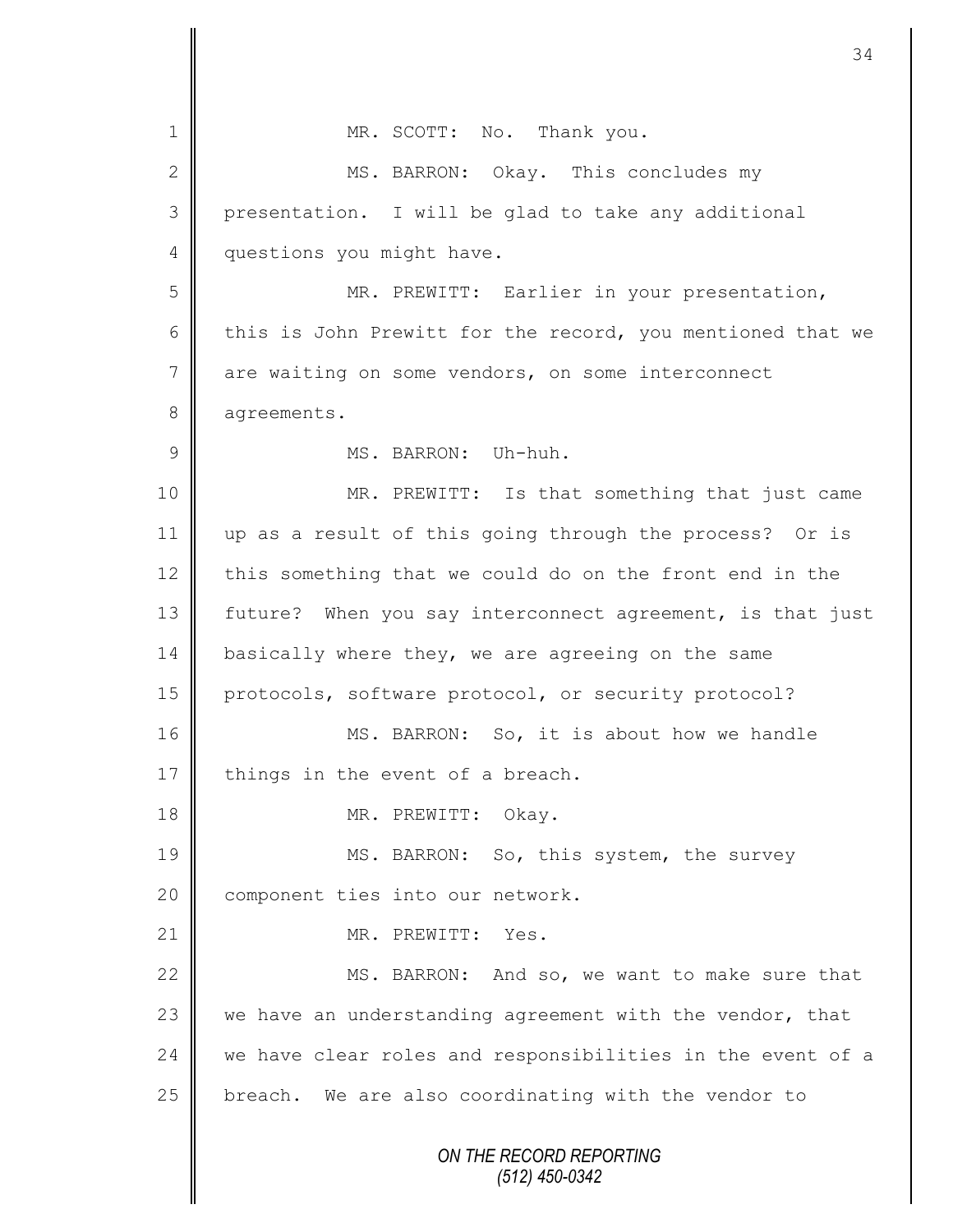MR. SCOTT: No. Thank you.

MS. BARRON: Okay. This concludes my presentation. I will be glad to take any additional questions you might have.

MR. PREWITT: Earlier in your presentation, this is John Prewitt for the record, you mentioned that we are waiting on some vendors, on some interconnect agreements.

MS. BARRON: Uh-huh.

MR. PREWITT: Is that something that just came up as a result of this going through the process? Or is this something that we could do on the front end in the future? When you say interconnect agreement, is that just basically where they, we are agreeing on the same protocols, software protocol, or security protocol?

MS. BARRON: So, it is about how we handle things in the event of a breach.

MR. PREWITT: Okay.

MS. BARRON: So, this system, the survey component ties into our network.

MR. PREWITT: Yes.

MS. BARRON: And so, we want to make sure that we have an understanding agreement with the vendor, that we have clear roles and responsibilities in the event of a breach. We are also coordinating with the vendor to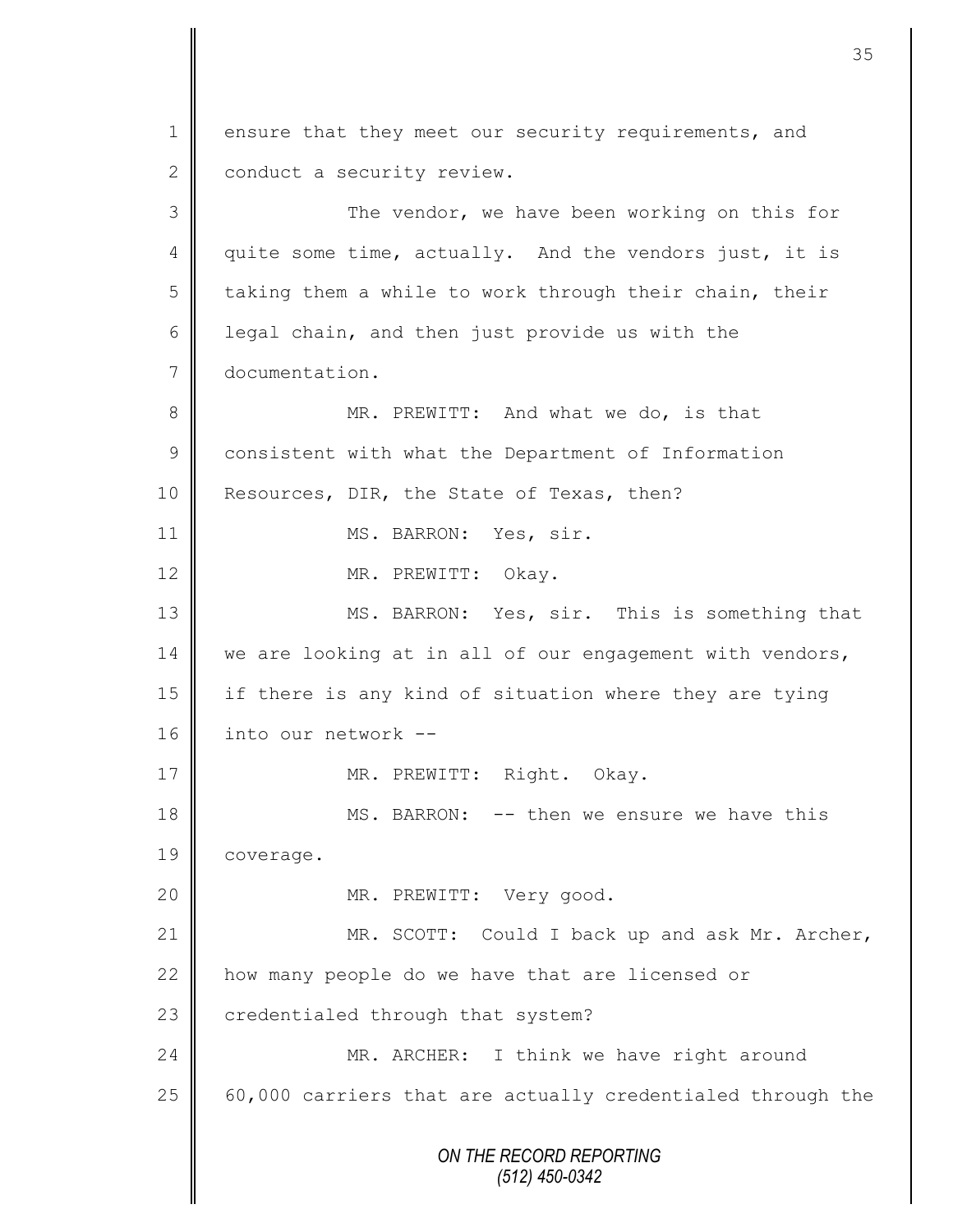ensure that they meet our security requirements, and conduct a security review.

The vendor, we have been working on this for quite some time, actually. And the vendors just, it is taking them a while to work through their chain, their legal chain, and then just provide us with the documentation.

MR. PREWITT: And what we do, is that consistent with what the Department of Information Resources, DIR, the State of Texas, then?

MS. BARRON: Yes, sir.

MR. PREWITT: Okay.

MS. BARRON: Yes, sir. This is something that we are looking at in all of our engagement with vendors, if there is any kind of situation where they are tying into our network --

MR. PREWITT: Right. Okay.

MS. BARRON: -- then we ensure we have this coverage.

MR. PREWITT: Very good.

MR. SCOTT: Could I back up and ask Mr. Archer, how many people do we have that are licensed or credentialed through that system?

MR. ARCHER: I think we have right around 60,000 carriers that are actually credentialed through the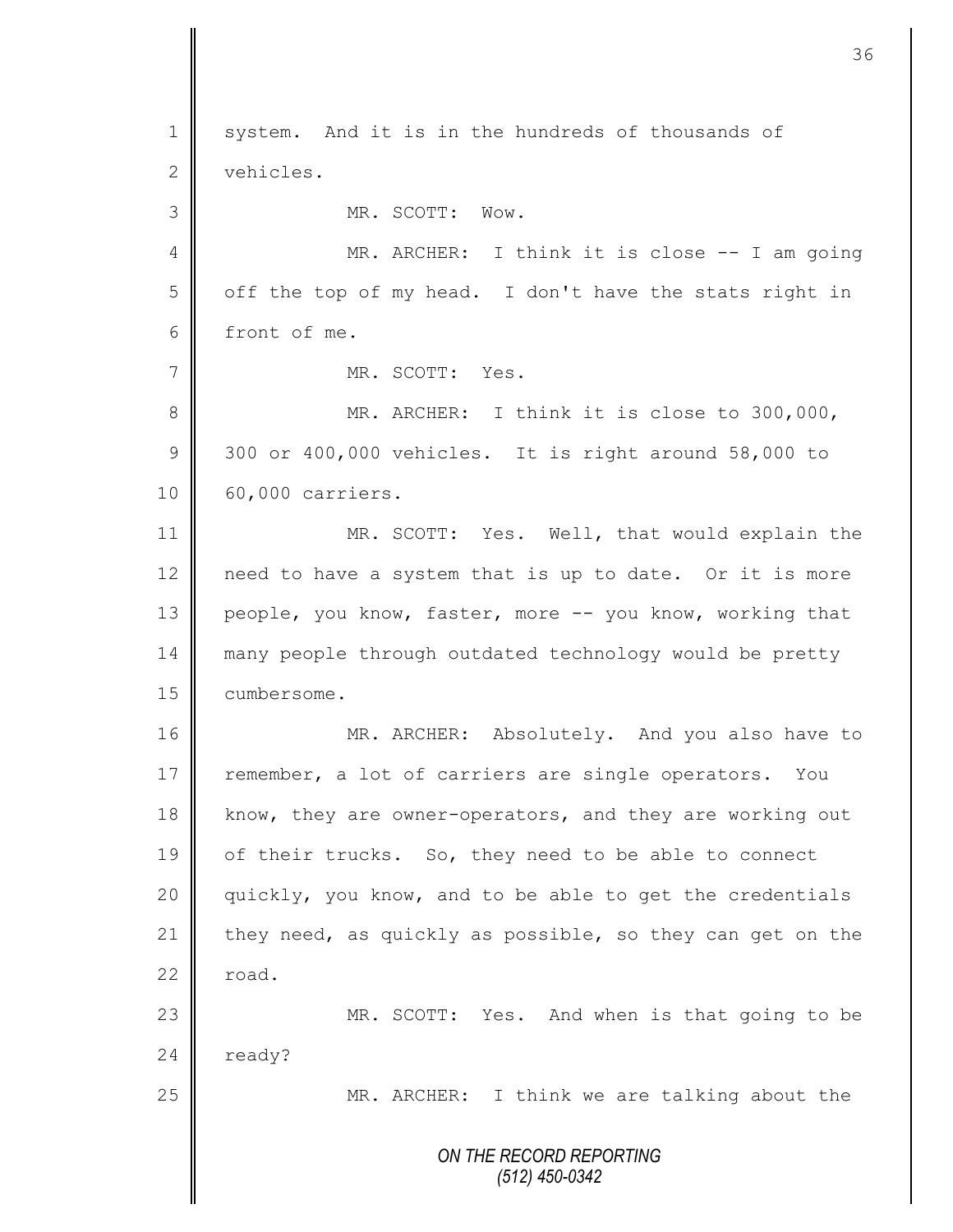system. And it is in the hundreds of thousands of vehicles.

MR. SCOTT: Wow.

MR. ARCHER: I think it is close -- I am going off the top of my head. I don't have the stats right in front of me.

MR. SCOTT: Yes.

MR. ARCHER: I think it is close to 300,000, 300 or 400,000 vehicles. It is right around 58,000 to 60,000 carriers.

MR. SCOTT: Yes. Well, that would explain the need to have a system that is up to date. Or it is more people, you know, faster, more -- you know, working that many people through outdated technology would be pretty cumbersome.

MR. ARCHER: Absolutely. And you also have to remember, a lot of carriers are single operators. You know, they are owner-operators, and they are working out of their trucks. So, they need to be able to connect quickly, you know, and to be able to get the credentials they need, as quickly as possible, so they can get on the road.

MR. SCOTT: Yes. And when is that going to be ready?

MR. ARCHER: I think we are talking about the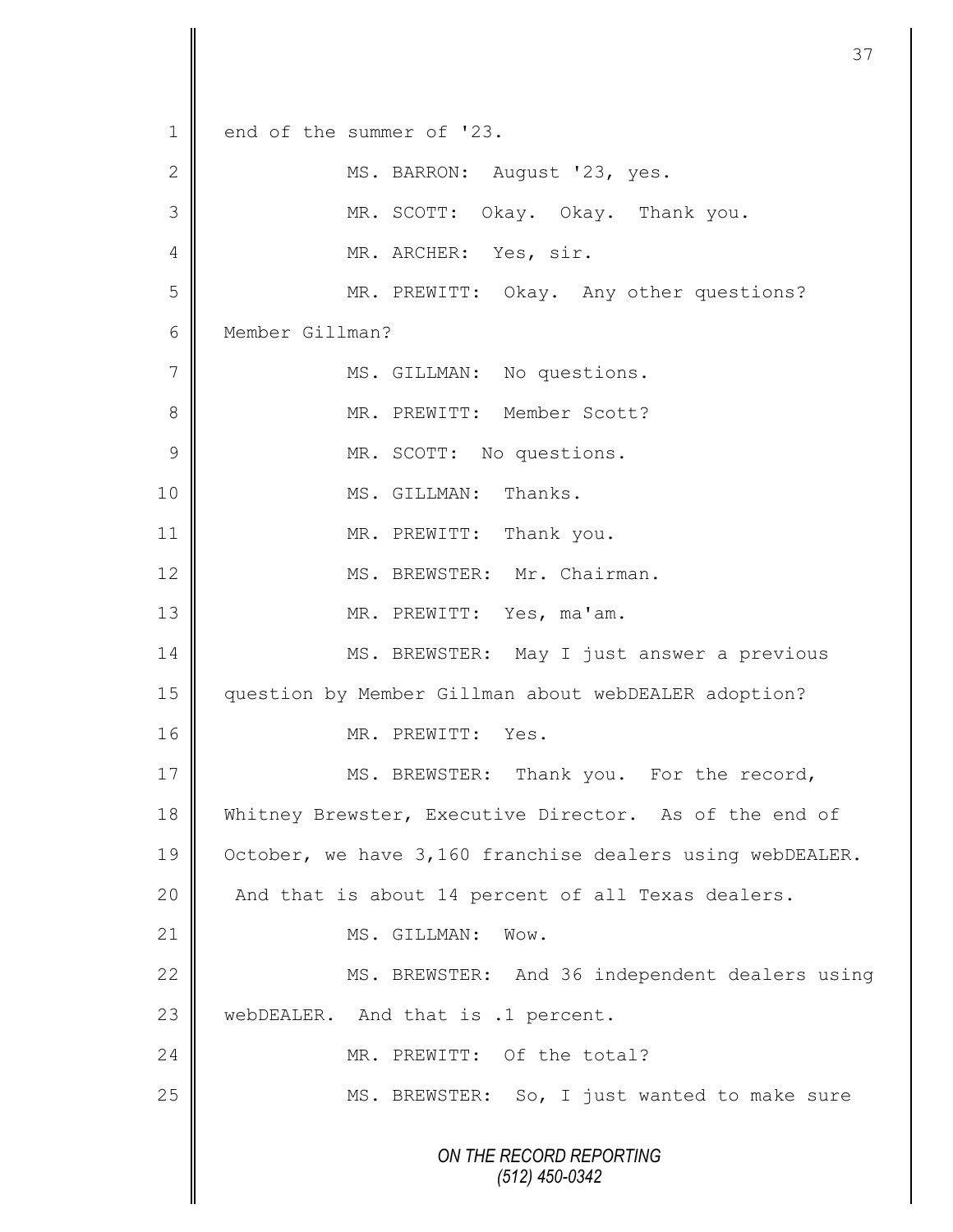1 end of the summer of '23.

2 MS. BARRON: August '23, yes.

3 MR. SCOTT: Okay. Okay. Thank you.

4 MR. ARCHER: Yes, sir.

5 MR. PREWITT: Okay. Any other questions?

6 Member Gillman?

7 MS. GILLMAN: No questions.

8 MR. PREWITT: Member Scott?

9 MR. SCOTT: No questions.

10 MS. GILLMAN: Thanks.

11 MR. PREWITT: Thank you.

12 MS. BREWSTER: Mr. Chairman.

13 MR. PREWITT: Yes, ma'am.

14 MS. BREWSTER: May I just answer a previous

15 question by Member Gillman about webDEALER adoption?

16 MR. PREWITT: Yes.

17 MS. BREWSTER: Thank you. For the record,

18 Whitney Brewster, Executive Director. As of the end of

19 October, we have 3,160 franchise dealers using webDEALER.

20 And that is about 14 percent of all Texas dealers.

21 MS. GILLMAN: Wow.

22 MS. BREWSTER: And 36 independent dealers using

23 webDEALER. And that is .1 percent.

24 MR. PREWITT: Of the total?

25 MS. BREWSTER: So, I just wanted to make sure

ON THE RECORD REPORTING
(512) 450-0342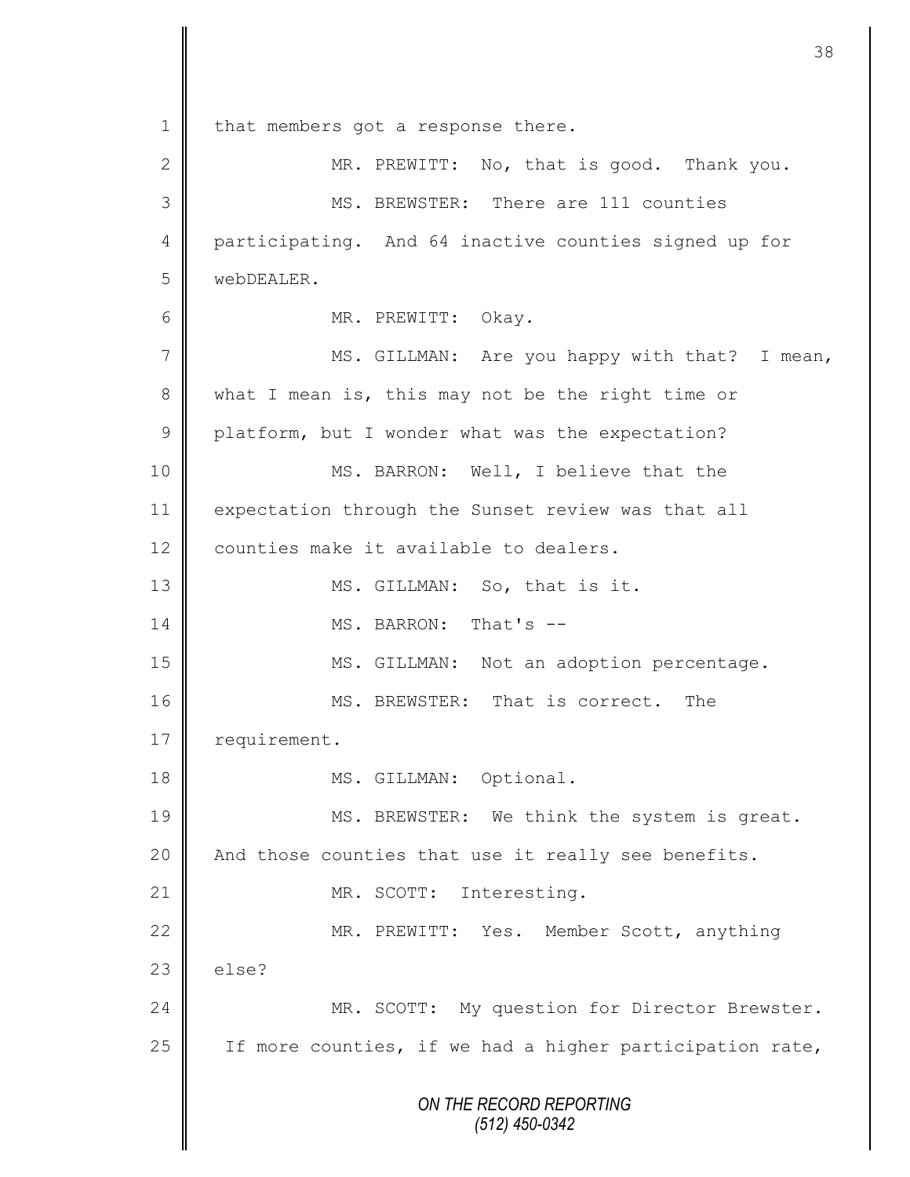1 that members got a response there.

2 MR. PREWITT: No, that is good. Thank you.

3 MS. BREWSTER: There are 111 counties

4 participating. And 64 inactive counties signed up for

5 webDEALER.

6 MR. PREWITT: Okay.

7 MS. GILLMAN: Are you happy with that? I mean,

8 what I mean is, this may not be the right time or

9 platform, but I wonder what was the expectation?

10 MS. BARRON: Well, I believe that the

11 expectation through the Sunset review was that all

12 counties make it available to dealers.

13 MS. GILLMAN: So, that is it.

14 MS. BARRON: That's --

15 MS. GILLMAN: Not an adoption percentage.

16 MS. BREWSTER: That is correct. The

17 requirement.

18 MS. GILLMAN: Optional.

19 MS. BREWSTER: We think the system is great.

20 And those counties that use it really see benefits.

21 MR. SCOTT: Interesting.

22 MR. PREWITT: Yes. Member Scott, anything

23 else?

24 MR. SCOTT: My question for Director Brewster.

25 If more counties, if we had a higher participation rate,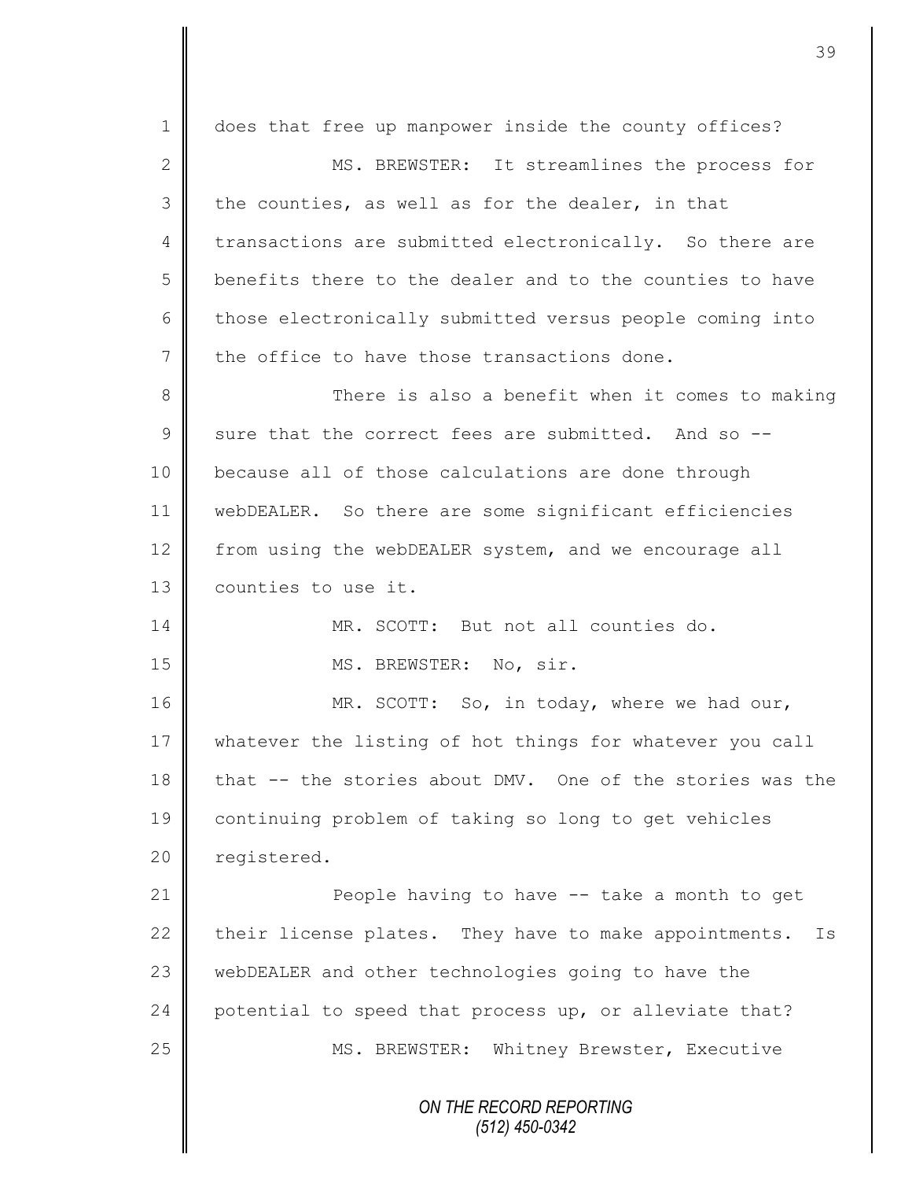does that free up manpower inside the county offices?

MS. BREWSTER: It streamlines the process for the counties, as well as for the dealer, in that transactions are submitted electronically. So there are benefits there to the dealer and to the counties to have those electronically submitted versus people coming into the office to have those transactions done.

There is also a benefit when it comes to making sure that the correct fees are submitted. And so -- because all of those calculations are done through webDEALER. So there are some significant efficiencies from using the webDEALER system, and we encourage all counties to use it.

MR. SCOTT: But not all counties do.

MS. BREWSTER: No, sir.

MR. SCOTT: So, in today, where we had our, whatever the listing of hot things for whatever you call that -- the stories about DMV. One of the stories was the continuing problem of taking so long to get vehicles registered.

People having to have -- take a month to get their license plates. They have to make appointments. Is webDEALER and other technologies going to have the potential to speed that process up, or alleviate that?

MS. BREWSTER: Whitney Brewster, Executive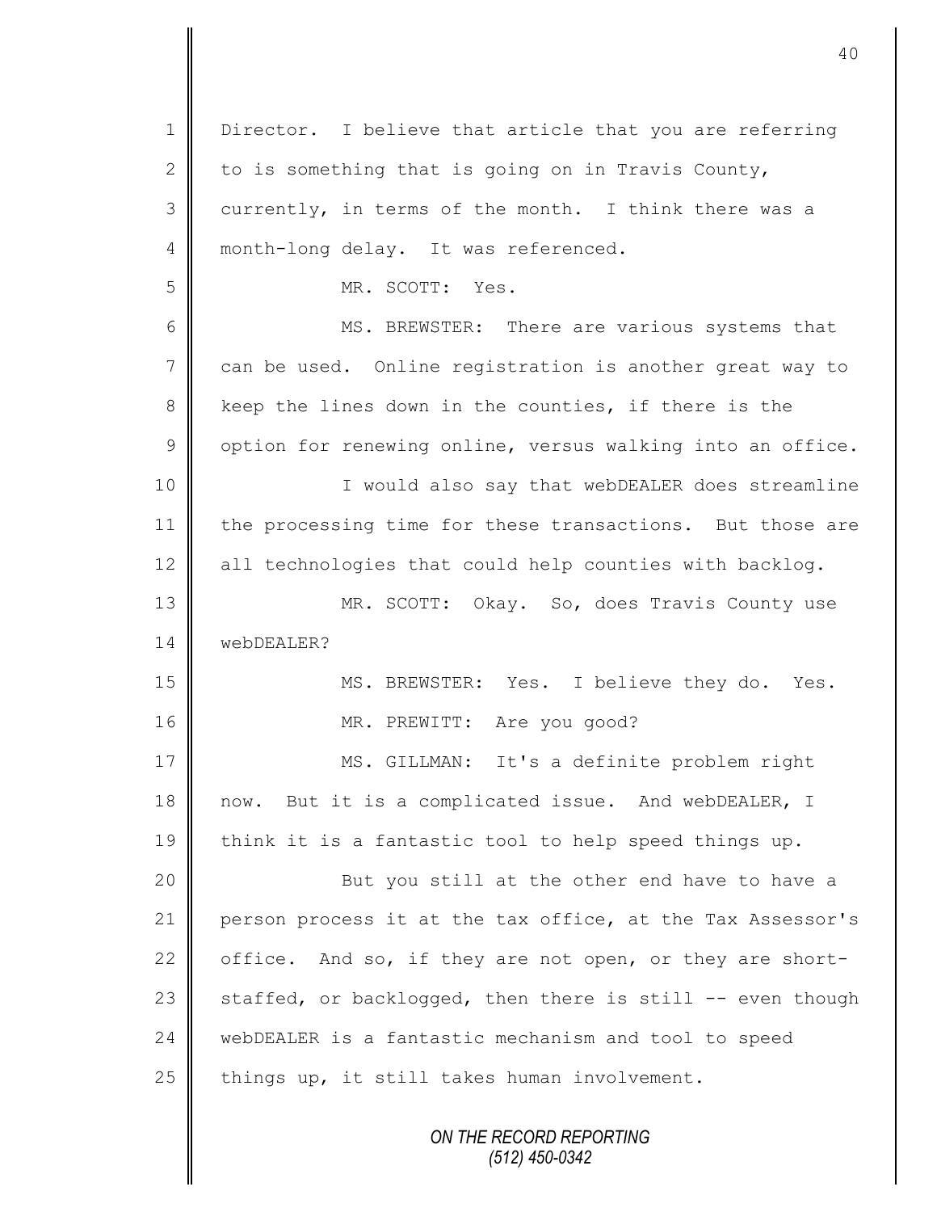Director. I believe that article that you are referring to is something that is going on in Travis County, currently, in terms of the month. I think there was a month-long delay. It was referenced.

MR. SCOTT: Yes.

MS. BREWSTER: There are various systems that can be used. Online registration is another great way to keep the lines down in the counties, if there is the option for renewing online, versus walking into an office.

I would also say that webDEALER does streamline the processing time for these transactions. But those are all technologies that could help counties with backlog.

MR. SCOTT: Okay. So, does Travis County use webDEALER?

MS. BREWSTER: Yes. I believe they do. Yes.

MR. PREWITT: Are you good?

MS. GILLMAN: It's a definite problem right now. But it is a complicated issue. And webDEALER, I think it is a fantastic tool to help speed things up.

But you still at the other end have to have a person process it at the tax office, at the Tax Assessor's office. And so, if they are not open, or they are short-staffed, or backlogged, then there is still -- even though webDEALER is a fantastic mechanism and tool to speed things up, it still takes human involvement.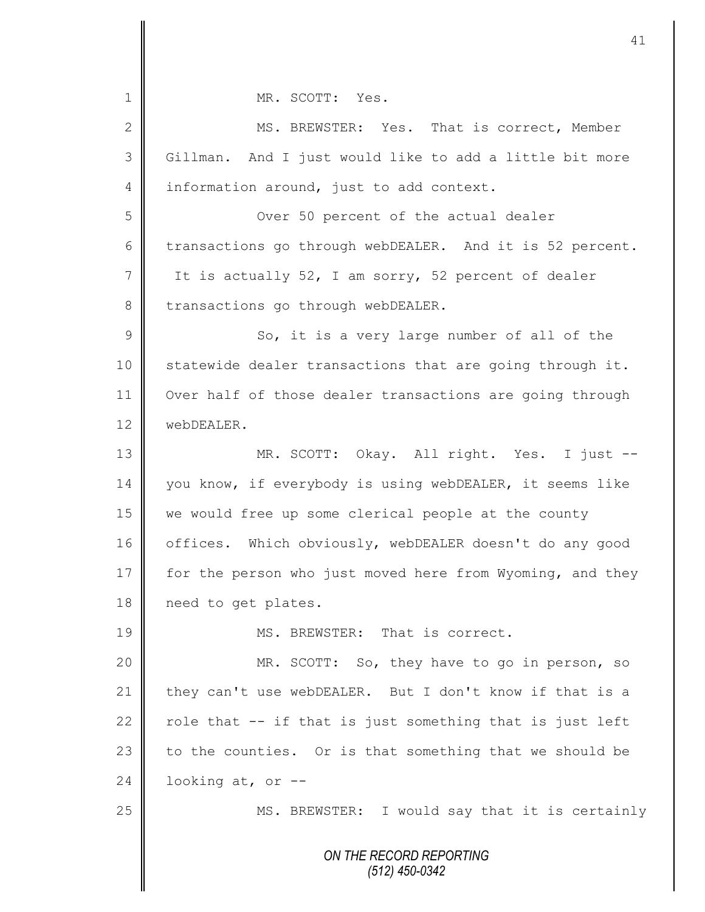MR. SCOTT: Yes.

MS. BREWSTER: Yes. That is correct, Member Gillman. And I just would like to add a little bit more information around, just to add context.

Over 50 percent of the actual dealer transactions go through webDEALER. And it is 52 percent. It is actually 52, I am sorry, 52 percent of dealer transactions go through webDEALER.

So, it is a very large number of all of the statewide dealer transactions that are going through it. Over half of those dealer transactions are going through webDEALER.

MR. SCOTT: Okay. All right. Yes. I just -- you know, if everybody is using webDEALER, it seems like we would free up some clerical people at the county offices. Which obviously, webDEALER doesn't do any good for the person who just moved here from Wyoming, and they need to get plates.

MS. BREWSTER: That is correct.

MR. SCOTT: So, they have to go in person, so they can't use webDEALER. But I don't know if that is a role that -- if that is just something that is just left to the counties. Or is that something that we should be looking at, or --

MS. BREWSTER: I would say that it is certainly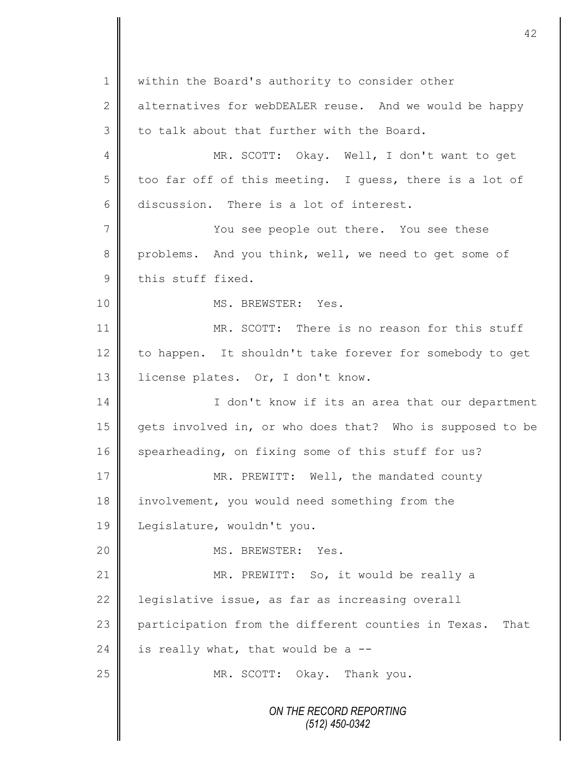within the Board's authority to consider other alternatives for webDEALER reuse. And we would be happy to talk about that further with the Board.

MR. SCOTT: Okay. Well, I don't want to get too far off of this meeting. I guess, there is a lot of discussion. There is a lot of interest.

You see people out there. You see these problems. And you think, well, we need to get some of this stuff fixed.

MS. BREWSTER: Yes.

MR. SCOTT: There is no reason for this stuff to happen. It shouldn't take forever for somebody to get license plates. Or, I don't know.

I don't know if its an area that our department gets involved in, or who does that? Who is supposed to be spearheading, on fixing some of this stuff for us?

MR. PREWITT: Well, the mandated county involvement, you would need something from the Legislature, wouldn't you.

MS. BREWSTER: Yes.

MR. PREWITT: So, it would be really a legislative issue, as far as increasing overall participation from the different counties in Texas. That is really what, that would be a --

MR. SCOTT: Okay. Thank you.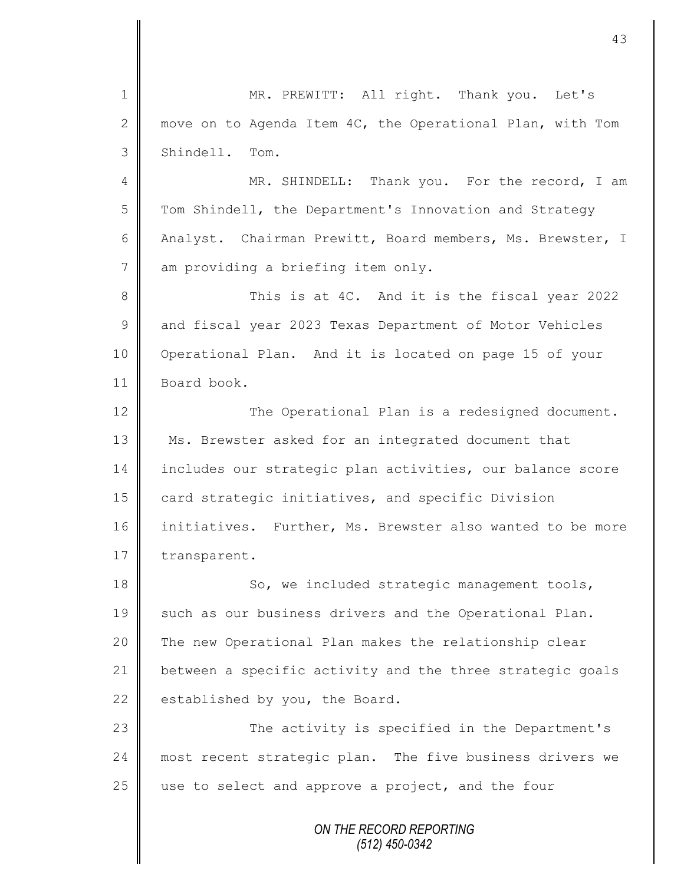MR. PREWITT: All right. Thank you. Let's move on to Agenda Item 4C, the Operational Plan, with Tom Shindell. Tom.

MR. SHINDELL: Thank you. For the record, I am Tom Shindell, the Department's Innovation and Strategy Analyst. Chairman Prewitt, Board members, Ms. Brewster, I am providing a briefing item only.

This is at 4C. And it is the fiscal year 2022 and fiscal year 2023 Texas Department of Motor Vehicles Operational Plan. And it is located on page 15 of your Board book.

The Operational Plan is a redesigned document. Ms. Brewster asked for an integrated document that includes our strategic plan activities, our balance score card strategic initiatives, and specific Division initiatives. Further, Ms. Brewster also wanted to be more transparent.

So, we included strategic management tools, such as our business drivers and the Operational Plan. The new Operational Plan makes the relationship clear between a specific activity and the three strategic goals established by you, the Board.

The activity is specified in the Department's most recent strategic plan. The five business drivers we use to select and approve a project, and the four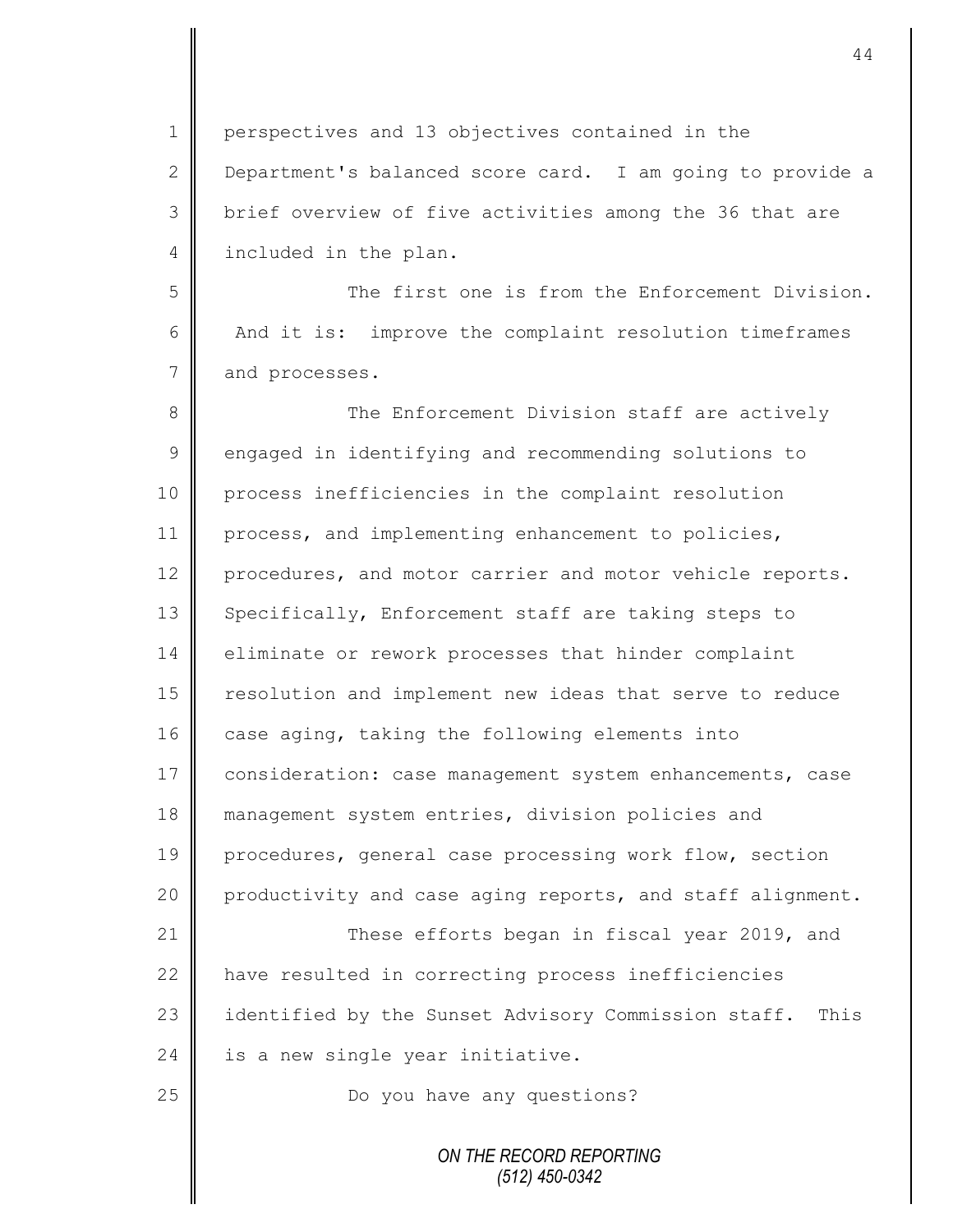perspectives and 13 objectives contained in the Department's balanced score card. I am going to provide a brief overview of five activities among the 36 that are included in the plan.

The first one is from the Enforcement Division. And it is: improve the complaint resolution timeframes and processes.

The Enforcement Division staff are actively engaged in identifying and recommending solutions to process inefficiencies in the complaint resolution process, and implementing enhancement to policies, procedures, and motor carrier and motor vehicle reports. Specifically, Enforcement staff are taking steps to eliminate or rework processes that hinder complaint resolution and implement new ideas that serve to reduce case aging, taking the following elements into consideration: case management system enhancements, case management system entries, division policies and procedures, general case processing work flow, section productivity and case aging reports, and staff alignment.

These efforts began in fiscal year 2019, and have resulted in correcting process inefficiencies identified by the Sunset Advisory Commission staff. This is a new single year initiative.

Do you have any questions?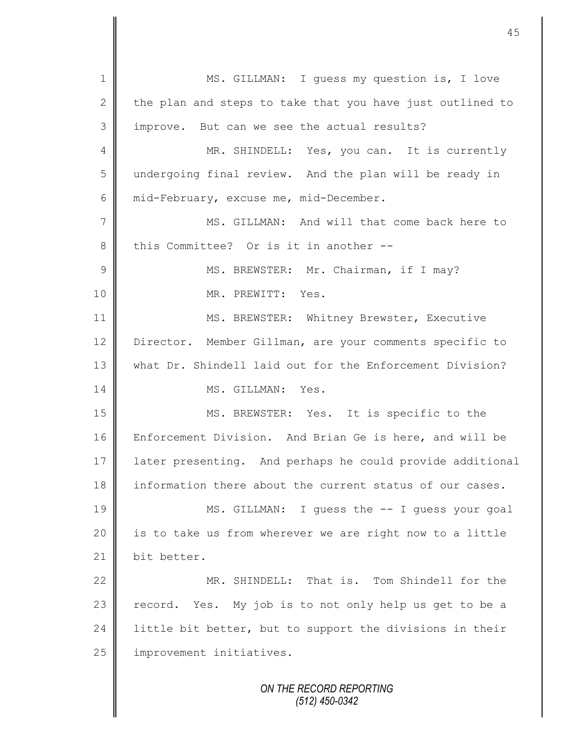MS. GILLMAN: I guess my question is, I love the plan and steps to take that you have just outlined to improve. But can we see the actual results?

MR. SHINDELL: Yes, you can. It is currently undergoing final review. And the plan will be ready in mid-February, excuse me, mid-December.

MS. GILLMAN: And will that come back here to this Committee? Or is it in another --

MS. BREWSTER: Mr. Chairman, if I may?

MR. PREWITT: Yes.

MS. BREWSTER: Whitney Brewster, Executive Director. Member Gillman, are your comments specific to what Dr. Shindell laid out for the Enforcement Division?

MS. GILLMAN: Yes.

MS. BREWSTER: Yes. It is specific to the Enforcement Division. And Brian Ge is here, and will be later presenting. And perhaps he could provide additional information there about the current status of our cases.

MS. GILLMAN: I guess the -- I guess your goal is to take us from wherever we are right now to a little bit better.

MR. SHINDELL: That is. Tom Shindell for the record. Yes. My job is to not only help us get to be a little bit better, but to support the divisions in their improvement initiatives.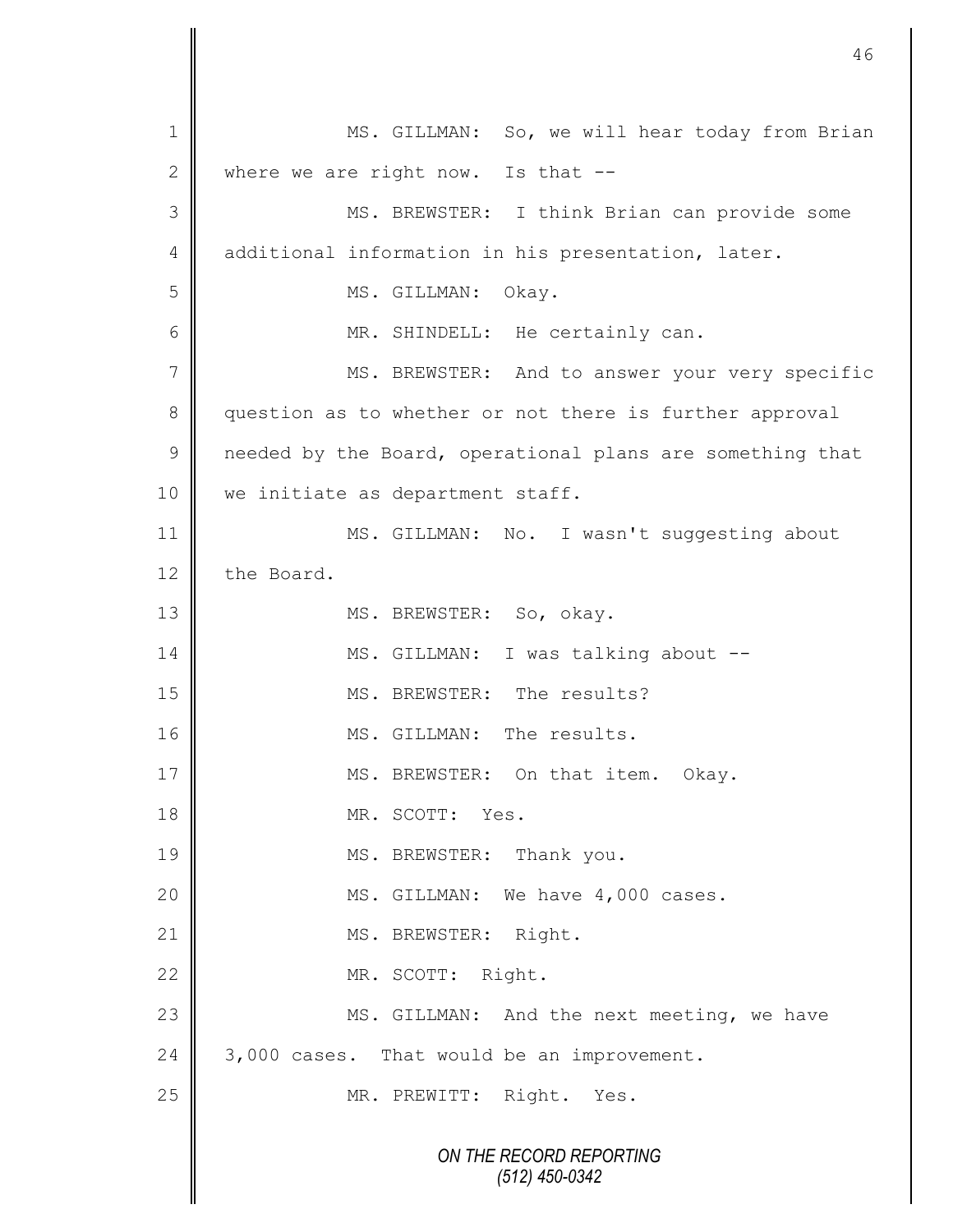MS. GILLMAN: So, we will hear today from Brian where we are right now. Is that --

MS. BREWSTER: I think Brian can provide some additional information in his presentation, later.

MS. GILLMAN: Okay.

MR. SHINDELL: He certainly can.

MS. BREWSTER: And to answer your very specific question as to whether or not there is further approval needed by the Board, operational plans are something that we initiate as department staff.

MS. GILLMAN: No. I wasn't suggesting about the Board.

MS. BREWSTER: So, okay.

MS. GILLMAN: I was talking about --

MS. BREWSTER: The results?

MS. GILLMAN: The results.

MS. BREWSTER: On that item. Okay.

MR. SCOTT: Yes.

MS. BREWSTER: Thank you.

MS. GILLMAN: We have 4,000 cases.

MS. BREWSTER: Right.

MR. SCOTT: Right.

MS. GILLMAN: And the next meeting, we have 3,000 cases. That would be an improvement.

MR. PREWITT: Right. Yes.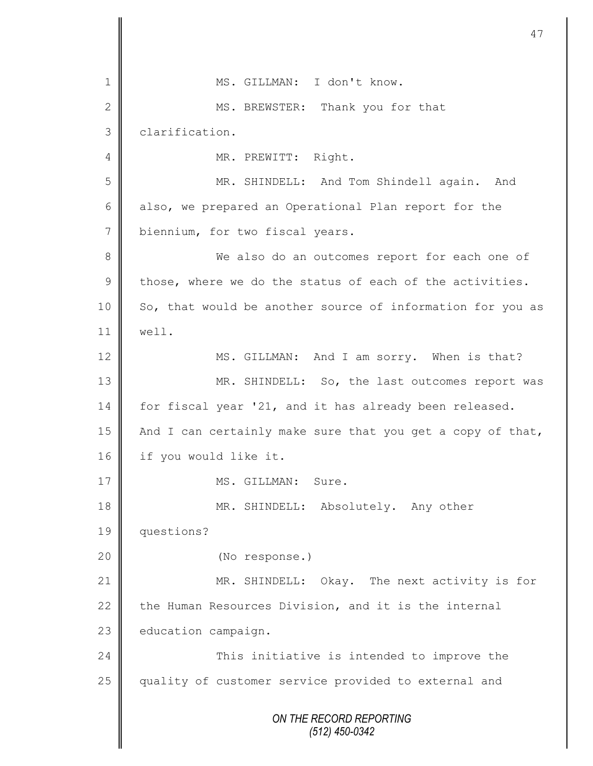MS. GILLMAN: I don't know.

MS. BREWSTER: Thank you for that clarification.

MR. PREWITT: Right.

MR. SHINDELL: And Tom Shindell again. And also, we prepared an Operational Plan report for the biennium, for two fiscal years.

We also do an outcomes report for each one of those, where we do the status of each of the activities. So, that would be another source of information for you as well.

MS. GILLMAN: And I am sorry. When is that?

MR. SHINDELL: So, the last outcomes report was for fiscal year '21, and it has already been released. And I can certainly make sure that you get a copy of that, if you would like it.

MS. GILLMAN: Sure.

MR. SHINDELL: Absolutely. Any other questions?

(No response.)

MR. SHINDELL: Okay. The next activity is for the Human Resources Division, and it is the internal education campaign.

This initiative is intended to improve the quality of customer service provided to external and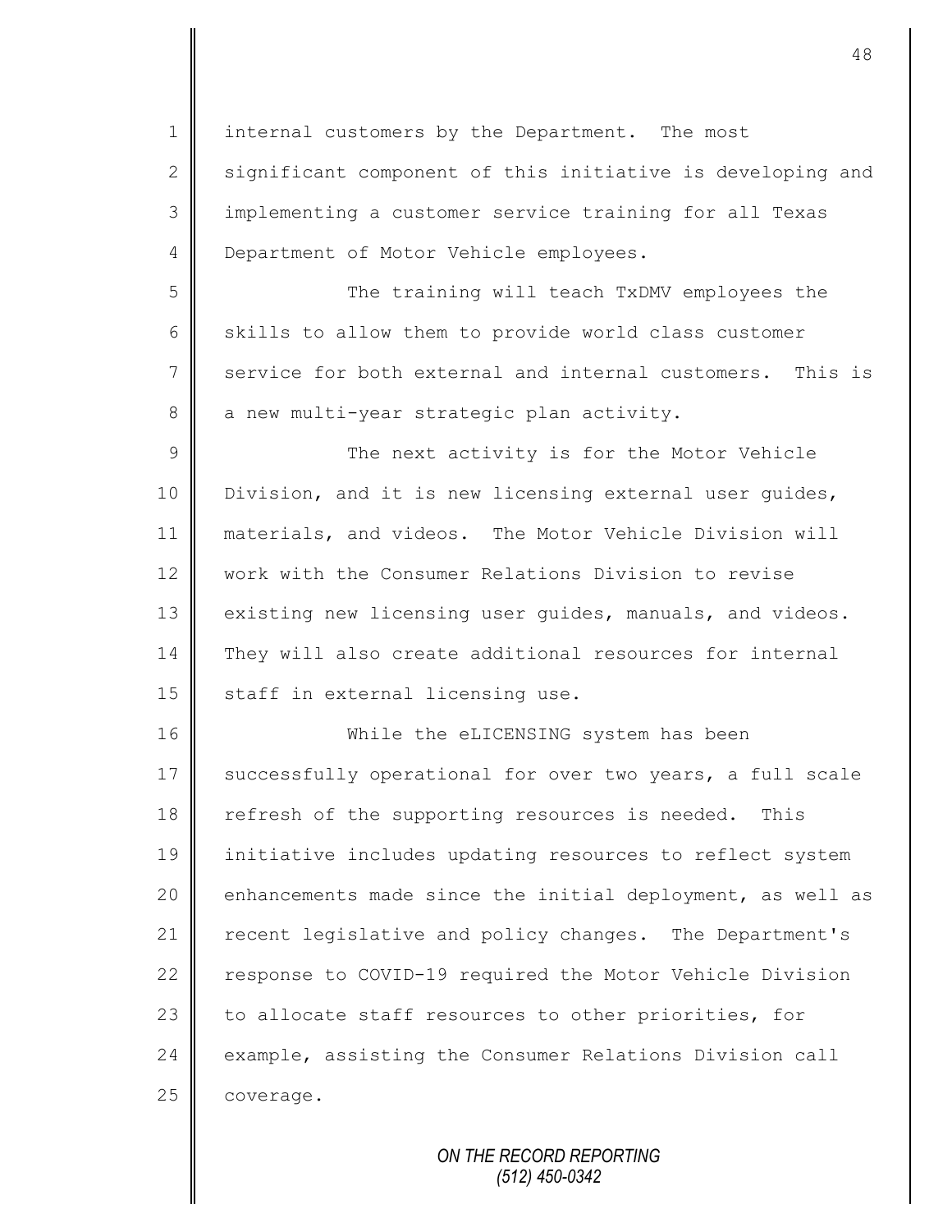internal customers by the Department. The most significant component of this initiative is developing and implementing a customer service training for all Texas Department of Motor Vehicle employees.

The training will teach TxDMV employees the skills to allow them to provide world class customer service for both external and internal customers. This is a new multi-year strategic plan activity.

The next activity is for the Motor Vehicle Division, and it is new licensing external user guides, materials, and videos. The Motor Vehicle Division will work with the Consumer Relations Division to revise existing new licensing user guides, manuals, and videos. They will also create additional resources for internal staff in external licensing use.

While the eLICENSING system has been successfully operational for over two years, a full scale refresh of the supporting resources is needed. This initiative includes updating resources to reflect system enhancements made since the initial deployment, as well as recent legislative and policy changes. The Department's response to COVID-19 required the Motor Vehicle Division to allocate staff resources to other priorities, for example, assisting the Consumer Relations Division call coverage.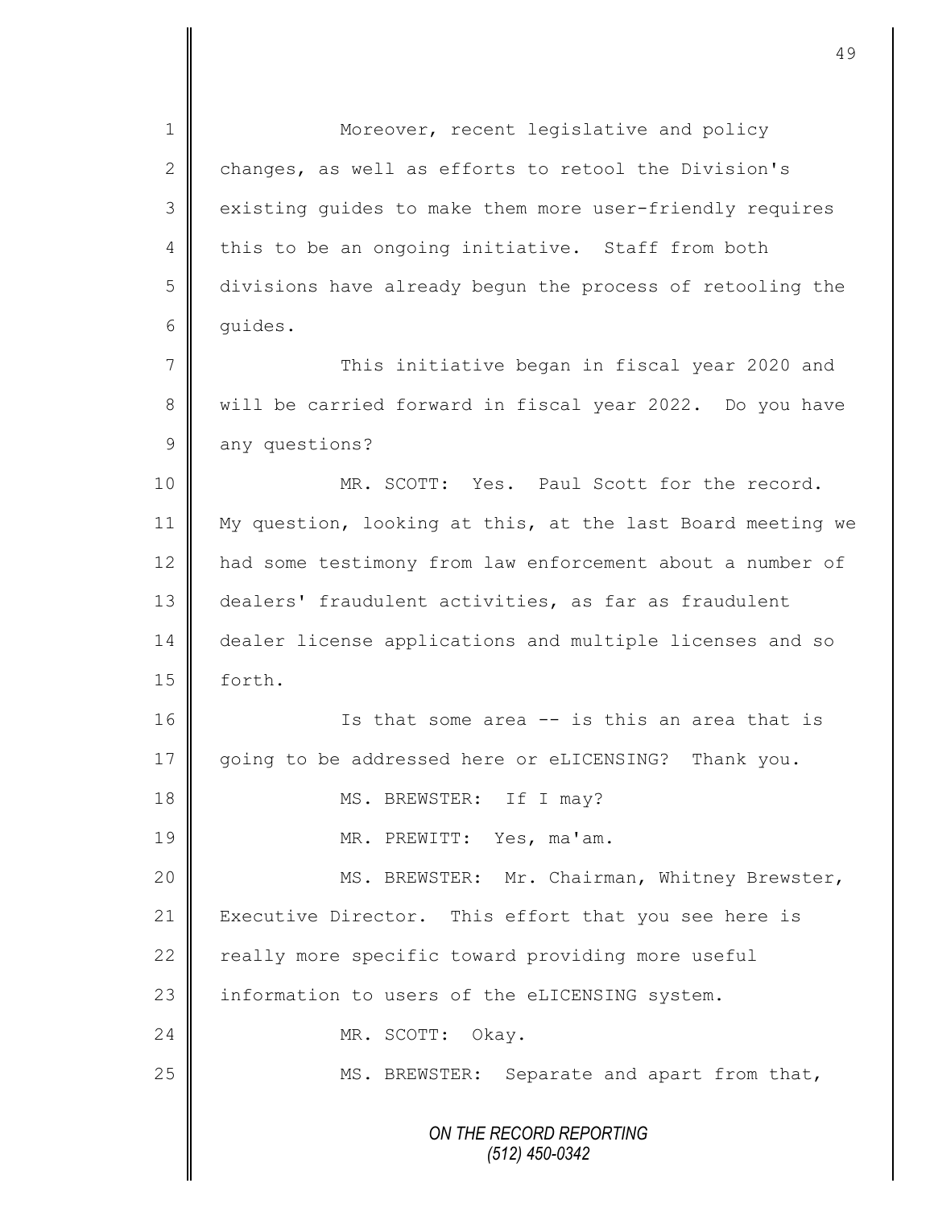Moreover, recent legislative and policy changes, as well as efforts to retool the Division's existing guides to make them more user-friendly requires this to be an ongoing initiative. Staff from both divisions have already begun the process of retooling the guides.

This initiative began in fiscal year 2020 and will be carried forward in fiscal year 2022. Do you have any questions?

MR. SCOTT: Yes. Paul Scott for the record. My question, looking at this, at the last Board meeting we had some testimony from law enforcement about a number of dealers' fraudulent activities, as far as fraudulent dealer license applications and multiple licenses and so forth.

Is that some area -- is this an area that is going to be addressed here or eLICENSING? Thank you.

MS. BREWSTER: If I may?

MR. PREWITT: Yes, ma'am.

MS. BREWSTER: Mr. Chairman, Whitney Brewster, Executive Director. This effort that you see here is really more specific toward providing more useful information to users of the eLICENSING system.

MR. SCOTT: Okay.

MS. BREWSTER: Separate and apart from that,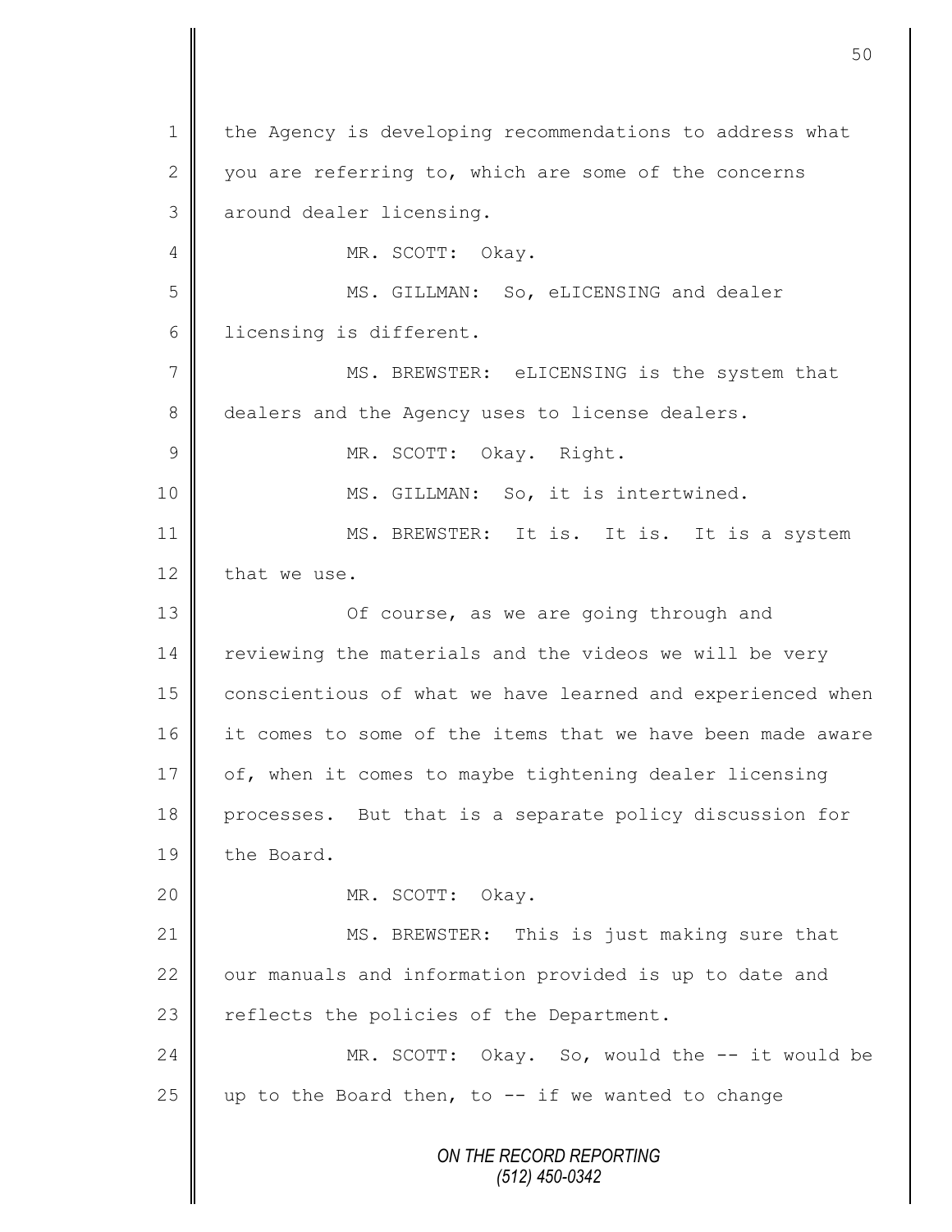the Agency is developing recommendations to address what you are referring to, which are some of the concerns around dealer licensing.

MR. SCOTT: Okay.

MS. GILLMAN: So, eLICENSING and dealer licensing is different.

MS. BREWSTER: eLICENSING is the system that dealers and the Agency uses to license dealers.

MR. SCOTT: Okay. Right.

MS. GILLMAN: So, it is intertwined.

MS. BREWSTER: It is. It is. It is a system that we use.

Of course, as we are going through and reviewing the materials and the videos we will be very conscientious of what we have learned and experienced when it comes to some of the items that we have been made aware of, when it comes to maybe tightening dealer licensing processes. But that is a separate policy discussion for the Board.

MR. SCOTT: Okay.

MS. BREWSTER: This is just making sure that our manuals and information provided is up to date and reflects the policies of the Department.

MR. SCOTT: Okay. So, would the -- it would be up to the Board then, to -- if we wanted to change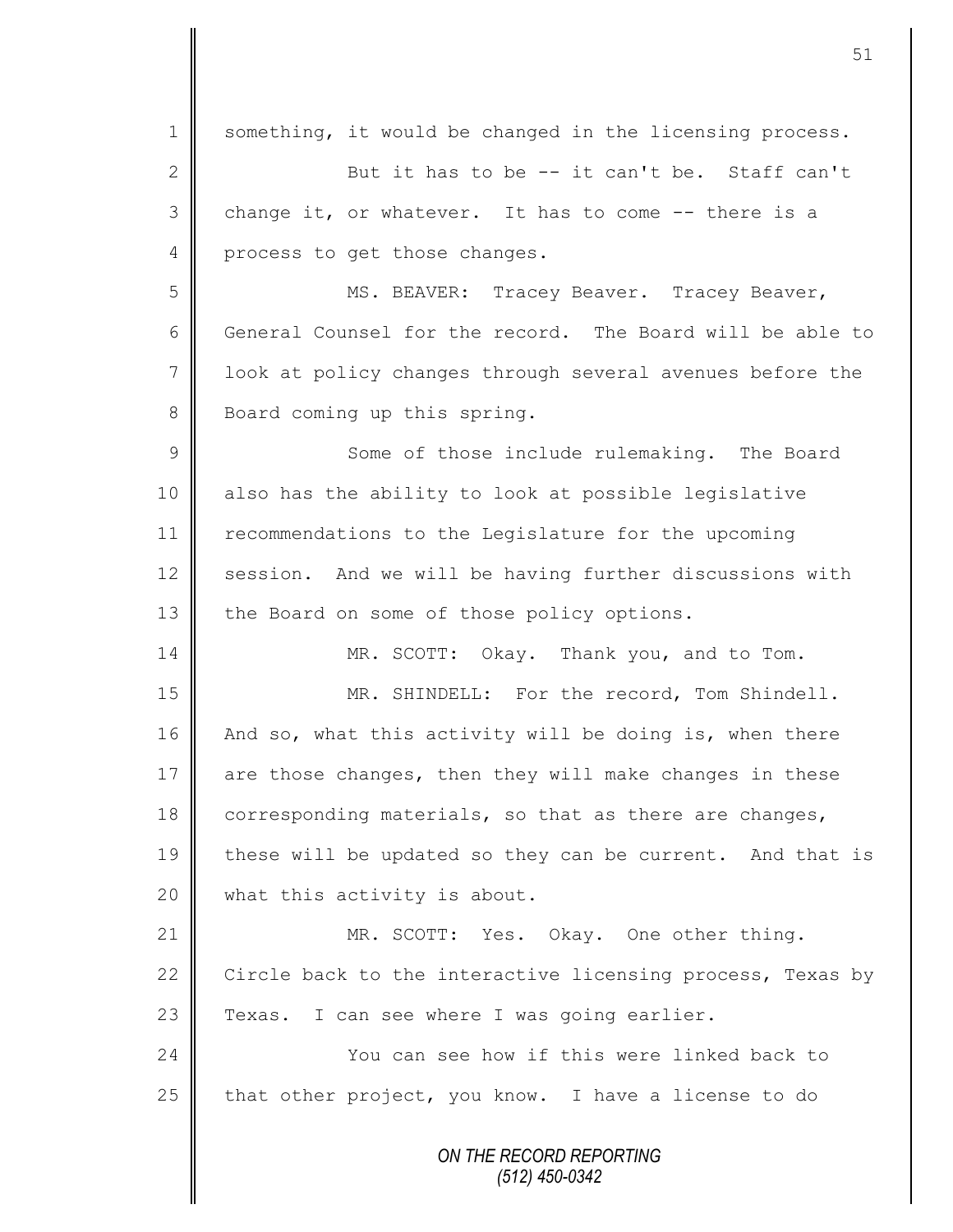something, it would be changed in the licensing process.

But it has to be -- it can't be. Staff can't change it, or whatever. It has to come -- there is a process to get those changes.

MS. BEAVER: Tracey Beaver. Tracey Beaver, General Counsel for the record. The Board will be able to look at policy changes through several avenues before the Board coming up this spring.

Some of those include rulemaking. The Board also has the ability to look at possible legislative recommendations to the Legislature for the upcoming session. And we will be having further discussions with the Board on some of those policy options.

MR. SCOTT: Okay. Thank you, and to Tom.

MR. SHINDELL: For the record, Tom Shindell. And so, what this activity will be doing is, when there are those changes, then they will make changes in these corresponding materials, so that as there are changes, these will be updated so they can be current. And that is what this activity is about.

MR. SCOTT: Yes. Okay. One other thing. Circle back to the interactive licensing process, Texas by Texas. I can see where I was going earlier.

You can see how if this were linked back to that other project, you know. I have a license to do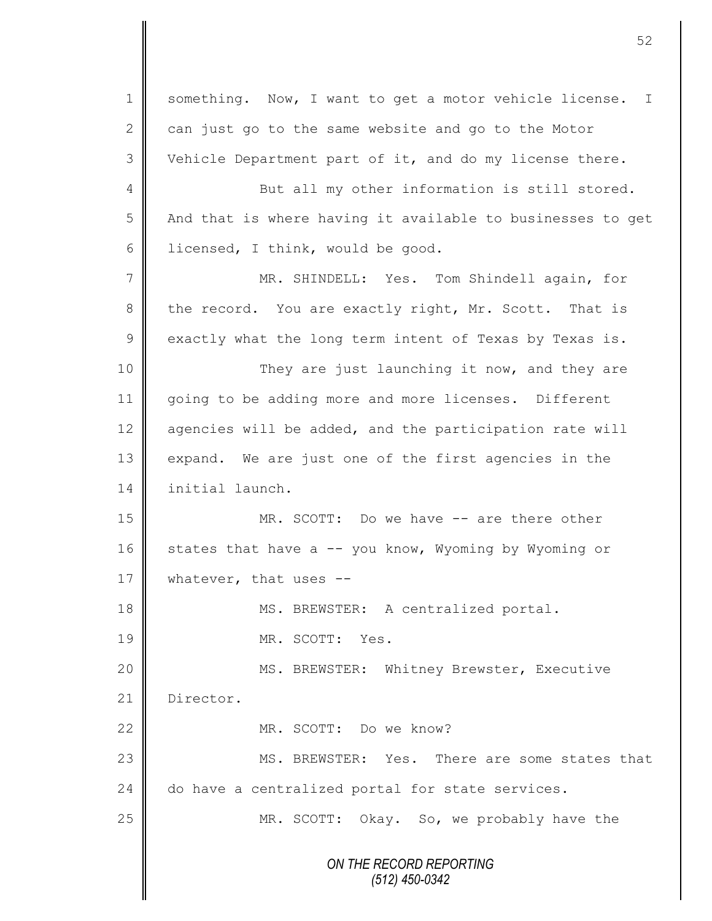something. Now, I want to get a motor vehicle license. I can just go to the same website and go to the Motor Vehicle Department part of it, and do my license there.

But all my other information is still stored. And that is where having it available to businesses to get licensed, I think, would be good.

MR. SHINDELL: Yes. Tom Shindell again, for the record. You are exactly right, Mr. Scott. That is exactly what the long term intent of Texas by Texas is.

They are just launching it now, and they are going to be adding more and more licenses. Different agencies will be added, and the participation rate will expand. We are just one of the first agencies in the initial launch.

MR. SCOTT: Do we have -- are there other states that have a -- you know, Wyoming by Wyoming or whatever, that uses --

MS. BREWSTER: A centralized portal.

MR. SCOTT: Yes.

MS. BREWSTER: Whitney Brewster, Executive Director.

MR. SCOTT: Do we know?

MS. BREWSTER: Yes. There are some states that do have a centralized portal for state services.

MR. SCOTT: Okay. So, we probably have the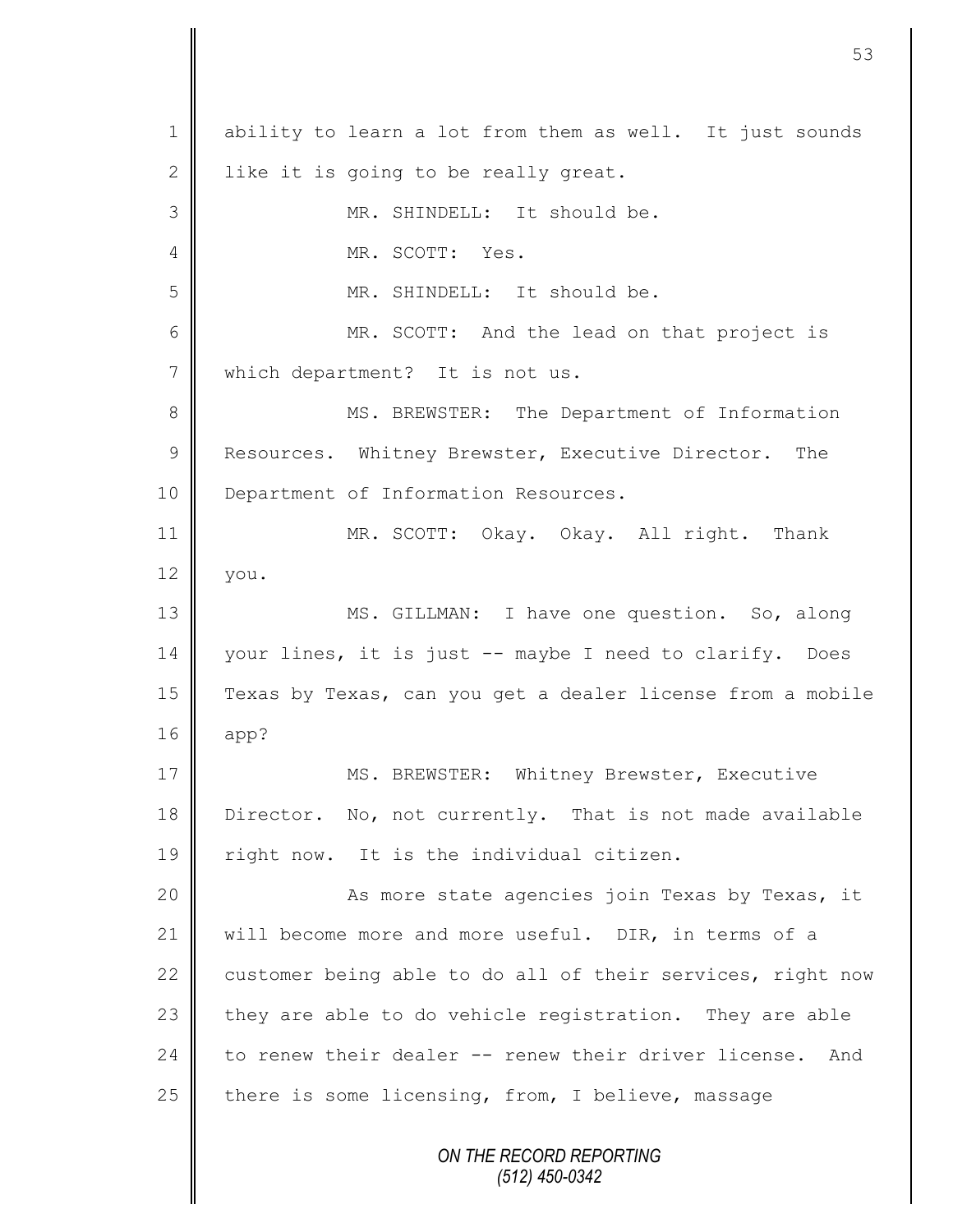ability to learn a lot from them as well. It just sounds like it is going to be really great.

MR. SHINDELL: It should be.

MR. SCOTT: Yes.

MR. SHINDELL: It should be.

MR. SCOTT: And the lead on that project is which department? It is not us.

MS. BREWSTER: The Department of Information Resources. Whitney Brewster, Executive Director. The Department of Information Resources.

MR. SCOTT: Okay. Okay. All right. Thank you.

MS. GILLMAN: I have one question. So, along your lines, it is just -- maybe I need to clarify. Does Texas by Texas, can you get a dealer license from a mobile app?

MS. BREWSTER: Whitney Brewster, Executive Director. No, not currently. That is not made available right now. It is the individual citizen.

As more state agencies join Texas by Texas, it will become more and more useful. DIR, in terms of a customer being able to do all of their services, right now they are able to do vehicle registration. They are able to renew their dealer -- renew their driver license. And there is some licensing, from, I believe, massage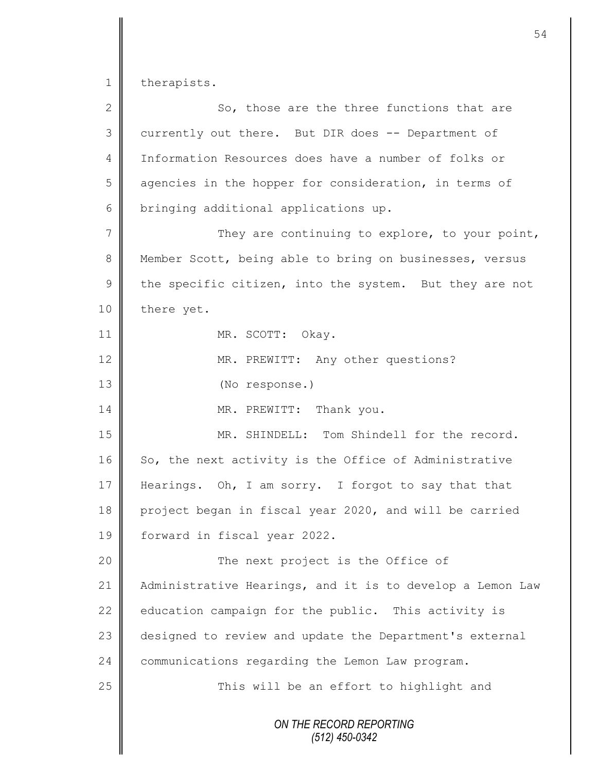therapists.

So, those are the three functions that are currently out there. But DIR does -- Department of Information Resources does have a number of folks or agencies in the hopper for consideration, in terms of bringing additional applications up.

They are continuing to explore, to your point, Member Scott, being able to bring on businesses, versus the specific citizen, into the system. But they are not there yet.

MR. SCOTT: Okay.

MR. PREWITT: Any other questions?

(No response.)

MR. PREWITT: Thank you.

MR. SHINDELL: Tom Shindell for the record. So, the next activity is the Office of Administrative Hearings. Oh, I am sorry. I forgot to say that that project began in fiscal year 2020, and will be carried forward in fiscal year 2022.

The next project is the Office of Administrative Hearings, and it is to develop a Lemon Law education campaign for the public. This activity is designed to review and update the Department's external communications regarding the Lemon Law program.

This will be an effort to highlight and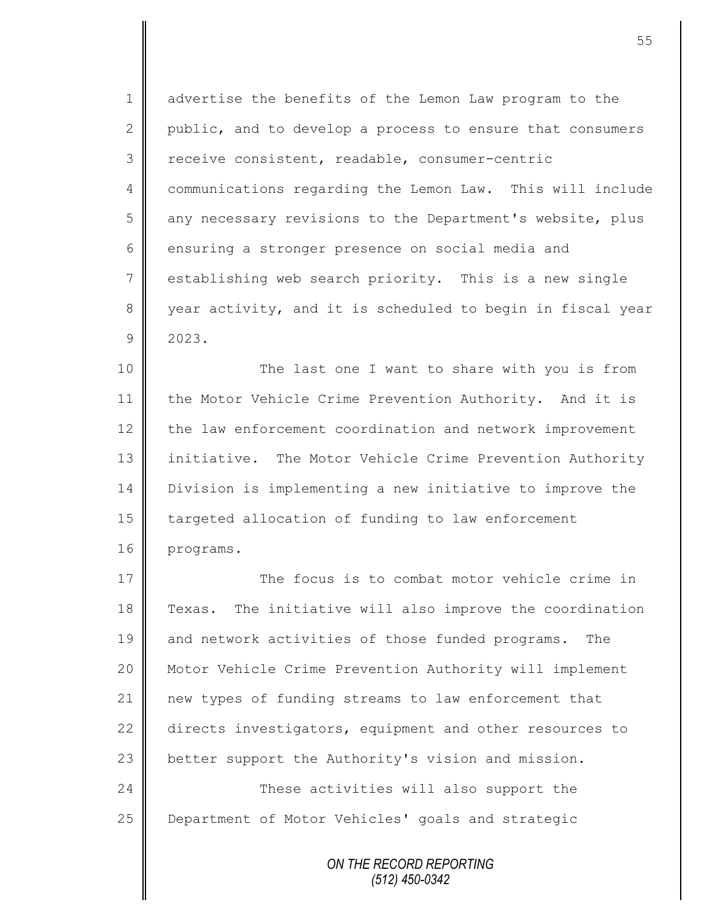advertise the benefits of the Lemon Law program to the public, and to develop a process to ensure that consumers receive consistent, readable, consumer-centric communications regarding the Lemon Law. This will include any necessary revisions to the Department's website, plus ensuring a stronger presence on social media and establishing web search priority. This is a new single year activity, and it is scheduled to begin in fiscal year 2023.

The last one I want to share with you is from the Motor Vehicle Crime Prevention Authority. And it is the law enforcement coordination and network improvement initiative. The Motor Vehicle Crime Prevention Authority Division is implementing a new initiative to improve the targeted allocation of funding to law enforcement programs.

The focus is to combat motor vehicle crime in Texas. The initiative will also improve the coordination and network activities of those funded programs. The Motor Vehicle Crime Prevention Authority will implement new types of funding streams to law enforcement that directs investigators, equipment and other resources to better support the Authority's vision and mission.

These activities will also support the Department of Motor Vehicles' goals and strategic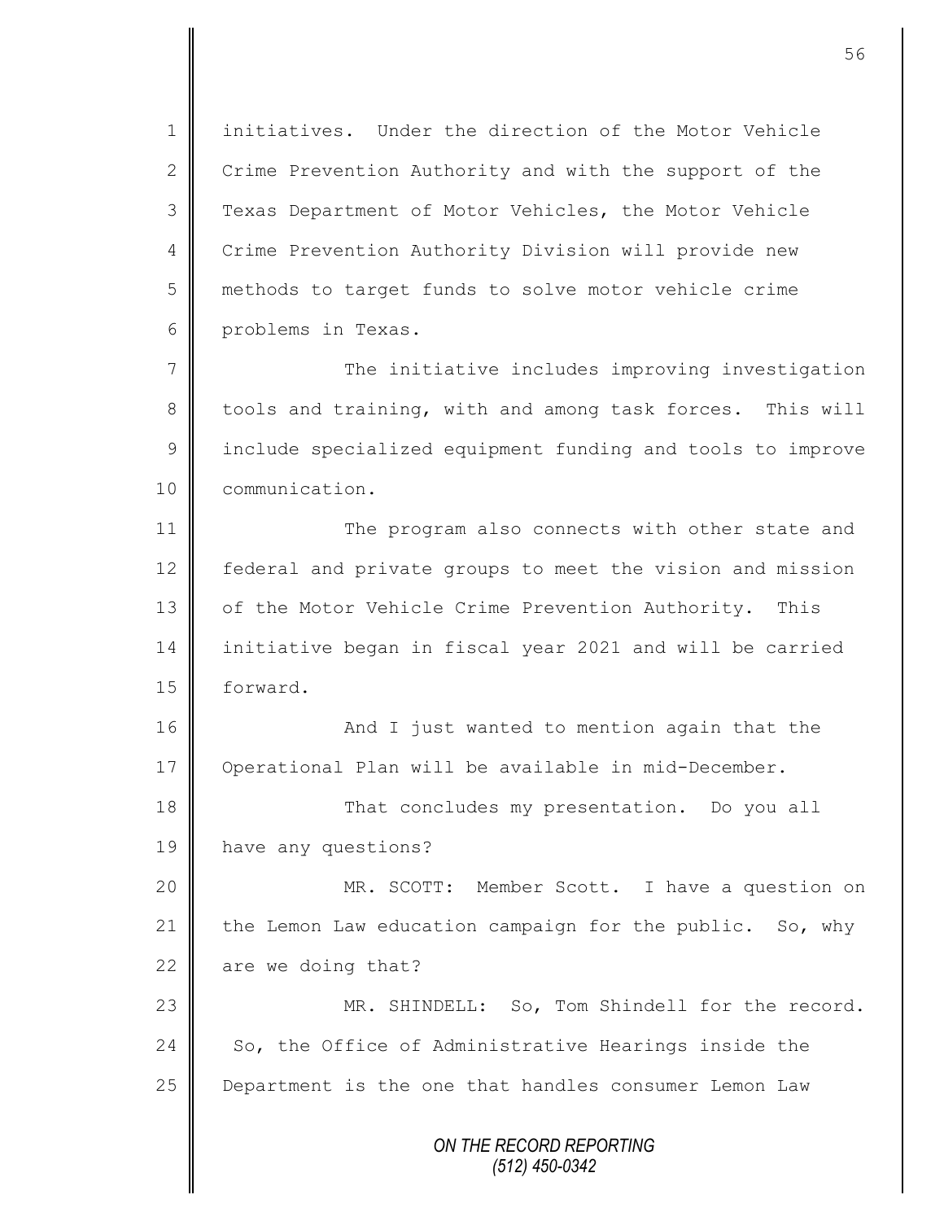initiatives. Under the direction of the Motor Vehicle Crime Prevention Authority and with the support of the Texas Department of Motor Vehicles, the Motor Vehicle Crime Prevention Authority Division will provide new methods to target funds to solve motor vehicle crime problems in Texas.

The initiative includes improving investigation tools and training, with and among task forces. This will include specialized equipment funding and tools to improve communication.

The program also connects with other state and federal and private groups to meet the vision and mission of the Motor Vehicle Crime Prevention Authority. This initiative began in fiscal year 2021 and will be carried forward.

And I just wanted to mention again that the Operational Plan will be available in mid-December.

That concludes my presentation. Do you all have any questions?

MR. SCOTT: Member Scott. I have a question on the Lemon Law education campaign for the public. So, why are we doing that?

MR. SHINDELL: So, Tom Shindell for the record. So, the Office of Administrative Hearings inside the Department is the one that handles consumer Lemon Law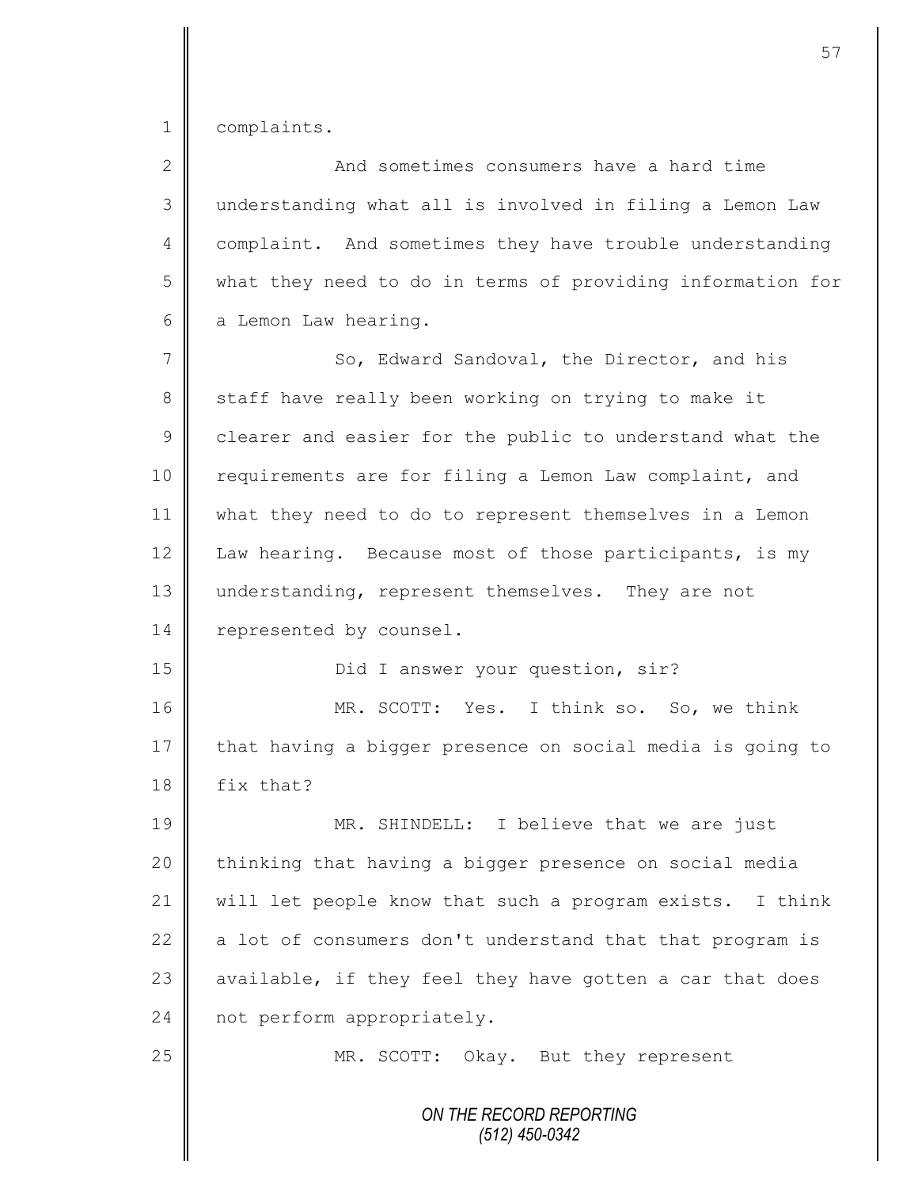complaints.

And sometimes consumers have a hard time understanding what all is involved in filing a Lemon Law complaint. And sometimes they have trouble understanding what they need to do in terms of providing information for a Lemon Law hearing.

So, Edward Sandoval, the Director, and his staff have really been working on trying to make it clearer and easier for the public to understand what the requirements are for filing a Lemon Law complaint, and what they need to do to represent themselves in a Lemon Law hearing. Because most of those participants, is my understanding, represent themselves. They are not represented by counsel.

Did I answer your question, sir?

MR. SCOTT: Yes. I think so. So, we think that having a bigger presence on social media is going to fix that?

MR. SHINDELL: I believe that we are just thinking that having a bigger presence on social media will let people know that such a program exists. I think a lot of consumers don't understand that that program is available, if they feel they have gotten a car that does not perform appropriately.

MR. SCOTT: Okay. But they represent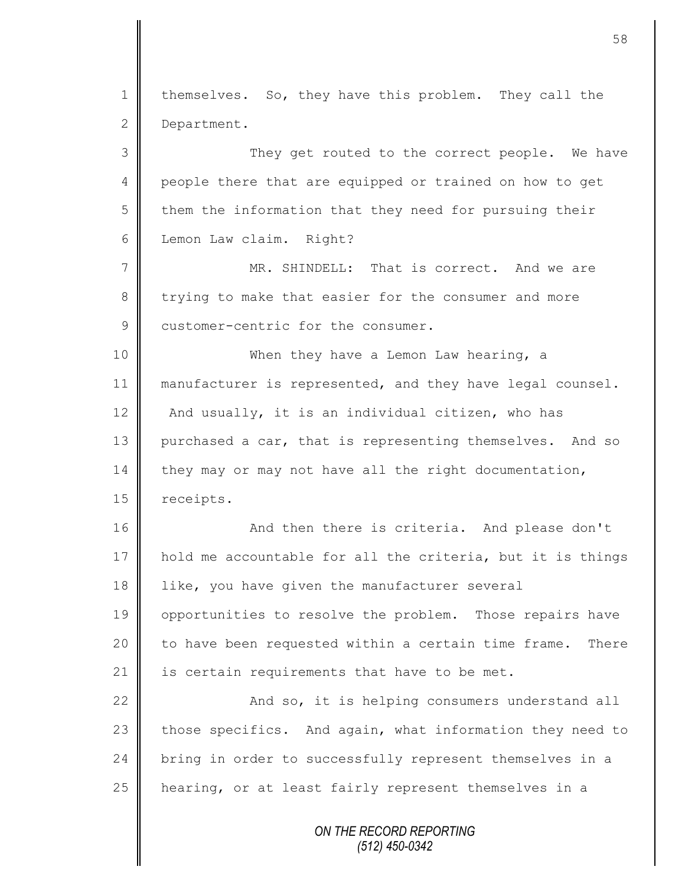themselves. So, they have this problem. They call the Department.

They get routed to the correct people. We have people there that are equipped or trained on how to get them the information that they need for pursuing their Lemon Law claim. Right?

MR. SHINDELL: That is correct. And we are trying to make that easier for the consumer and more customer-centric for the consumer.

When they have a Lemon Law hearing, a manufacturer is represented, and they have legal counsel. And usually, it is an individual citizen, who has purchased a car, that is representing themselves. And so they may or may not have all the right documentation, receipts.

And then there is criteria. And please don't hold me accountable for all the criteria, but it is things like, you have given the manufacturer several opportunities to resolve the problem. Those repairs have to have been requested within a certain time frame. There is certain requirements that have to be met.

And so, it is helping consumers understand all those specifics. And again, what information they need to bring in order to successfully represent themselves in a hearing, or at least fairly represent themselves in a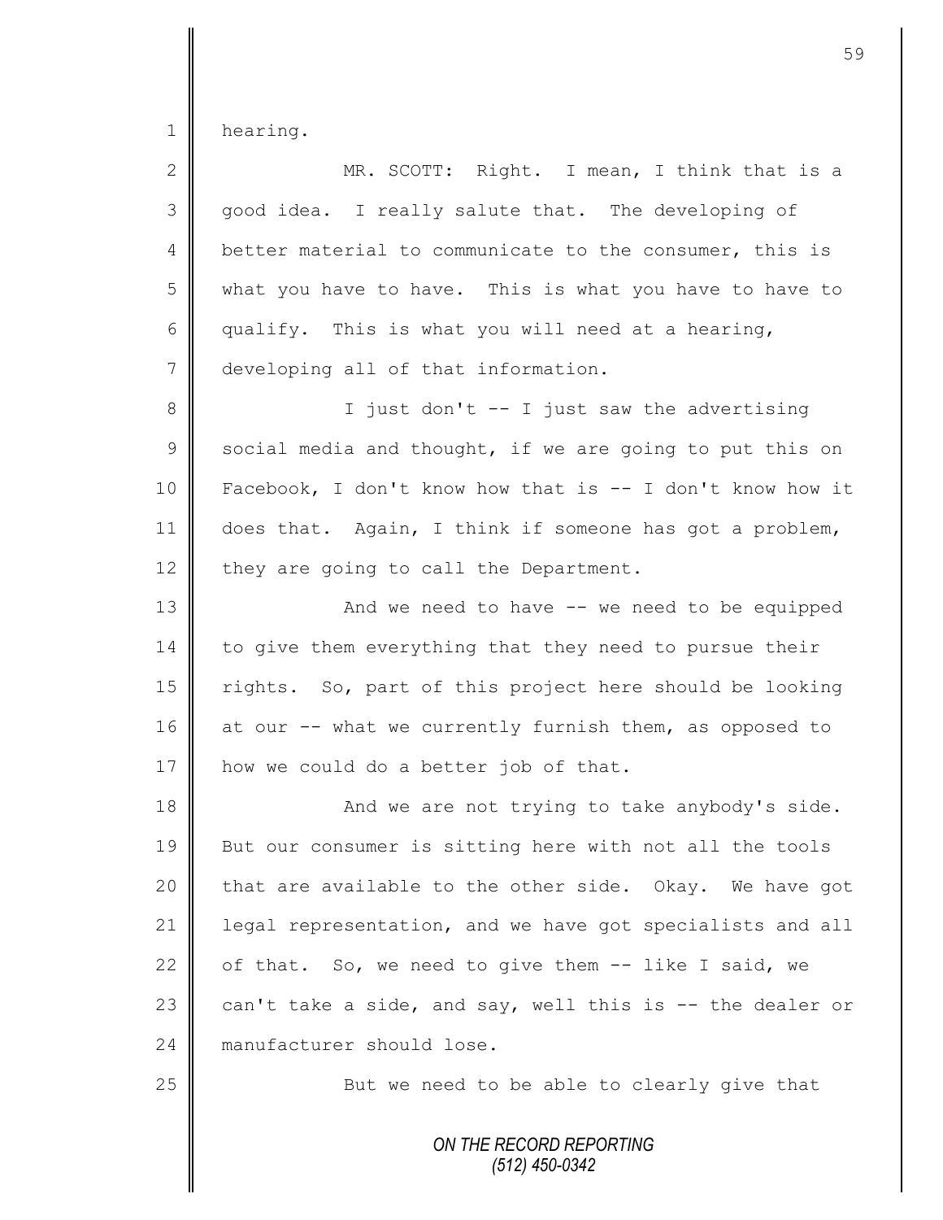hearing.

MR. SCOTT: Right. I mean, I think that is a good idea. I really salute that. The developing of better material to communicate to the consumer, this is what you have to have. This is what you have to have to qualify. This is what you will need at a hearing, developing all of that information.

I just don't -- I just saw the advertising social media and thought, if we are going to put this on Facebook, I don't know how that is -- I don't know how it does that. Again, I think if someone has got a problem, they are going to call the Department.

And we need to have -- we need to be equipped to give them everything that they need to pursue their rights. So, part of this project here should be looking at our -- what we currently furnish them, as opposed to how we could do a better job of that.

And we are not trying to take anybody's side. But our consumer is sitting here with not all the tools that are available to the other side. Okay. We have got legal representation, and we have got specialists and all of that. So, we need to give them -- like I said, we can't take a side, and say, well this is -- the dealer or manufacturer should lose.

But we need to be able to clearly give that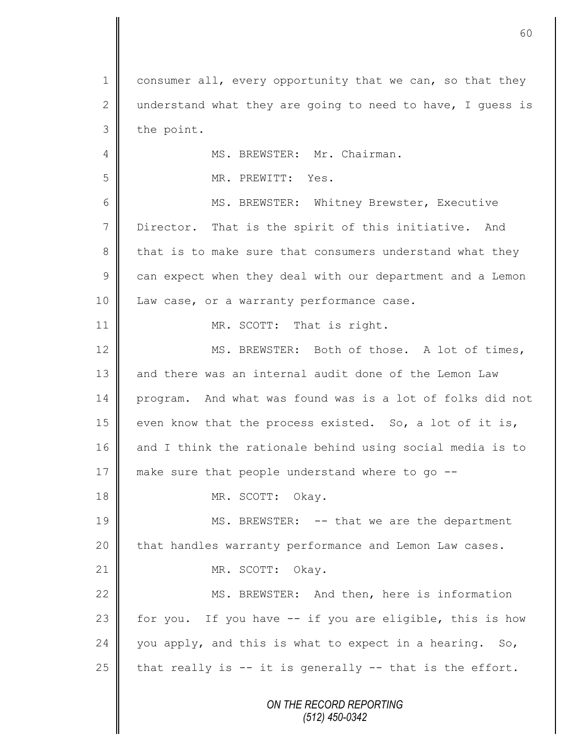consumer all, every opportunity that we can, so that they understand what they are going to need to have, I guess is the point.

MS. BREWSTER: Mr. Chairman.

MR. PREWITT: Yes.

MS. BREWSTER: Whitney Brewster, Executive Director. That is the spirit of this initiative. And that is to make sure that consumers understand what they can expect when they deal with our department and a Lemon Law case, or a warranty performance case.

MR. SCOTT: That is right.

MS. BREWSTER: Both of those. A lot of times, and there was an internal audit done of the Lemon Law program. And what was found was is a lot of folks did not even know that the process existed. So, a lot of it is, and I think the rationale behind using social media is to make sure that people understand where to go --

MR. SCOTT: Okay.

MS. BREWSTER: -- that we are the department that handles warranty performance and Lemon Law cases.

MR. SCOTT: Okay.

MS. BREWSTER: And then, here is information for you. If you have -- if you are eligible, this is how you apply, and this is what to expect in a hearing. So, that really is -- it is generally -- that is the effort.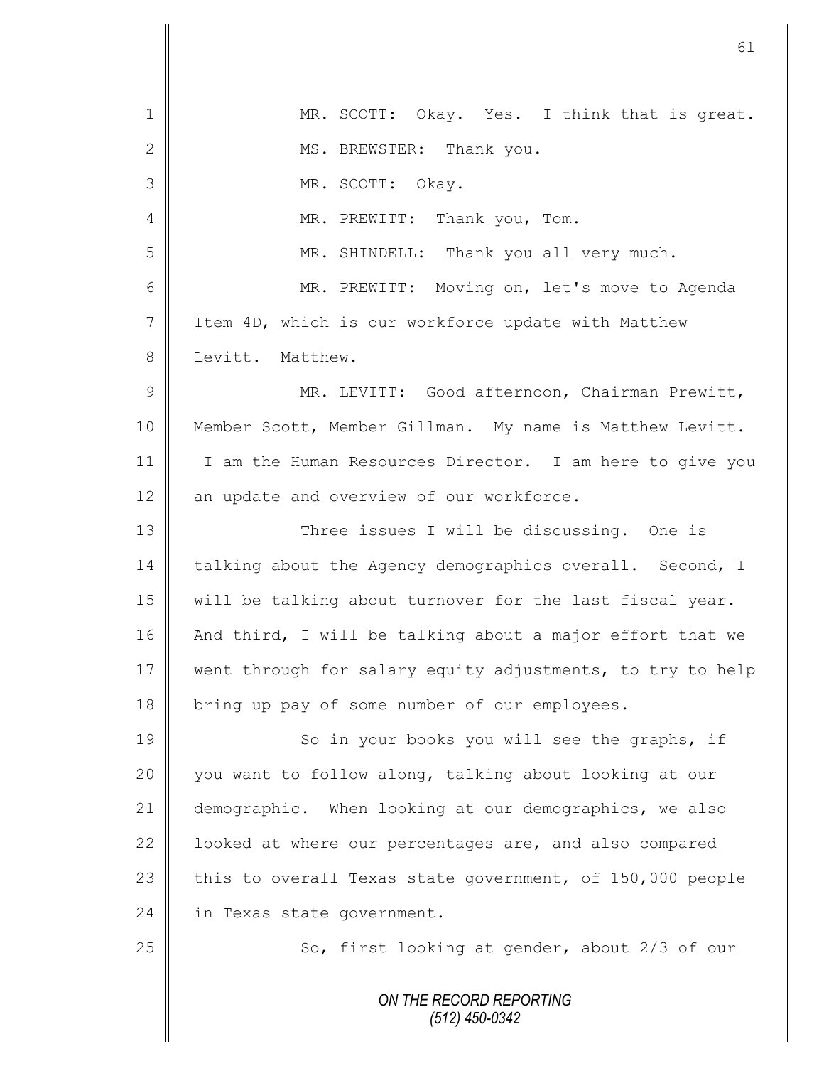MR. SCOTT: Okay. Yes. I think that is great.

MS. BREWSTER: Thank you.

MR. SCOTT: Okay.

MR. PREWITT: Thank you, Tom.

MR. SHINDELL: Thank you all very much.

MR. PREWITT: Moving on, let's move to Agenda Item 4D, which is our workforce update with Matthew Levitt. Matthew.

MR. LEVITT: Good afternoon, Chairman Prewitt, Member Scott, Member Gillman. My name is Matthew Levitt. I am the Human Resources Director. I am here to give you an update and overview of our workforce.

Three issues I will be discussing. One is talking about the Agency demographics overall. Second, I will be talking about turnover for the last fiscal year. And third, I will be talking about a major effort that we went through for salary equity adjustments, to try to help bring up pay of some number of our employees.

So in your books you will see the graphs, if you want to follow along, talking about looking at our demographic. When looking at our demographics, we also looked at where our percentages are, and also compared this to overall Texas state government, of 150,000 people in Texas state government.

So, first looking at gender, about 2/3 of our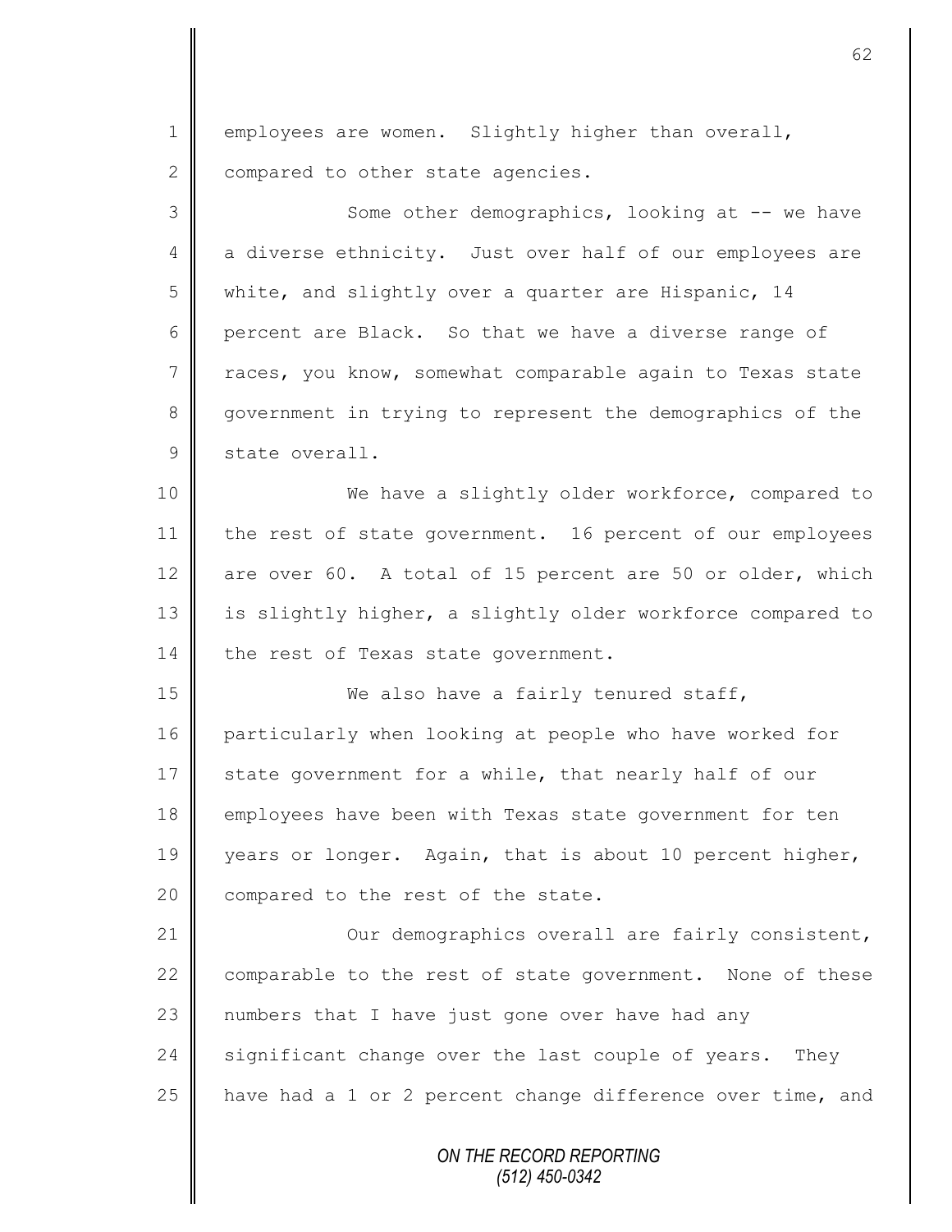employees are women. Slightly higher than overall, compared to other state agencies.

Some other demographics, looking at -- we have a diverse ethnicity. Just over half of our employees are white, and slightly over a quarter are Hispanic, 14 percent are Black. So that we have a diverse range of races, you know, somewhat comparable again to Texas state government in trying to represent the demographics of the state overall.

We have a slightly older workforce, compared to the rest of state government. 16 percent of our employees are over 60. A total of 15 percent are 50 or older, which is slightly higher, a slightly older workforce compared to the rest of Texas state government.

We also have a fairly tenured staff, particularly when looking at people who have worked for state government for a while, that nearly half of our employees have been with Texas state government for ten years or longer. Again, that is about 10 percent higher, compared to the rest of the state.

Our demographics overall are fairly consistent, comparable to the rest of state government. None of these numbers that I have just gone over have had any significant change over the last couple of years. They have had a 1 or 2 percent change difference over time, and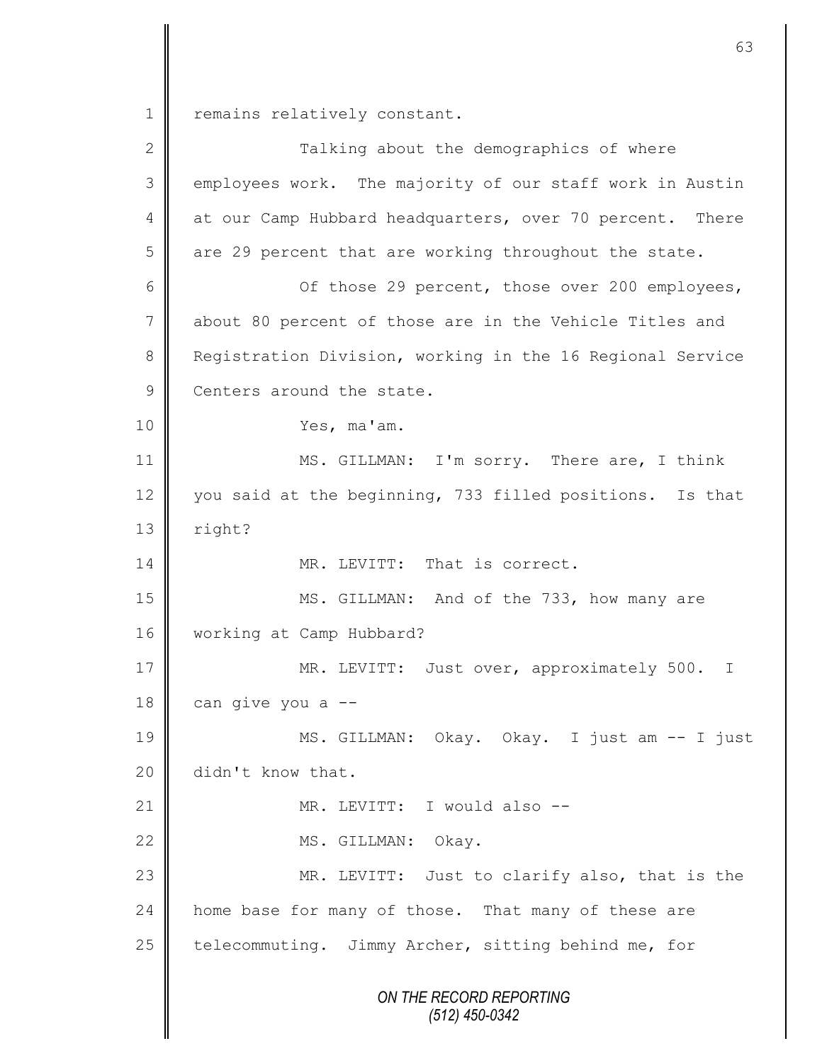remains relatively constant.

Talking about the demographics of where employees work. The majority of our staff work in Austin at our Camp Hubbard headquarters, over 70 percent. There are 29 percent that are working throughout the state.

Of those 29 percent, those over 200 employees, about 80 percent of those are in the Vehicle Titles and Registration Division, working in the 16 Regional Service Centers around the state.

Yes, ma'am.

MS. GILLMAN: I'm sorry. There are, I think you said at the beginning, 733 filled positions. Is that right?

MR. LEVITT: That is correct.

MS. GILLMAN: And of the 733, how many are working at Camp Hubbard?

MR. LEVITT: Just over, approximately 500. I can give you a --

MS. GILLMAN: Okay. Okay. I just am -- I just didn't know that.

MR. LEVITT: I would also --

MS. GILLMAN: Okay.

MR. LEVITT: Just to clarify also, that is the home base for many of those. That many of these are telecommuting. Jimmy Archer, sitting behind me, for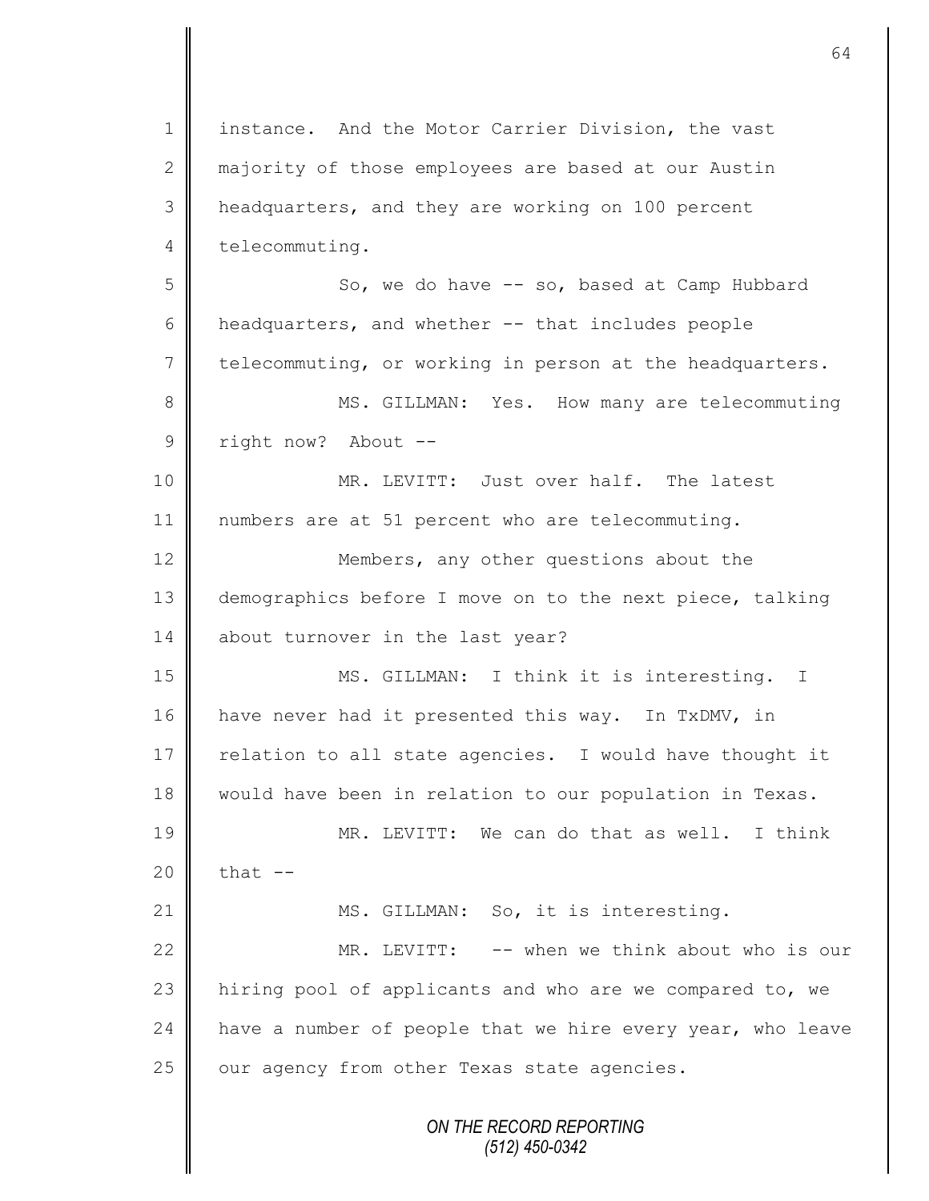instance. And the Motor Carrier Division, the vast majority of those employees are based at our Austin headquarters, and they are working on 100 percent telecommuting.

So, we do have -- so, based at Camp Hubbard headquarters, and whether -- that includes people telecommuting, or working in person at the headquarters.

MS. GILLMAN: Yes. How many are telecommuting right now? About --

MR. LEVITT: Just over half. The latest numbers are at 51 percent who are telecommuting.

Members, any other questions about the demographics before I move on to the next piece, talking about turnover in the last year?

MS. GILLMAN: I think it is interesting. I have never had it presented this way. In TxDMV, in relation to all state agencies. I would have thought it would have been in relation to our population in Texas.

MR. LEVITT: We can do that as well. I think that --

MS. GILLMAN: So, it is interesting.

MR. LEVITT: -- when we think about who is our hiring pool of applicants and who are we compared to, we have a number of people that we hire every year, who leave our agency from other Texas state agencies.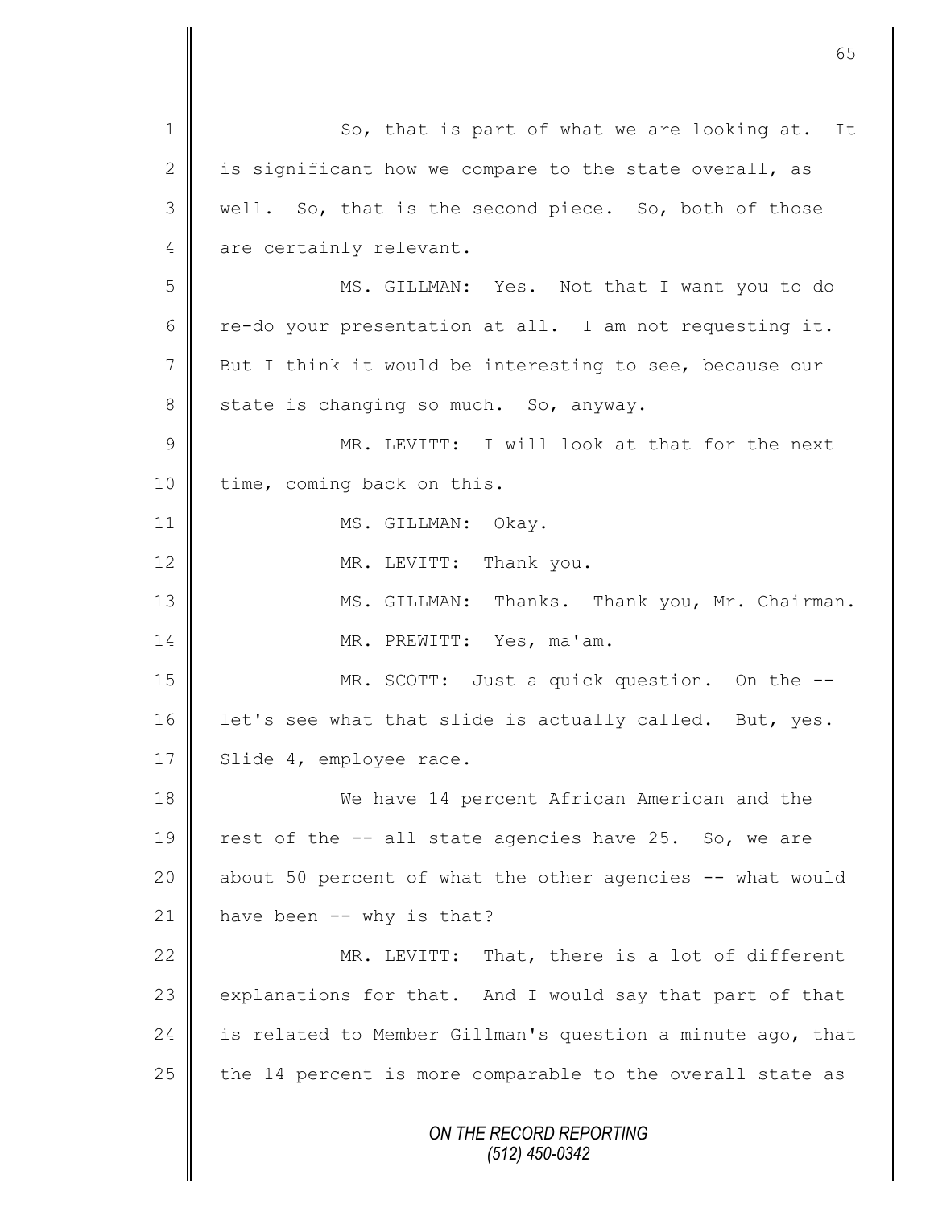So, that is part of what we are looking at. It is significant how we compare to the state overall, as well. So, that is the second piece. So, both of those are certainly relevant.

MS. GILLMAN: Yes. Not that I want you to do re-do your presentation at all. I am not requesting it. But I think it would be interesting to see, because our state is changing so much. So, anyway.

MR. LEVITT: I will look at that for the next time, coming back on this.

MS. GILLMAN: Okay.

MR. LEVITT: Thank you.

MS. GILLMAN: Thanks. Thank you, Mr. Chairman.

MR. PREWITT: Yes, ma'am.

MR. SCOTT: Just a quick question. On the -- let's see what that slide is actually called. But, yes. Slide 4, employee race.

We have 14 percent African American and the rest of the -- all state agencies have 25. So, we are about 50 percent of what the other agencies -- what would have been -- why is that?

MR. LEVITT: That, there is a lot of different explanations for that. And I would say that part of that is related to Member Gillman's question a minute ago, that the 14 percent is more comparable to the overall state as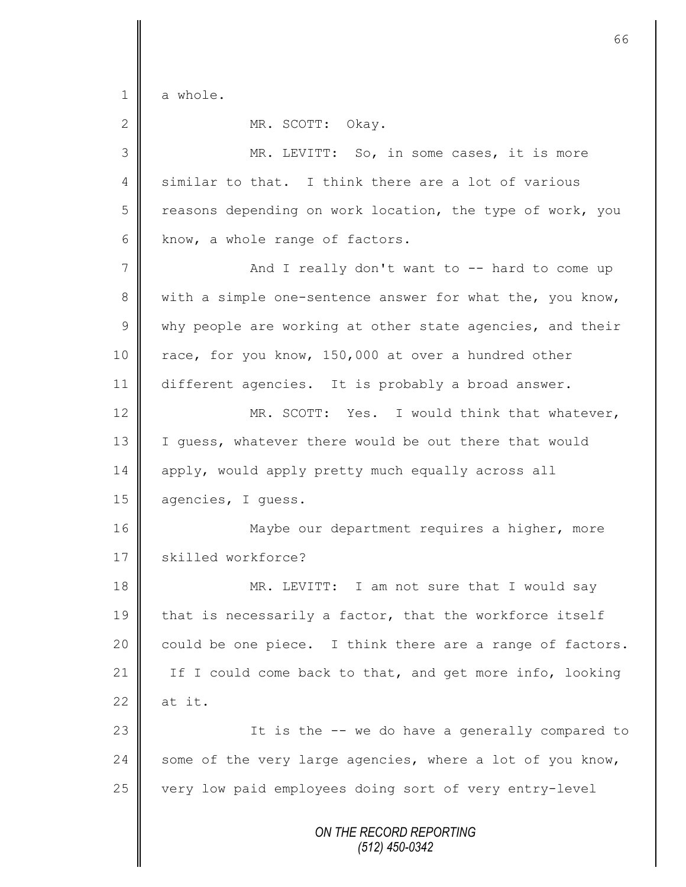a whole.

MR. SCOTT: Okay.

MR. LEVITT: So, in some cases, it is more similar to that. I think there are a lot of various reasons depending on work location, the type of work, you know, a whole range of factors.

And I really don't want to -- hard to come up with a simple one-sentence answer for what the, you know, why people are working at other state agencies, and their race, for you know, 150,000 at over a hundred other different agencies. It is probably a broad answer.

MR. SCOTT: Yes. I would think that whatever, I guess, whatever there would be out there that would apply, would apply pretty much equally across all agencies, I guess.

Maybe our department requires a higher, more skilled workforce?

MR. LEVITT: I am not sure that I would say that is necessarily a factor, that the workforce itself could be one piece. I think there are a range of factors. If I could come back to that, and get more info, looking at it.

It is the -- we do have a generally compared to some of the very large agencies, where a lot of you know, very low paid employees doing sort of very entry-level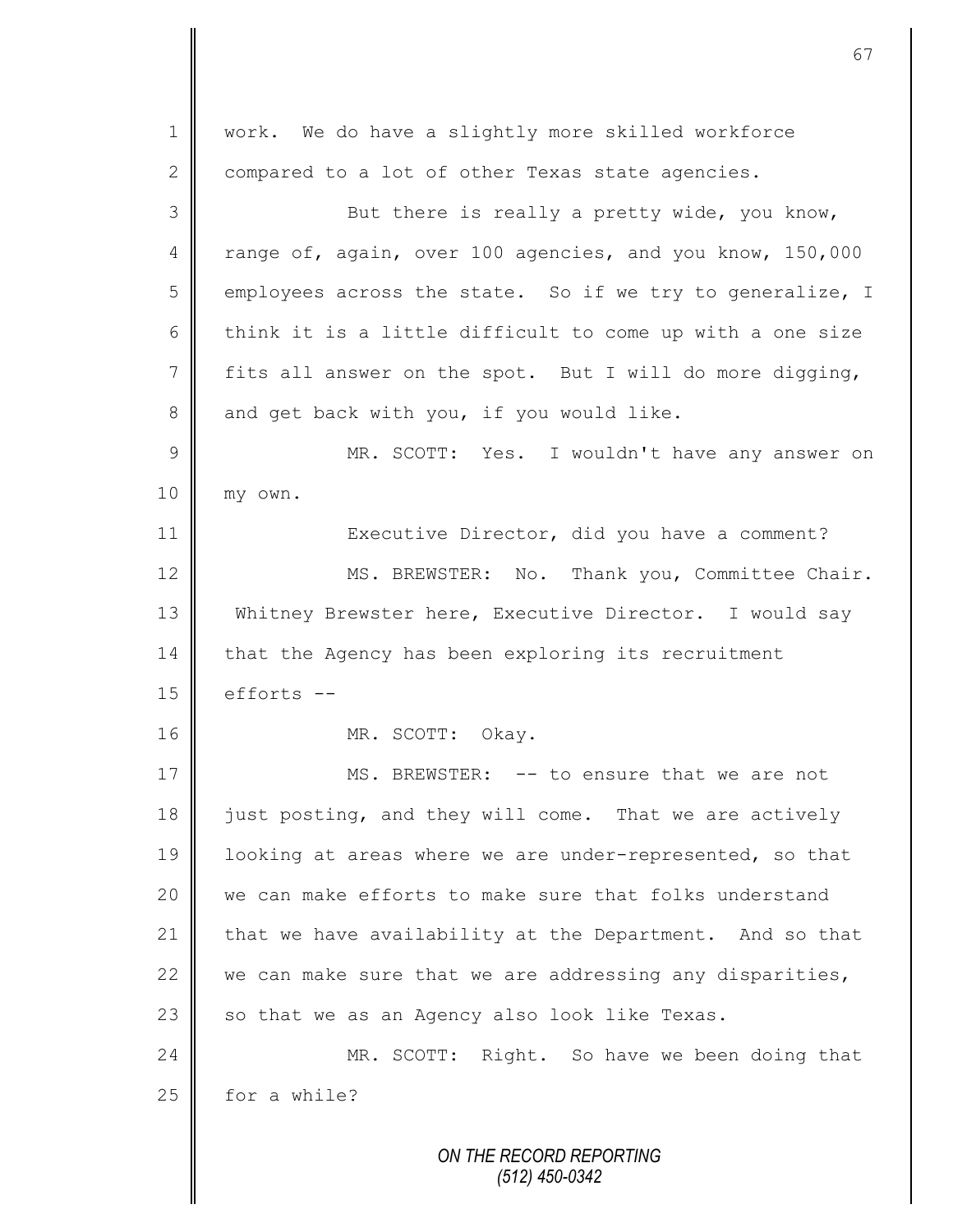work. We do have a slightly more skilled workforce compared to a lot of other Texas state agencies.

But there is really a pretty wide, you know, range of, again, over 100 agencies, and you know, 150,000 employees across the state. So if we try to generalize, I think it is a little difficult to come up with a one size fits all answer on the spot. But I will do more digging, and get back with you, if you would like.

MR. SCOTT: Yes. I wouldn't have any answer on my own.

Executive Director, did you have a comment?

MS. BREWSTER: No. Thank you, Committee Chair. Whitney Brewster here, Executive Director. I would say that the Agency has been exploring its recruitment efforts --

MR. SCOTT: Okay.

MS. BREWSTER: -- to ensure that we are not just posting, and they will come. That we are actively looking at areas where we are under-represented, so that we can make efforts to make sure that folks understand that we have availability at the Department. And so that we can make sure that we are addressing any disparities, so that we as an Agency also look like Texas.

MR. SCOTT: Right. So have we been doing that for a while?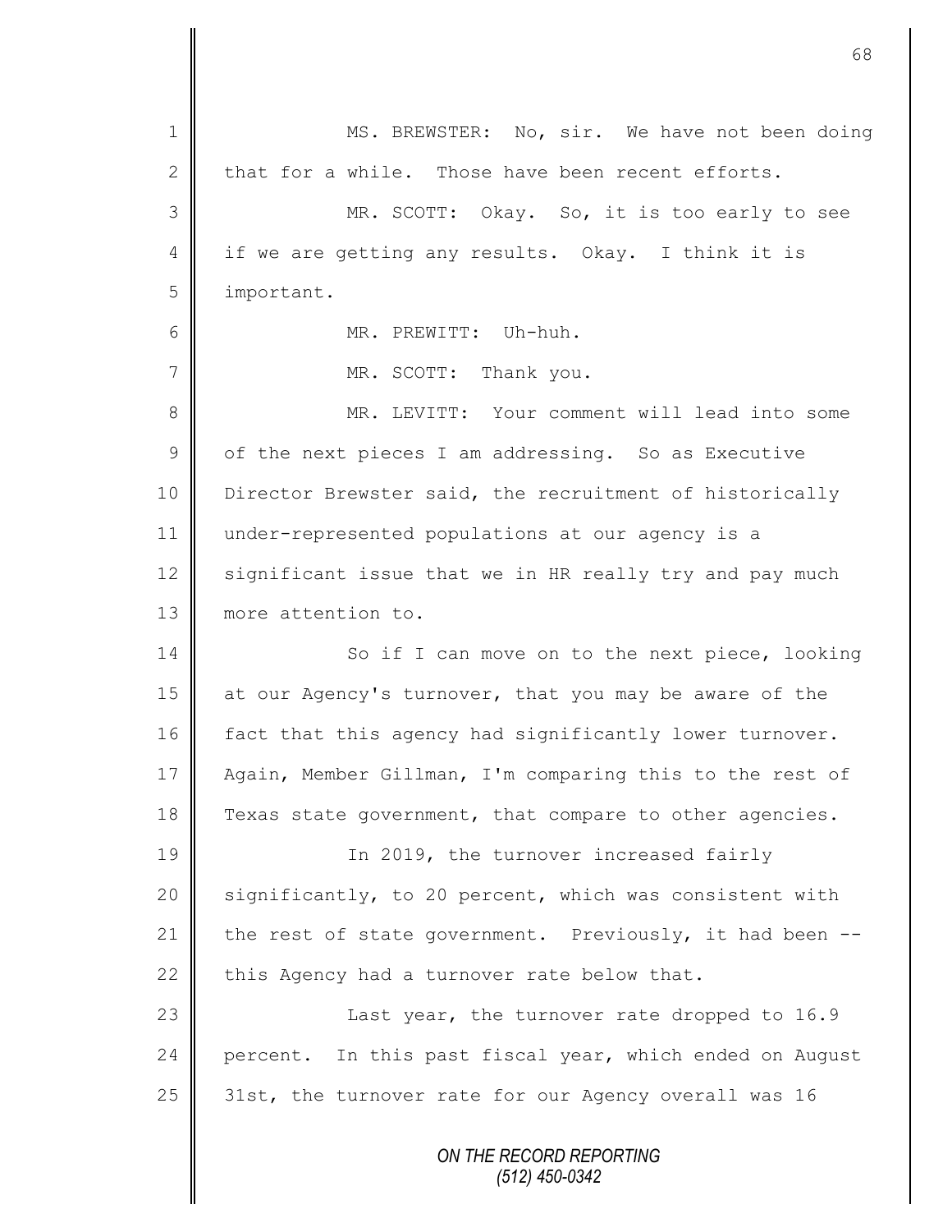MS. BREWSTER: No, sir. We have not been doing that for a while. Those have been recent efforts.

MR. SCOTT: Okay. So, it is too early to see if we are getting any results. Okay. I think it is important.

MR. PREWITT: Uh-huh.

MR. SCOTT: Thank you.

MR. LEVITT: Your comment will lead into some of the next pieces I am addressing. So as Executive Director Brewster said, the recruitment of historically under-represented populations at our agency is a significant issue that we in HR really try and pay much more attention to.

So if I can move on to the next piece, looking at our Agency's turnover, that you may be aware of the fact that this agency had significantly lower turnover. Again, Member Gillman, I'm comparing this to the rest of Texas state government, that compare to other agencies.

In 2019, the turnover increased fairly significantly, to 20 percent, which was consistent with the rest of state government. Previously, it had been -- this Agency had a turnover rate below that.

Last year, the turnover rate dropped to 16.9 percent. In this past fiscal year, which ended on August 31st, the turnover rate for our Agency overall was 16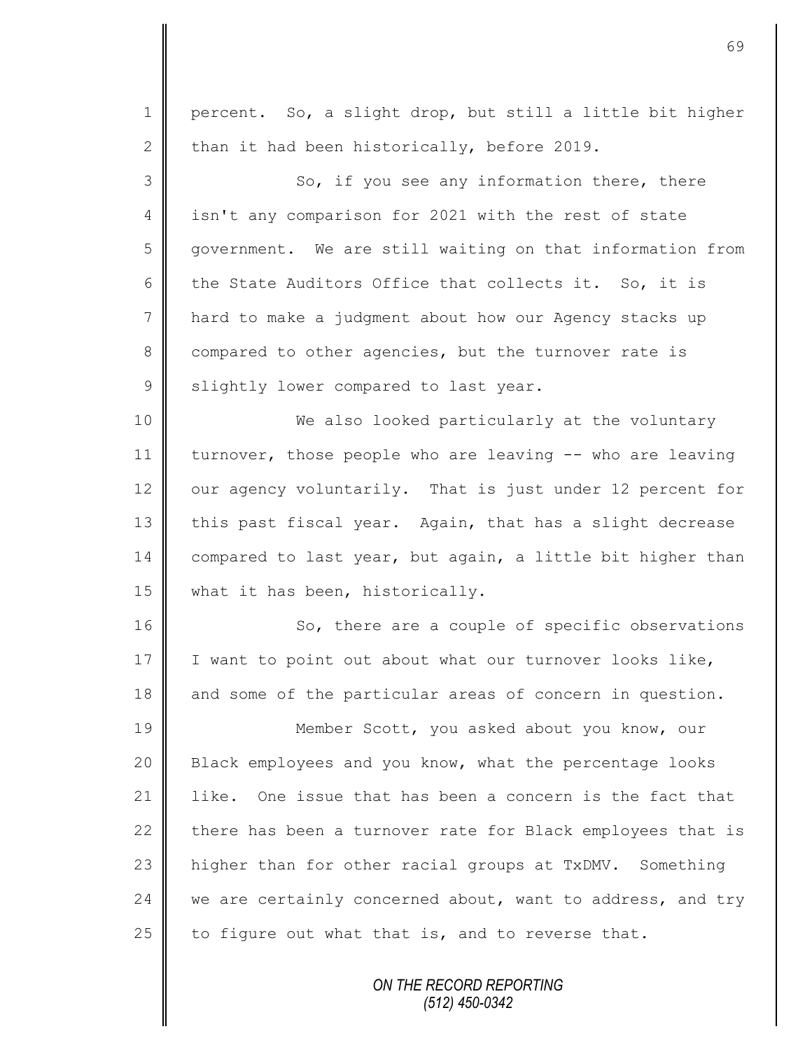percent. So, a slight drop, but still a little bit higher than it had been historically, before 2019.

So, if you see any information there, there isn't any comparison for 2021 with the rest of state government. We are still waiting on that information from the State Auditors Office that collects it. So, it is hard to make a judgment about how our Agency stacks up compared to other agencies, but the turnover rate is slightly lower compared to last year.

We also looked particularly at the voluntary turnover, those people who are leaving -- who are leaving our agency voluntarily. That is just under 12 percent for this past fiscal year. Again, that has a slight decrease compared to last year, but again, a little bit higher than what it has been, historically.

So, there are a couple of specific observations I want to point out about what our turnover looks like, and some of the particular areas of concern in question.

Member Scott, you asked about you know, our Black employees and you know, what the percentage looks like. One issue that has been a concern is the fact that there has been a turnover rate for Black employees that is higher than for other racial groups at TxDMV. Something we are certainly concerned about, want to address, and try to figure out what that is, and to reverse that.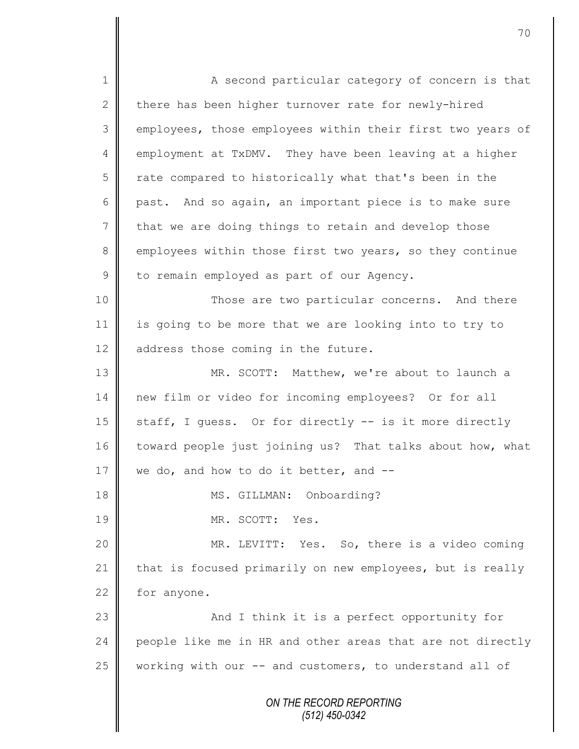A second particular category of concern is that there has been higher turnover rate for newly-hired employees, those employees within their first two years of employment at TxDMV. They have been leaving at a higher rate compared to historically what that's been in the past. And so again, an important piece is to make sure that we are doing things to retain and develop those employees within those first two years, so they continue to remain employed as part of our Agency.

Those are two particular concerns. And there is going to be more that we are looking into to try to address those coming in the future.

MR. SCOTT: Matthew, we're about to launch a new film or video for incoming employees? Or for all staff, I guess. Or for directly -- is it more directly toward people just joining us? That talks about how, what we do, and how to do it better, and --

MS. GILLMAN: Onboarding?

MR. SCOTT: Yes.

MR. LEVITT: Yes. So, there is a video coming that is focused primarily on new employees, but is really for anyone.

And I think it is a perfect opportunity for people like me in HR and other areas that are not directly working with our -- and customers, to understand all of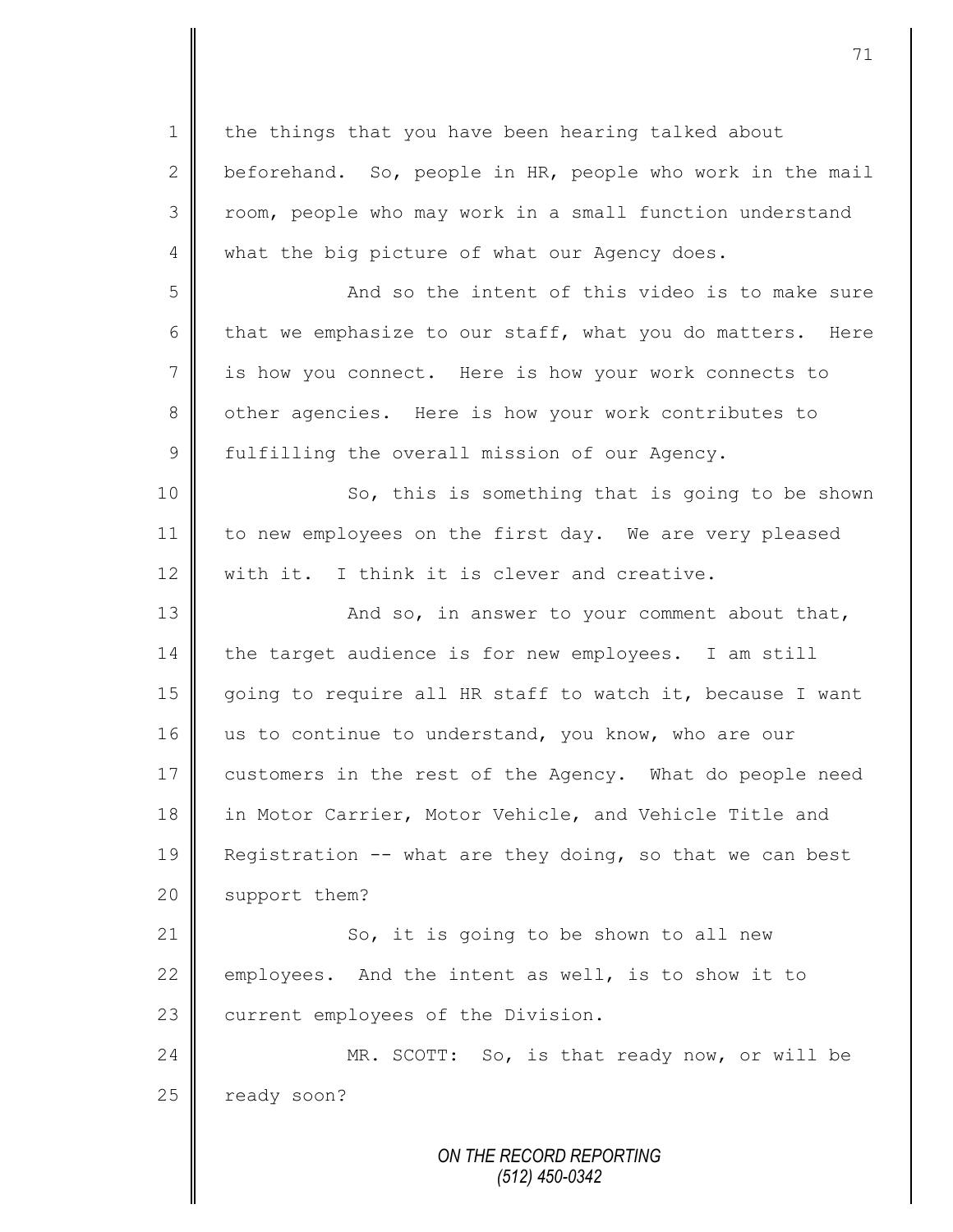the things that you have been hearing talked about beforehand. So, people in HR, people who work in the mail room, people who may work in a small function understand what the big picture of what our Agency does.

And so the intent of this video is to make sure that we emphasize to our staff, what you do matters. Here is how you connect. Here is how your work connects to other agencies. Here is how your work contributes to fulfilling the overall mission of our Agency.

So, this is something that is going to be shown to new employees on the first day. We are very pleased with it. I think it is clever and creative.

And so, in answer to your comment about that, the target audience is for new employees. I am still going to require all HR staff to watch it, because I want us to continue to understand, you know, who are our customers in the rest of the Agency. What do people need in Motor Carrier, Motor Vehicle, and Vehicle Title and Registration -- what are they doing, so that we can best support them?

So, it is going to be shown to all new employees. And the intent as well, is to show it to current employees of the Division.

MR. SCOTT: So, is that ready now, or will be ready soon?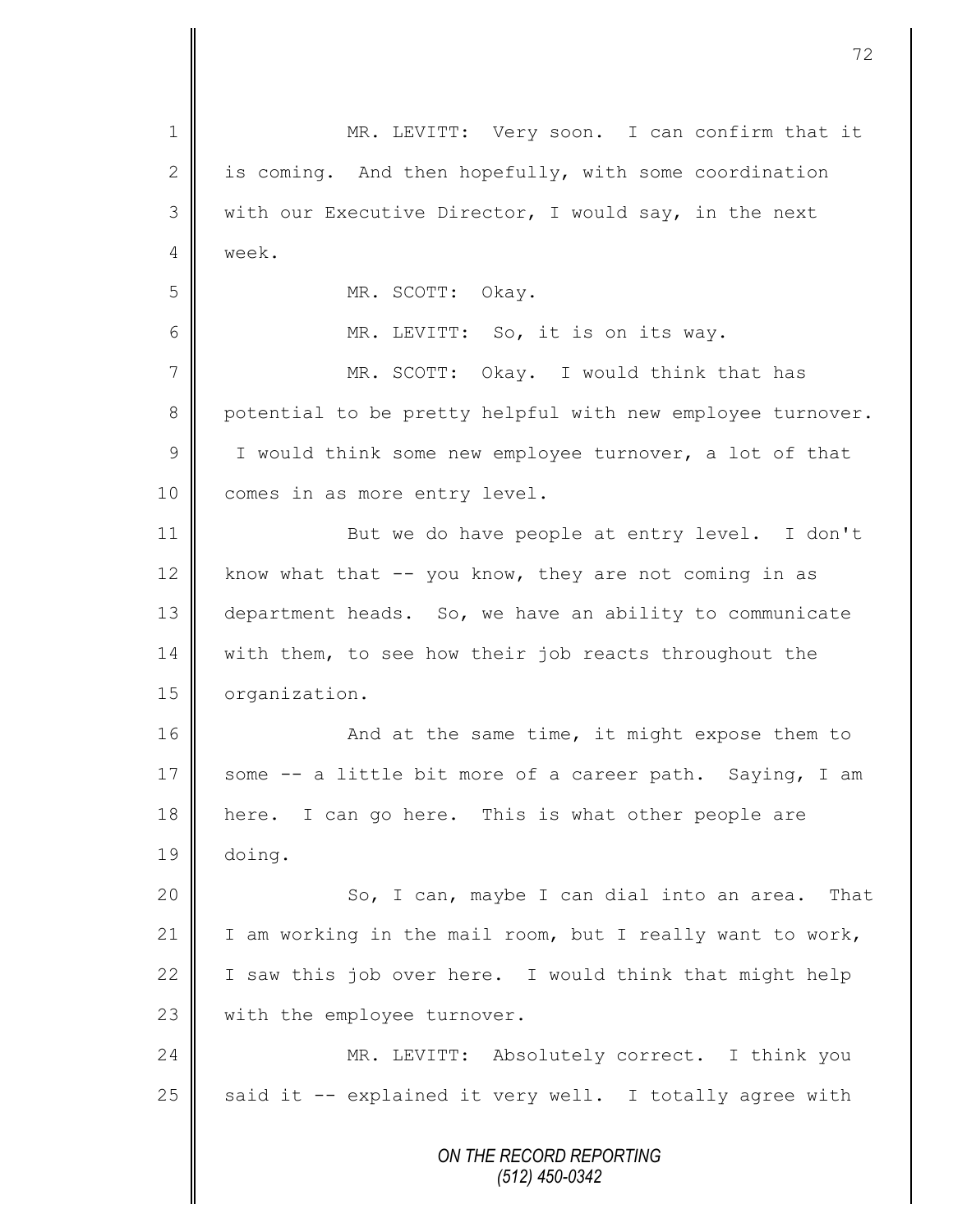MR. LEVITT: Very soon. I can confirm that it is coming. And then hopefully, with some coordination with our Executive Director, I would say, in the next week.

MR. SCOTT: Okay.

MR. LEVITT: So, it is on its way.

MR. SCOTT: Okay. I would think that has potential to be pretty helpful with new employee turnover. I would think some new employee turnover, a lot of that comes in as more entry level.

But we do have people at entry level. I don't know what that -- you know, they are not coming in as department heads. So, we have an ability to communicate with them, to see how their job reacts throughout the organization.

And at the same time, it might expose them to some -- a little bit more of a career path. Saying, I am here. I can go here. This is what other people are doing.

So, I can, maybe I can dial into an area. That I am working in the mail room, but I really want to work, I saw this job over here. I would think that might help with the employee turnover.

MR. LEVITT: Absolutely correct. I think you said it -- explained it very well. I totally agree with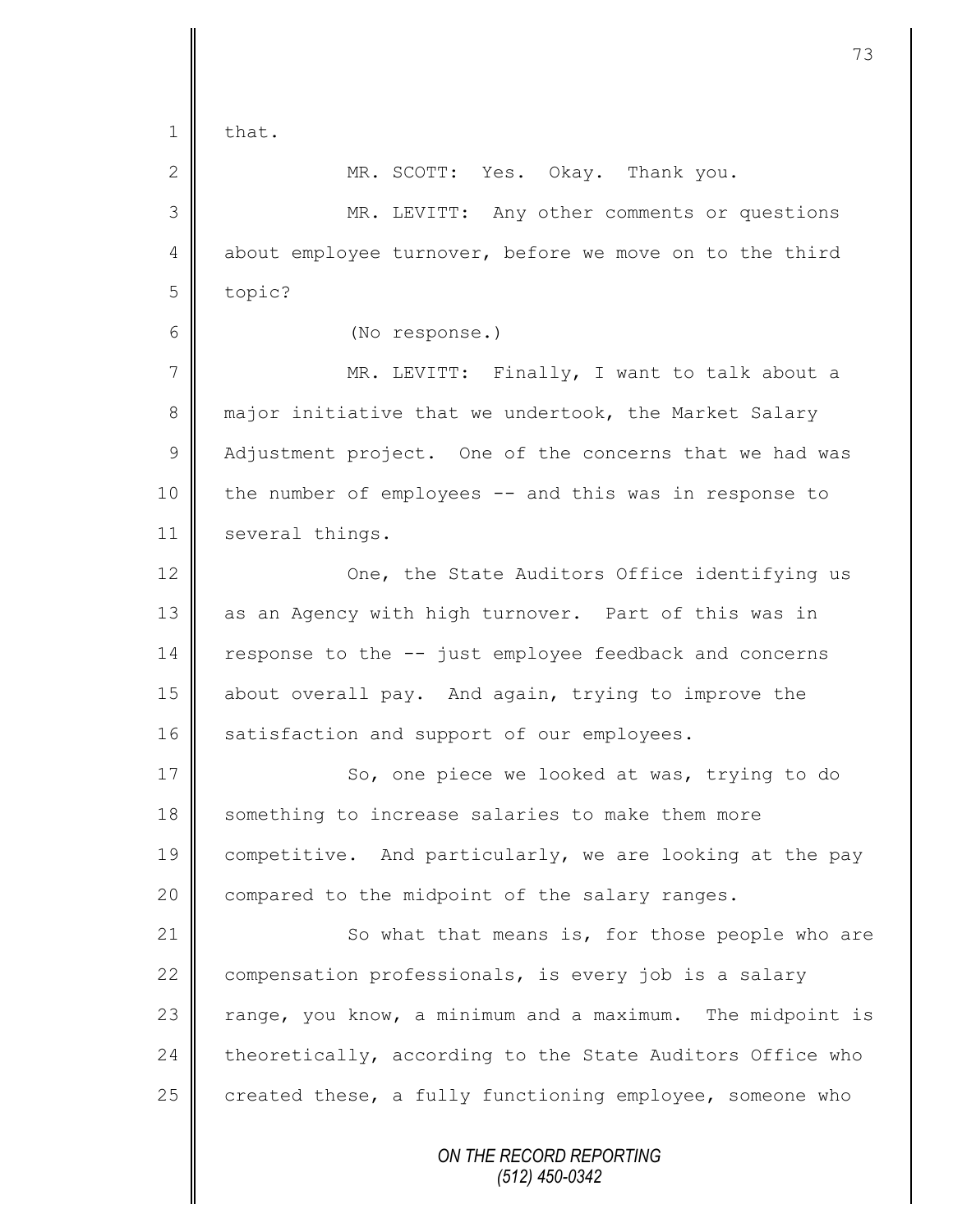that.

MR. SCOTT: Yes. Okay. Thank you.

MR. LEVITT: Any other comments or questions about employee turnover, before we move on to the third topic?

(No response.)

MR. LEVITT: Finally, I want to talk about a major initiative that we undertook, the Market Salary Adjustment project. One of the concerns that we had was the number of employees -- and this was in response to several things.

One, the State Auditors Office identifying us as an Agency with high turnover. Part of this was in response to the -- just employee feedback and concerns about overall pay. And again, trying to improve the satisfaction and support of our employees.

So, one piece we looked at was, trying to do something to increase salaries to make them more competitive. And particularly, we are looking at the pay compared to the midpoint of the salary ranges.

So what that means is, for those people who are compensation professionals, is every job is a salary range, you know, a minimum and a maximum. The midpoint is theoretically, according to the State Auditors Office who created these, a fully functioning employee, someone who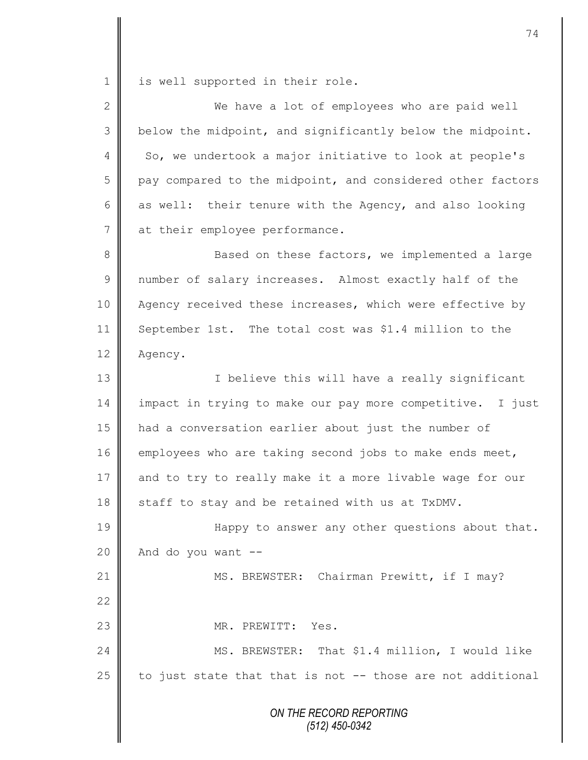is well supported in their role.

We have a lot of employees who are paid well below the midpoint, and significantly below the midpoint. So, we undertook a major initiative to look at people's pay compared to the midpoint, and considered other factors as well: their tenure with the Agency, and also looking at their employee performance.

Based on these factors, we implemented a large number of salary increases. Almost exactly half of the Agency received these increases, which were effective by September 1st. The total cost was $1.4 million to the Agency.

I believe this will have a really significant impact in trying to make our pay more competitive. I just had a conversation earlier about just the number of employees who are taking second jobs to make ends meet, and to try to really make it a more livable wage for our staff to stay and be retained with us at TxDMV.

Happy to answer any other questions about that. And do you want --

MS. BREWSTER: Chairman Prewitt, if I may?

MR. PREWITT: Yes.

MS. BREWSTER: That $1.4 million, I would like to just state that that is not -- those are not additional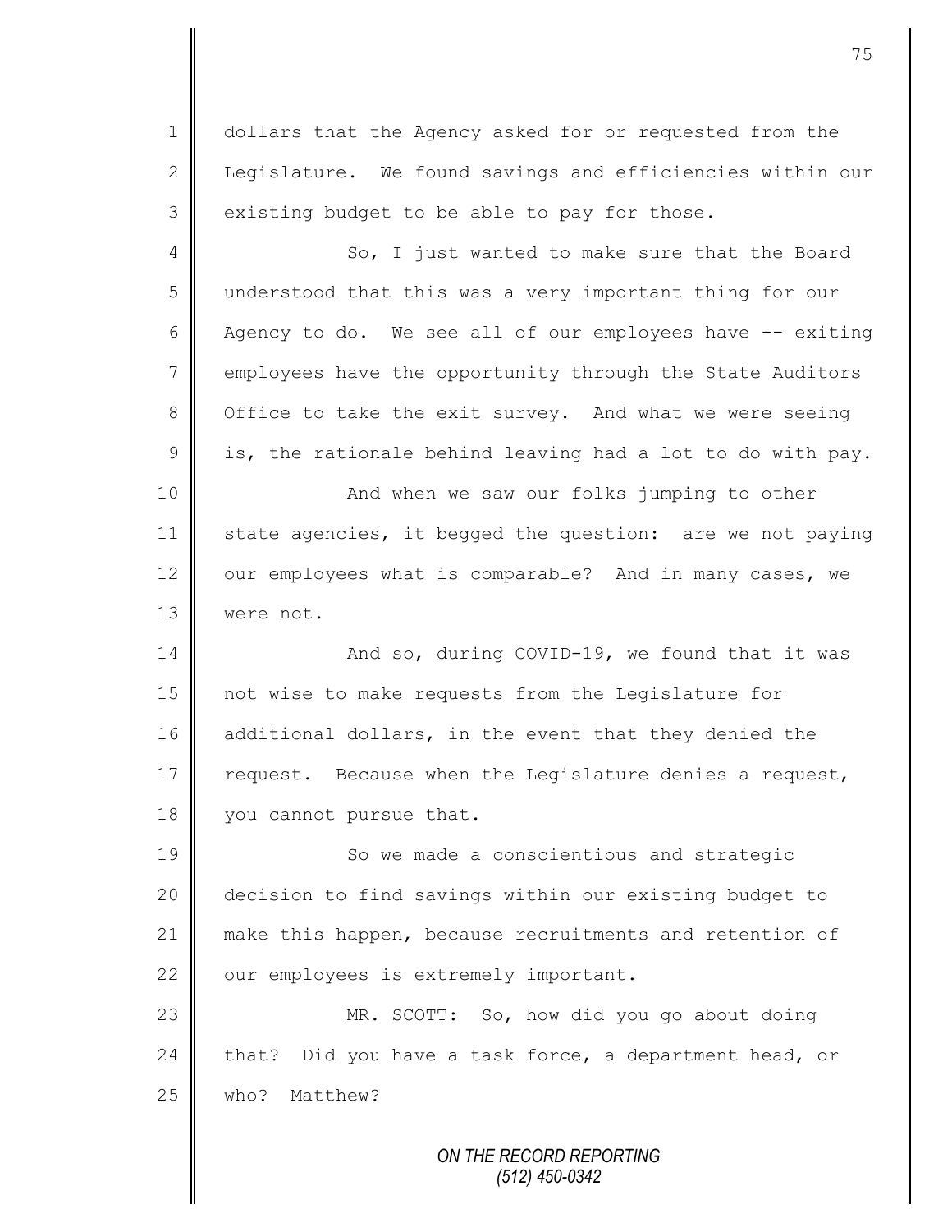dollars that the Agency asked for or requested from the Legislature. We found savings and efficiencies within our existing budget to be able to pay for those.

So, I just wanted to make sure that the Board understood that this was a very important thing for our Agency to do. We see all of our employees have -- exiting employees have the opportunity through the State Auditors Office to take the exit survey. And what we were seeing is, the rationale behind leaving had a lot to do with pay.

And when we saw our folks jumping to other state agencies, it begged the question: are we not paying our employees what is comparable? And in many cases, we were not.

And so, during COVID-19, we found that it was not wise to make requests from the Legislature for additional dollars, in the event that they denied the request. Because when the Legislature denies a request, you cannot pursue that.

So we made a conscientious and strategic decision to find savings within our existing budget to make this happen, because recruitments and retention of our employees is extremely important.

MR. SCOTT: So, how did you go about doing that? Did you have a task force, a department head, or who? Matthew?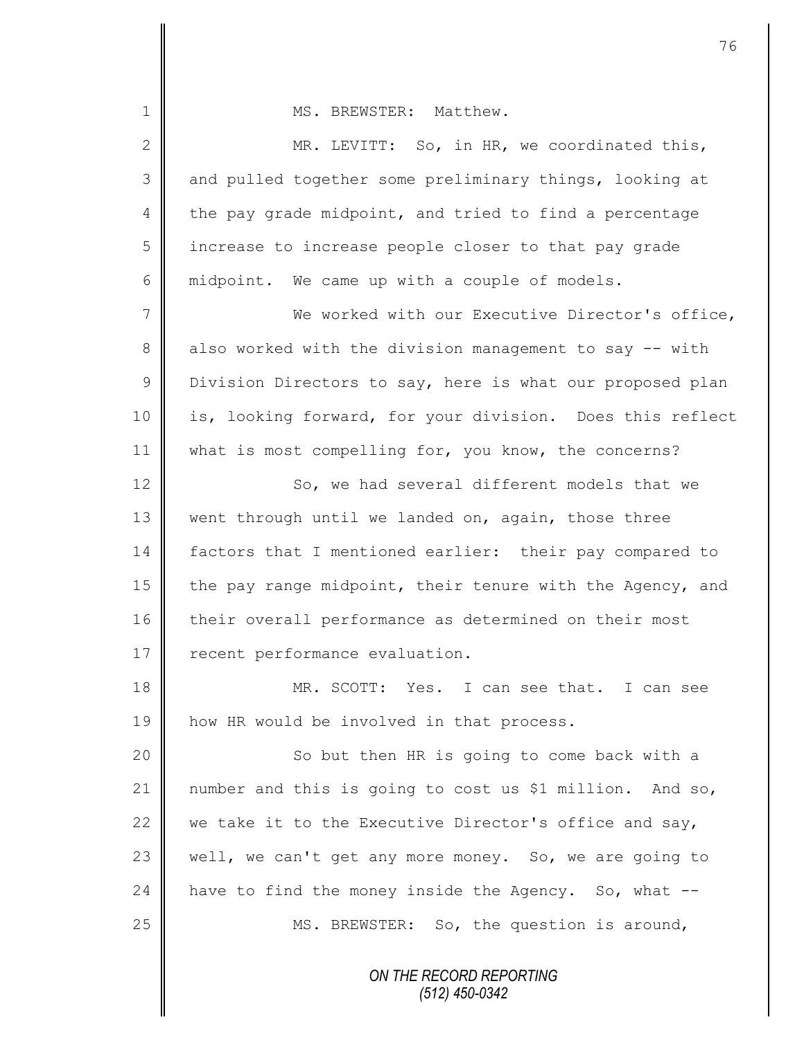MS. BREWSTER: Matthew.

MR. LEVITT: So, in HR, we coordinated this, and pulled together some preliminary things, looking at the pay grade midpoint, and tried to find a percentage increase to increase people closer to that pay grade midpoint. We came up with a couple of models.

We worked with our Executive Director's office, also worked with the division management to say -- with Division Directors to say, here is what our proposed plan is, looking forward, for your division. Does this reflect what is most compelling for, you know, the concerns?

So, we had several different models that we went through until we landed on, again, those three factors that I mentioned earlier: their pay compared to the pay range midpoint, their tenure with the Agency, and their overall performance as determined on their most recent performance evaluation.

MR. SCOTT: Yes. I can see that. I can see how HR would be involved in that process.

So but then HR is going to come back with a number and this is going to cost us $1 million. And so, we take it to the Executive Director's office and say, well, we can't get any more money. So, we are going to have to find the money inside the Agency. So, what --

MS. BREWSTER: So, the question is around,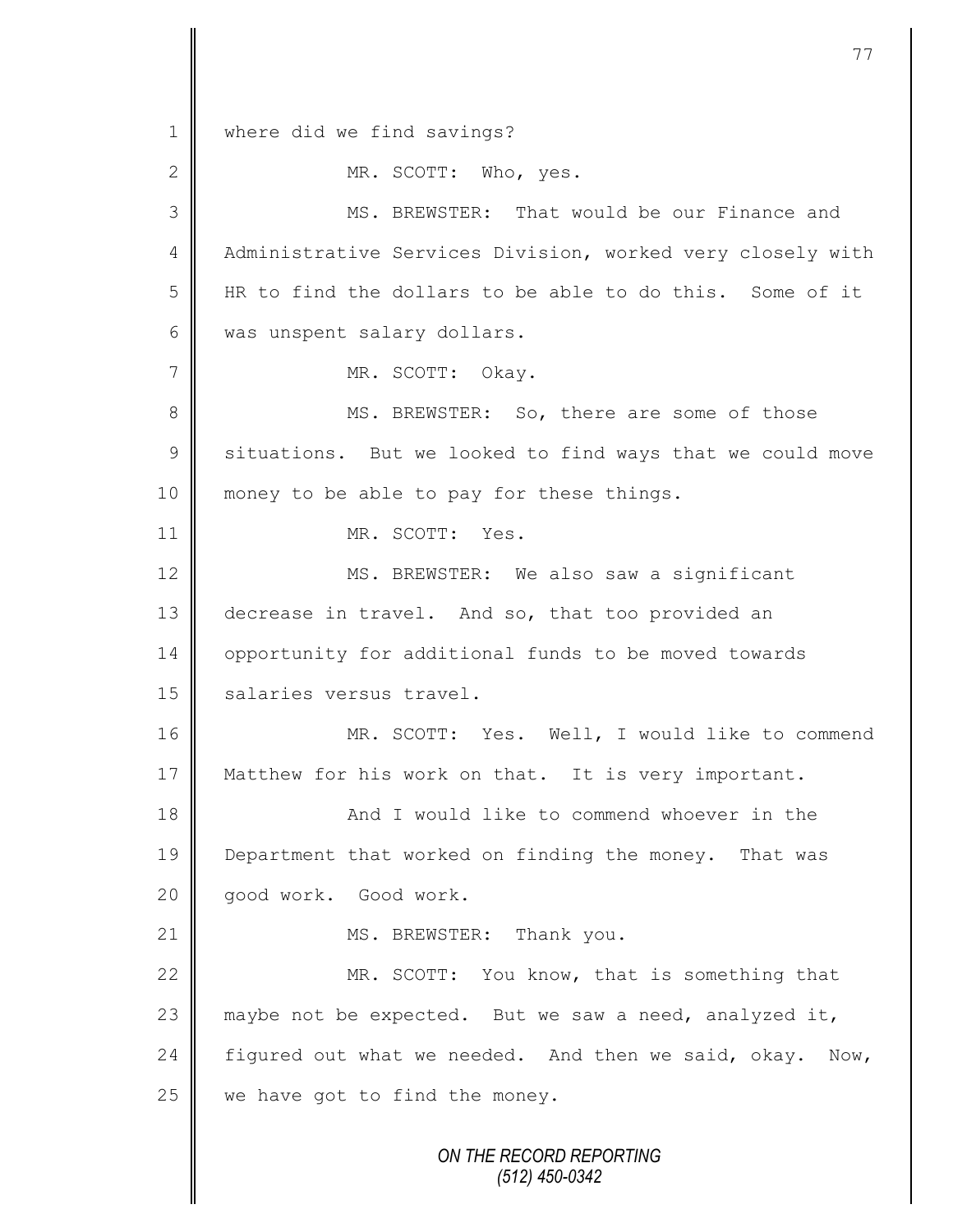where did we find savings?

MR. SCOTT: Who, yes.

MS. BREWSTER: That would be our Finance and Administrative Services Division, worked very closely with HR to find the dollars to be able to do this. Some of it was unspent salary dollars.

MR. SCOTT: Okay.

MS. BREWSTER: So, there are some of those situations. But we looked to find ways that we could move money to be able to pay for these things.

MR. SCOTT: Yes.

MS. BREWSTER: We also saw a significant decrease in travel. And so, that too provided an opportunity for additional funds to be moved towards salaries versus travel.

MR. SCOTT: Yes. Well, I would like to commend Matthew for his work on that. It is very important.

And I would like to commend whoever in the Department that worked on finding the money. That was good work. Good work.

MS. BREWSTER: Thank you.

MR. SCOTT: You know, that is something that maybe not be expected. But we saw a need, analyzed it, figured out what we needed. And then we said, okay. Now, we have got to find the money.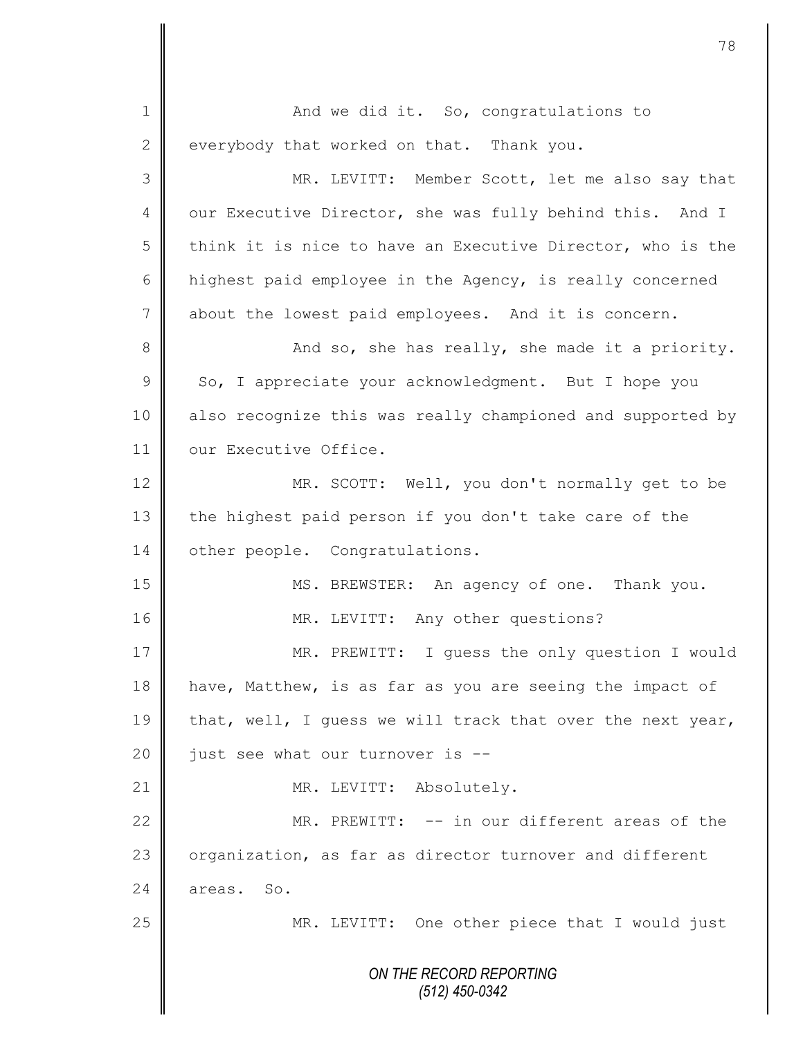And we did it. So, congratulations to everybody that worked on that. Thank you.

MR. LEVITT: Member Scott, let me also say that our Executive Director, she was fully behind this. And I think it is nice to have an Executive Director, who is the highest paid employee in the Agency, is really concerned about the lowest paid employees. And it is concern.

And so, she has really, she made it a priority. So, I appreciate your acknowledgment. But I hope you also recognize this was really championed and supported by our Executive Office.

MR. SCOTT: Well, you don't normally get to be the highest paid person if you don't take care of the other people. Congratulations.

MS. BREWSTER: An agency of one. Thank you.

MR. LEVITT: Any other questions?

MR. PREWITT: I guess the only question I would have, Matthew, is as far as you are seeing the impact of that, well, I guess we will track that over the next year, just see what our turnover is --

MR. LEVITT: Absolutely.

MR. PREWITT: -- in our different areas of the organization, as far as director turnover and different areas. So.

MR. LEVITT: One other piece that I would just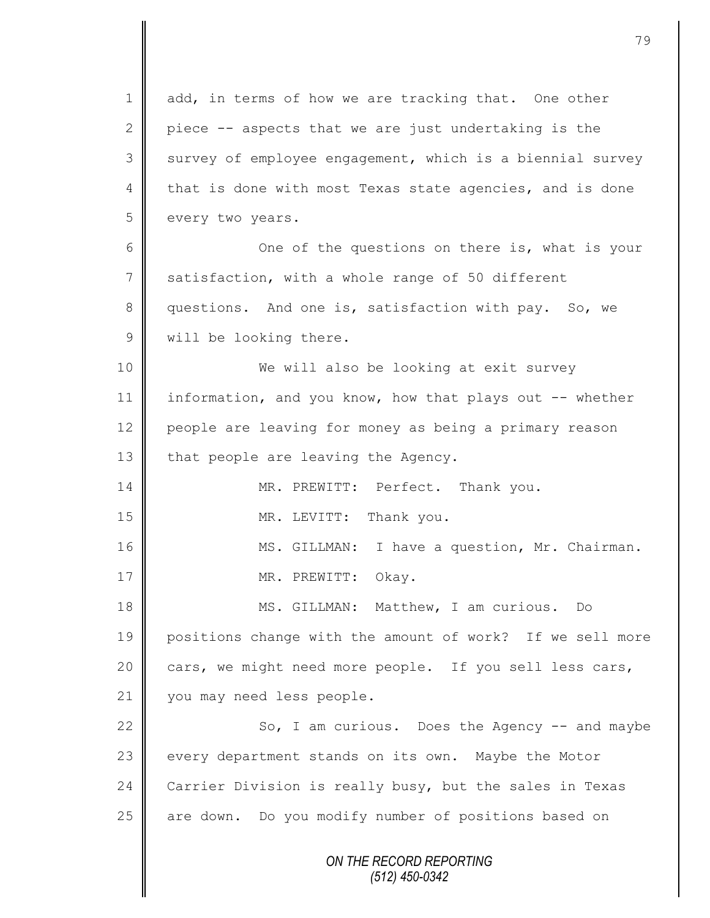add, in terms of how we are tracking that. One other piece -- aspects that we are just undertaking is the survey of employee engagement, which is a biennial survey that is done with most Texas state agencies, and is done every two years.

One of the questions on there is, what is your satisfaction, with a whole range of 50 different questions. And one is, satisfaction with pay. So, we will be looking there.

We will also be looking at exit survey information, and you know, how that plays out -- whether people are leaving for money as being a primary reason that people are leaving the Agency.

MR. PREWITT: Perfect. Thank you.

MR. LEVITT: Thank you.

MS. GILLMAN: I have a question, Mr. Chairman.

MR. PREWITT: Okay.

MS. GILLMAN: Matthew, I am curious. Do positions change with the amount of work? If we sell more cars, we might need more people. If you sell less cars, you may need less people.

So, I am curious. Does the Agency -- and maybe every department stands on its own. Maybe the Motor Carrier Division is really busy, but the sales in Texas are down. Do you modify number of positions based on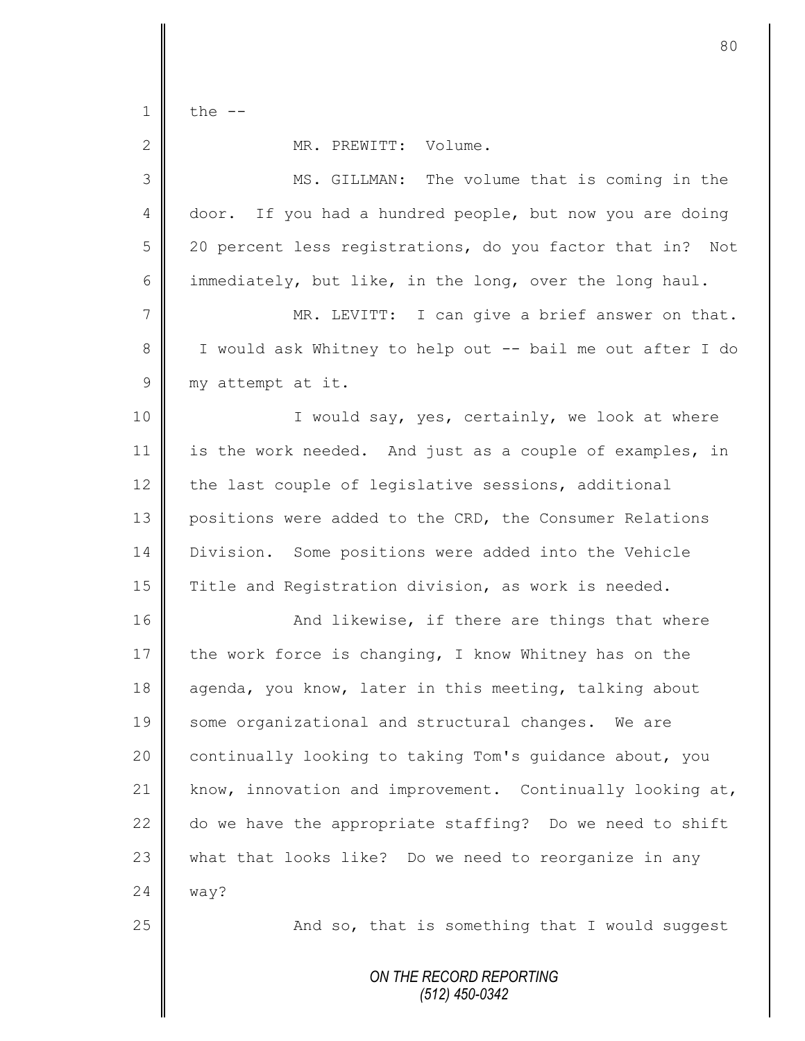the --

MR. PREWITT: Volume.

MS. GILLMAN: The volume that is coming in the door. If you had a hundred people, but now you are doing 20 percent less registrations, do you factor that in? Not immediately, but like, in the long, over the long haul.

MR. LEVITT: I can give a brief answer on that. I would ask Whitney to help out -- bail me out after I do my attempt at it.

I would say, yes, certainly, we look at where is the work needed. And just as a couple of examples, in the last couple of legislative sessions, additional positions were added to the CRD, the Consumer Relations Division. Some positions were added into the Vehicle Title and Registration division, as work is needed.

And likewise, if there are things that where the work force is changing, I know Whitney has on the agenda, you know, later in this meeting, talking about some organizational and structural changes. We are continually looking to taking Tom's guidance about, you know, innovation and improvement. Continually looking at, do we have the appropriate staffing? Do we need to shift what that looks like? Do we need to reorganize in any way?

And so, that is something that I would suggest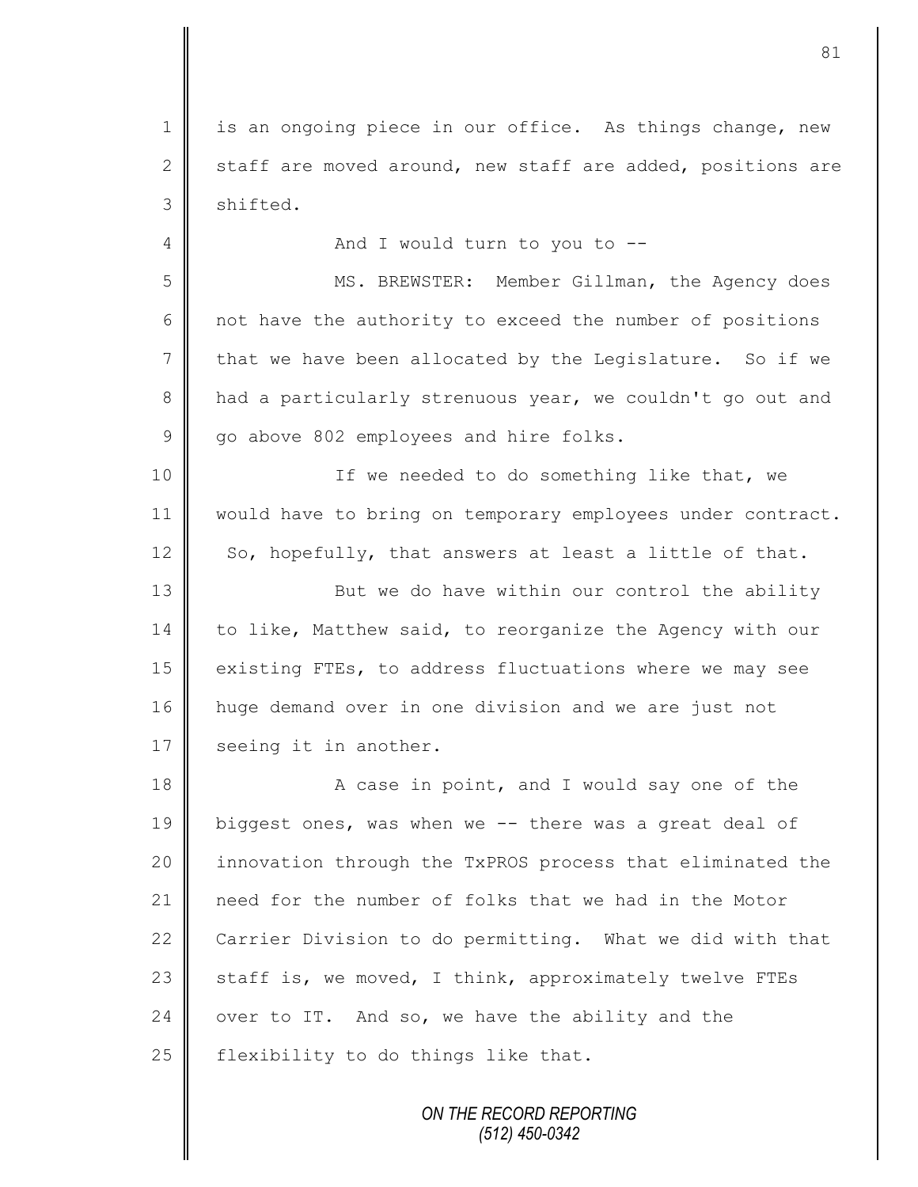is an ongoing piece in our office. As things change, new staff are moved around, new staff are added, positions are shifted.

And I would turn to you to --

MS. BREWSTER: Member Gillman, the Agency does not have the authority to exceed the number of positions that we have been allocated by the Legislature. So if we had a particularly strenuous year, we couldn't go out and go above 802 employees and hire folks.

If we needed to do something like that, we would have to bring on temporary employees under contract. So, hopefully, that answers at least a little of that.

But we do have within our control the ability to like, Matthew said, to reorganize the Agency with our existing FTEs, to address fluctuations where we may see huge demand over in one division and we are just not seeing it in another.

A case in point, and I would say one of the biggest ones, was when we -- there was a great deal of innovation through the TxPROS process that eliminated the need for the number of folks that we had in the Motor Carrier Division to do permitting. What we did with that staff is, we moved, I think, approximately twelve FTEs over to IT. And so, we have the ability and the flexibility to do things like that.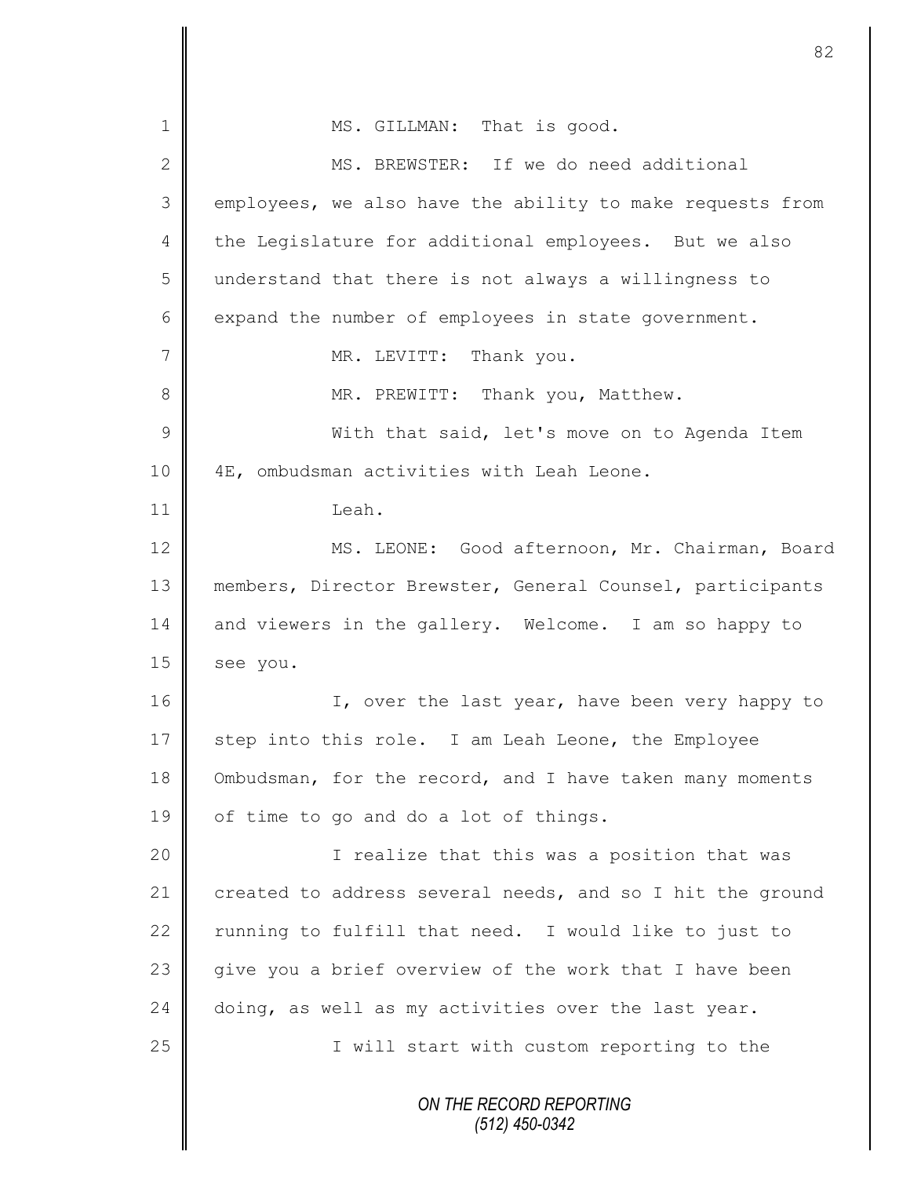MS. GILLMAN: That is good.

MS. BREWSTER: If we do need additional employees, we also have the ability to make requests from the Legislature for additional employees. But we also understand that there is not always a willingness to expand the number of employees in state government.

MR. LEVITT: Thank you.

MR. PREWITT: Thank you, Matthew.

With that said, let's move on to Agenda Item 4E, ombudsman activities with Leah Leone.

Leah.

MS. LEONE: Good afternoon, Mr. Chairman, Board members, Director Brewster, General Counsel, participants and viewers in the gallery. Welcome. I am so happy to see you.

I, over the last year, have been very happy to step into this role. I am Leah Leone, the Employee Ombudsman, for the record, and I have taken many moments of time to go and do a lot of things.

I realize that this was a position that was created to address several needs, and so I hit the ground running to fulfill that need. I would like to just to give you a brief overview of the work that I have been doing, as well as my activities over the last year.

I will start with custom reporting to the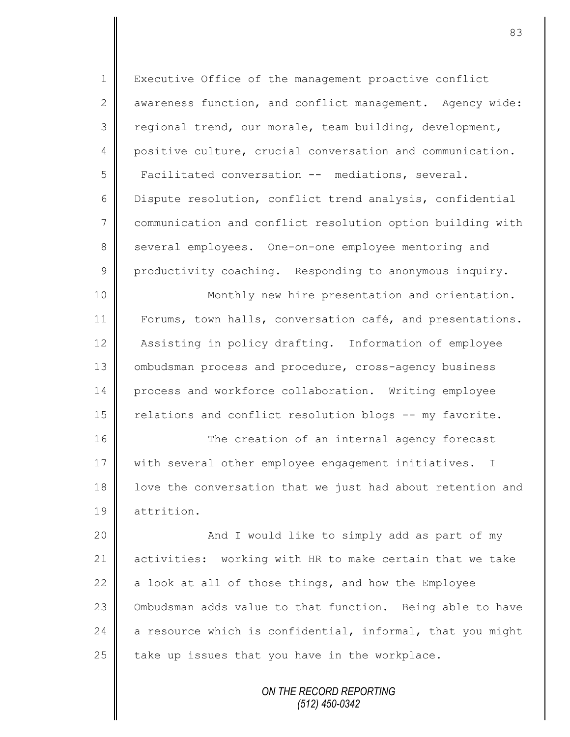Executive Office of the management proactive conflict awareness function, and conflict management. Agency wide: regional trend, our morale, team building, development, positive culture, crucial conversation and communication. Facilitated conversation -- mediations, several. Dispute resolution, conflict trend analysis, confidential communication and conflict resolution option building with several employees. One-on-one employee mentoring and productivity coaching. Responding to anonymous inquiry.

Monthly new hire presentation and orientation. Forums, town halls, conversation café, and presentations. Assisting in policy drafting. Information of employee ombudsman process and procedure, cross-agency business process and workforce collaboration. Writing employee relations and conflict resolution blogs -- my favorite.

The creation of an internal agency forecast with several other employee engagement initiatives. I love the conversation that we just had about retention and attrition.

And I would like to simply add as part of my activities: working with HR to make certain that we take a look at all of those things, and how the Employee Ombudsman adds value to that function. Being able to have a resource which is confidential, informal, that you might take up issues that you have in the workplace.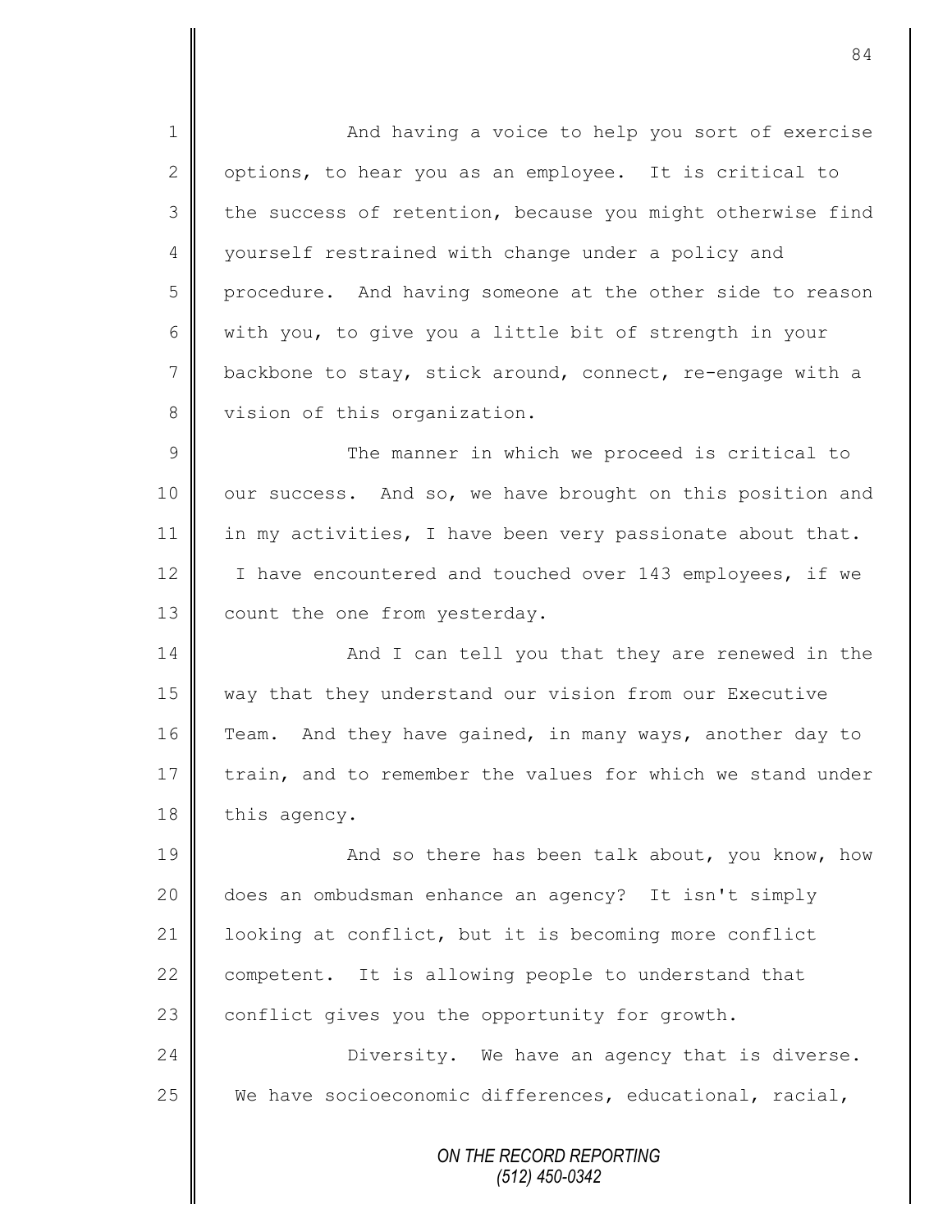And having a voice to help you sort of exercise options, to hear you as an employee. It is critical to the success of retention, because you might otherwise find yourself restrained with change under a policy and procedure. And having someone at the other side to reason with you, to give you a little bit of strength in your backbone to stay, stick around, connect, re-engage with a vision of this organization.

The manner in which we proceed is critical to our success. And so, we have brought on this position and in my activities, I have been very passionate about that. I have encountered and touched over 143 employees, if we count the one from yesterday.

And I can tell you that they are renewed in the way that they understand our vision from our Executive Team. And they have gained, in many ways, another day to train, and to remember the values for which we stand under this agency.

And so there has been talk about, you know, how does an ombudsman enhance an agency? It isn't simply looking at conflict, but it is becoming more conflict competent. It is allowing people to understand that conflict gives you the opportunity for growth.

Diversity. We have an agency that is diverse. We have socioeconomic differences, educational, racial,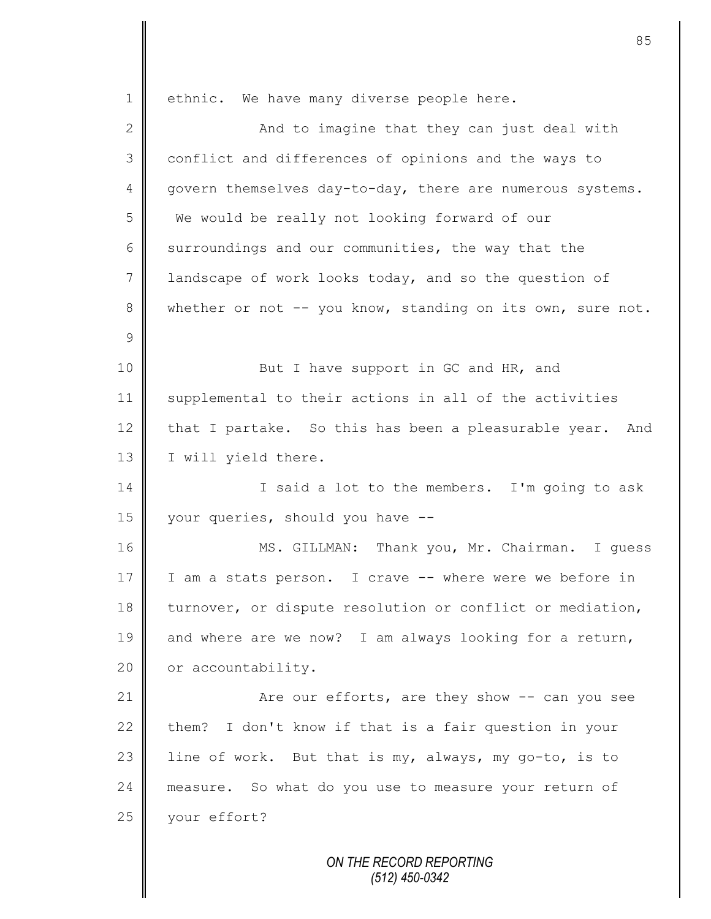ethnic. We have many diverse people here.

And to imagine that they can just deal with conflict and differences of opinions and the ways to govern themselves day-to-day, there are numerous systems. We would be really not looking forward of our surroundings and our communities, the way that the landscape of work looks today, and so the question of whether or not -- you know, standing on its own, sure not.

But I have support in GC and HR, and supplemental to their actions in all of the activities that I partake. So this has been a pleasurable year. And I will yield there.

I said a lot to the members. I'm going to ask your queries, should you have --

MS. GILLMAN: Thank you, Mr. Chairman. I guess I am a stats person. I crave -- where were we before in turnover, or dispute resolution or conflict or mediation, and where are we now? I am always looking for a return, or accountability.

Are our efforts, are they show -- can you see them? I don't know if that is a fair question in your line of work. But that is my, always, my go-to, is to measure. So what do you use to measure your return of your effort?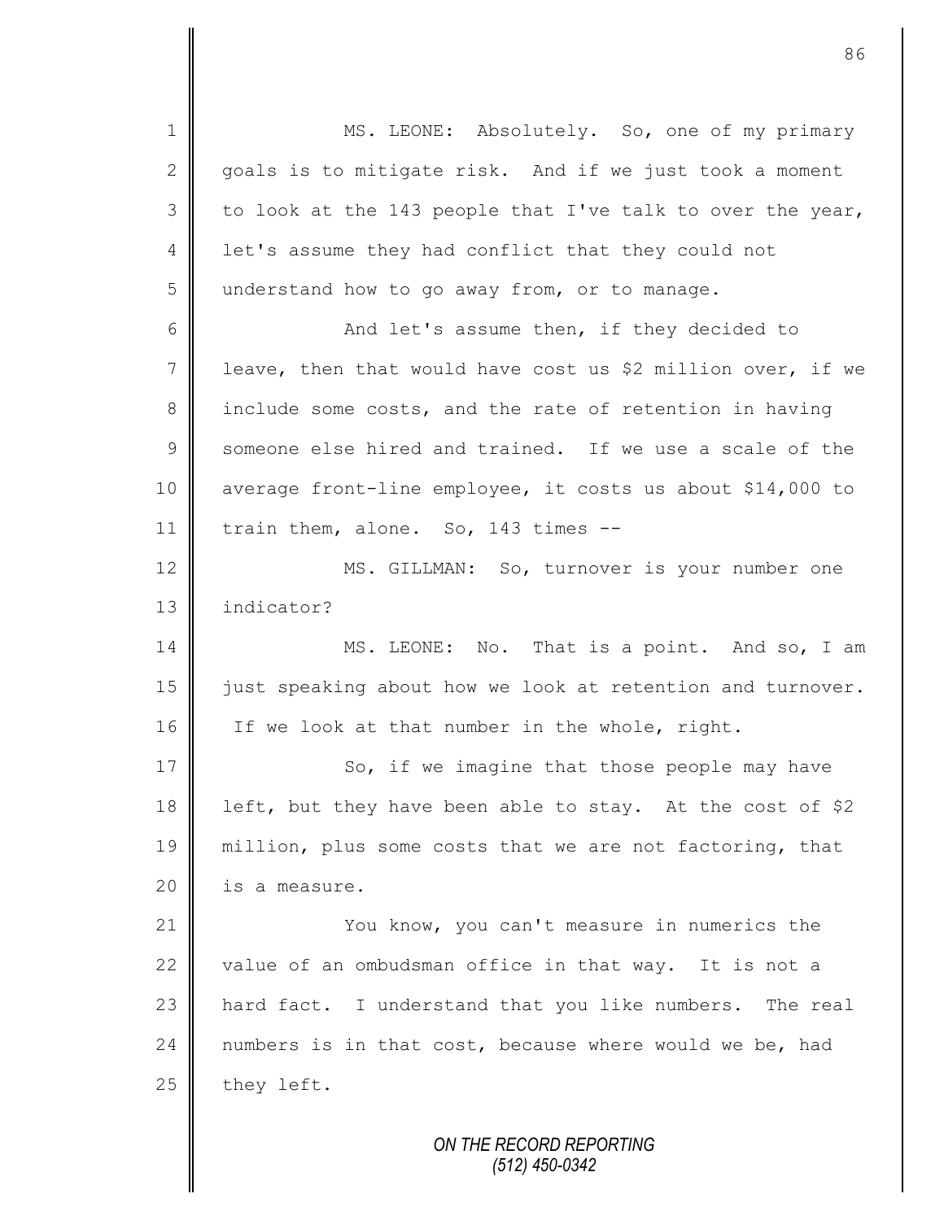MS. LEONE: Absolutely. So, one of my primary goals is to mitigate risk. And if we just took a moment to look at the 143 people that I've talk to over the year, let's assume they had conflict that they could not understand how to go away from, or to manage.

And let's assume then, if they decided to leave, then that would have cost us $2 million over, if we include some costs, and the rate of retention in having someone else hired and trained. If we use a scale of the average front-line employee, it costs us about $14,000 to train them, alone. So, 143 times --

MS. GILLMAN: So, turnover is your number one indicator?

MS. LEONE: No. That is a point. And so, I am just speaking about how we look at retention and turnover. If we look at that number in the whole, right.

So, if we imagine that those people may have left, but they have been able to stay. At the cost of $2 million, plus some costs that we are not factoring, that is a measure.

You know, you can't measure in numerics the value of an ombudsman office in that way. It is not a hard fact. I understand that you like numbers. The real numbers is in that cost, because where would we be, had they left.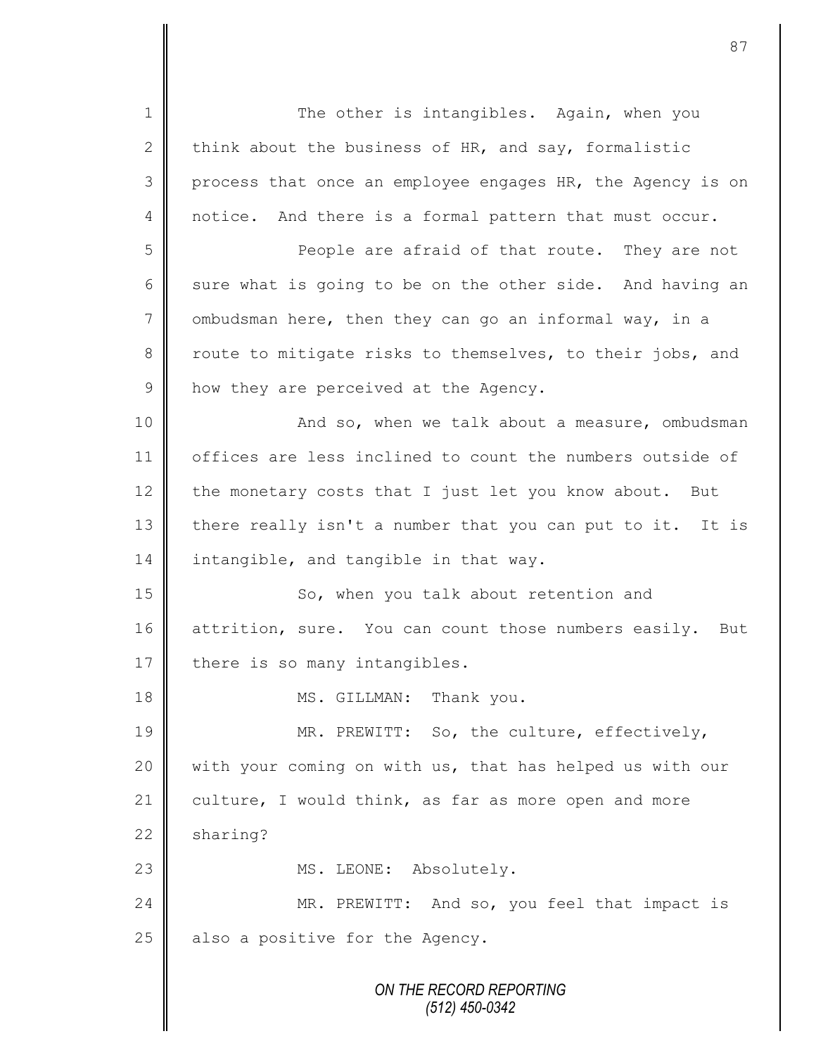The other is intangibles. Again, when you think about the business of HR, and say, formalistic process that once an employee engages HR, the Agency is on notice. And there is a formal pattern that must occur.

People are afraid of that route. They are not sure what is going to be on the other side. And having an ombudsman here, then they can go an informal way, in a route to mitigate risks to themselves, to their jobs, and how they are perceived at the Agency.

And so, when we talk about a measure, ombudsman offices are less inclined to count the numbers outside of the monetary costs that I just let you know about. But there really isn't a number that you can put to it. It is intangible, and tangible in that way.

So, when you talk about retention and attrition, sure. You can count those numbers easily. But there is so many intangibles.

MS. GILLMAN: Thank you.

MR. PREWITT: So, the culture, effectively, with your coming on with us, that has helped us with our culture, I would think, as far as more open and more sharing?

MS. LEONE: Absolutely.

MR. PREWITT: And so, you feel that impact is also a positive for the Agency.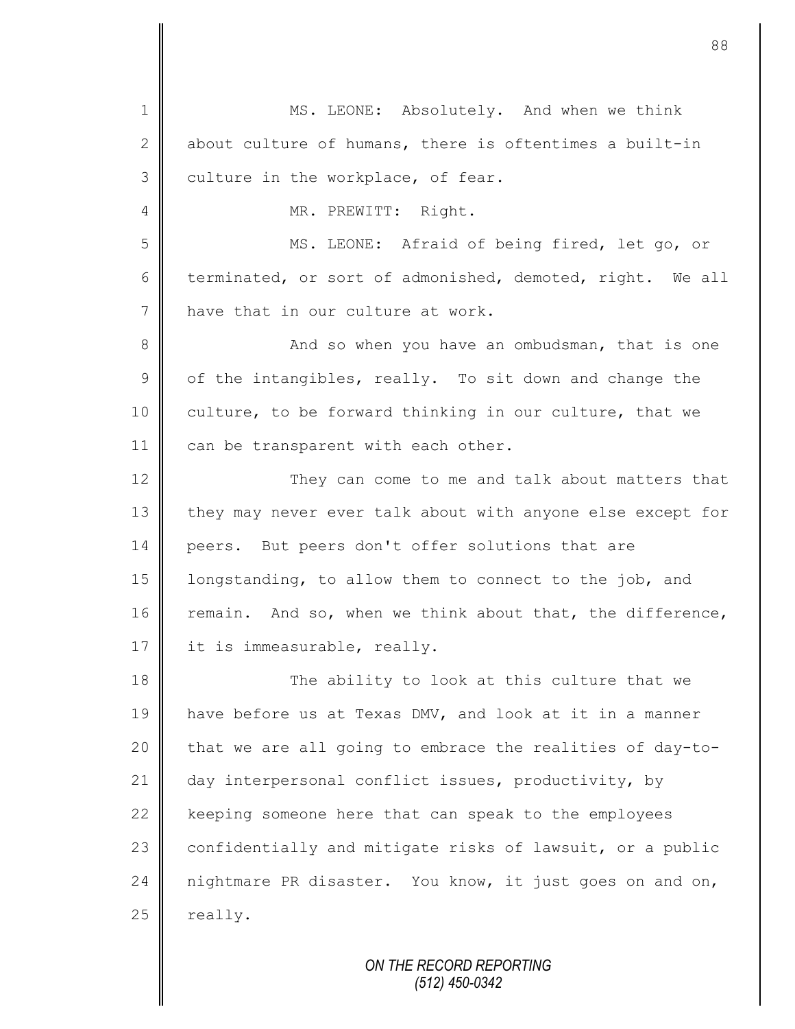MS. LEONE: Absolutely. And when we think about culture of humans, there is oftentimes a built-in culture in the workplace, of fear.

MR. PREWITT: Right.

MS. LEONE: Afraid of being fired, let go, or terminated, or sort of admonished, demoted, right. We all have that in our culture at work.

And so when you have an ombudsman, that is one of the intangibles, really. To sit down and change the culture, to be forward thinking in our culture, that we can be transparent with each other.

They can come to me and talk about matters that they may never ever talk about with anyone else except for peers. But peers don't offer solutions that are longstanding, to allow them to connect to the job, and remain. And so, when we think about that, the difference, it is immeasurable, really.

The ability to look at this culture that we have before us at Texas DMV, and look at it in a manner that we are all going to embrace the realities of day-to-day interpersonal conflict issues, productivity, by keeping someone here that can speak to the employees confidentially and mitigate risks of lawsuit, or a public nightmare PR disaster. You know, it just goes on and on, really.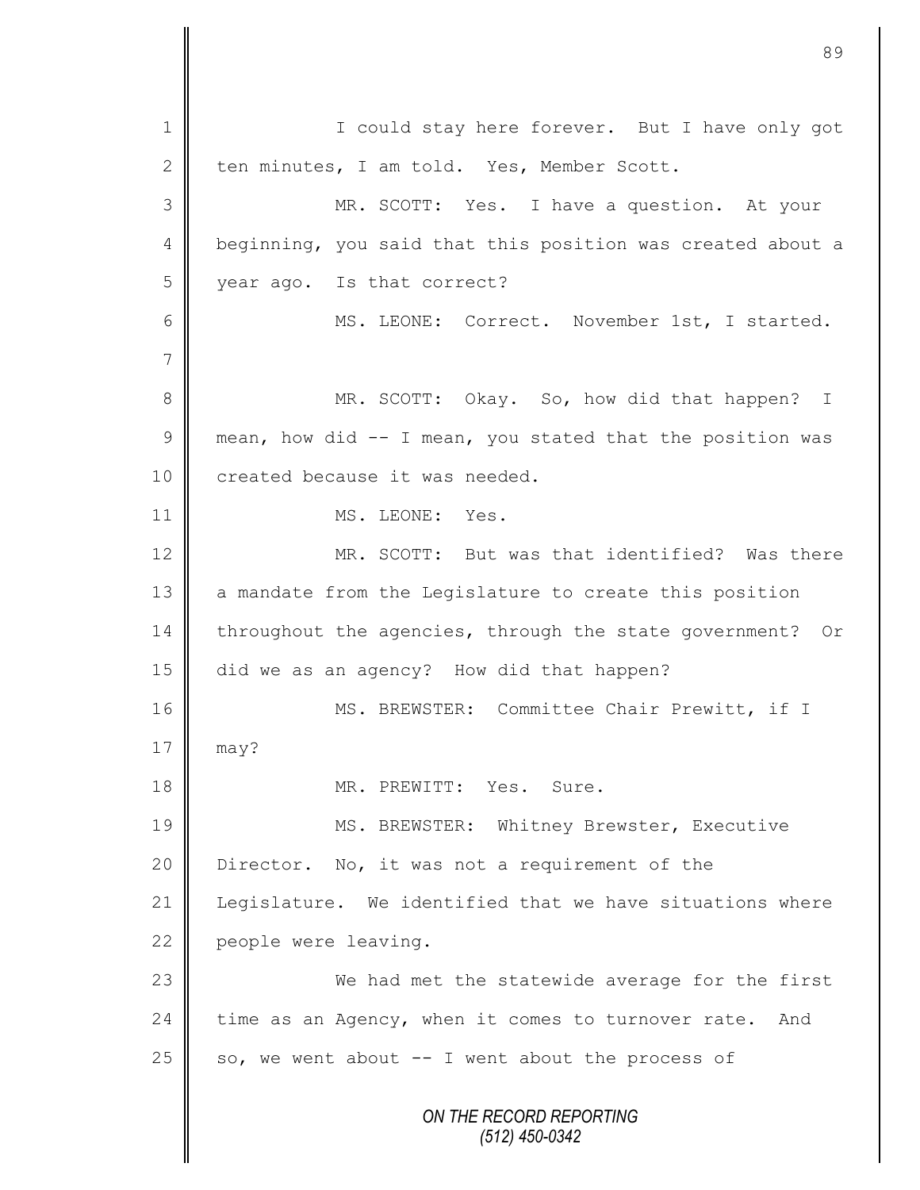I could stay here forever. But I have only got ten minutes, I am told. Yes, Member Scott.

MR. SCOTT: Yes. I have a question. At your beginning, you said that this position was created about a year ago. Is that correct?

MS. LEONE: Correct. November 1st, I started.

MR. SCOTT: Okay. So, how did that happen? I mean, how did -- I mean, you stated that the position was created because it was needed.

MS. LEONE: Yes.

MR. SCOTT: But was that identified? Was there a mandate from the Legislature to create this position throughout the agencies, through the state government? Or did we as an agency? How did that happen?

MS. BREWSTER: Committee Chair Prewitt, if I may?

MR. PREWITT: Yes. Sure.

MS. BREWSTER: Whitney Brewster, Executive Director. No, it was not a requirement of the Legislature. We identified that we have situations where people were leaving.

We had met the statewide average for the first time as an Agency, when it comes to turnover rate. And so, we went about -- I went about the process of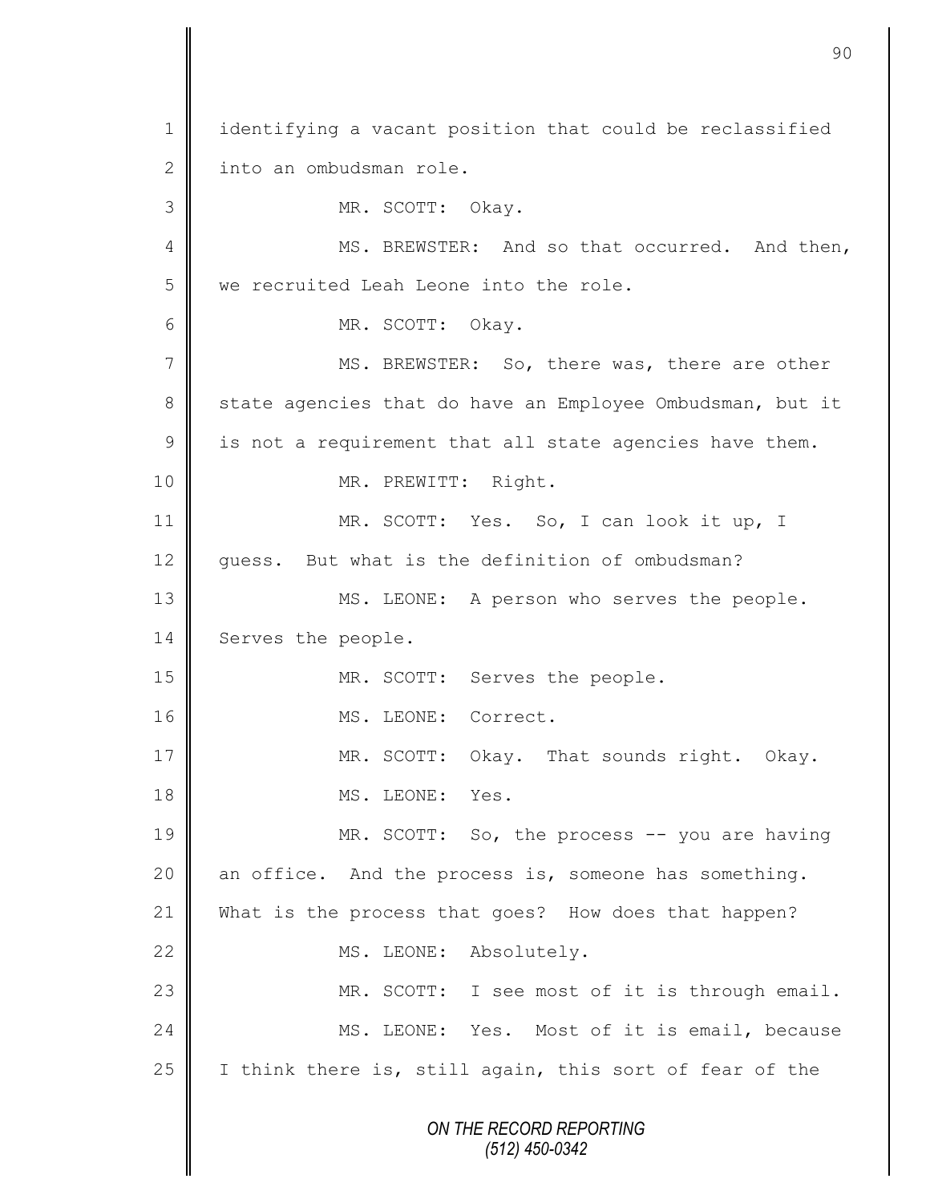1 identifying a vacant position that could be reclassified
2 into an ombudsman role.
3 MR. SCOTT: Okay.
4 MS. BREWSTER: And so that occurred. And then,
5 we recruited Leah Leone into the role.
6 MR. SCOTT: Okay.
7 MS. BREWSTER: So, there was, there are other
8 state agencies that do have an Employee Ombudsman, but it
9 is not a requirement that all state agencies have them.
10 MR. PREWITT: Right.
11 MR. SCOTT: Yes. So, I can look it up, I
12 guess. But what is the definition of ombudsman?
13 MS. LEONE: A person who serves the people.
14 Serves the people.
15 MR. SCOTT: Serves the people.
16 MS. LEONE: Correct.
17 MR. SCOTT: Okay. That sounds right. Okay.
18 MS. LEONE: Yes.
19 MR. SCOTT: So, the process -- you are having
20 an office. And the process is, someone has something.
21 What is the process that goes? How does that happen?
22 MS. LEONE: Absolutely.
23 MR. SCOTT: I see most of it is through email.
24 MS. LEONE: Yes. Most of it is email, because
25 I think there is, still again, this sort of fear of the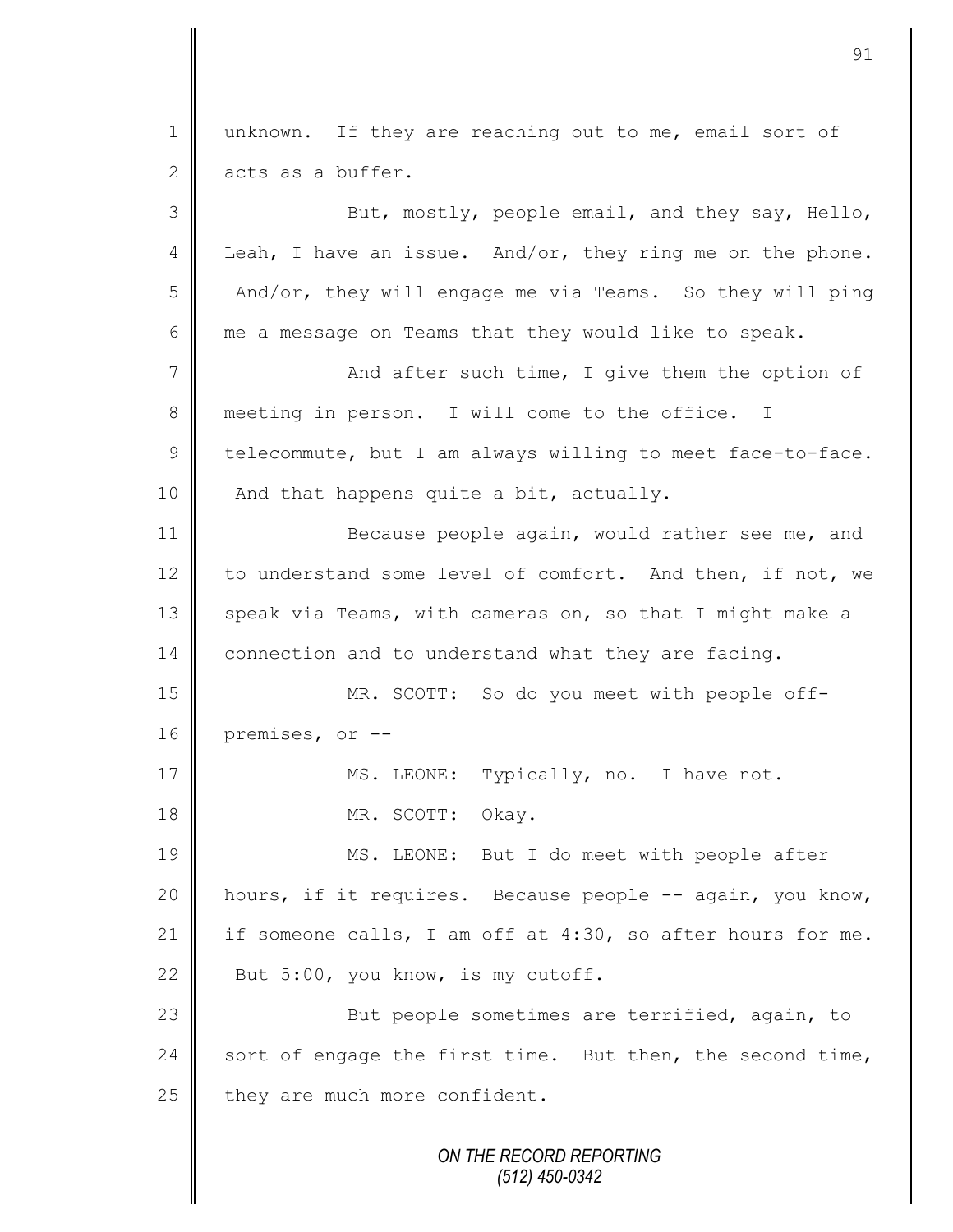unknown. If they are reaching out to me, email sort of acts as a buffer.

But, mostly, people email, and they say, Hello, Leah, I have an issue. And/or, they ring me on the phone. And/or, they will engage me via Teams. So they will ping me a message on Teams that they would like to speak.

And after such time, I give them the option of meeting in person. I will come to the office. I telecommute, but I am always willing to meet face-to-face. And that happens quite a bit, actually.

Because people again, would rather see me, and to understand some level of comfort. And then, if not, we speak via Teams, with cameras on, so that I might make a connection and to understand what they are facing.

MR. SCOTT: So do you meet with people off-premises, or --

MS. LEONE: Typically, no. I have not.

MR. SCOTT: Okay.

MS. LEONE: But I do meet with people after hours, if it requires. Because people -- again, you know, if someone calls, I am off at 4:30, so after hours for me. But 5:00, you know, is my cutoff.

But people sometimes are terrified, again, to sort of engage the first time. But then, the second time, they are much more confident.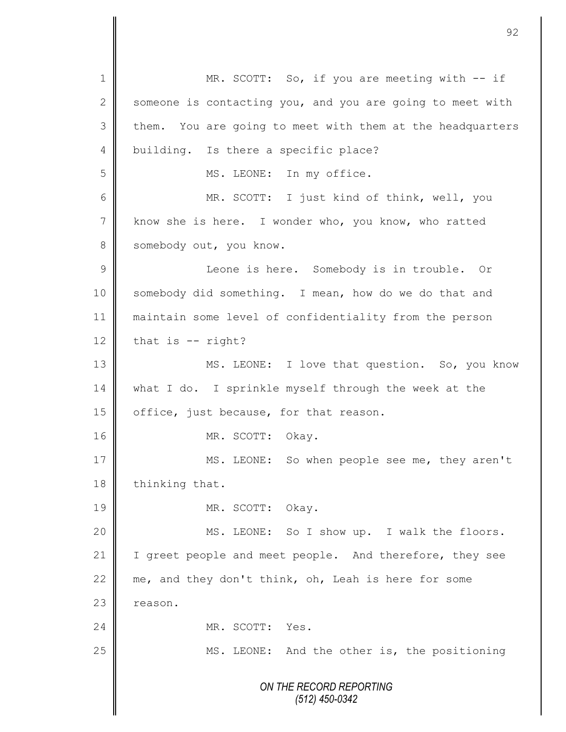MR. SCOTT: So, if you are meeting with -- if someone is contacting you, and you are going to meet with them. You are going to meet with them at the headquarters building. Is there a specific place?

MS. LEONE: In my office.

MR. SCOTT: I just kind of think, well, you know she is here. I wonder who, you know, who ratted somebody out, you know.

Leone is here. Somebody is in trouble. Or somebody did something. I mean, how do we do that and maintain some level of confidentiality from the person that is -- right?

MS. LEONE: I love that question. So, you know what I do. I sprinkle myself through the week at the office, just because, for that reason.

MR. SCOTT: Okay.

MS. LEONE: So when people see me, they aren't thinking that.

MR. SCOTT: Okay.

MS. LEONE: So I show up. I walk the floors. I greet people and meet people. And therefore, they see me, and they don't think, oh, Leah is here for some reason.

MR. SCOTT: Yes.

MS. LEONE: And the other is, the positioning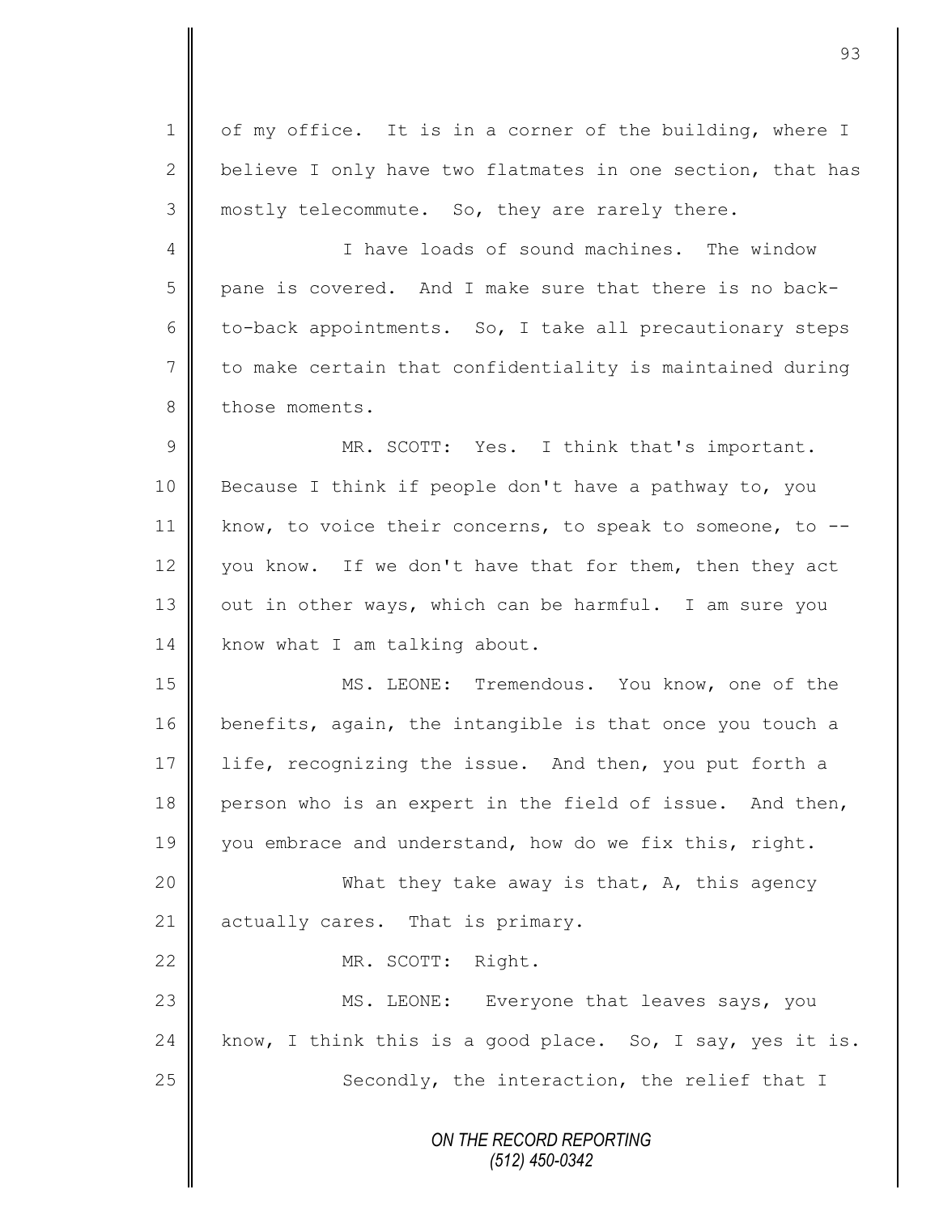of my office. It is in a corner of the building, where I believe I only have two flatmates in one section, that has mostly telecommute. So, they are rarely there.

I have loads of sound machines. The window pane is covered. And I make sure that there is no back-to-back appointments. So, I take all precautionary steps to make certain that confidentiality is maintained during those moments.

MR. SCOTT: Yes. I think that's important. Because I think if people don't have a pathway to, you know, to voice their concerns, to speak to someone, to -- you know. If we don't have that for them, then they act out in other ways, which can be harmful. I am sure you know what I am talking about.

MS. LEONE: Tremendous. You know, one of the benefits, again, the intangible is that once you touch a life, recognizing the issue. And then, you put forth a person who is an expert in the field of issue. And then, you embrace and understand, how do we fix this, right.

What they take away is that, A, this agency actually cares. That is primary.

MR. SCOTT: Right.

MS. LEONE: Everyone that leaves says, you know, I think this is a good place. So, I say, yes it is.

Secondly, the interaction, the relief that I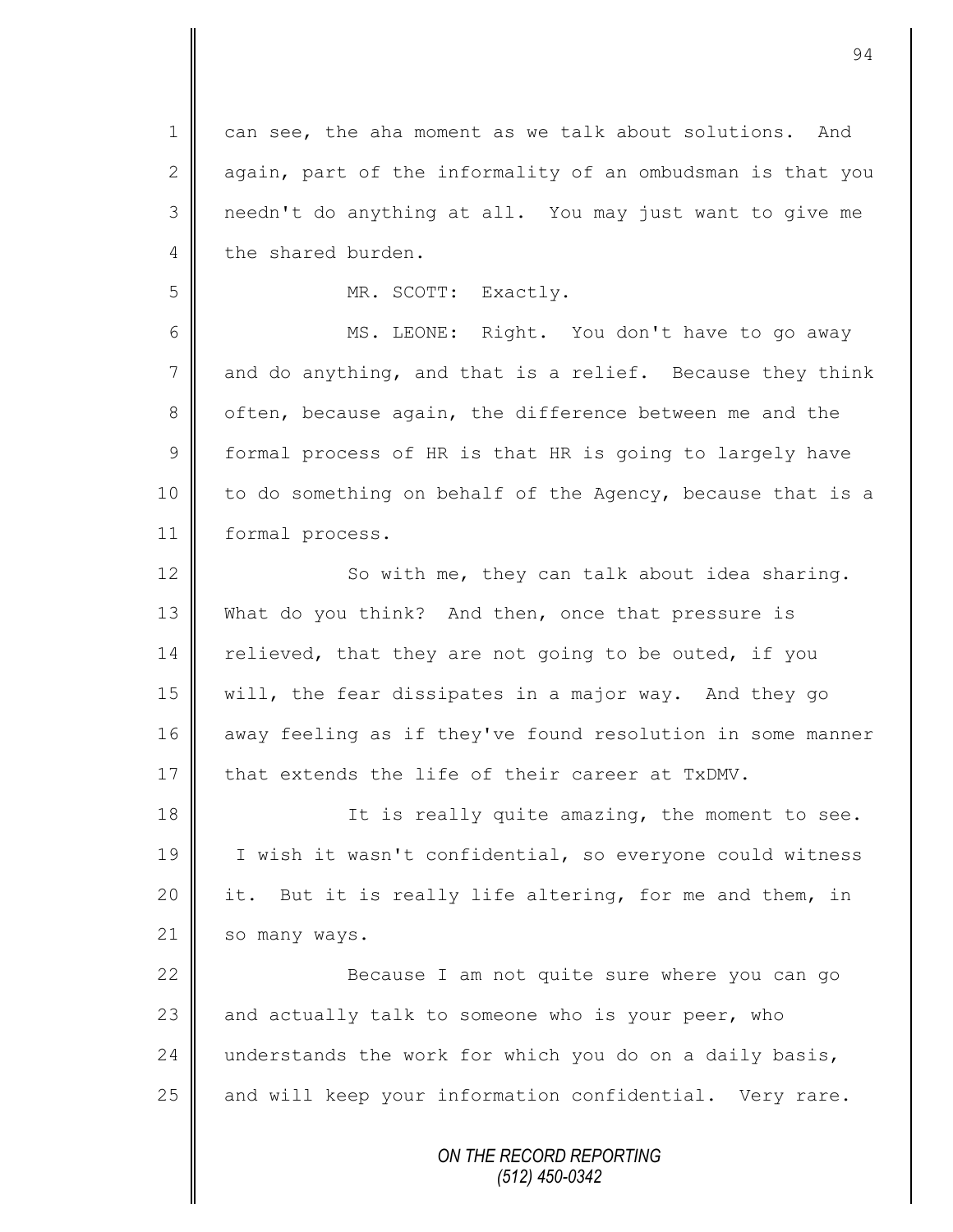1 can see, the aha moment as we talk about solutions. And
2 again, part of the informality of an ombudsman is that you
3 needn't do anything at all. You may just want to give me
4 the shared burden.

5 MR. SCOTT: Exactly.

6 MS. LEONE: Right. You don't have to go away
7 and do anything, and that is a relief. Because they think
8 often, because again, the difference between me and the
9 formal process of HR is that HR is going to largely have
10 to do something on behalf of the Agency, because that is a
11 formal process.

12 So with me, they can talk about idea sharing.
13 What do you think? And then, once that pressure is
14 relieved, that they are not going to be outed, if you
15 will, the fear dissipates in a major way. And they go
16 away feeling as if they've found resolution in some manner
17 that extends the life of their career at TxDMV.

18 It is really quite amazing, the moment to see.
19 I wish it wasn't confidential, so everyone could witness
20 it. But it is really life altering, for me and them, in
21 so many ways.

22 Because I am not quite sure where you can go
23 and actually talk to someone who is your peer, who
24 understands the work for which you do on a daily basis,
25 and will keep your information confidential. Very rare.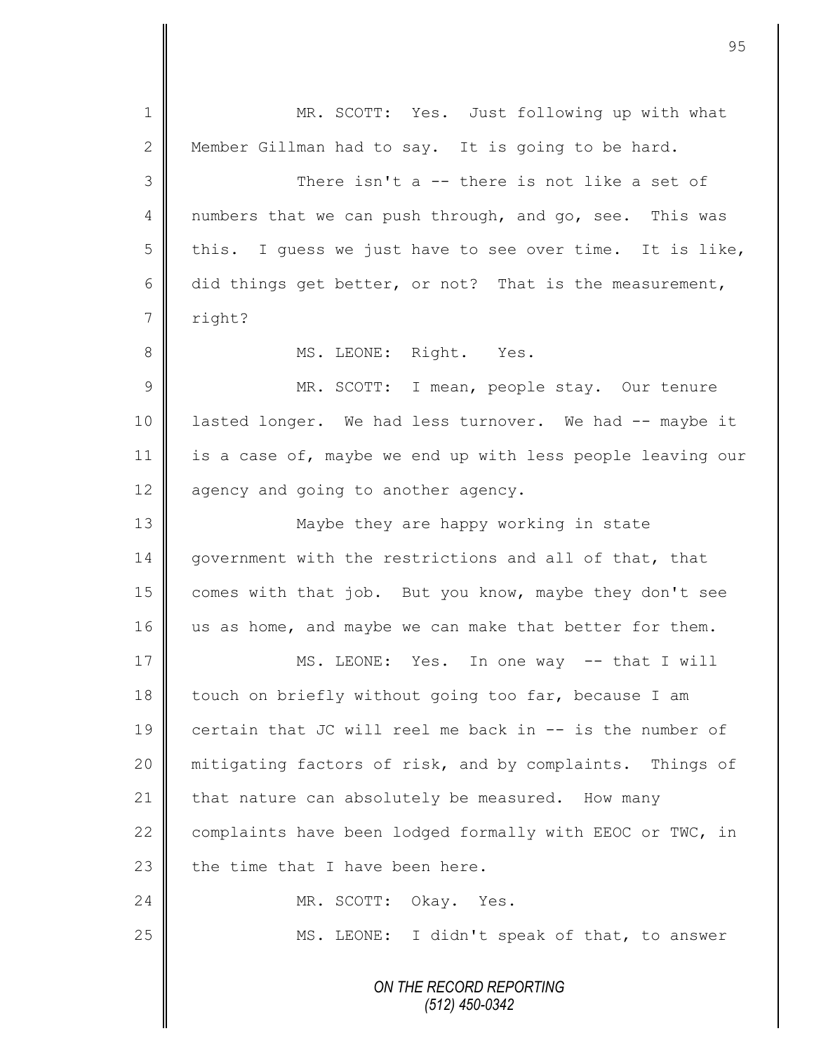MR. SCOTT: Yes. Just following up with what Member Gillman had to say. It is going to be hard.

There isn't a -- there is not like a set of numbers that we can push through, and go, see. This was this. I guess we just have to see over time. It is like, did things get better, or not? That is the measurement, right?

MS. LEONE: Right. Yes.

MR. SCOTT: I mean, people stay. Our tenure lasted longer. We had less turnover. We had -- maybe it is a case of, maybe we end up with less people leaving our agency and going to another agency.

Maybe they are happy working in state government with the restrictions and all of that, that comes with that job. But you know, maybe they don't see us as home, and maybe we can make that better for them.

MS. LEONE: Yes. In one way -- that I will touch on briefly without going too far, because I am certain that JC will reel me back in -- is the number of mitigating factors of risk, and by complaints. Things of that nature can absolutely be measured. How many complaints have been lodged formally with EEOC or TWC, in the time that I have been here.

MR. SCOTT: Okay. Yes.

MS. LEONE: I didn't speak of that, to answer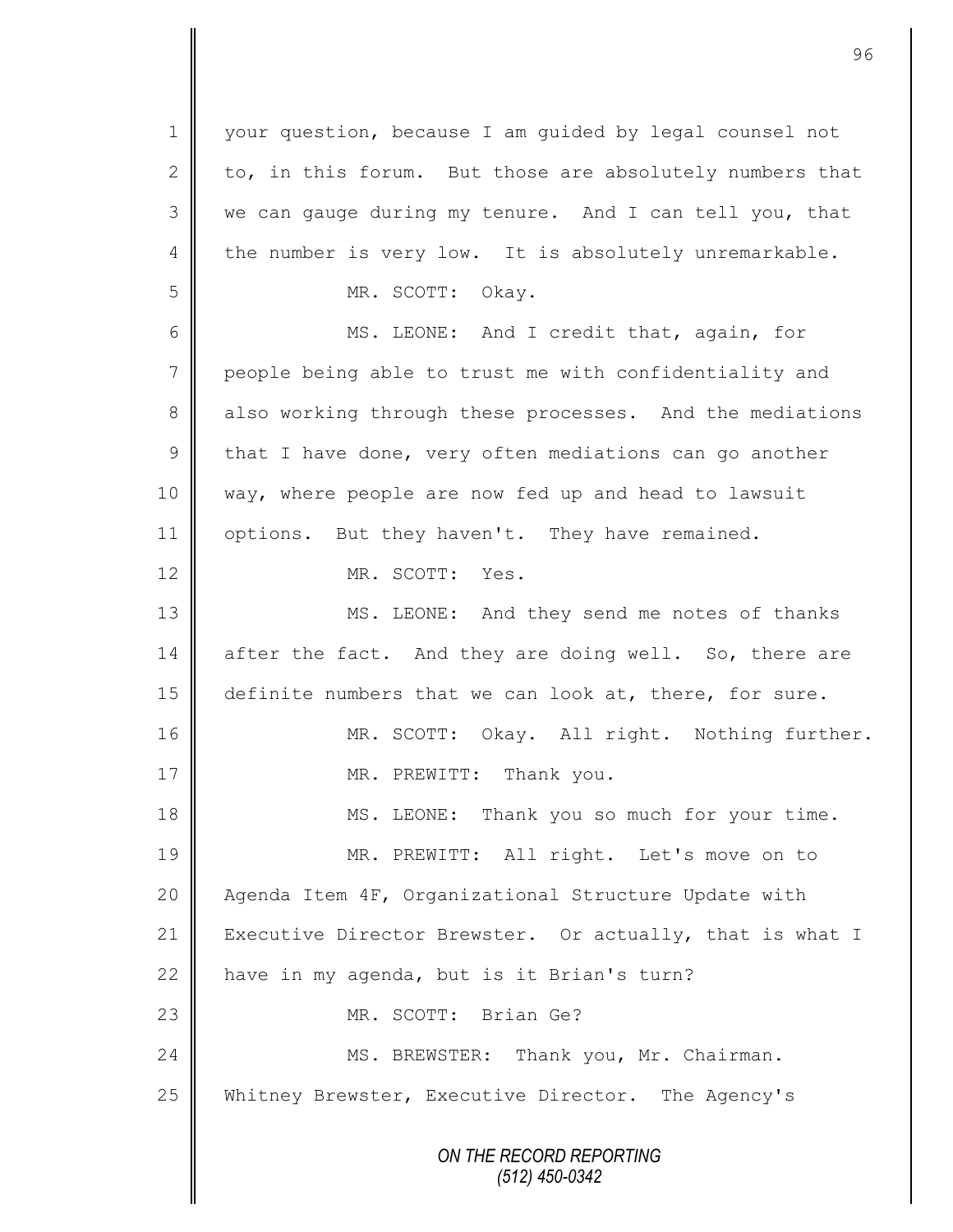1 your question, because I am guided by legal counsel not
2 to, in this forum. But those are absolutely numbers that
3 we can gauge during my tenure. And I can tell you, that
4 the number is very low. It is absolutely unremarkable.
5 MR. SCOTT: Okay.
6 MS. LEONE: And I credit that, again, for
7 people being able to trust me with confidentiality and
8 also working through these processes. And the mediations
9 that I have done, very often mediations can go another
10 way, where people are now fed up and head to lawsuit
11 options. But they haven't. They have remained.
12 MR. SCOTT: Yes.
13 MS. LEONE: And they send me notes of thanks
14 after the fact. And they are doing well. So, there are
15 definite numbers that we can look at, there, for sure.
16 MR. SCOTT: Okay. All right. Nothing further.
17 MR. PREWITT: Thank you.
18 MS. LEONE: Thank you so much for your time.
19 MR. PREWITT: All right. Let's move on to
20 Agenda Item 4F, Organizational Structure Update with
21 Executive Director Brewster. Or actually, that is what I
22 have in my agenda, but is it Brian's turn?
23 MR. SCOTT: Brian Ge?
24 MS. BREWSTER: Thank you, Mr. Chairman.
25 Whitney Brewster, Executive Director. The Agency's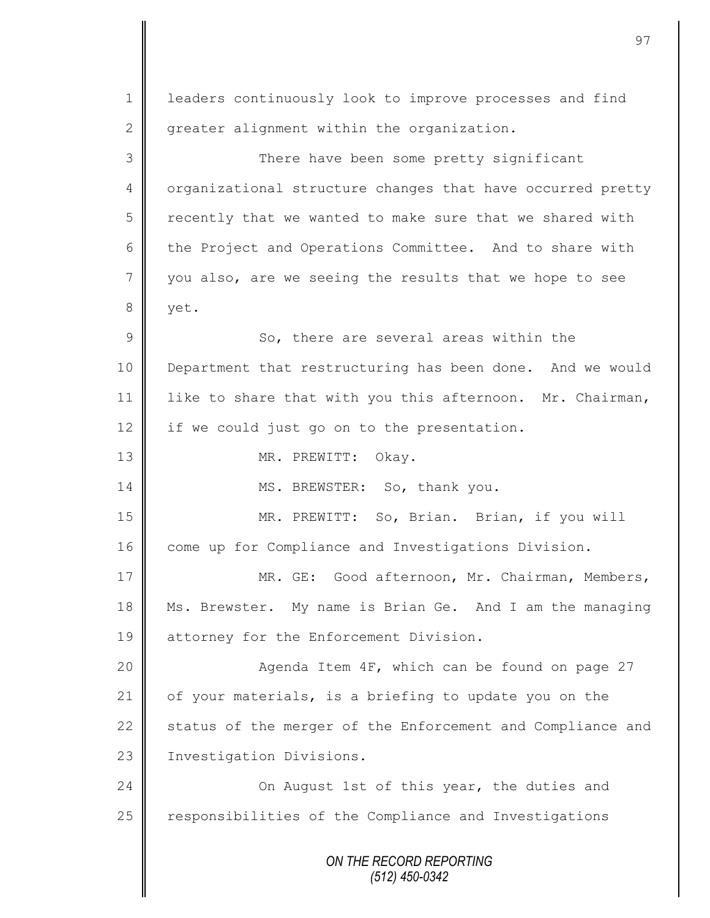leaders continuously look to improve processes and find greater alignment within the organization.

There have been some pretty significant organizational structure changes that have occurred pretty recently that we wanted to make sure that we shared with the Project and Operations Committee. And to share with you also, are we seeing the results that we hope to see yet.

So, there are several areas within the Department that restructuring has been done. And we would like to share that with you this afternoon. Mr. Chairman, if we could just go on to the presentation.

MR. PREWITT: Okay.

MS. BREWSTER: So, thank you.

MR. PREWITT: So, Brian. Brian, if you will come up for Compliance and Investigations Division.

MR. GE: Good afternoon, Mr. Chairman, Members, Ms. Brewster. My name is Brian Ge. And I am the managing attorney for the Enforcement Division.

Agenda Item 4F, which can be found on page 27 of your materials, is a briefing to update you on the status of the merger of the Enforcement and Compliance and Investigation Divisions.

On August 1st of this year, the duties and responsibilities of the Compliance and Investigations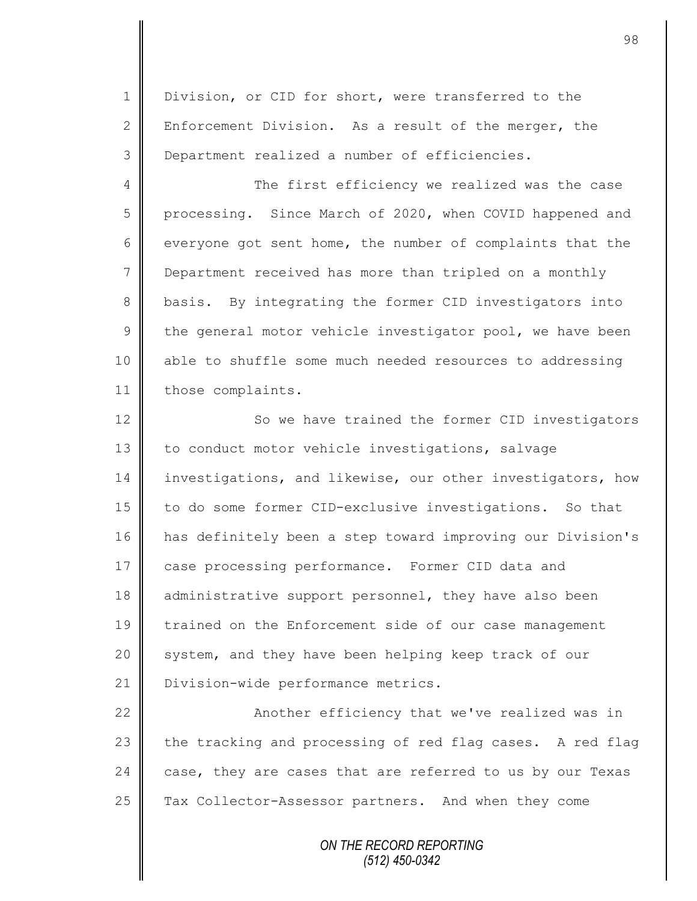Division, or CID for short, were transferred to the Enforcement Division. As a result of the merger, the Department realized a number of efficiencies.

The first efficiency we realized was the case processing. Since March of 2020, when COVID happened and everyone got sent home, the number of complaints that the Department received has more than tripled on a monthly basis. By integrating the former CID investigators into the general motor vehicle investigator pool, we have been able to shuffle some much needed resources to addressing those complaints.

So we have trained the former CID investigators to conduct motor vehicle investigations, salvage investigations, and likewise, our other investigators, how to do some former CID-exclusive investigations. So that has definitely been a step toward improving our Division's case processing performance. Former CID data and administrative support personnel, they have also been trained on the Enforcement side of our case management system, and they have been helping keep track of our Division-wide performance metrics.

Another efficiency that we've realized was in the tracking and processing of red flag cases. A red flag case, they are cases that are referred to us by our Texas Tax Collector-Assessor partners. And when they come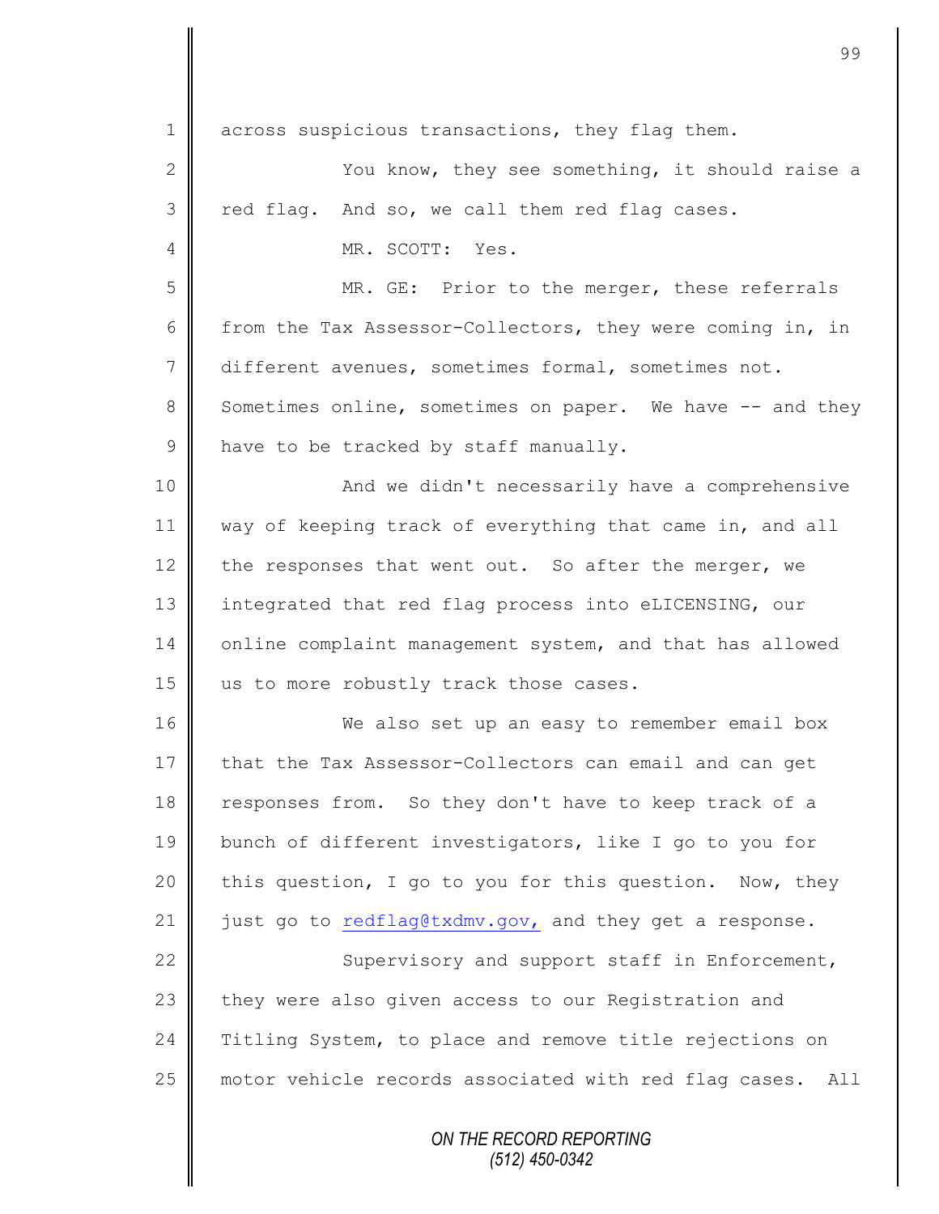across suspicious transactions, they flag them.

You know, they see something, it should raise a red flag. And so, we call them red flag cases.

MR. SCOTT: Yes.

MR. GE: Prior to the merger, these referrals from the Tax Assessor-Collectors, they were coming in, in different avenues, sometimes formal, sometimes not. Sometimes online, sometimes on paper. We have -- and they have to be tracked by staff manually.

And we didn't necessarily have a comprehensive way of keeping track of everything that came in, and all the responses that went out. So after the merger, we integrated that red flag process into eLICENSING, our online complaint management system, and that has allowed us to more robustly track those cases.

We also set up an easy to remember email box that the Tax Assessor-Collectors can email and can get responses from. So they don't have to keep track of a bunch of different investigators, like I go to you for this question, I go to you for this question. Now, they just go to redflag@txdmv.gov, and they get a response.

Supervisory and support staff in Enforcement, they were also given access to our Registration and Titling System, to place and remove title rejections on motor vehicle records associated with red flag cases. All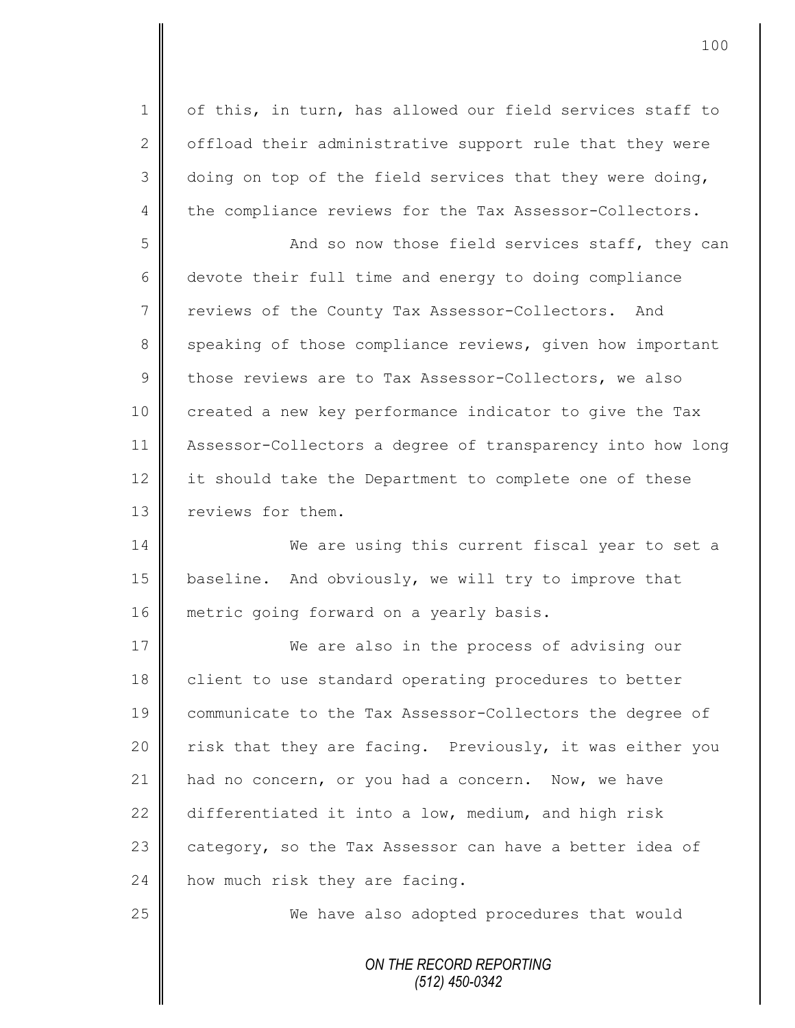of this, in turn, has allowed our field services staff to offload their administrative support rule that they were doing on top of the field services that they were doing, the compliance reviews for the Tax Assessor-Collectors.

And so now those field services staff, they can devote their full time and energy to doing compliance reviews of the County Tax Assessor-Collectors. And speaking of those compliance reviews, given how important those reviews are to Tax Assessor-Collectors, we also created a new key performance indicator to give the Tax Assessor-Collectors a degree of transparency into how long it should take the Department to complete one of these reviews for them.

We are using this current fiscal year to set a baseline. And obviously, we will try to improve that metric going forward on a yearly basis.

We are also in the process of advising our client to use standard operating procedures to better communicate to the Tax Assessor-Collectors the degree of risk that they are facing. Previously, it was either you had no concern, or you had a concern. Now, we have differentiated it into a low, medium, and high risk category, so the Tax Assessor can have a better idea of how much risk they are facing.

We have also adopted procedures that would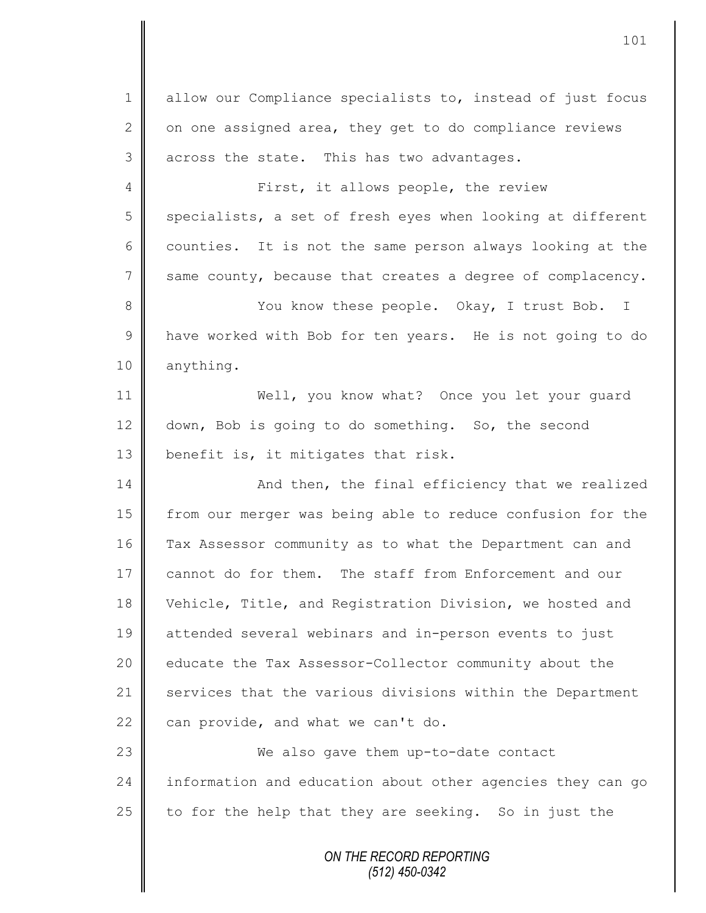allow our Compliance specialists to, instead of just focus on one assigned area, they get to do compliance reviews across the state. This has two advantages.

First, it allows people, the review specialists, a set of fresh eyes when looking at different counties. It is not the same person always looking at the same county, because that creates a degree of complacency.

You know these people. Okay, I trust Bob. I have worked with Bob for ten years. He is not going to do anything.

Well, you know what? Once you let your guard down, Bob is going to do something. So, the second benefit is, it mitigates that risk.

And then, the final efficiency that we realized from our merger was being able to reduce confusion for the Tax Assessor community as to what the Department can and cannot do for them. The staff from Enforcement and our Vehicle, Title, and Registration Division, we hosted and attended several webinars and in-person events to just educate the Tax Assessor-Collector community about the services that the various divisions within the Department can provide, and what we can't do.

We also gave them up-to-date contact information and education about other agencies they can go to for the help that they are seeking. So in just the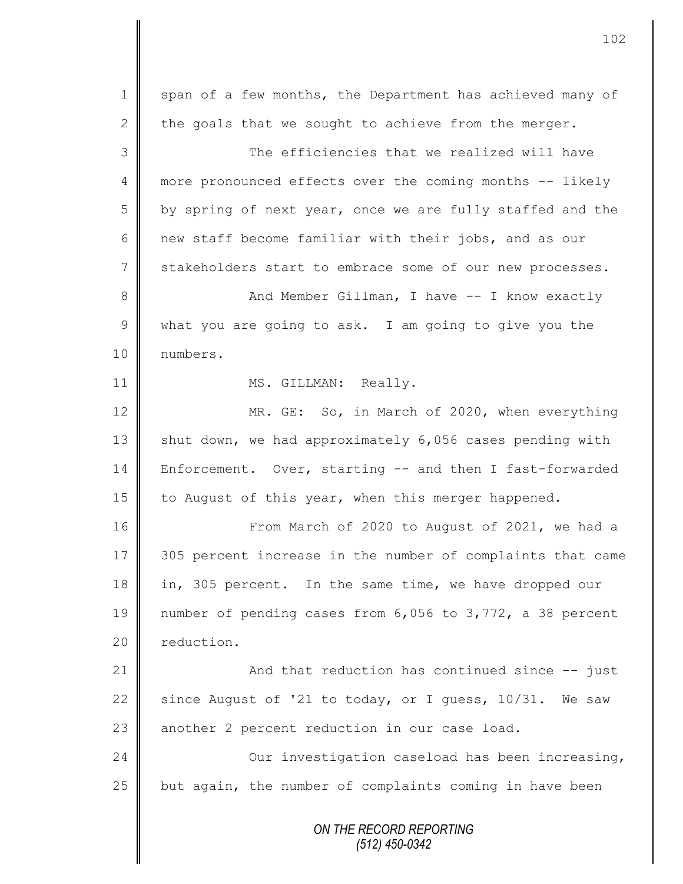span of a few months, the Department has achieved many of the goals that we sought to achieve from the merger.

The efficiencies that we realized will have more pronounced effects over the coming months -- likely by spring of next year, once we are fully staffed and the new staff become familiar with their jobs, and as our stakeholders start to embrace some of our new processes.

And Member Gillman, I have -- I know exactly what you are going to ask. I am going to give you the numbers.

MS. GILLMAN: Really.

MR. GE: So, in March of 2020, when everything shut down, we had approximately 6,056 cases pending with Enforcement. Over, starting -- and then I fast-forwarded to August of this year, when this merger happened.

From March of 2020 to August of 2021, we had a 305 percent increase in the number of complaints that came in, 305 percent. In the same time, we have dropped our number of pending cases from 6,056 to 3,772, a 38 percent reduction.

And that reduction has continued since -- just since August of '21 to today, or I guess, 10/31. We saw another 2 percent reduction in our case load.

Our investigation caseload has been increasing, but again, the number of complaints coming in have been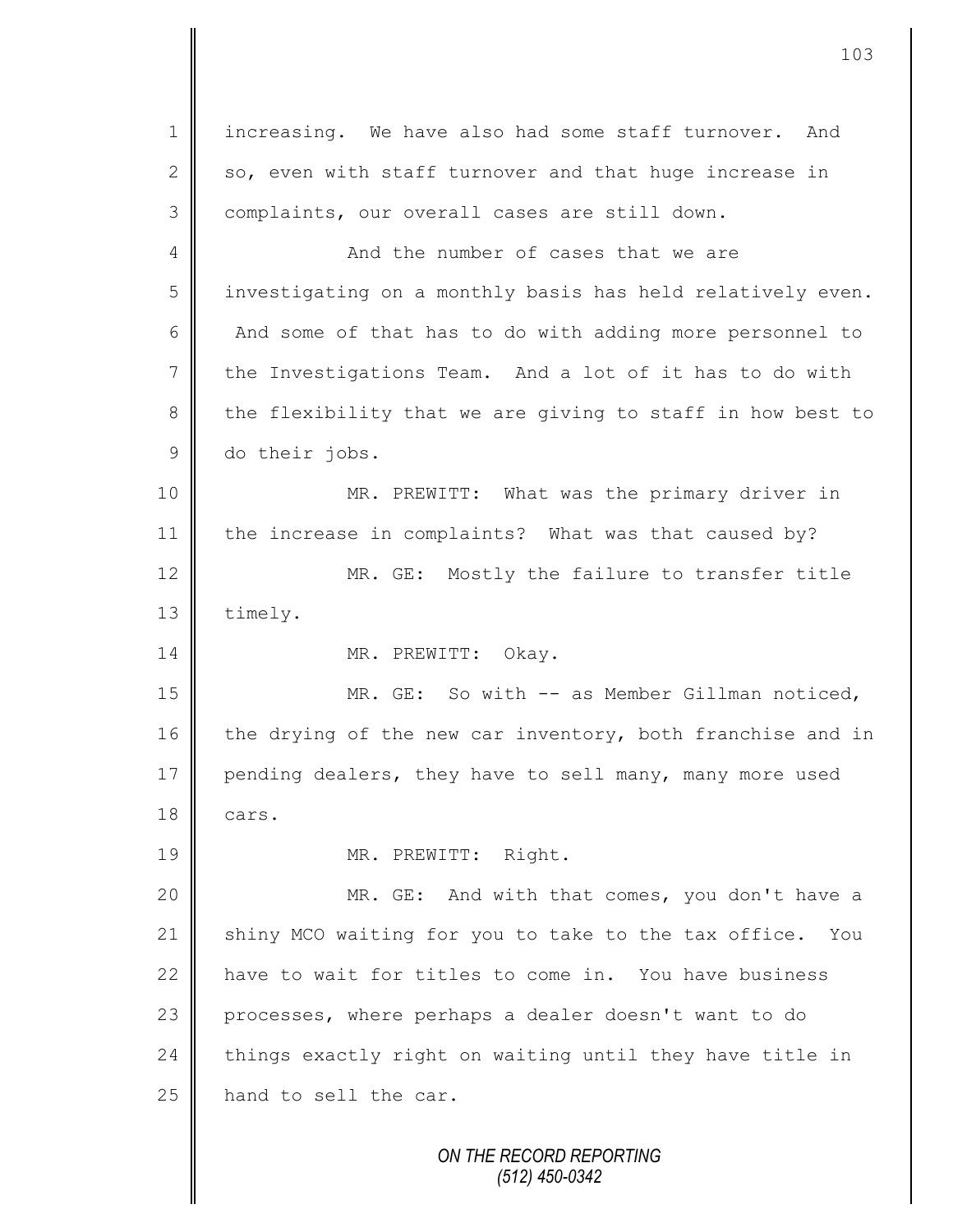increasing. We have also had some staff turnover. And so, even with staff turnover and that huge increase in complaints, our overall cases are still down.

And the number of cases that we are investigating on a monthly basis has held relatively even. And some of that has to do with adding more personnel to the Investigations Team. And a lot of it has to do with the flexibility that we are giving to staff in how best to do their jobs.

MR. PREWITT: What was the primary driver in the increase in complaints? What was that caused by?

MR. GE: Mostly the failure to transfer title timely.

MR. PREWITT: Okay.

MR. GE: So with -- as Member Gillman noticed, the drying of the new car inventory, both franchise and in pending dealers, they have to sell many, many more used cars.

MR. PREWITT: Right.

MR. GE: And with that comes, you don't have a shiny MCO waiting for you to take to the tax office. You have to wait for titles to come in. You have business processes, where perhaps a dealer doesn't want to do things exactly right on waiting until they have title in hand to sell the car.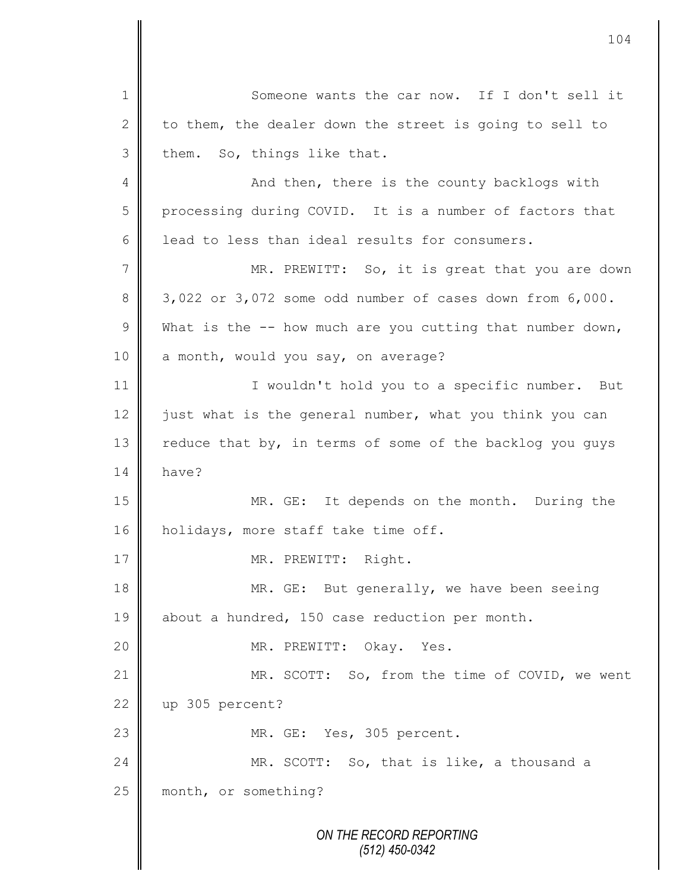Someone wants the car now. If I don't sell it to them, the dealer down the street is going to sell to them. So, things like that.

And then, there is the county backlogs with processing during COVID. It is a number of factors that lead to less than ideal results for consumers.

MR. PREWITT: So, it is great that you are down 3,022 or 3,072 some odd number of cases down from 6,000. What is the -- how much are you cutting that number down, a month, would you say, on average?

I wouldn't hold you to a specific number. But just what is the general number, what you think you can reduce that by, in terms of some of the backlog you guys have?

MR. GE: It depends on the month. During the holidays, more staff take time off.

MR. PREWITT: Right.

MR. GE: But generally, we have been seeing about a hundred, 150 case reduction per month.

MR. PREWITT: Okay. Yes.

MR. SCOTT: So, from the time of COVID, we went up 305 percent?

MR. GE: Yes, 305 percent.

MR. SCOTT: So, that is like, a thousand a month, or something?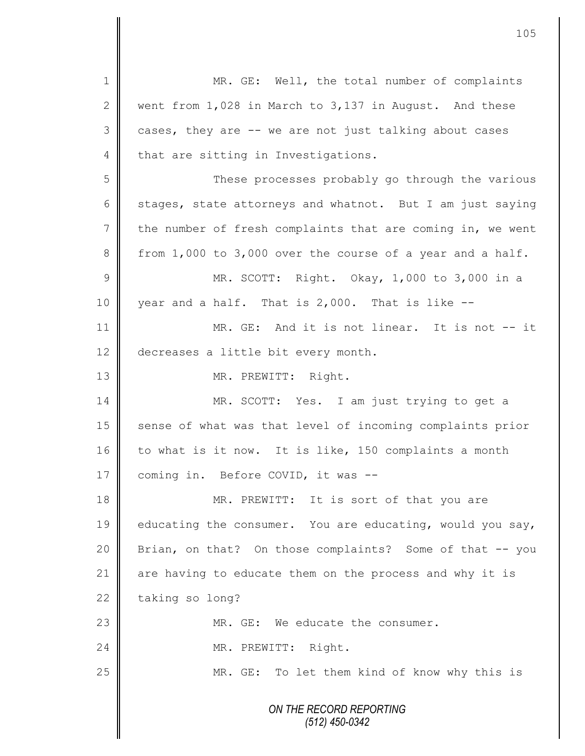MR. GE: Well, the total number of complaints went from 1,028 in March to 3,137 in August. And these cases, they are -- we are not just talking about cases that are sitting in Investigations.

These processes probably go through the various stages, state attorneys and whatnot. But I am just saying the number of fresh complaints that are coming in, we went from 1,000 to 3,000 over the course of a year and a half.

MR. SCOTT: Right. Okay, 1,000 to 3,000 in a year and a half. That is 2,000. That is like --

MR. GE: And it is not linear. It is not -- it decreases a little bit every month.

MR. PREWITT: Right.

MR. SCOTT: Yes. I am just trying to get a sense of what was that level of incoming complaints prior to what is it now. It is like, 150 complaints a month coming in. Before COVID, it was --

MR. PREWITT: It is sort of that you are educating the consumer. You are educating, would you say, Brian, on that? On those complaints? Some of that -- you are having to educate them on the process and why it is taking so long?

MR. GE: We educate the consumer.

MR. PREWITT: Right.

MR. GE: To let them kind of know why this is

*ON THE RECORD REPORTING*
*(512) 450-0342*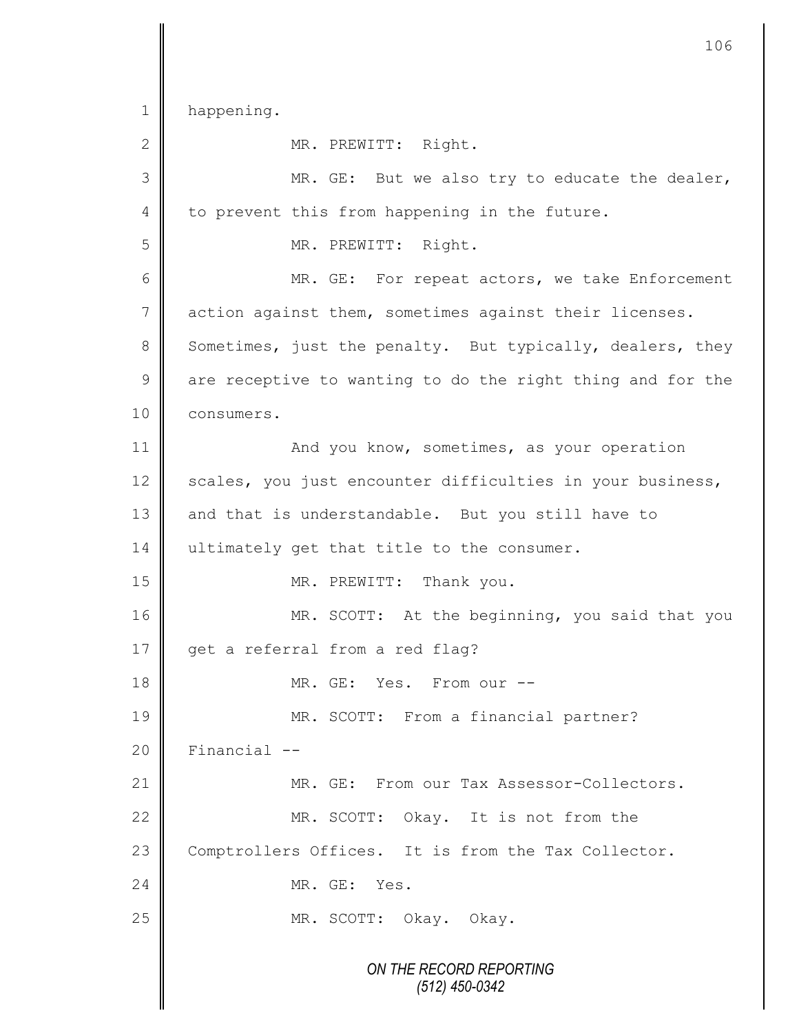happening.

MR. PREWITT: Right.

MR. GE: But we also try to educate the dealer, to prevent this from happening in the future.

MR. PREWITT: Right.

MR. GE: For repeat actors, we take Enforcement action against them, sometimes against their licenses. Sometimes, just the penalty. But typically, dealers, they are receptive to wanting to do the right thing and for the consumers.

And you know, sometimes, as your operation scales, you just encounter difficulties in your business, and that is understandable. But you still have to ultimately get that title to the consumer.

MR. PREWITT: Thank you.

MR. SCOTT: At the beginning, you said that you get a referral from a red flag?

MR. GE: Yes. From our --

MR. SCOTT: From a financial partner? Financial --

MR. GE: From our Tax Assessor-Collectors.

MR. SCOTT: Okay. It is not from the Comptrollers Offices. It is from the Tax Collector.

MR. GE: Yes.

MR. SCOTT: Okay. Okay.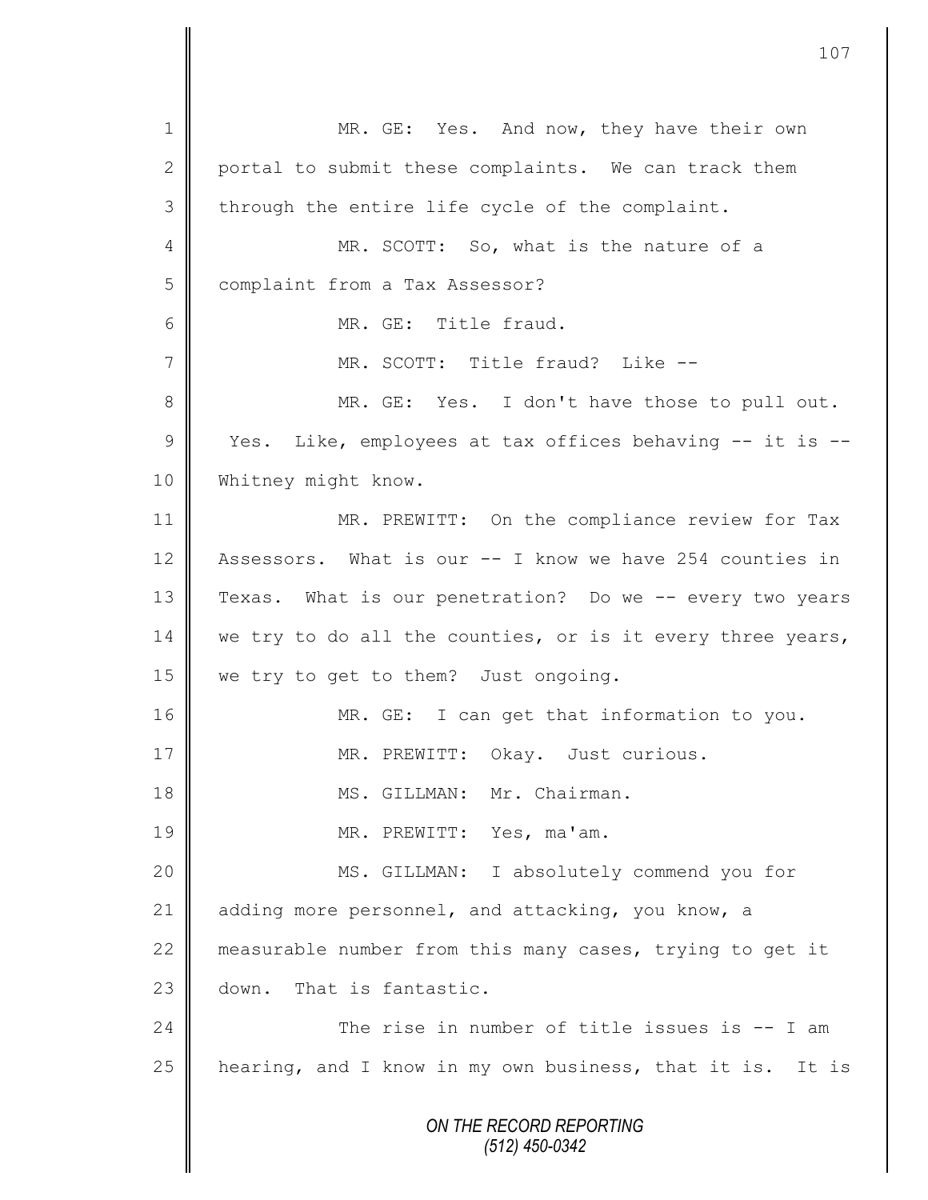MR. GE: Yes. And now, they have their own portal to submit these complaints. We can track them through the entire life cycle of the complaint.

MR. SCOTT: So, what is the nature of a complaint from a Tax Assessor?

MR. GE: Title fraud.

MR. SCOTT: Title fraud? Like --

MR. GE: Yes. I don't have those to pull out. Yes. Like, employees at tax offices behaving -- it is -- Whitney might know.

MR. PREWITT: On the compliance review for Tax Assessors. What is our -- I know we have 254 counties in Texas. What is our penetration? Do we -- every two years we try to do all the counties, or is it every three years, we try to get to them? Just ongoing.

MR. GE: I can get that information to you.

MR. PREWITT: Okay. Just curious.

MS. GILLMAN: Mr. Chairman.

MR. PREWITT: Yes, ma'am.

MS. GILLMAN: I absolutely commend you for adding more personnel, and attacking, you know, a measurable number from this many cases, trying to get it down. That is fantastic.

The rise in number of title issues is -- I am hearing, and I know in my own business, that it is. It is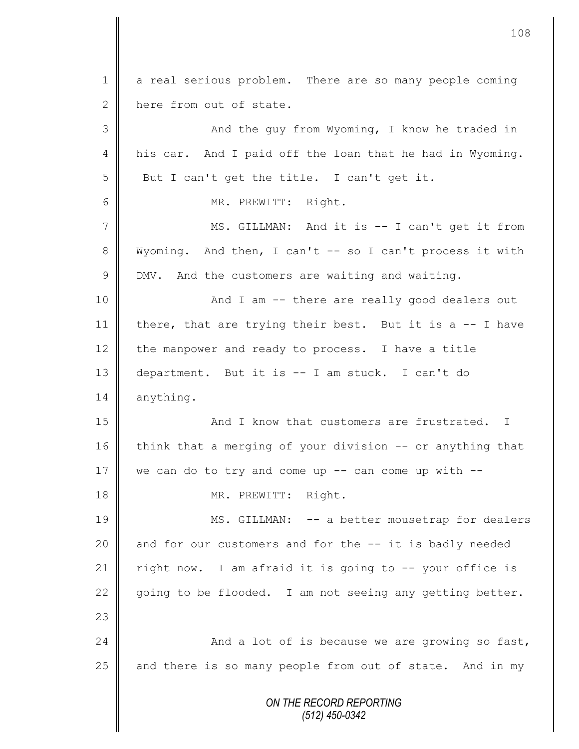a real serious problem. There are so many people coming here from out of state.

And the guy from Wyoming, I know he traded in his car. And I paid off the loan that he had in Wyoming. But I can't get the title. I can't get it.

MR. PREWITT: Right.

MS. GILLMAN: And it is -- I can't get it from Wyoming. And then, I can't -- so I can't process it with DMV. And the customers are waiting and waiting.

And I am -- there are really good dealers out there, that are trying their best. But it is a -- I have the manpower and ready to process. I have a title department. But it is -- I am stuck. I can't do anything.

And I know that customers are frustrated. I think that a merging of your division -- or anything that we can do to try and come up -- can come up with --

MR. PREWITT: Right.

MS. GILLMAN: -- a better mousetrap for dealers and for our customers and for the -- it is badly needed right now. I am afraid it is going to -- your office is going to be flooded. I am not seeing any getting better.

And a lot of is because we are growing so fast, and there is so many people from out of state. And in my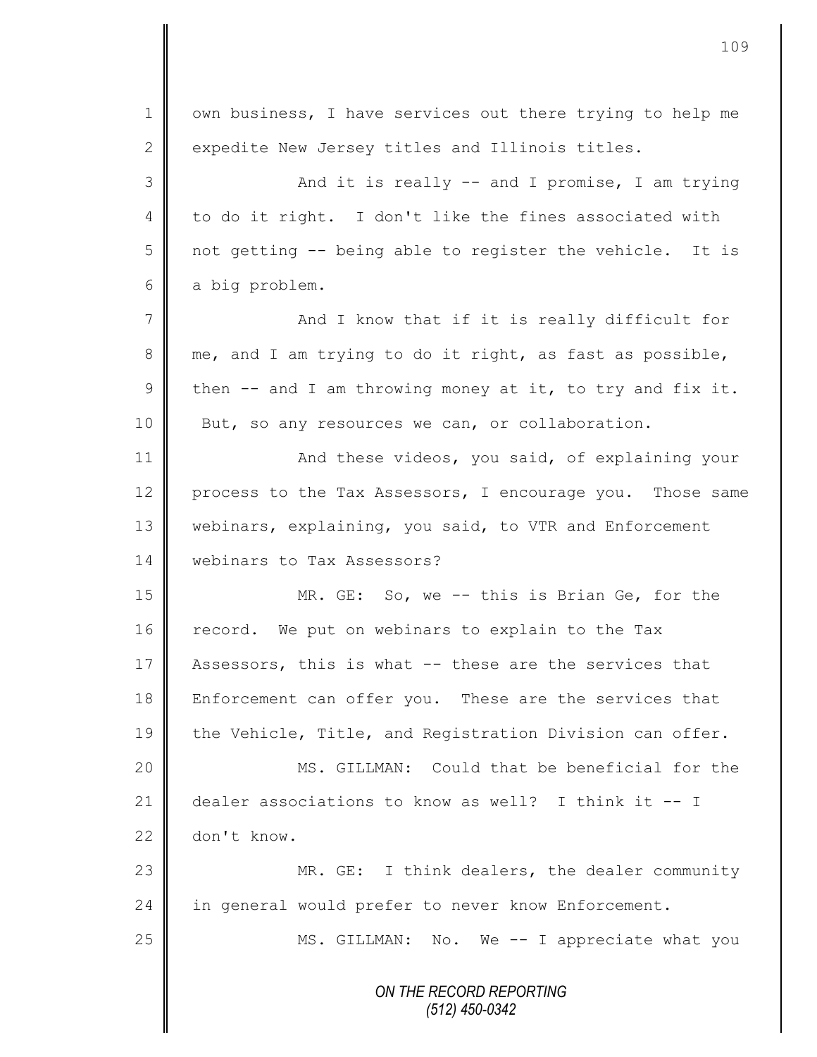own business, I have services out there trying to help me expedite New Jersey titles and Illinois titles.

And it is really -- and I promise, I am trying to do it right. I don't like the fines associated with not getting -- being able to register the vehicle. It is a big problem.

And I know that if it is really difficult for me, and I am trying to do it right, as fast as possible, then -- and I am throwing money at it, to try and fix it. But, so any resources we can, or collaboration.

And these videos, you said, of explaining your process to the Tax Assessors, I encourage you. Those same webinars, explaining, you said, to VTR and Enforcement webinars to Tax Assessors?

MR. GE: So, we -- this is Brian Ge, for the record. We put on webinars to explain to the Tax Assessors, this is what -- these are the services that Enforcement can offer you. These are the services that the Vehicle, Title, and Registration Division can offer.

MS. GILLMAN: Could that be beneficial for the dealer associations to know as well? I think it -- I don't know.

MR. GE: I think dealers, the dealer community in general would prefer to never know Enforcement.

MS. GILLMAN: No. We -- I appreciate what you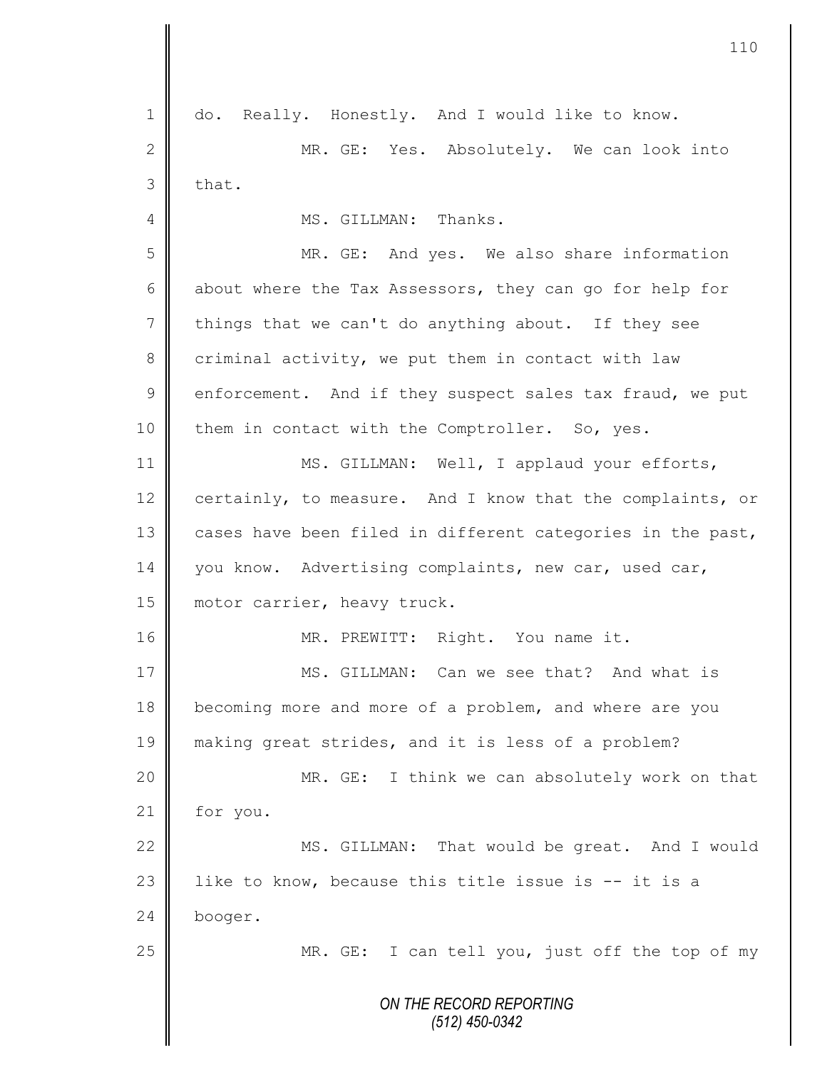do. Really. Honestly. And I would like to know.

MR. GE: Yes. Absolutely. We can look into that.

MS. GILLMAN: Thanks.

MR. GE: And yes. We also share information about where the Tax Assessors, they can go for help for things that we can't do anything about. If they see criminal activity, we put them in contact with law enforcement. And if they suspect sales tax fraud, we put them in contact with the Comptroller. So, yes.

MS. GILLMAN: Well, I applaud your efforts, certainly, to measure. And I know that the complaints, or cases have been filed in different categories in the past, you know. Advertising complaints, new car, used car, motor carrier, heavy truck.

MR. PREWITT: Right. You name it.

MS. GILLMAN: Can we see that? And what is becoming more and more of a problem, and where are you making great strides, and it is less of a problem?

MR. GE: I think we can absolutely work on that for you.

MS. GILLMAN: That would be great. And I would like to know, because this title issue is -- it is a booger.

MR. GE: I can tell you, just off the top of my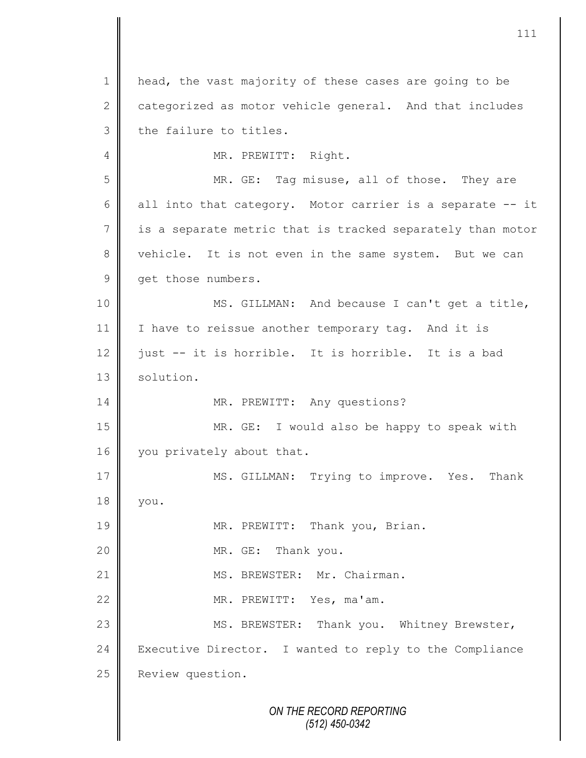1 head, the vast majority of these cases are going to be
2 categorized as motor vehicle general. And that includes
3 the failure to titles.

4 MR. PREWITT: Right.

5 MR. GE: Tag misuse, all of those. They are
6 all into that category. Motor carrier is a separate -- it
7 is a separate metric that is tracked separately than motor
8 vehicle. It is not even in the same system. But we can
9 get those numbers.

10 MS. GILLMAN: And because I can't get a title,
11 I have to reissue another temporary tag. And it is
12 just -- it is horrible. It is horrible. It is a bad
13 solution.

14 MR. PREWITT: Any questions?

15 MR. GE: I would also be happy to speak with
16 you privately about that.

17 MS. GILLMAN: Trying to improve. Yes. Thank
18 you.

19 MR. PREWITT: Thank you, Brian.

20 MR. GE: Thank you.

21 MS. BREWSTER: Mr. Chairman.

22 MR. PREWITT: Yes, ma'am.

23 MS. BREWSTER: Thank you. Whitney Brewster,
24 Executive Director. I wanted to reply to the Compliance
25 Review question.

ON THE RECORD REPORTING
(512) 450-0342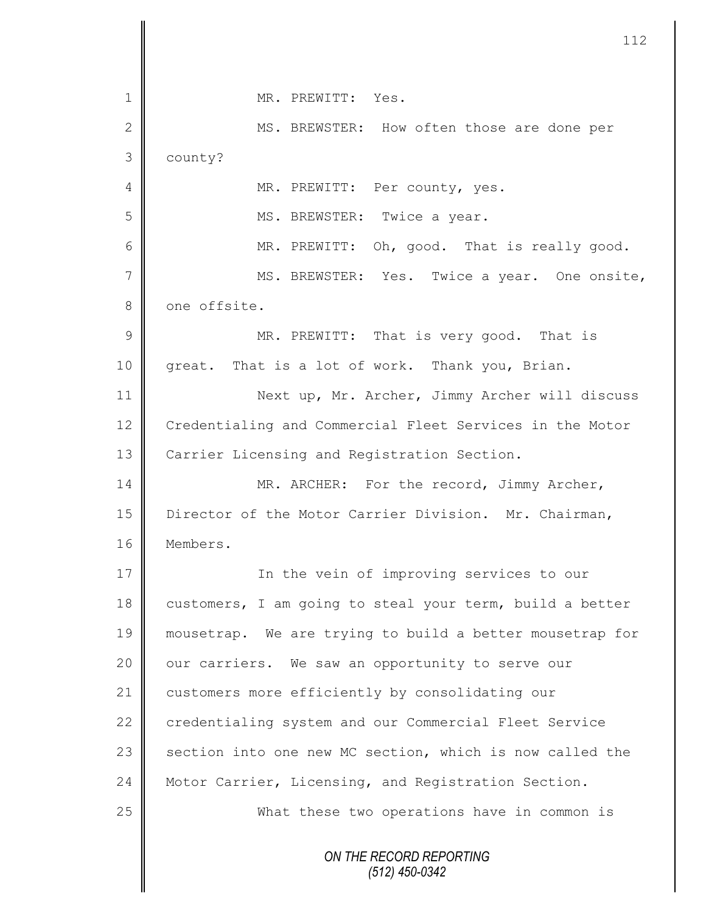MR. PREWITT: Yes.

MS. BREWSTER: How often those are done per county?

MR. PREWITT: Per county, yes.

MS. BREWSTER: Twice a year.

MR. PREWITT: Oh, good. That is really good.

MS. BREWSTER: Yes. Twice a year. One onsite, one offsite.

MR. PREWITT: That is very good. That is great. That is a lot of work. Thank you, Brian.

Next up, Mr. Archer, Jimmy Archer will discuss Credentialing and Commercial Fleet Services in the Motor Carrier Licensing and Registration Section.

MR. ARCHER: For the record, Jimmy Archer, Director of the Motor Carrier Division. Mr. Chairman, Members.

In the vein of improving services to our customers, I am going to steal your term, build a better mousetrap. We are trying to build a better mousetrap for our carriers. We saw an opportunity to serve our customers more efficiently by consolidating our credentialing system and our Commercial Fleet Service section into one new MC section, which is now called the Motor Carrier, Licensing, and Registration Section.

What these two operations have in common is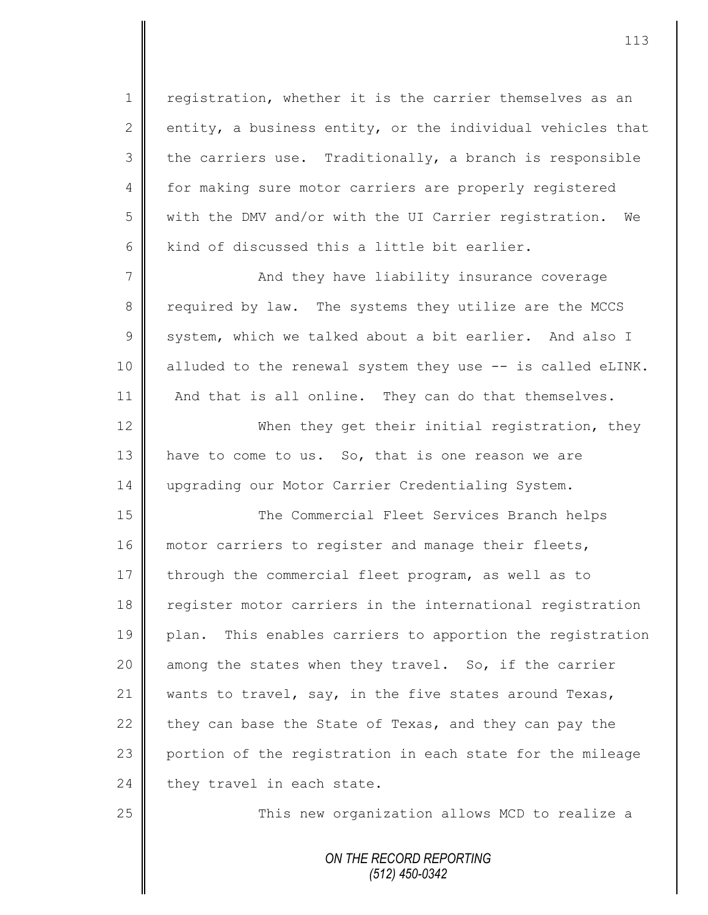registration, whether it is the carrier themselves as an entity, a business entity, or the individual vehicles that the carriers use. Traditionally, a branch is responsible for making sure motor carriers are properly registered with the DMV and/or with the UI Carrier registration. We kind of discussed this a little bit earlier.

And they have liability insurance coverage required by law. The systems they utilize are the MCCS system, which we talked about a bit earlier. And also I alluded to the renewal system they use -- is called eLINK. And that is all online. They can do that themselves.

When they get their initial registration, they have to come to us. So, that is one reason we are upgrading our Motor Carrier Credentialing System.

The Commercial Fleet Services Branch helps motor carriers to register and manage their fleets, through the commercial fleet program, as well as to register motor carriers in the international registration plan. This enables carriers to apportion the registration among the states when they travel. So, if the carrier wants to travel, say, in the five states around Texas, they can base the State of Texas, and they can pay the portion of the registration in each state for the mileage they travel in each state.

This new organization allows MCD to realize a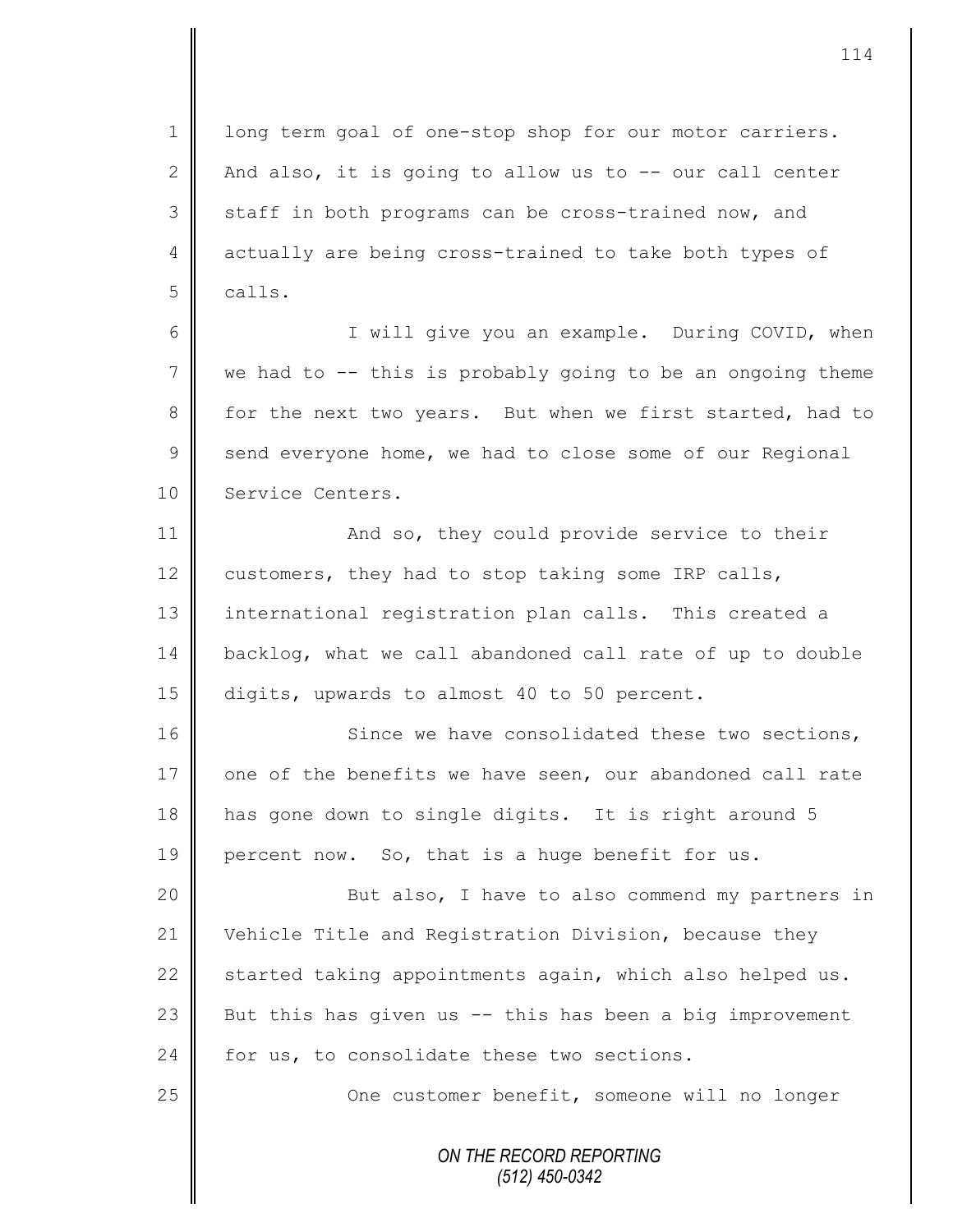long term goal of one-stop shop for our motor carriers. And also, it is going to allow us to -- our call center staff in both programs can be cross-trained now, and actually are being cross-trained to take both types of calls.

I will give you an example. During COVID, when we had to -- this is probably going to be an ongoing theme for the next two years. But when we first started, had to send everyone home, we had to close some of our Regional Service Centers.

And so, they could provide service to their customers, they had to stop taking some IRP calls, international registration plan calls. This created a backlog, what we call abandoned call rate of up to double digits, upwards to almost 40 to 50 percent.

Since we have consolidated these two sections, one of the benefits we have seen, our abandoned call rate has gone down to single digits. It is right around 5 percent now. So, that is a huge benefit for us.

But also, I have to also commend my partners in Vehicle Title and Registration Division, because they started taking appointments again, which also helped us. But this has given us -- this has been a big improvement for us, to consolidate these two sections.

One customer benefit, someone will no longer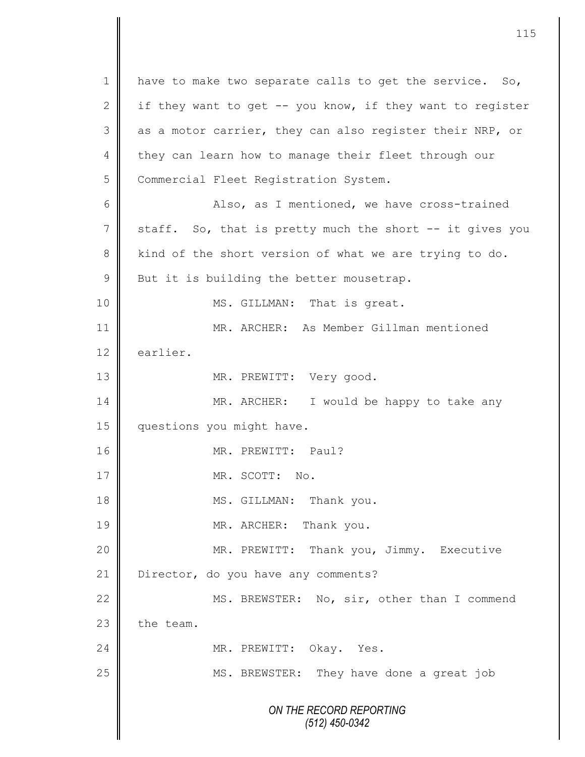have to make two separate calls to get the service. So, if they want to get -- you know, if they want to register as a motor carrier, they can also register their NRP, or they can learn how to manage their fleet through our Commercial Fleet Registration System.

Also, as I mentioned, we have cross-trained staff. So, that is pretty much the short -- it gives you kind of the short version of what we are trying to do. But it is building the better mousetrap.

MS. GILLMAN: That is great.

MR. ARCHER: As Member Gillman mentioned earlier.

MR. PREWITT: Very good.

MR. ARCHER: I would be happy to take any questions you might have.

MR. PREWITT: Paul?

MR. SCOTT: No.

MS. GILLMAN: Thank you.

MR. ARCHER: Thank you.

MR. PREWITT: Thank you, Jimmy. Executive Director, do you have any comments?

MS. BREWSTER: No, sir, other than I commend the team.

MR. PREWITT: Okay. Yes.

MS. BREWSTER: They have done a great job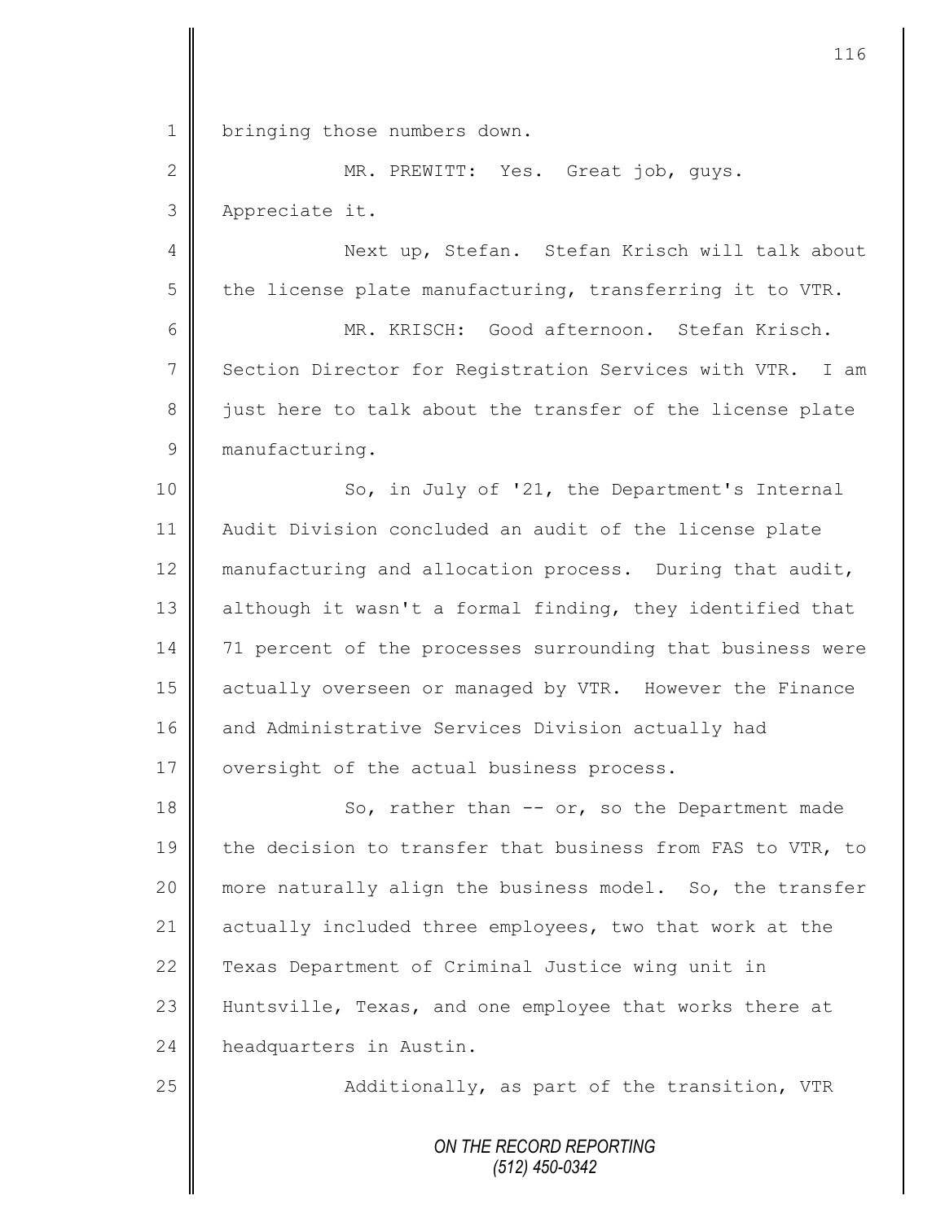bringing those numbers down.

MR. PREWITT: Yes. Great job, guys. Appreciate it.

Next up, Stefan. Stefan Krisch will talk about the license plate manufacturing, transferring it to VTR.

MR. KRISCH: Good afternoon. Stefan Krisch. Section Director for Registration Services with VTR. I am just here to talk about the transfer of the license plate manufacturing.

So, in July of '21, the Department's Internal Audit Division concluded an audit of the license plate manufacturing and allocation process. During that audit, although it wasn't a formal finding, they identified that 71 percent of the processes surrounding that business were actually overseen or managed by VTR. However the Finance and Administrative Services Division actually had oversight of the actual business process.

So, rather than -- or, so the Department made the decision to transfer that business from FAS to VTR, to more naturally align the business model. So, the transfer actually included three employees, two that work at the Texas Department of Criminal Justice wing unit in Huntsville, Texas, and one employee that works there at headquarters in Austin.

Additionally, as part of the transition, VTR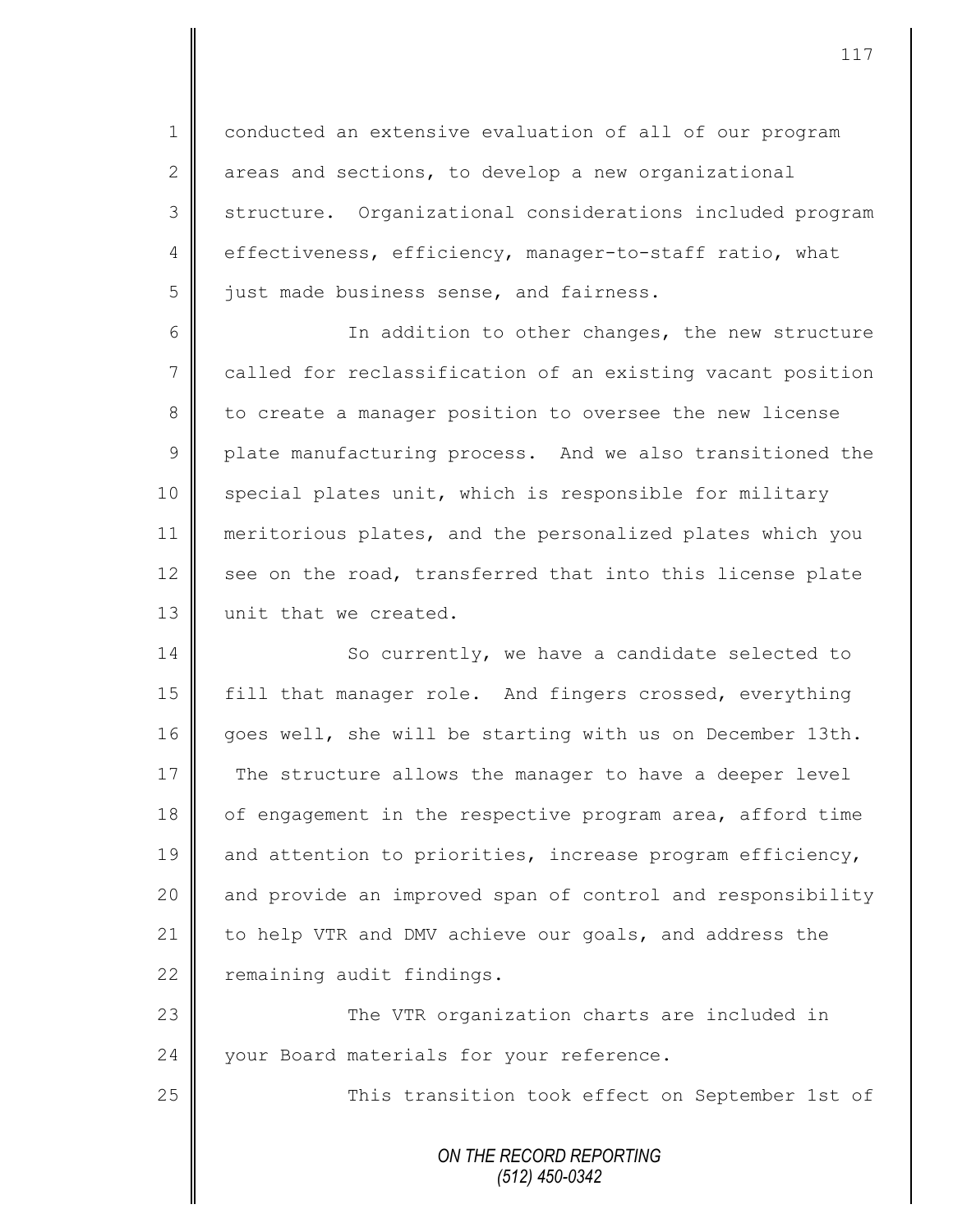conducted an extensive evaluation of all of our program areas and sections, to develop a new organizational structure. Organizational considerations included program effectiveness, efficiency, manager-to-staff ratio, what just made business sense, and fairness.

In addition to other changes, the new structure called for reclassification of an existing vacant position to create a manager position to oversee the new license plate manufacturing process. And we also transitioned the special plates unit, which is responsible for military meritorious plates, and the personalized plates which you see on the road, transferred that into this license plate unit that we created.

So currently, we have a candidate selected to fill that manager role. And fingers crossed, everything goes well, she will be starting with us on December 13th. The structure allows the manager to have a deeper level of engagement in the respective program area, afford time and attention to priorities, increase program efficiency, and provide an improved span of control and responsibility to help VTR and DMV achieve our goals, and address the remaining audit findings.

The VTR organization charts are included in your Board materials for your reference.

This transition took effect on September 1st of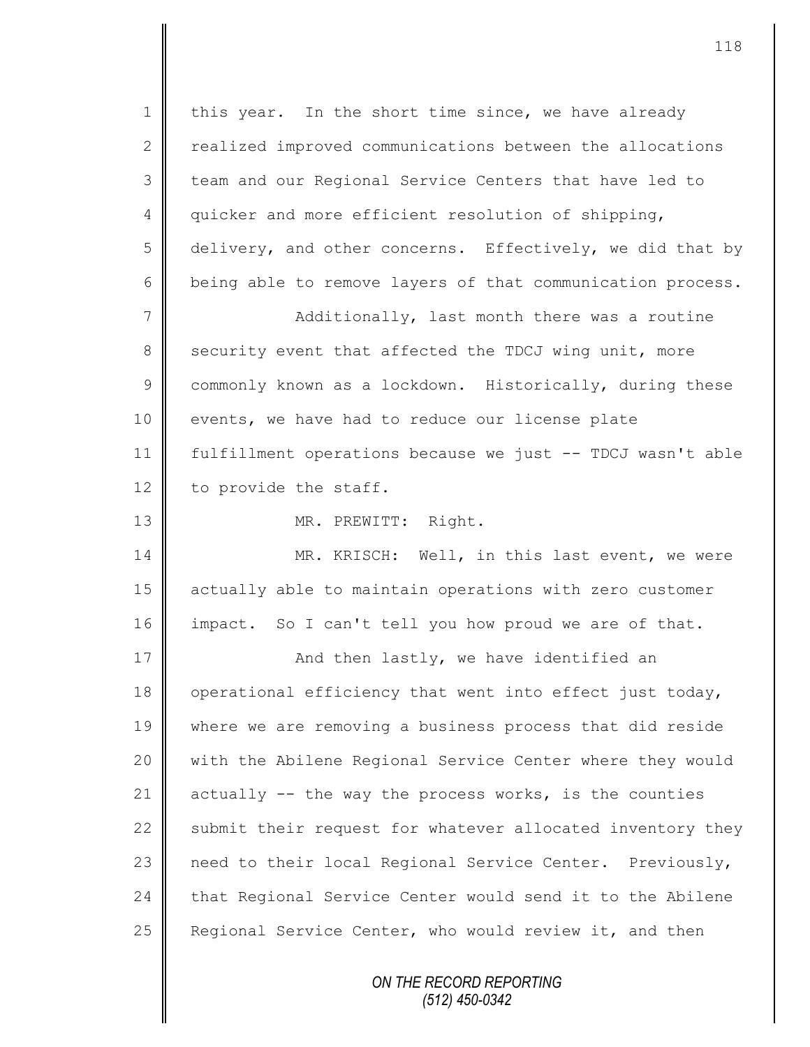this year. In the short time since, we have already realized improved communications between the allocations team and our Regional Service Centers that have led to quicker and more efficient resolution of shipping, delivery, and other concerns. Effectively, we did that by being able to remove layers of that communication process.

Additionally, last month there was a routine security event that affected the TDCJ wing unit, more commonly known as a lockdown. Historically, during these events, we have had to reduce our license plate fulfillment operations because we just -- TDCJ wasn't able to provide the staff.

MR. PREWITT: Right.

MR. KRISCH: Well, in this last event, we were actually able to maintain operations with zero customer impact. So I can't tell you how proud we are of that.

And then lastly, we have identified an operational efficiency that went into effect just today, where we are removing a business process that did reside with the Abilene Regional Service Center where they would actually -- the way the process works, is the counties submit their request for whatever allocated inventory they need to their local Regional Service Center. Previously, that Regional Service Center would send it to the Abilene Regional Service Center, who would review it, and then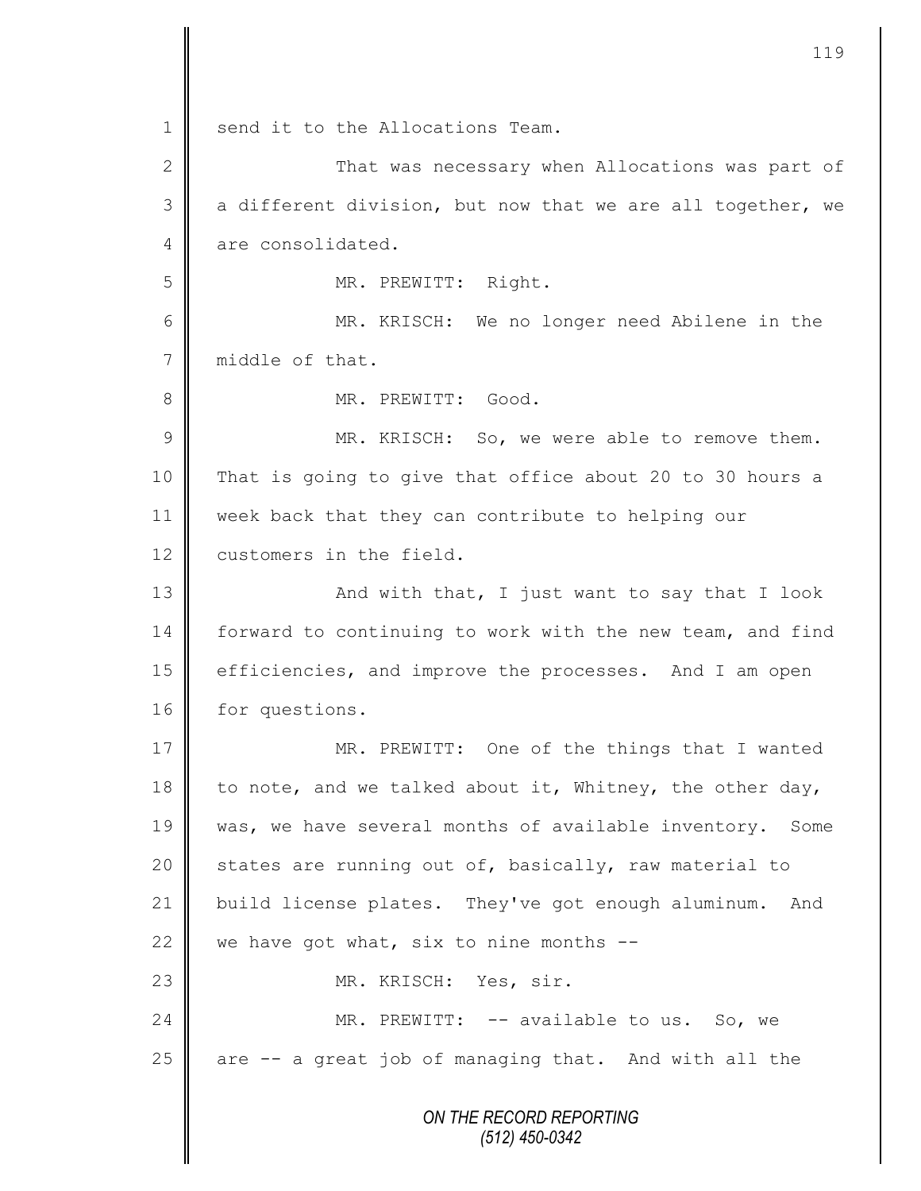send it to the Allocations Team.

That was necessary when Allocations was part of a different division, but now that we are all together, we are consolidated.

MR. PREWITT: Right.

MR. KRISCH: We no longer need Abilene in the middle of that.

MR. PREWITT: Good.

MR. KRISCH: So, we were able to remove them. That is going to give that office about 20 to 30 hours a week back that they can contribute to helping our customers in the field.

And with that, I just want to say that I look forward to continuing to work with the new team, and find efficiencies, and improve the processes. And I am open for questions.

MR. PREWITT: One of the things that I wanted to note, and we talked about it, Whitney, the other day, was, we have several months of available inventory. Some states are running out of, basically, raw material to build license plates. They've got enough aluminum. And we have got what, six to nine months --

MR. KRISCH: Yes, sir.

MR. PREWITT: -- available to us. So, we are -- a great job of managing that. And with all the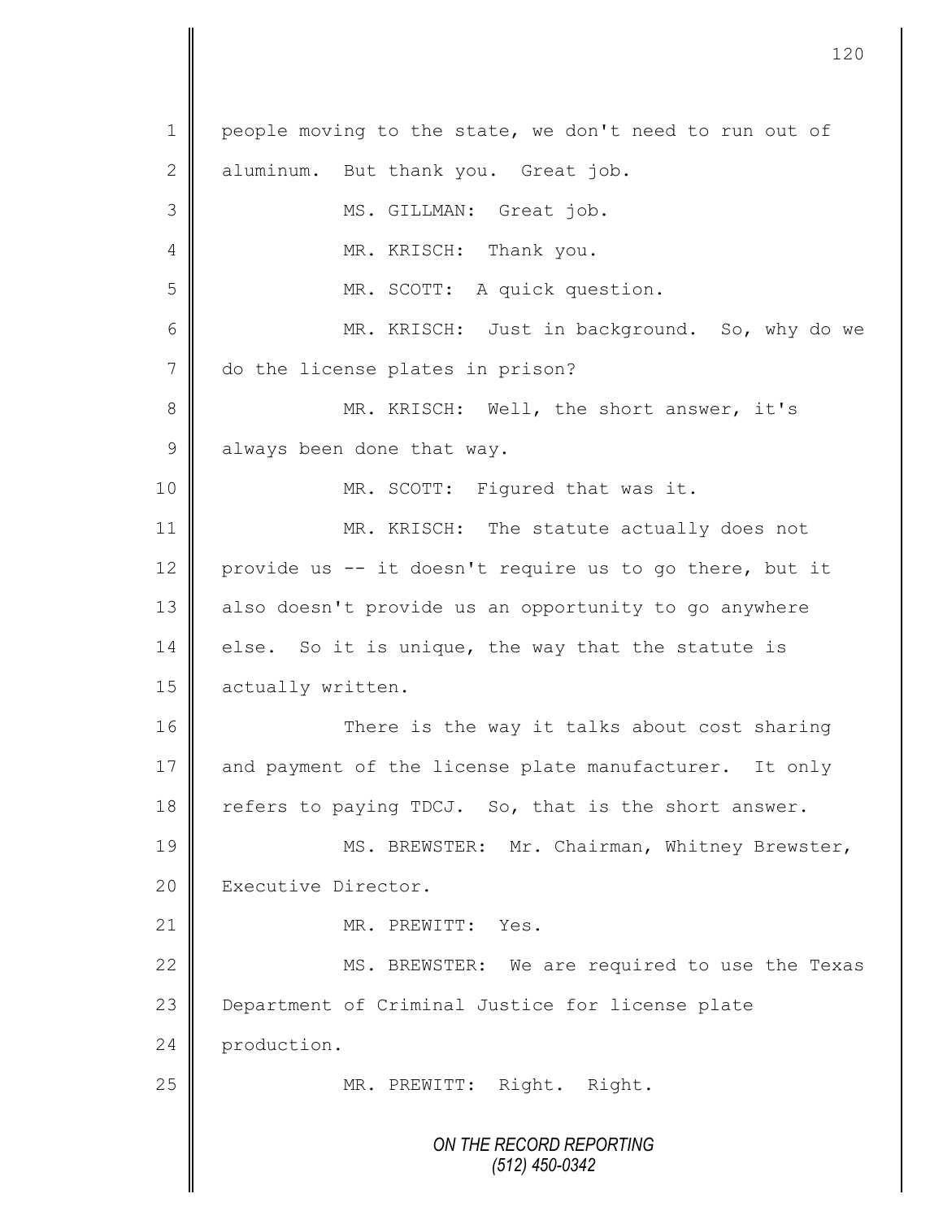1 people moving to the state, we don't need to run out of
2 aluminum. But thank you. Great job.
3 MS. GILLMAN: Great job.
4 MR. KRISCH: Thank you.
5 MR. SCOTT: A quick question.
6 MR. KRISCH: Just in background. So, why do we
7 do the license plates in prison?
8 MR. KRISCH: Well, the short answer, it's
9 always been done that way.
10 MR. SCOTT: Figured that was it.
11 MR. KRISCH: The statute actually does not
12 provide us -- it doesn't require us to go there, but it
13 also doesn't provide us an opportunity to go anywhere
14 else. So it is unique, the way that the statute is
15 actually written.
16 There is the way it talks about cost sharing
17 and payment of the license plate manufacturer. It only
18 refers to paying TDCJ. So, that is the short answer.
19 MS. BREWSTER: Mr. Chairman, Whitney Brewster,
20 Executive Director.
21 MR. PREWITT: Yes.
22 MS. BREWSTER: We are required to use the Texas
23 Department of Criminal Justice for license plate
24 production.
25 MR. PREWITT: Right. Right.

*ON THE RECORD REPORTING*
*(512) 450-0342*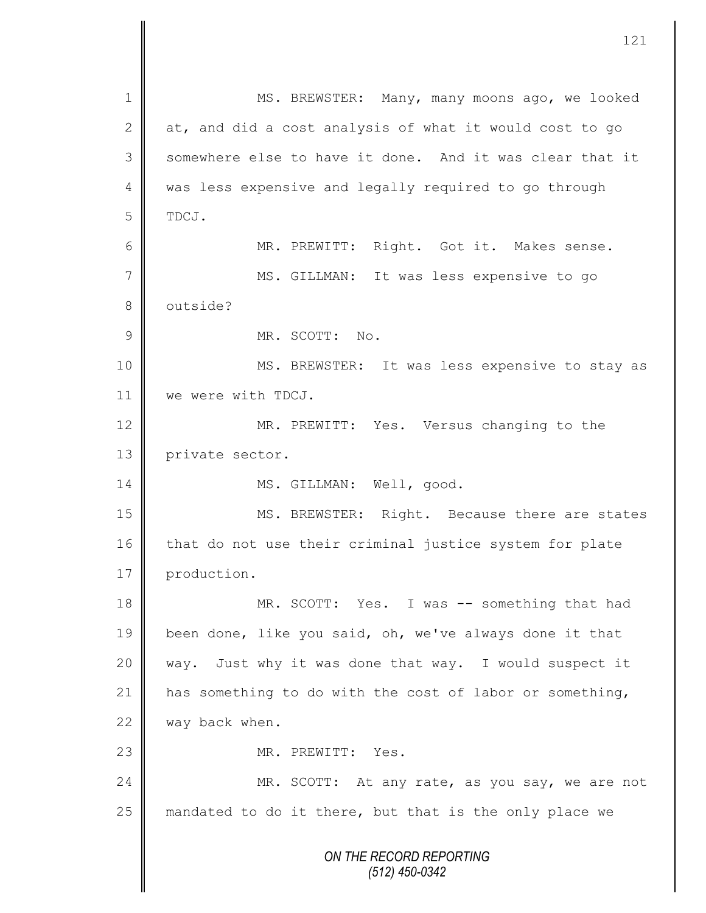MS. BREWSTER: Many, many moons ago, we looked at, and did a cost analysis of what it would cost to go somewhere else to have it done. And it was clear that it was less expensive and legally required to go through TDCJ.

MR. PREWITT: Right. Got it. Makes sense.

MS. GILLMAN: It was less expensive to go outside?

MR. SCOTT: No.

MS. BREWSTER: It was less expensive to stay as we were with TDCJ.

MR. PREWITT: Yes. Versus changing to the private sector.

MS. GILLMAN: Well, good.

MS. BREWSTER: Right. Because there are states that do not use their criminal justice system for plate production.

MR. SCOTT: Yes. I was -- something that had been done, like you said, oh, we've always done it that way. Just why it was done that way. I would suspect it has something to do with the cost of labor or something, way back when.

MR. PREWITT: Yes.

MR. SCOTT: At any rate, as you say, we are not mandated to do it there, but that is the only place we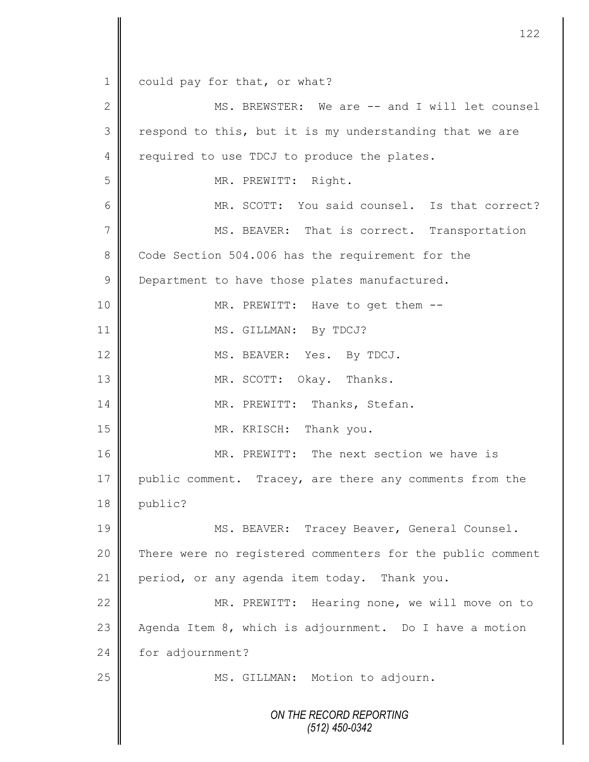1 could pay for that, or what?

2 MS. BREWSTER: We are -- and I will let counsel

3 respond to this, but it is my understanding that we are

4 required to use TDCJ to produce the plates.

5 MR. PREWITT: Right.

6 MR. SCOTT: You said counsel. Is that correct?

7 MS. BEAVER: That is correct. Transportation

8 Code Section 504.006 has the requirement for the

9 Department to have those plates manufactured.

10 MR. PREWITT: Have to get them --

11 MS. GILLMAN: By TDCJ?

12 MS. BEAVER: Yes. By TDCJ.

13 MR. SCOTT: Okay. Thanks.

14 MR. PREWITT: Thanks, Stefan.

15 MR. KRISCH: Thank you.

16 MR. PREWITT: The next section we have is

17 public comment. Tracey, are there any comments from the

18 public?

19 MS. BEAVER: Tracey Beaver, General Counsel.

20 There were no registered commenters for the public comment

21 period, or any agenda item today. Thank you.

22 MR. PREWITT: Hearing none, we will move on to

23 Agenda Item 8, which is adjournment. Do I have a motion

24 for adjournment?

25 MS. GILLMAN: Motion to adjourn.

*ON THE RECORD REPORTING*
*(512) 450-0342*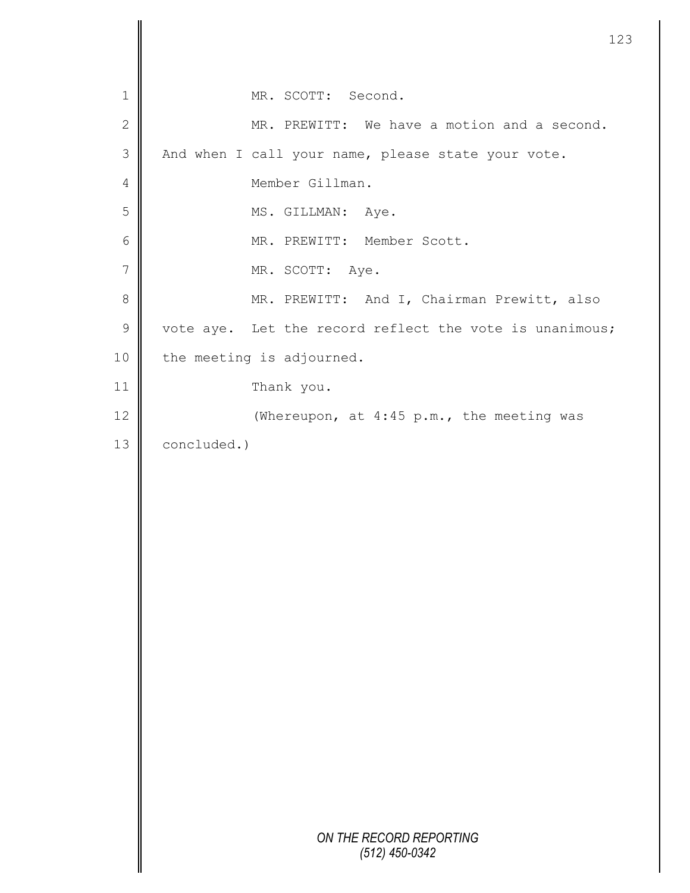MR. SCOTT: Second.

MR. PREWITT: We have a motion and a second. And when I call your name, please state your vote.

Member Gillman.

MS. GILLMAN: Aye.

MR. PREWITT: Member Scott.

MR. SCOTT: Aye.

MR. PREWITT: And I, Chairman Prewitt, also vote aye. Let the record reflect the vote is unanimous; the meeting is adjourned.

Thank you.

(Whereupon, at 4:45 p.m., the meeting was concluded.)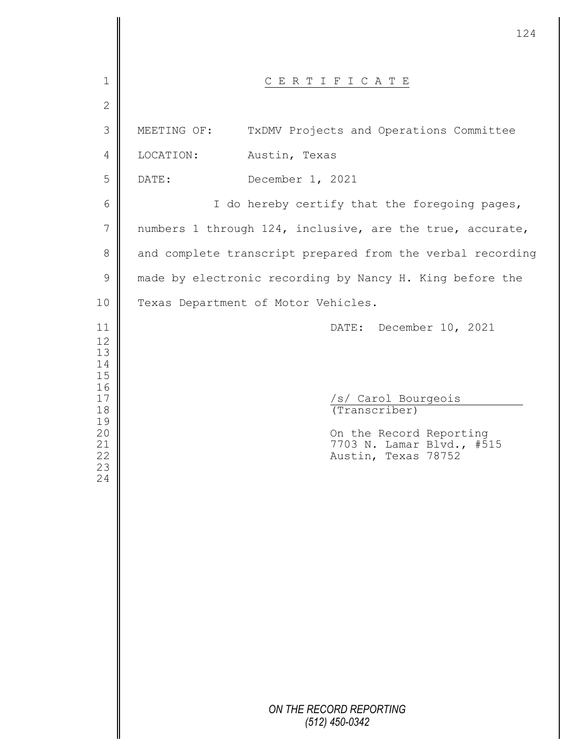# C E R T I F I C A T E

MEETING OF: TxDMV Projects and Operations Committee

LOCATION: Austin, Texas

DATE: December 1, 2021

I do hereby certify that the foregoing pages, numbers 1 through 124, inclusive, are the true, accurate, and complete transcript prepared from the verbal recording made by electronic recording by Nancy H. King before the Texas Department of Motor Vehicles.

DATE: December 10, 2021

/s/ Carol Bourgeois
(Transcriber)

On the Record Reporting
7703 N. Lamar Blvd., #515
Austin, Texas 78752